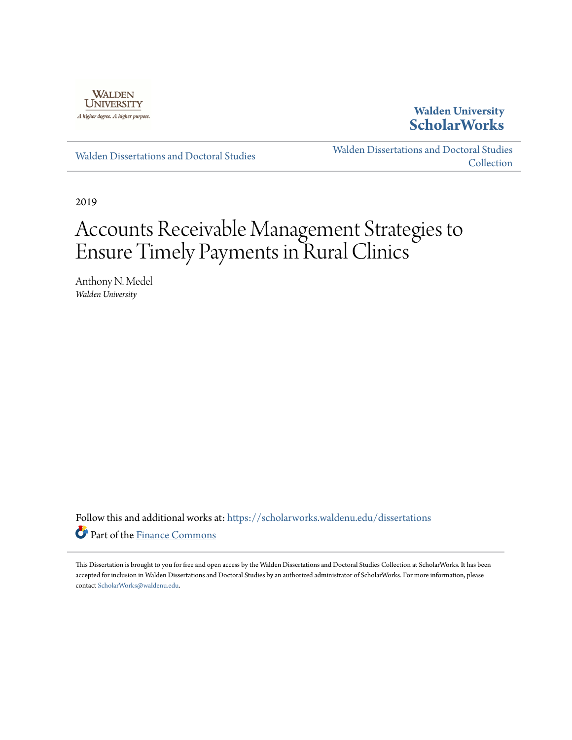Walden University ScholarWorks

Walden Dissertations and Doctoral Studies

Walden Dissertations and Doctoral Studies Collection

2019

# Accounts Receivable Management Strategies to Ensure Timely Payments in Rural Clinics

Anthony N. Medel
*Walden University*

Follow this and additional works at: https://scholarworks.waldenu.edu/dissertations

Part of the Finance Commons

This Dissertation is brought to you for free and open access by the Walden Dissertations and Doctoral Studies Collection at ScholarWorks. It has been accepted for inclusion in Walden Dissertations and Doctoral Studies by an authorized administrator of ScholarWorks. For more information, please contact ScholarWorks@waldenu.edu.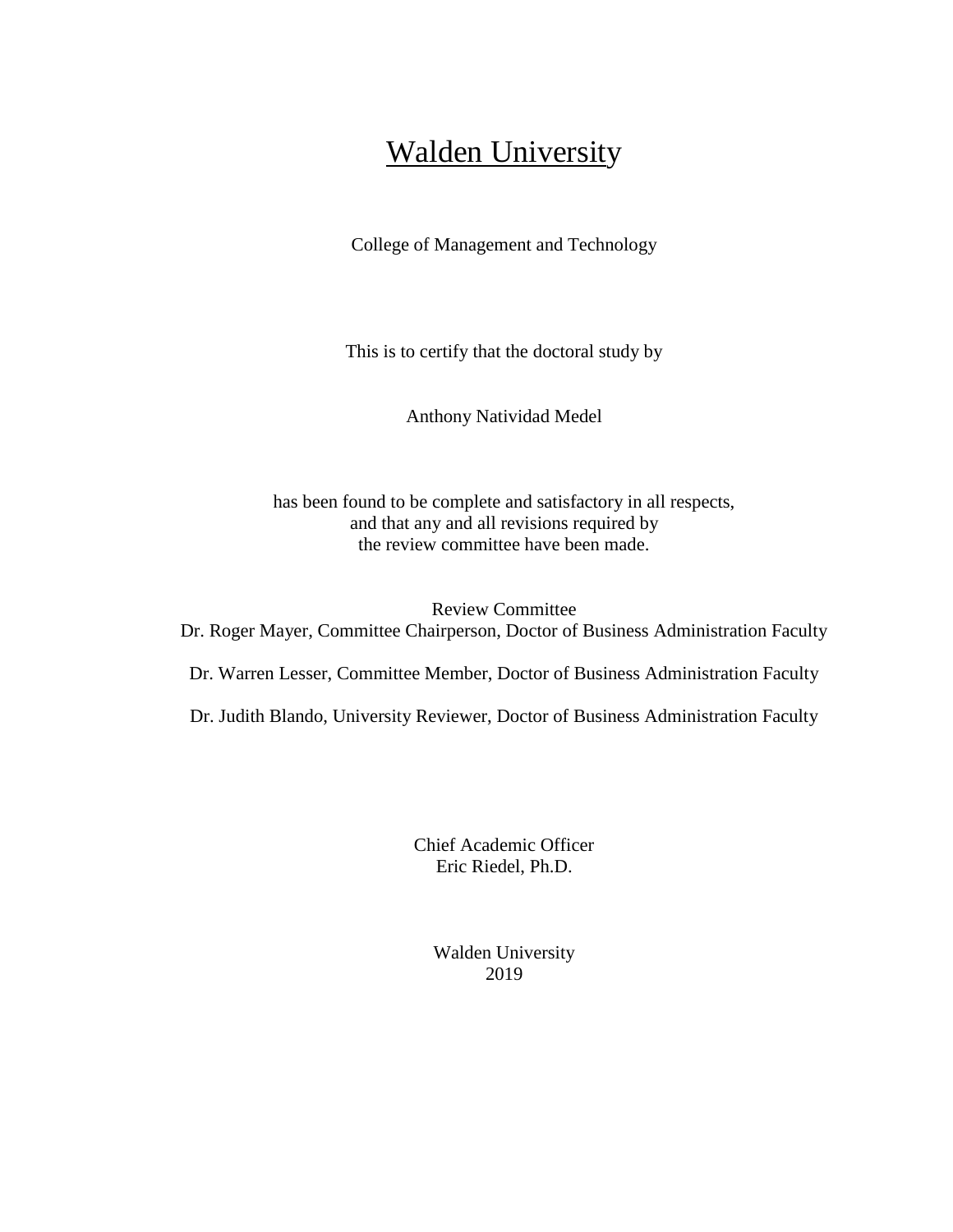# Walden University

College of Management and Technology

This is to certify that the doctoral study by

Anthony Natividad Medel

has been found to be complete and satisfactory in all respects,
and that any and all revisions required by
the review committee have been made.

Review Committee
Dr. Roger Mayer, Committee Chairperson, Doctor of Business Administration Faculty

Dr. Warren Lesser, Committee Member, Doctor of Business Administration Faculty

Dr. Judith Blando, University Reviewer, Doctor of Business Administration Faculty

Chief Academic Officer
Eric Riedel, Ph.D.

Walden University
2019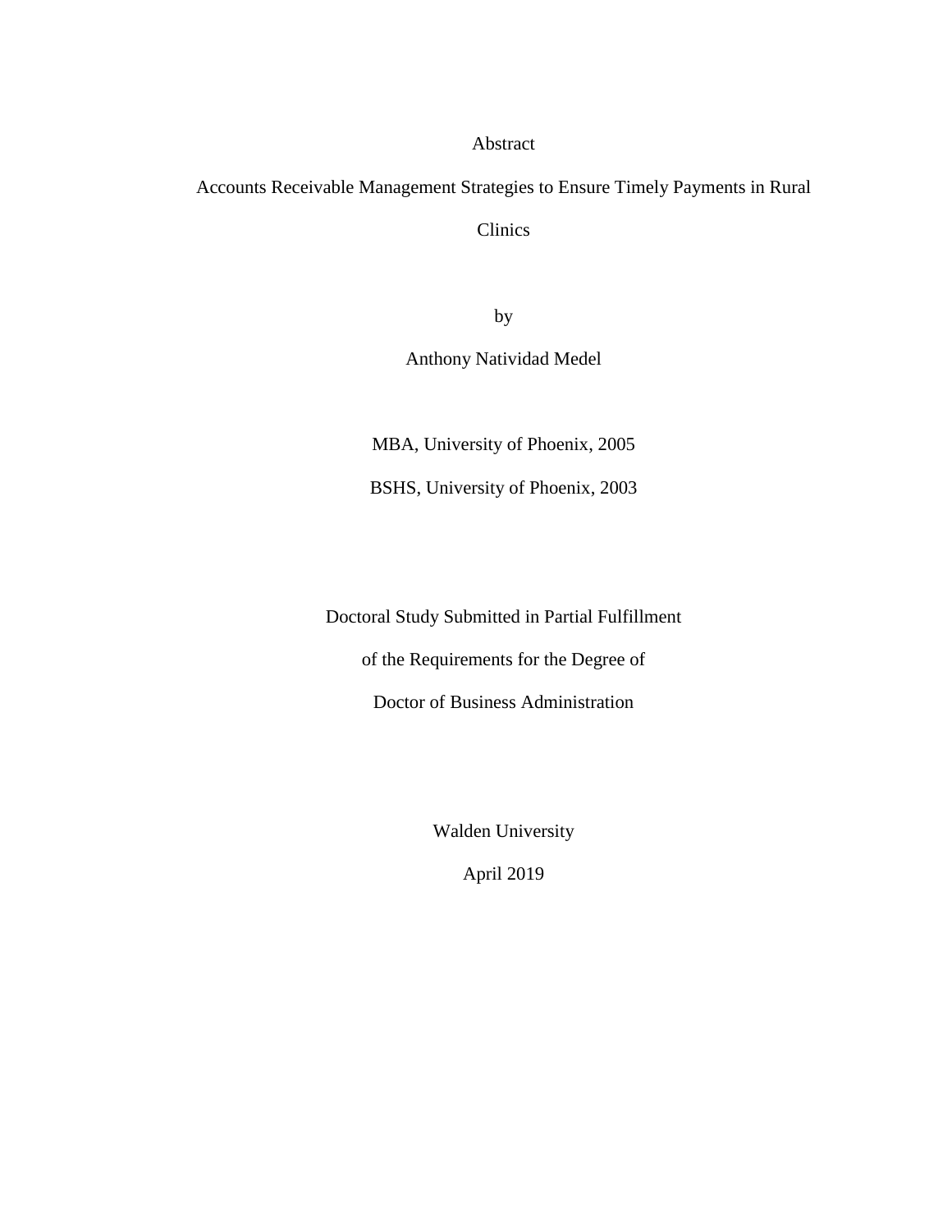Abstract

Accounts Receivable Management Strategies to Ensure Timely Payments in Rural Clinics

by

Anthony Natividad Medel

MBA, University of Phoenix, 2005

BSHS, University of Phoenix, 2003

Doctoral Study Submitted in Partial Fulfillment

of the Requirements for the Degree of

Doctor of Business Administration

Walden University

April 2019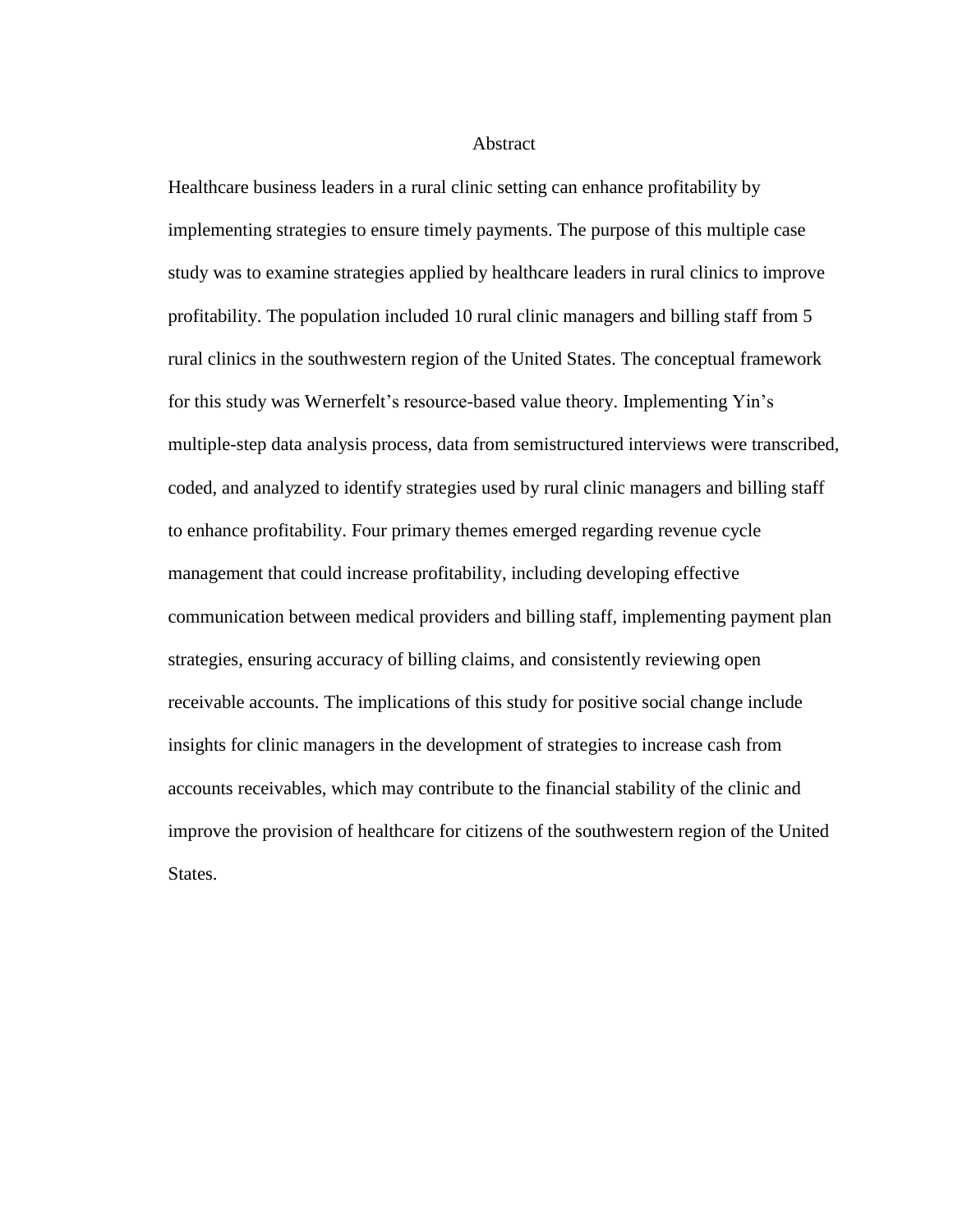# Abstract

Healthcare business leaders in a rural clinic setting can enhance profitability by implementing strategies to ensure timely payments. The purpose of this multiple case study was to examine strategies applied by healthcare leaders in rural clinics to improve profitability. The population included 10 rural clinic managers and billing staff from 5 rural clinics in the southwestern region of the United States. The conceptual framework for this study was Wernerfelt's resource-based value theory. Implementing Yin's multiple-step data analysis process, data from semistructured interviews were transcribed, coded, and analyzed to identify strategies used by rural clinic managers and billing staff to enhance profitability. Four primary themes emerged regarding revenue cycle management that could increase profitability, including developing effective communication between medical providers and billing staff, implementing payment plan strategies, ensuring accuracy of billing claims, and consistently reviewing open receivable accounts. The implications of this study for positive social change include insights for clinic managers in the development of strategies to increase cash from accounts receivables, which may contribute to the financial stability of the clinic and improve the provision of healthcare for citizens of the southwestern region of the United States.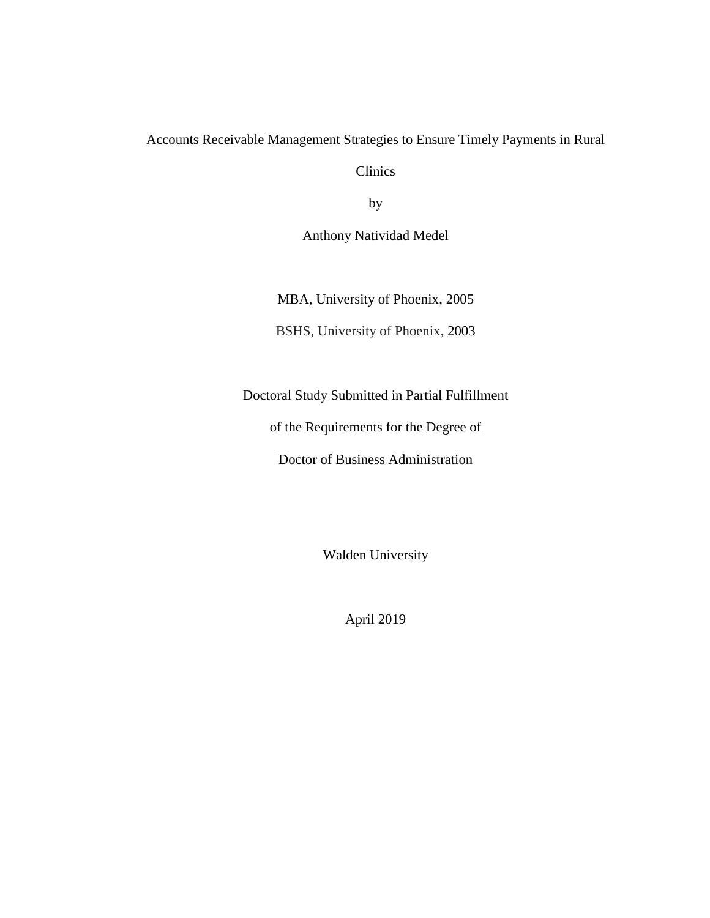Accounts Receivable Management Strategies to Ensure Timely Payments in Rural Clinics

by

Anthony Natividad Medel

MBA, University of Phoenix, 2005

BSHS, University of Phoenix, 2003

Doctoral Study Submitted in Partial Fulfillment

of the Requirements for the Degree of

Doctor of Business Administration

Walden University

April 2019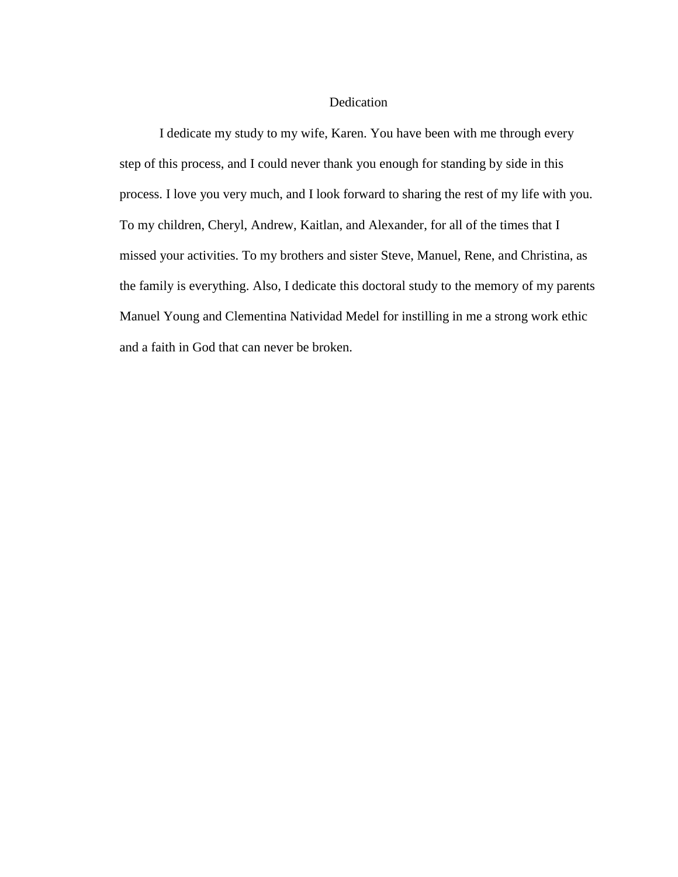# Dedication

I dedicate my study to my wife, Karen. You have been with me through every step of this process, and I could never thank you enough for standing by side in this process. I love you very much, and I look forward to sharing the rest of my life with you. To my children, Cheryl, Andrew, Kaitlan, and Alexander, for all of the times that I missed your activities. To my brothers and sister Steve, Manuel, Rene, and Christina, as the family is everything. Also, I dedicate this doctoral study to the memory of my parents Manuel Young and Clementina Natividad Medel for instilling in me a strong work ethic and a faith in God that can never be broken.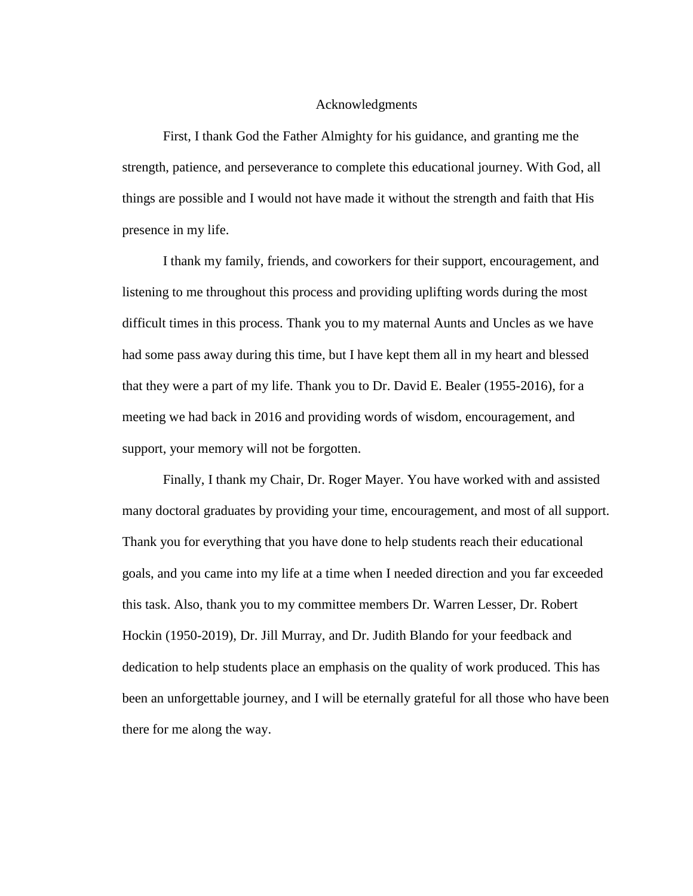# Acknowledgments

First, I thank God the Father Almighty for his guidance, and granting me the strength, patience, and perseverance to complete this educational journey. With God, all things are possible and I would not have made it without the strength and faith that His presence in my life.

I thank my family, friends, and coworkers for their support, encouragement, and listening to me throughout this process and providing uplifting words during the most difficult times in this process. Thank you to my maternal Aunts and Uncles as we have had some pass away during this time, but I have kept them all in my heart and blessed that they were a part of my life. Thank you to Dr. David E. Bealer (1955-2016), for a meeting we had back in 2016 and providing words of wisdom, encouragement, and support, your memory will not be forgotten.

Finally, I thank my Chair, Dr. Roger Mayer. You have worked with and assisted many doctoral graduates by providing your time, encouragement, and most of all support. Thank you for everything that you have done to help students reach their educational goals, and you came into my life at a time when I needed direction and you far exceeded this task. Also, thank you to my committee members Dr. Warren Lesser, Dr. Robert Hockin (1950-2019), Dr. Jill Murray, and Dr. Judith Blando for your feedback and dedication to help students place an emphasis on the quality of work produced. This has been an unforgettable journey, and I will be eternally grateful for all those who have been there for me along the way.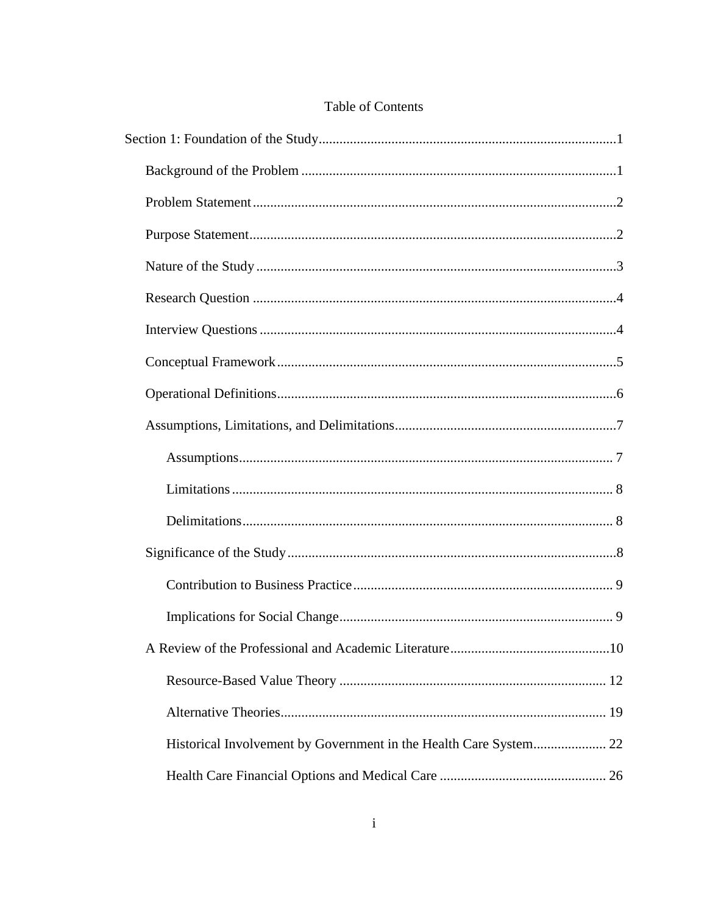# Table of Contents

Section 1: Foundation of the Study .......... 1

- Background of the Problem .......... 1
- Problem Statement .......... 2
- Purpose Statement .......... 2
- Nature of the Study .......... 3
- Research Question .......... 4
- Interview Questions .......... 4
- Conceptual Framework .......... 5
- Operational Definitions .......... 6
- Assumptions, Limitations, and Delimitations .......... 7
  - Assumptions .......... 7
  - Limitations .......... 8
  - Delimitations .......... 8
- Significance of the Study .......... 8
  - Contribution to Business Practice .......... 9
  - Implications for Social Change .......... 9
- A Review of the Professional and Academic Literature .......... 10
  - Resource-Based Value Theory .......... 12
  - Alternative Theories .......... 19
  - Historical Involvement by Government in the Health Care System .......... 22
  - Health Care Financial Options and Medical Care .......... 26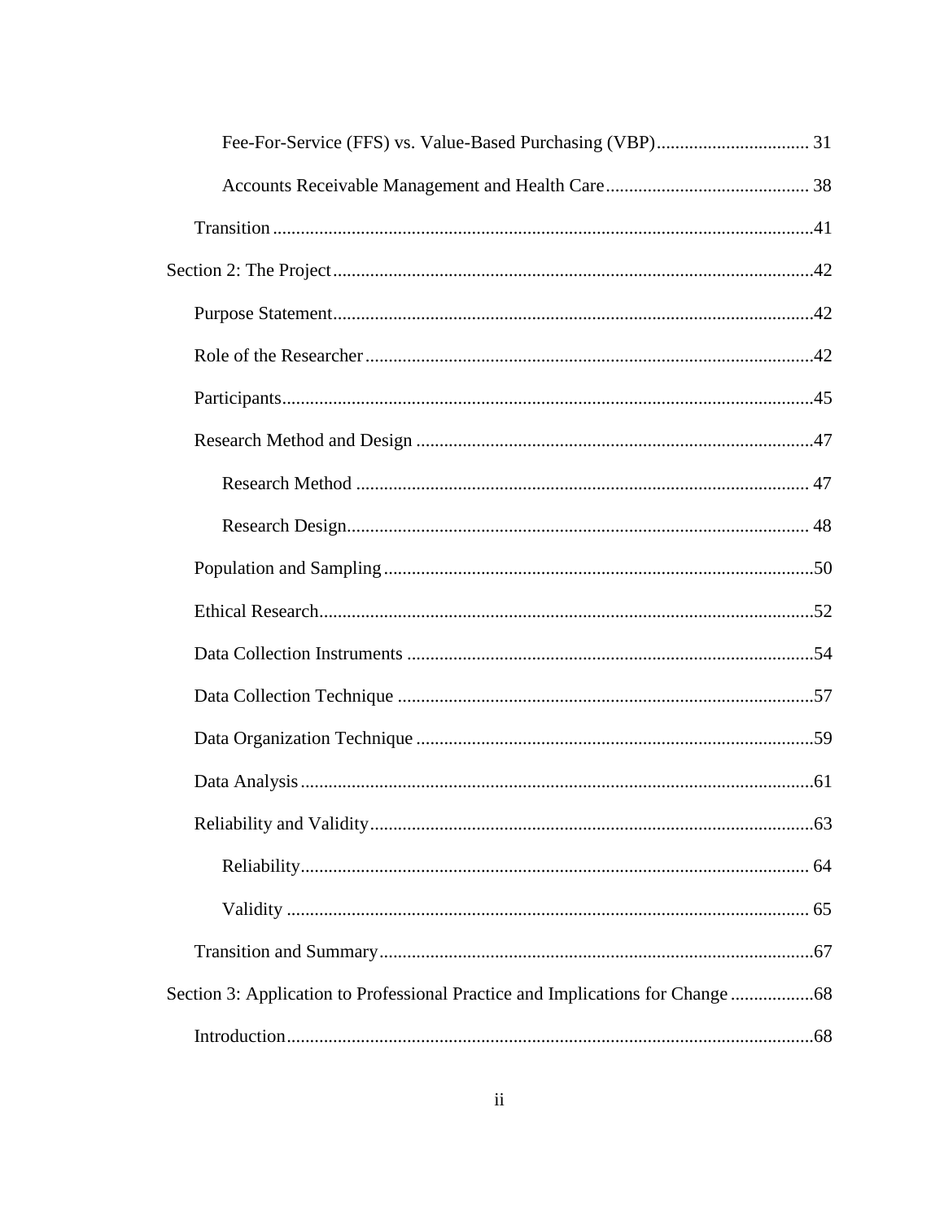Fee-For-Service (FFS) vs. Value-Based Purchasing (VBP) ................................ 31

Accounts Receivable Management and Health Care ........................................... 38

Transition ......................................................................................................41

Section 2: The Project ..........................................................................................42

Purpose Statement ..........................................................................................42

Role of the Researcher ....................................................................................42

Participants ....................................................................................................45

Research Method and Design ..........................................................................47

Research Method ........................................................................................ 47

Research Design.......................................................................................... 48

Population and Sampling .................................................................................50

Ethical Research..............................................................................................52

Data Collection Instruments ............................................................................54

Data Collection Technique ..............................................................................57

Data Organization Technique ..........................................................................59

Data Analysis ..................................................................................................61

Reliability and Validity ...................................................................................63

Reliability.................................................................................................... 64

Validity ....................................................................................................... 65

Transition and Summary .................................................................................67

Section 3: Application to Professional Practice and Implications for Change ..................68

Introduction .....................................................................................................68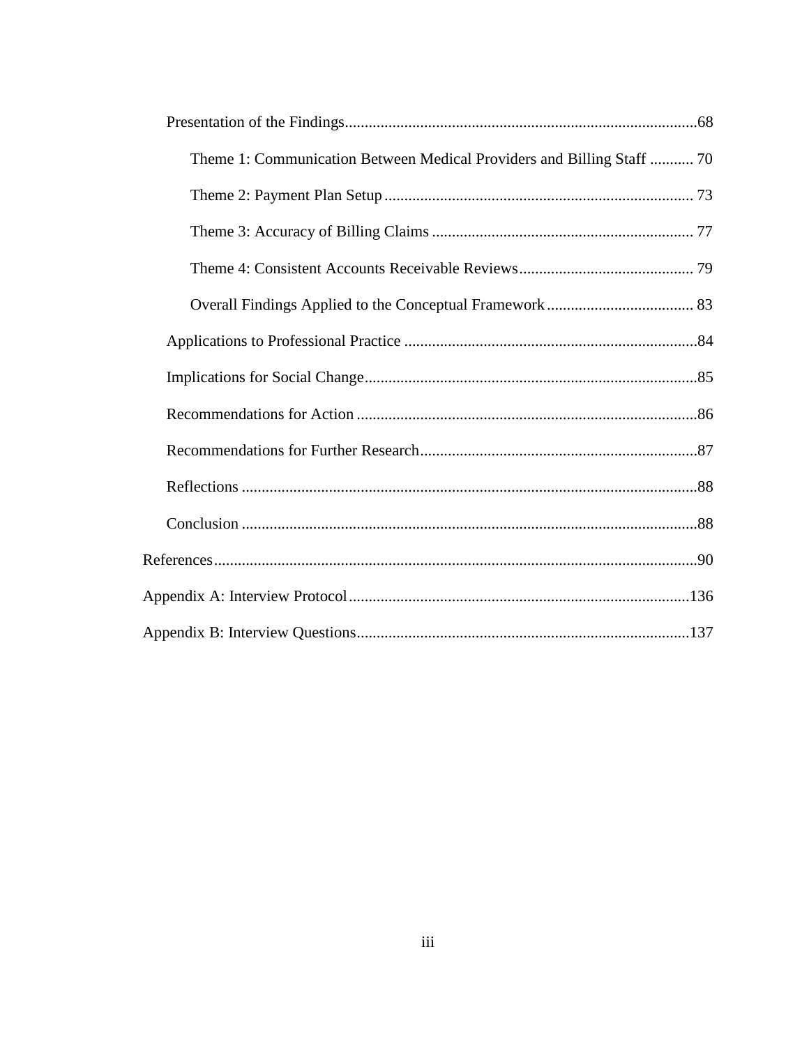Presentation of the Findings........................................................................................68

Theme 1: Communication Between Medical Providers and Billing Staff ........... 70

Theme 2: Payment Plan Setup .............................................................................. 73

Theme 3: Accuracy of Billing Claims .................................................................. 77

Theme 4: Consistent Accounts Receivable Reviews ............................................ 79

Overall Findings Applied to the Conceptual Framework ..................................... 83

Applications to Professional Practice ..........................................................................84

Implications for Social Change....................................................................................85

Recommendations for Action ......................................................................................86

Recommendations for Further Research......................................................................87

Reflections ..................................................................................................................88

Conclusion ..................................................................................................................88

References..........................................................................................................................90

Appendix A: Interview Protocol.....................................................................................136

Appendix B: Interview Questions...................................................................................137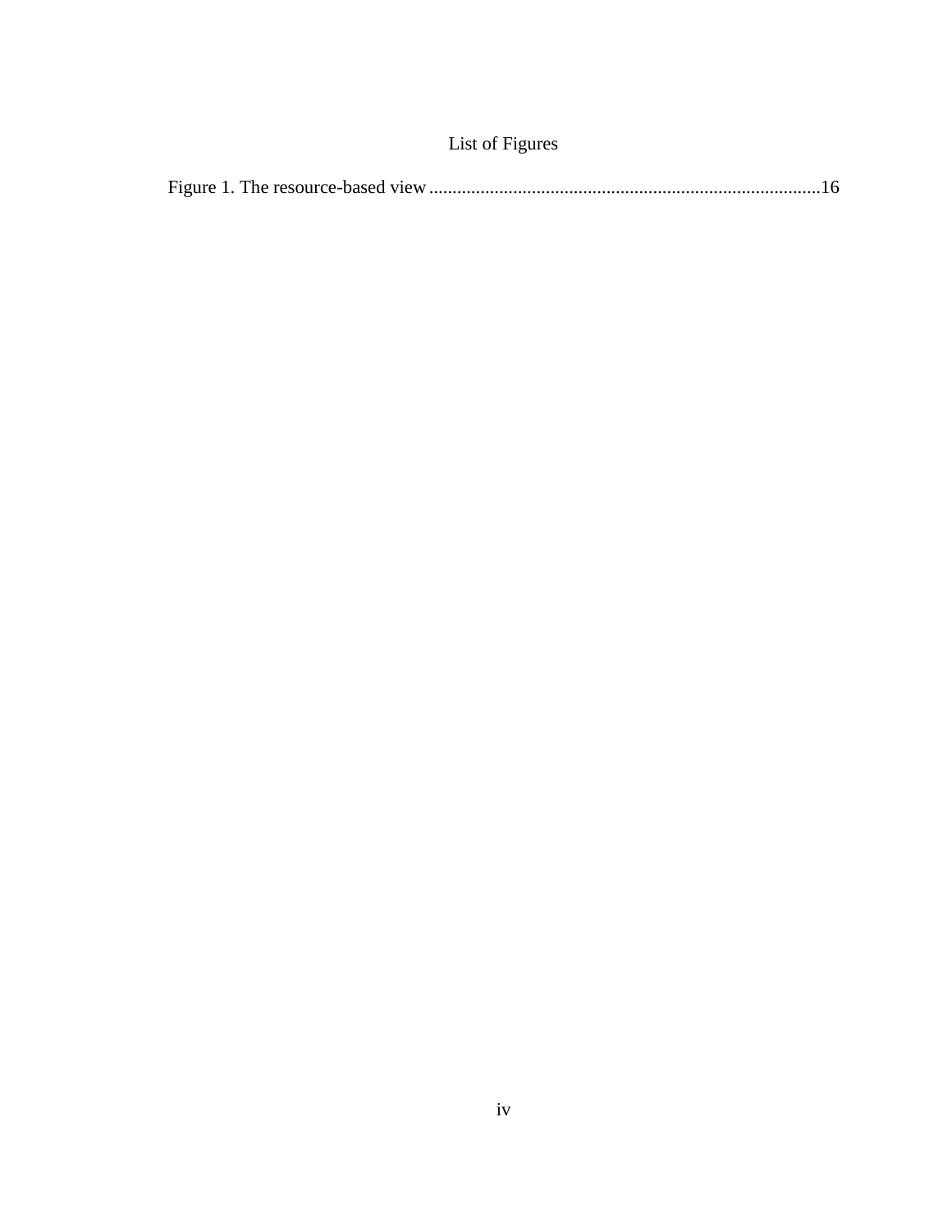# List of Figures

Figure 1. The resource-based view....................................................................................16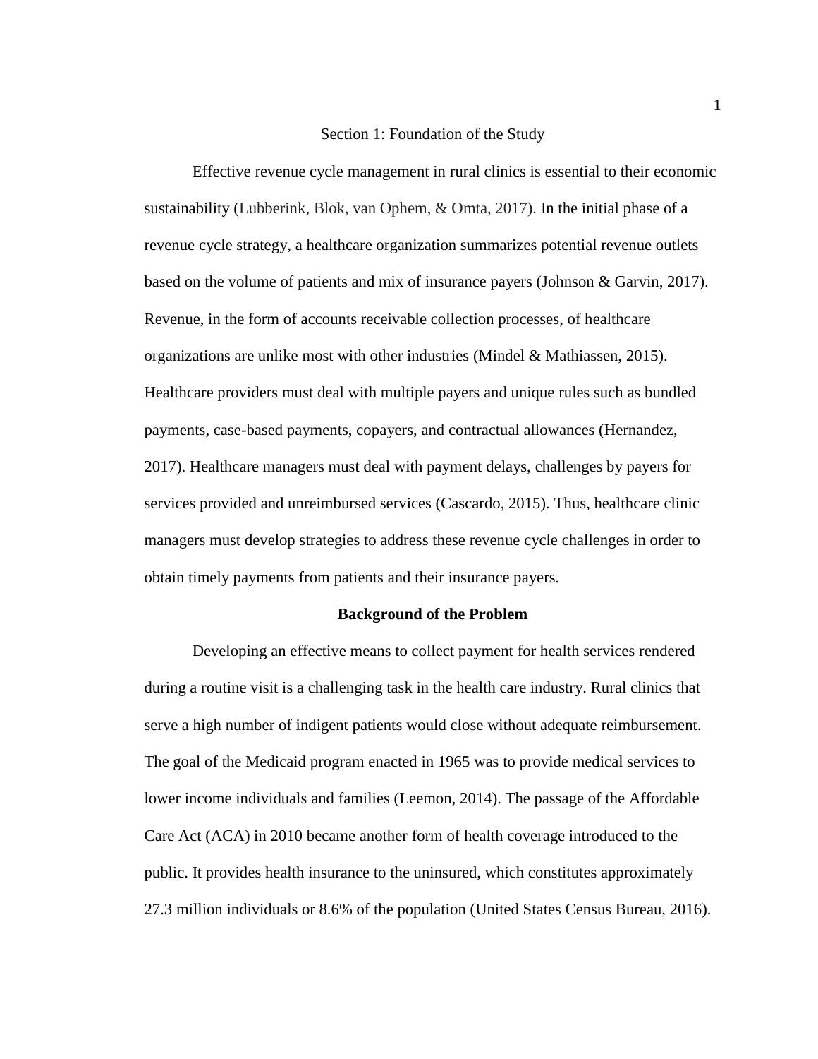# Section 1: Foundation of the Study

Effective revenue cycle management in rural clinics is essential to their economic sustainability (Lubberink, Blok, van Ophem, & Omta, 2017). In the initial phase of a revenue cycle strategy, a healthcare organization summarizes potential revenue outlets based on the volume of patients and mix of insurance payers (Johnson & Garvin, 2017). Revenue, in the form of accounts receivable collection processes, of healthcare organizations are unlike most with other industries (Mindel & Mathiassen, 2015). Healthcare providers must deal with multiple payers and unique rules such as bundled payments, case-based payments, copayers, and contractual allowances (Hernandez, 2017). Healthcare managers must deal with payment delays, challenges by payers for services provided and unreimbursed services (Cascardo, 2015). Thus, healthcare clinic managers must develop strategies to address these revenue cycle challenges in order to obtain timely payments from patients and their insurance payers.

## Background of the Problem

Developing an effective means to collect payment for health services rendered during a routine visit is a challenging task in the health care industry. Rural clinics that serve a high number of indigent patients would close without adequate reimbursement. The goal of the Medicaid program enacted in 1965 was to provide medical services to lower income individuals and families (Leemon, 2014). The passage of the Affordable Care Act (ACA) in 2010 became another form of health coverage introduced to the public. It provides health insurance to the uninsured, which constitutes approximately 27.3 million individuals or 8.6% of the population (United States Census Bureau, 2016).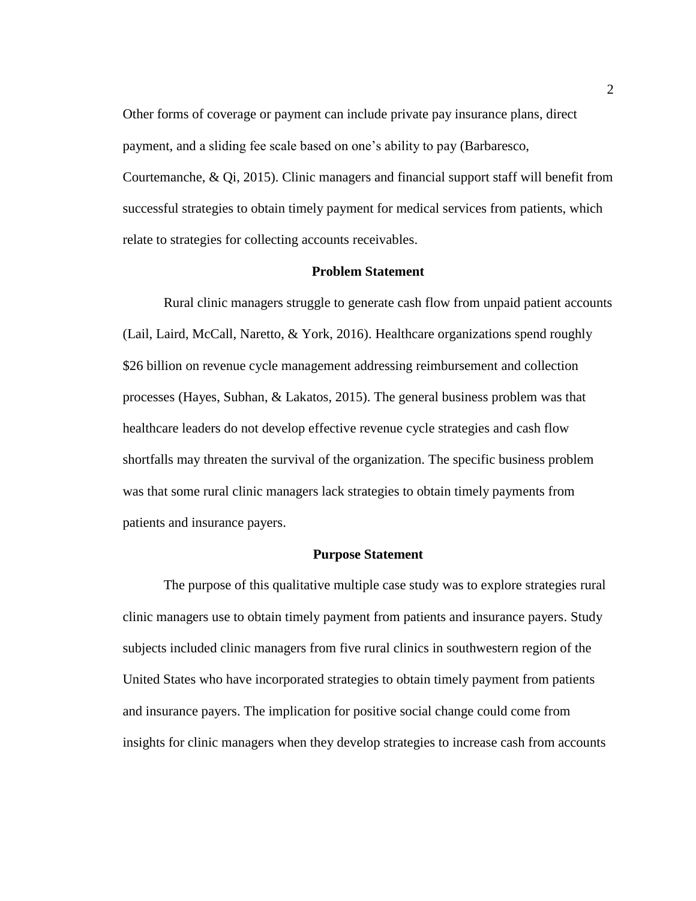Other forms of coverage or payment can include private pay insurance plans, direct payment, and a sliding fee scale based on one's ability to pay (Barbaresco, Courtemanche, & Qi, 2015). Clinic managers and financial support staff will benefit from successful strategies to obtain timely payment for medical services from patients, which relate to strategies for collecting accounts receivables.

## Problem Statement

Rural clinic managers struggle to generate cash flow from unpaid patient accounts (Lail, Laird, McCall, Naretto, & York, 2016). Healthcare organizations spend roughly $26 billion on revenue cycle management addressing reimbursement and collection processes (Hayes, Subhan, & Lakatos, 2015). The general business problem was that healthcare leaders do not develop effective revenue cycle strategies and cash flow shortfalls may threaten the survival of the organization. The specific business problem was that some rural clinic managers lack strategies to obtain timely payments from patients and insurance payers.

## Purpose Statement

The purpose of this qualitative multiple case study was to explore strategies rural clinic managers use to obtain timely payment from patients and insurance payers. Study subjects included clinic managers from five rural clinics in southwestern region of the United States who have incorporated strategies to obtain timely payment from patients and insurance payers. The implication for positive social change could come from insights for clinic managers when they develop strategies to increase cash from accounts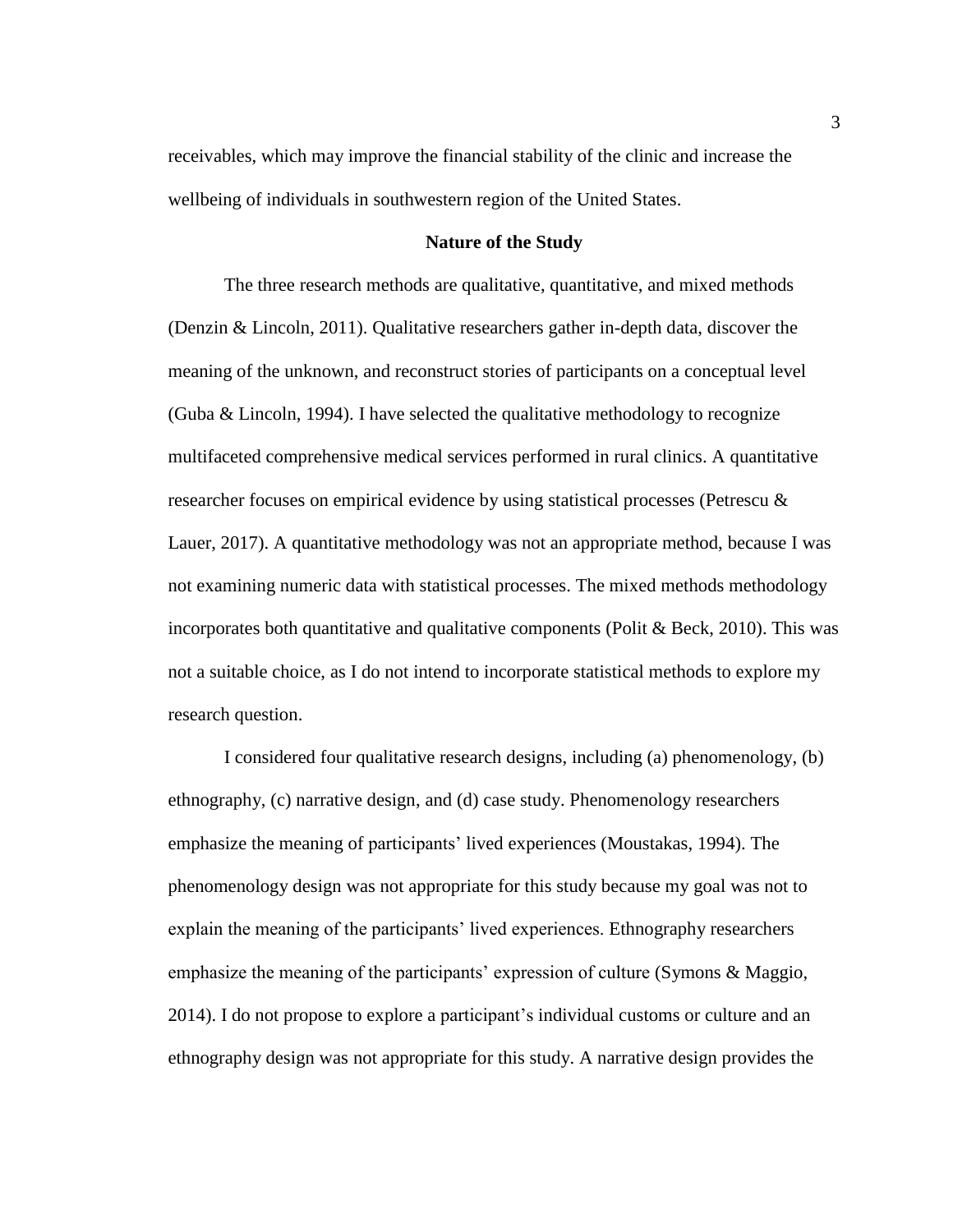receivables, which may improve the financial stability of the clinic and increase the wellbeing of individuals in southwestern region of the United States.

## Nature of the Study

The three research methods are qualitative, quantitative, and mixed methods (Denzin & Lincoln, 2011). Qualitative researchers gather in-depth data, discover the meaning of the unknown, and reconstruct stories of participants on a conceptual level (Guba & Lincoln, 1994). I have selected the qualitative methodology to recognize multifaceted comprehensive medical services performed in rural clinics. A quantitative researcher focuses on empirical evidence by using statistical processes (Petrescu & Lauer, 2017). A quantitative methodology was not an appropriate method, because I was not examining numeric data with statistical processes. The mixed methods methodology incorporates both quantitative and qualitative components (Polit & Beck, 2010). This was not a suitable choice, as I do not intend to incorporate statistical methods to explore my research question.

I considered four qualitative research designs, including (a) phenomenology, (b) ethnography, (c) narrative design, and (d) case study. Phenomenology researchers emphasize the meaning of participants' lived experiences (Moustakas, 1994). The phenomenology design was not appropriate for this study because my goal was not to explain the meaning of the participants' lived experiences. Ethnography researchers emphasize the meaning of the participants' expression of culture (Symons & Maggio, 2014). I do not propose to explore a participant's individual customs or culture and an ethnography design was not appropriate for this study. A narrative design provides the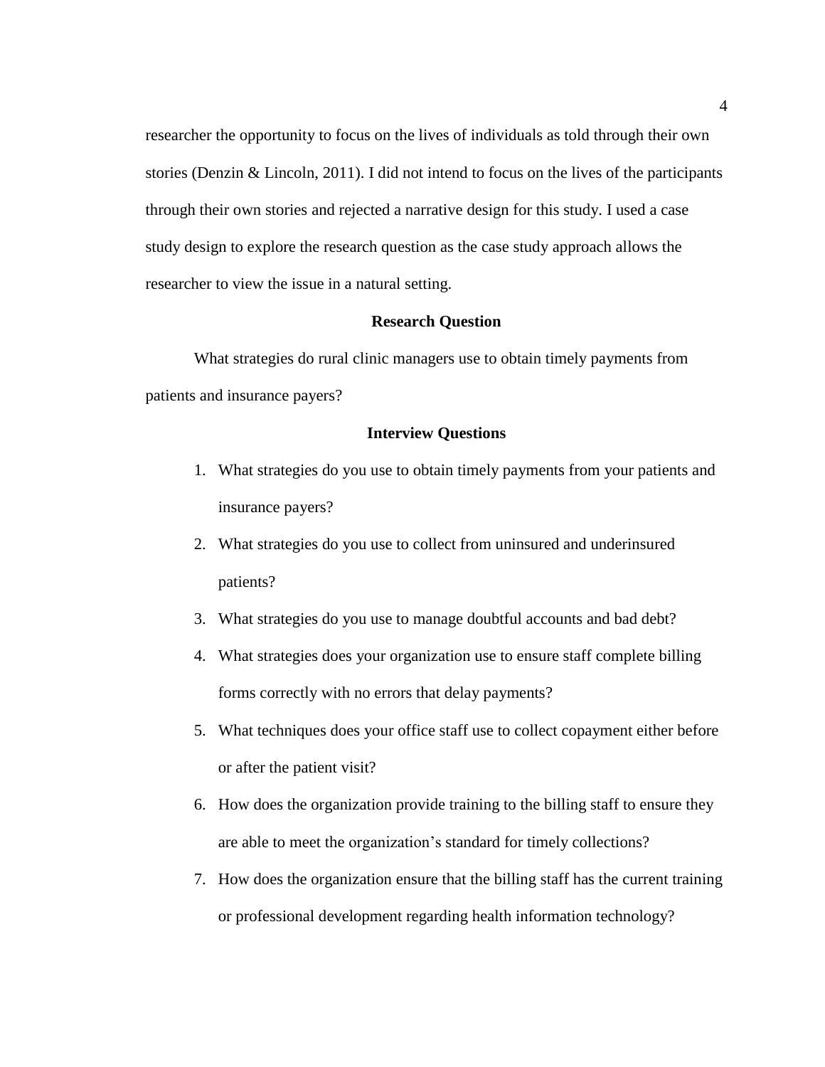researcher the opportunity to focus on the lives of individuals as told through their own stories (Denzin & Lincoln, 2011). I did not intend to focus on the lives of the participants through their own stories and rejected a narrative design for this study. I used a case study design to explore the research question as the case study approach allows the researcher to view the issue in a natural setting.

## Research Question

What strategies do rural clinic managers use to obtain timely payments from patients and insurance payers?

## Interview Questions

1. What strategies do you use to obtain timely payments from your patients and insurance payers?
2. What strategies do you use to collect from uninsured and underinsured patients?
3. What strategies do you use to manage doubtful accounts and bad debt?
4. What strategies does your organization use to ensure staff complete billing forms correctly with no errors that delay payments?
5. What techniques does your office staff use to collect copayment either before or after the patient visit?
6. How does the organization provide training to the billing staff to ensure they are able to meet the organization's standard for timely collections?
7. How does the organization ensure that the billing staff has the current training or professional development regarding health information technology?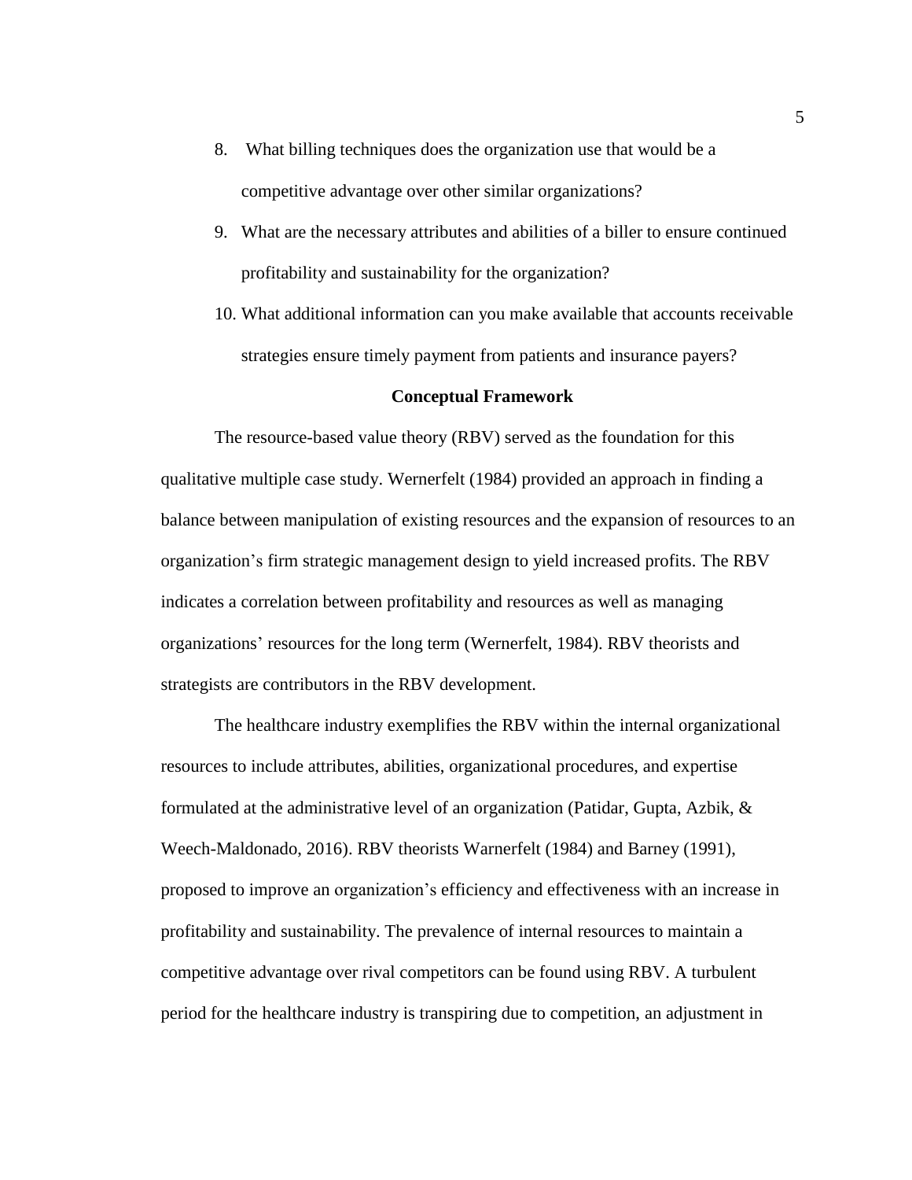8. What billing techniques does the organization use that would be a competitive advantage over other similar organizations?
9. What are the necessary attributes and abilities of a biller to ensure continued profitability and sustainability for the organization?
10. What additional information can you make available that accounts receivable strategies ensure timely payment from patients and insurance payers?

## Conceptual Framework

The resource-based value theory (RBV) served as the foundation for this qualitative multiple case study. Wernerfelt (1984) provided an approach in finding a balance between manipulation of existing resources and the expansion of resources to an organization's firm strategic management design to yield increased profits. The RBV indicates a correlation between profitability and resources as well as managing organizations' resources for the long term (Wernerfelt, 1984). RBV theorists and strategists are contributors in the RBV development.

The healthcare industry exemplifies the RBV within the internal organizational resources to include attributes, abilities, organizational procedures, and expertise formulated at the administrative level of an organization (Patidar, Gupta, Azbik, & Weech-Maldonado, 2016). RBV theorists Warnerfelt (1984) and Barney (1991), proposed to improve an organization's efficiency and effectiveness with an increase in profitability and sustainability. The prevalence of internal resources to maintain a competitive advantage over rival competitors can be found using RBV. A turbulent period for the healthcare industry is transpiring due to competition, an adjustment in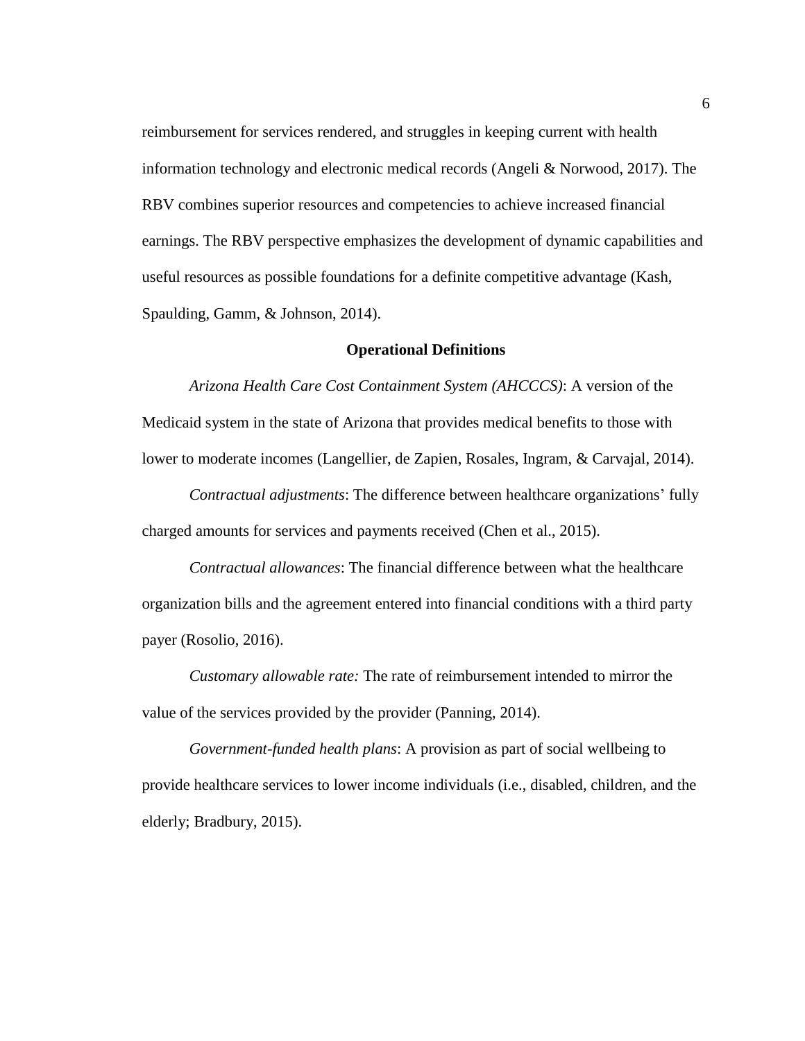reimbursement for services rendered, and struggles in keeping current with health information technology and electronic medical records (Angeli & Norwood, 2017). The RBV combines superior resources and competencies to achieve increased financial earnings. The RBV perspective emphasizes the development of dynamic capabilities and useful resources as possible foundations for a definite competitive advantage (Kash, Spaulding, Gamm, & Johnson, 2014).

## Operational Definitions

*Arizona Health Care Cost Containment System (AHCCCS)*: A version of the Medicaid system in the state of Arizona that provides medical benefits to those with lower to moderate incomes (Langellier, de Zapien, Rosales, Ingram, & Carvajal, 2014).

*Contractual adjustments*: The difference between healthcare organizations' fully charged amounts for services and payments received (Chen et al., 2015).

*Contractual allowances*: The financial difference between what the healthcare organization bills and the agreement entered into financial conditions with a third party payer (Rosolio, 2016).

*Customary allowable rate:* The rate of reimbursement intended to mirror the value of the services provided by the provider (Panning, 2014).

*Government-funded health plans*: A provision as part of social wellbeing to provide healthcare services to lower income individuals (i.e., disabled, children, and the elderly; Bradbury, 2015).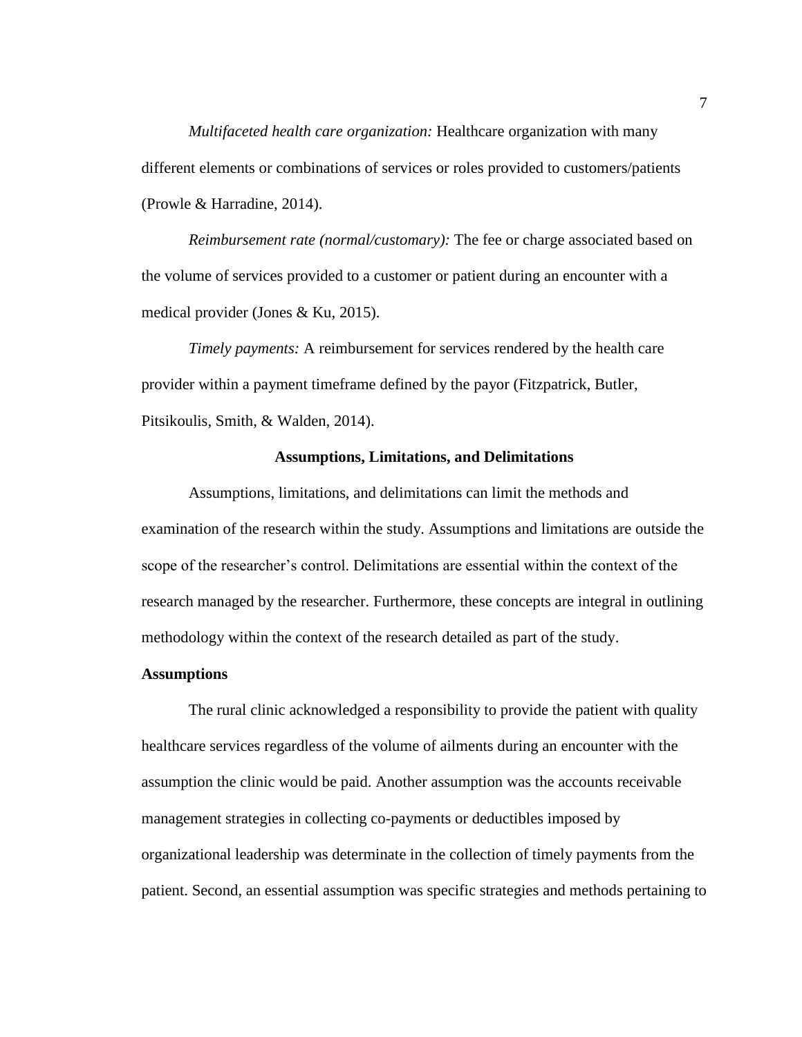*Multifaceted health care organization:* Healthcare organization with many different elements or combinations of services or roles provided to customers/patients (Prowle & Harradine, 2014).

*Reimbursement rate (normal/customary):* The fee or charge associated based on the volume of services provided to a customer or patient during an encounter with a medical provider (Jones & Ku, 2015).

*Timely payments:* A reimbursement for services rendered by the health care provider within a payment timeframe defined by the payor (Fitzpatrick, Butler, Pitsikoulis, Smith, & Walden, 2014).

## Assumptions, Limitations, and Delimitations

Assumptions, limitations, and delimitations can limit the methods and examination of the research within the study. Assumptions and limitations are outside the scope of the researcher's control. Delimitations are essential within the context of the research managed by the researcher. Furthermore, these concepts are integral in outlining methodology within the context of the research detailed as part of the study.

### Assumptions

The rural clinic acknowledged a responsibility to provide the patient with quality healthcare services regardless of the volume of ailments during an encounter with the assumption the clinic would be paid. Another assumption was the accounts receivable management strategies in collecting co-payments or deductibles imposed by organizational leadership was determinate in the collection of timely payments from the patient. Second, an essential assumption was specific strategies and methods pertaining to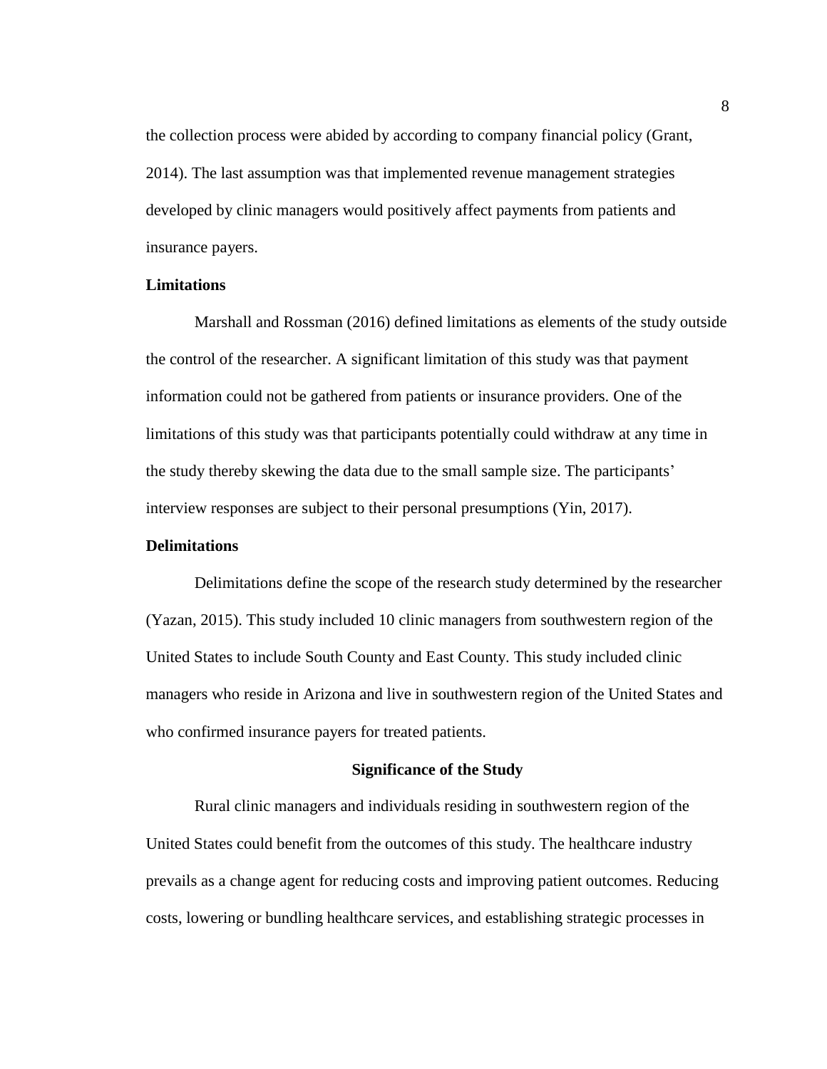the collection process were abided by according to company financial policy (Grant, 2014). The last assumption was that implemented revenue management strategies developed by clinic managers would positively affect payments from patients and insurance payers.

### Limitations

Marshall and Rossman (2016) defined limitations as elements of the study outside the control of the researcher. A significant limitation of this study was that payment information could not be gathered from patients or insurance providers. One of the limitations of this study was that participants potentially could withdraw at any time in the study thereby skewing the data due to the small sample size. The participants' interview responses are subject to their personal presumptions (Yin, 2017).

### Delimitations

Delimitations define the scope of the research study determined by the researcher (Yazan, 2015). This study included 10 clinic managers from southwestern region of the United States to include South County and East County. This study included clinic managers who reside in Arizona and live in southwestern region of the United States and who confirmed insurance payers for treated patients.

## Significance of the Study

Rural clinic managers and individuals residing in southwestern region of the United States could benefit from the outcomes of this study. The healthcare industry prevails as a change agent for reducing costs and improving patient outcomes. Reducing costs, lowering or bundling healthcare services, and establishing strategic processes in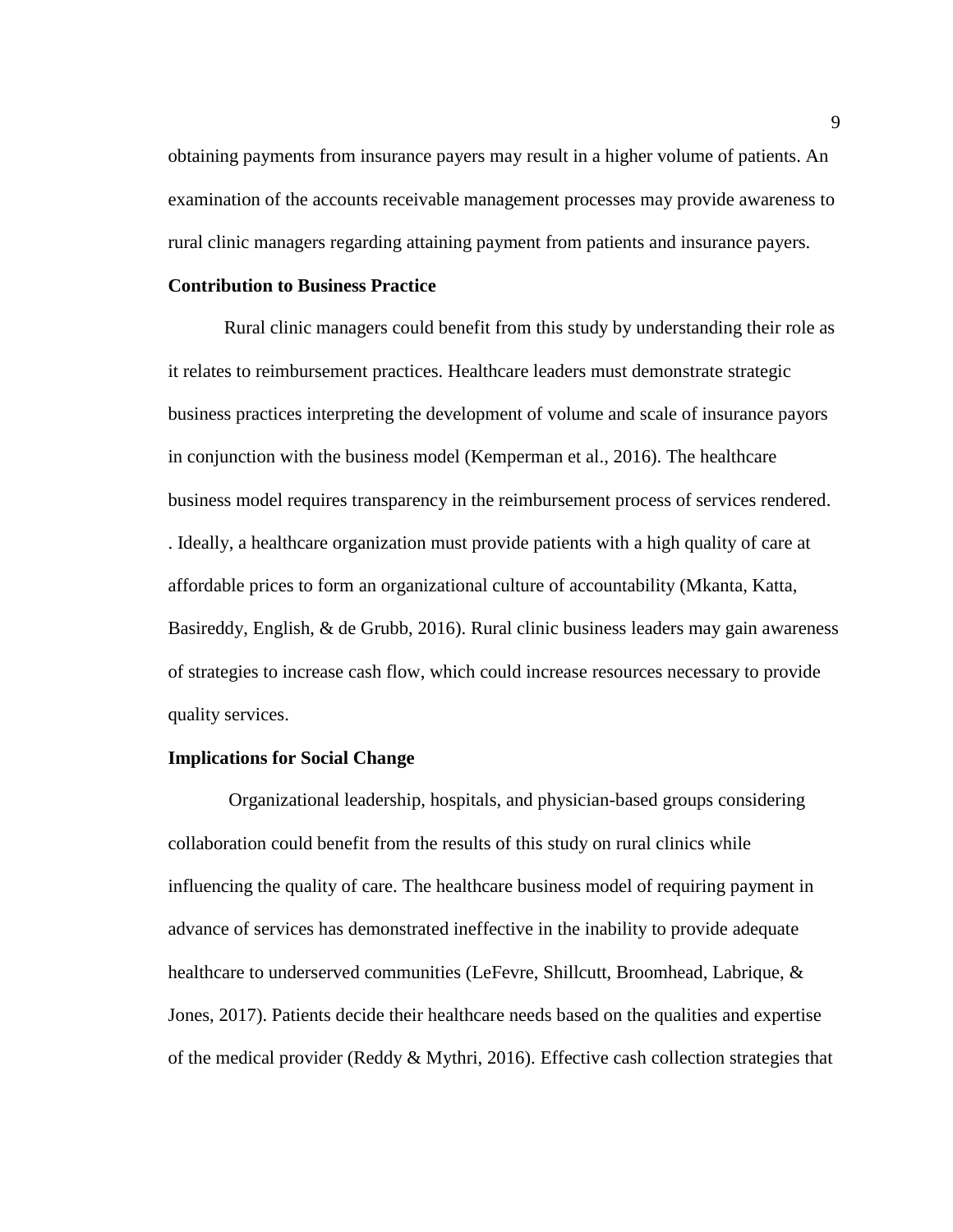obtaining payments from insurance payers may result in a higher volume of patients. An examination of the accounts receivable management processes may provide awareness to rural clinic managers regarding attaining payment from patients and insurance payers.

### Contribution to Business Practice

Rural clinic managers could benefit from this study by understanding their role as it relates to reimbursement practices. Healthcare leaders must demonstrate strategic business practices interpreting the development of volume and scale of insurance payors in conjunction with the business model (Kemperman et al., 2016). The healthcare business model requires transparency in the reimbursement process of services rendered. . Ideally, a healthcare organization must provide patients with a high quality of care at affordable prices to form an organizational culture of accountability (Mkanta, Katta, Basireddy, English, & de Grubb, 2016). Rural clinic business leaders may gain awareness of strategies to increase cash flow, which could increase resources necessary to provide quality services.

### Implications for Social Change

Organizational leadership, hospitals, and physician-based groups considering collaboration could benefit from the results of this study on rural clinics while influencing the quality of care. The healthcare business model of requiring payment in advance of services has demonstrated ineffective in the inability to provide adequate healthcare to underserved communities (LeFevre, Shillcutt, Broomhead, Labrique, & Jones, 2017). Patients decide their healthcare needs based on the qualities and expertise of the medical provider (Reddy & Mythri, 2016). Effective cash collection strategies that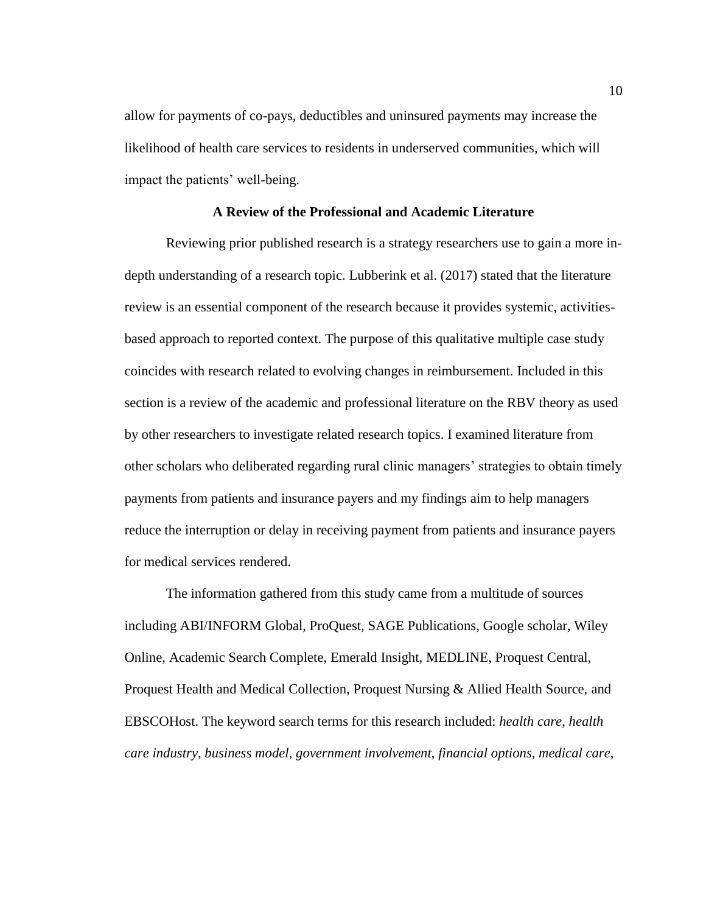allow for payments of co-pays, deductibles and uninsured payments may increase the likelihood of health care services to residents in underserved communities, which will impact the patients' well-being.

## A Review of the Professional and Academic Literature

Reviewing prior published research is a strategy researchers use to gain a more in-depth understanding of a research topic. Lubberink et al. (2017) stated that the literature review is an essential component of the research because it provides systemic, activities-based approach to reported context. The purpose of this qualitative multiple case study coincides with research related to evolving changes in reimbursement. Included in this section is a review of the academic and professional literature on the RBV theory as used by other researchers to investigate related research topics. I examined literature from other scholars who deliberated regarding rural clinic managers' strategies to obtain timely payments from patients and insurance payers and my findings aim to help managers reduce the interruption or delay in receiving payment from patients and insurance payers for medical services rendered.

The information gathered from this study came from a multitude of sources including ABI/INFORM Global, ProQuest, SAGE Publications, Google scholar, Wiley Online, Academic Search Complete, Emerald Insight, MEDLINE, Proquest Central, Proquest Health and Medical Collection, Proquest Nursing & Allied Health Source, and EBSCOHost. The keyword search terms for this research included: *health care, health care industry, business model, government involvement, financial options, medical care,*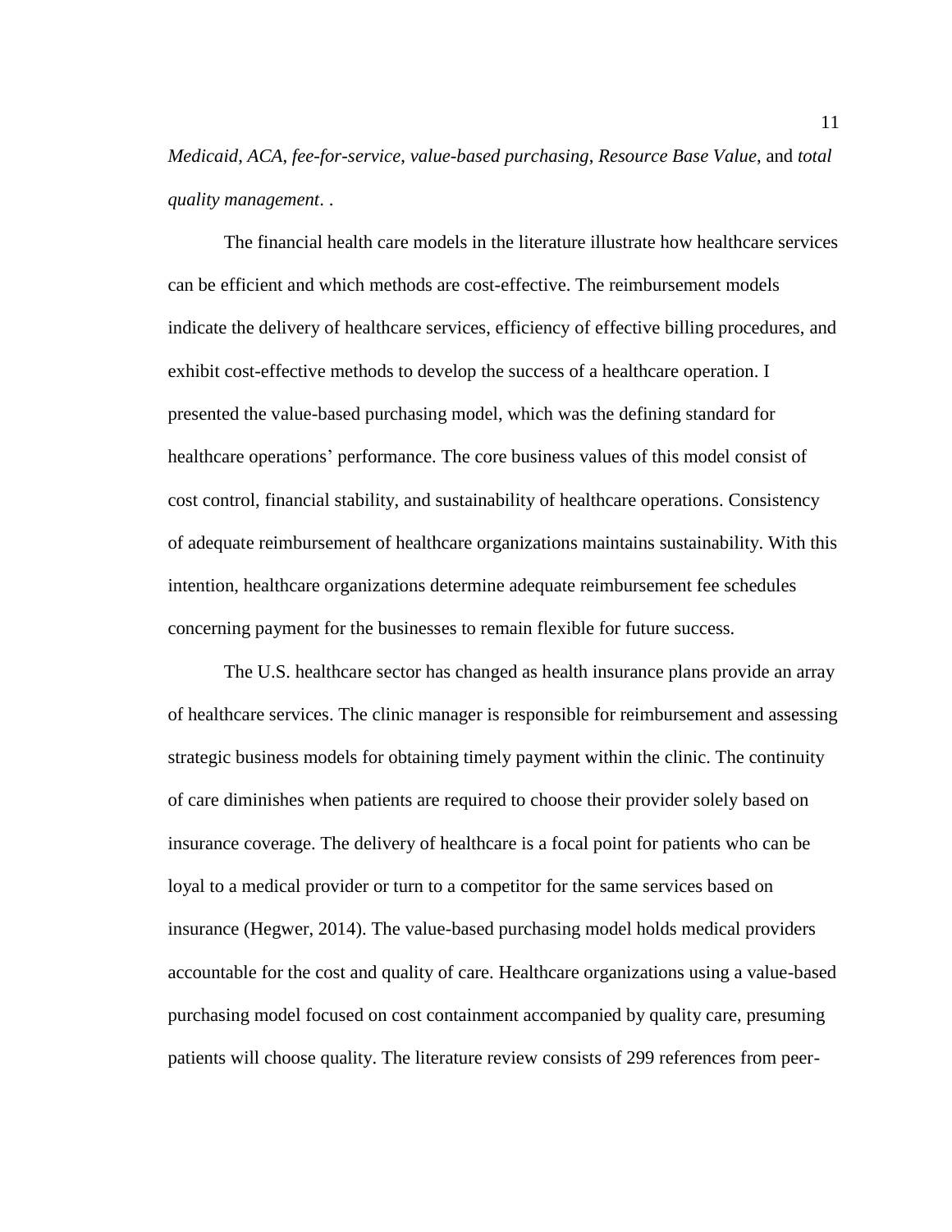*Medicaid*, *ACA*, *fee-for-service*, *value-based purchasing*, *Resource Base Value*, and *total quality management*. .

The financial health care models in the literature illustrate how healthcare services can be efficient and which methods are cost-effective. The reimbursement models indicate the delivery of healthcare services, efficiency of effective billing procedures, and exhibit cost-effective methods to develop the success of a healthcare operation. I presented the value-based purchasing model, which was the defining standard for healthcare operations' performance. The core business values of this model consist of cost control, financial stability, and sustainability of healthcare operations. Consistency of adequate reimbursement of healthcare organizations maintains sustainability. With this intention, healthcare organizations determine adequate reimbursement fee schedules concerning payment for the businesses to remain flexible for future success.

The U.S. healthcare sector has changed as health insurance plans provide an array of healthcare services. The clinic manager is responsible for reimbursement and assessing strategic business models for obtaining timely payment within the clinic. The continuity of care diminishes when patients are required to choose their provider solely based on insurance coverage. The delivery of healthcare is a focal point for patients who can be loyal to a medical provider or turn to a competitor for the same services based on insurance (Hegwer, 2014). The value-based purchasing model holds medical providers accountable for the cost and quality of care. Healthcare organizations using a value-based purchasing model focused on cost containment accompanied by quality care, presuming patients will choose quality. The literature review consists of 299 references from peer-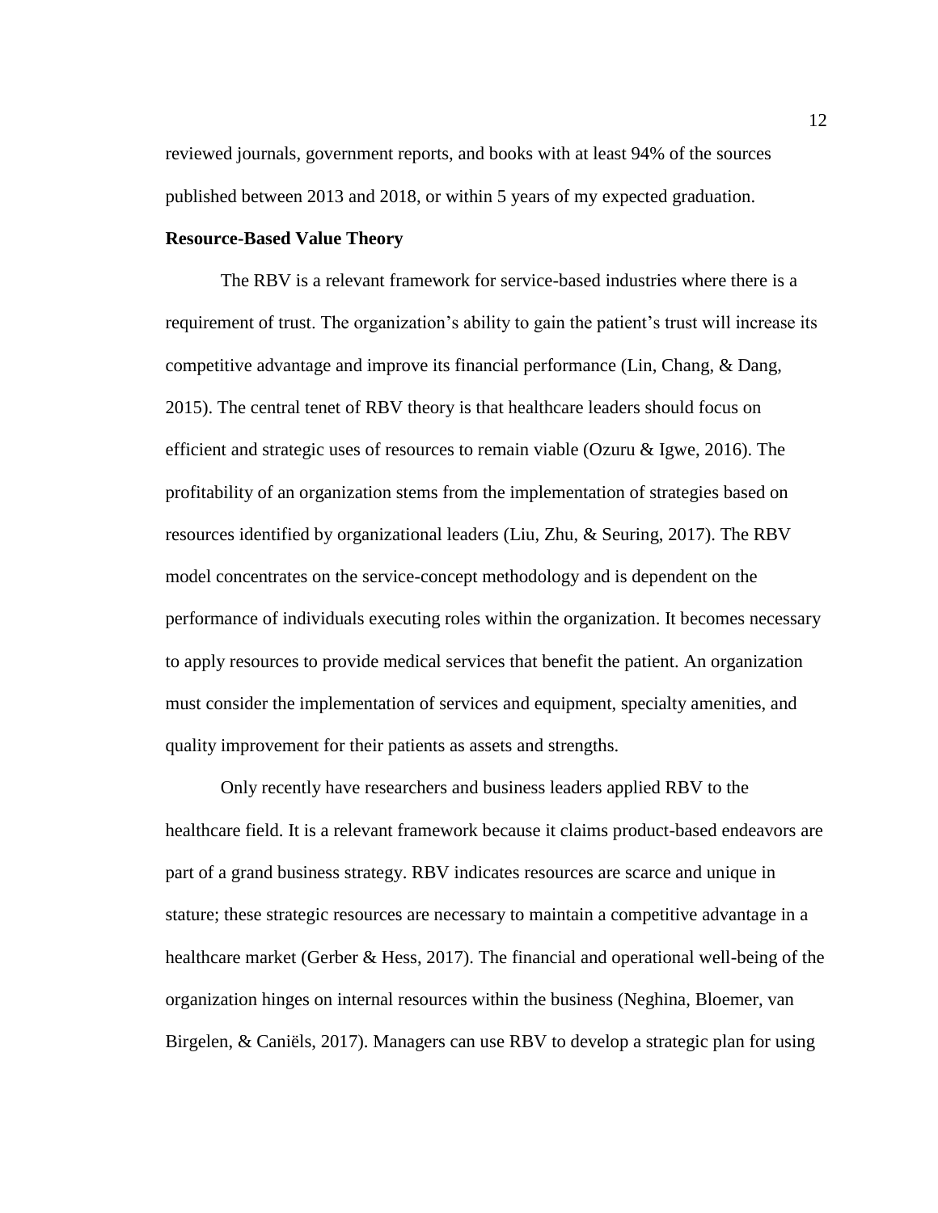reviewed journals, government reports, and books with at least 94% of the sources published between 2013 and 2018, or within 5 years of my expected graduation.

### Resource-Based Value Theory

The RBV is a relevant framework for service-based industries where there is a requirement of trust. The organization's ability to gain the patient's trust will increase its competitive advantage and improve its financial performance (Lin, Chang, & Dang, 2015). The central tenet of RBV theory is that healthcare leaders should focus on efficient and strategic uses of resources to remain viable (Ozuru & Igwe, 2016). The profitability of an organization stems from the implementation of strategies based on resources identified by organizational leaders (Liu, Zhu, & Seuring, 2017). The RBV model concentrates on the service-concept methodology and is dependent on the performance of individuals executing roles within the organization. It becomes necessary to apply resources to provide medical services that benefit the patient. An organization must consider the implementation of services and equipment, specialty amenities, and quality improvement for their patients as assets and strengths.

Only recently have researchers and business leaders applied RBV to the healthcare field. It is a relevant framework because it claims product-based endeavors are part of a grand business strategy. RBV indicates resources are scarce and unique in stature; these strategic resources are necessary to maintain a competitive advantage in a healthcare market (Gerber & Hess, 2017). The financial and operational well-being of the organization hinges on internal resources within the business (Neghina, Bloemer, van Birgelen, & Caniëls, 2017). Managers can use RBV to develop a strategic plan for using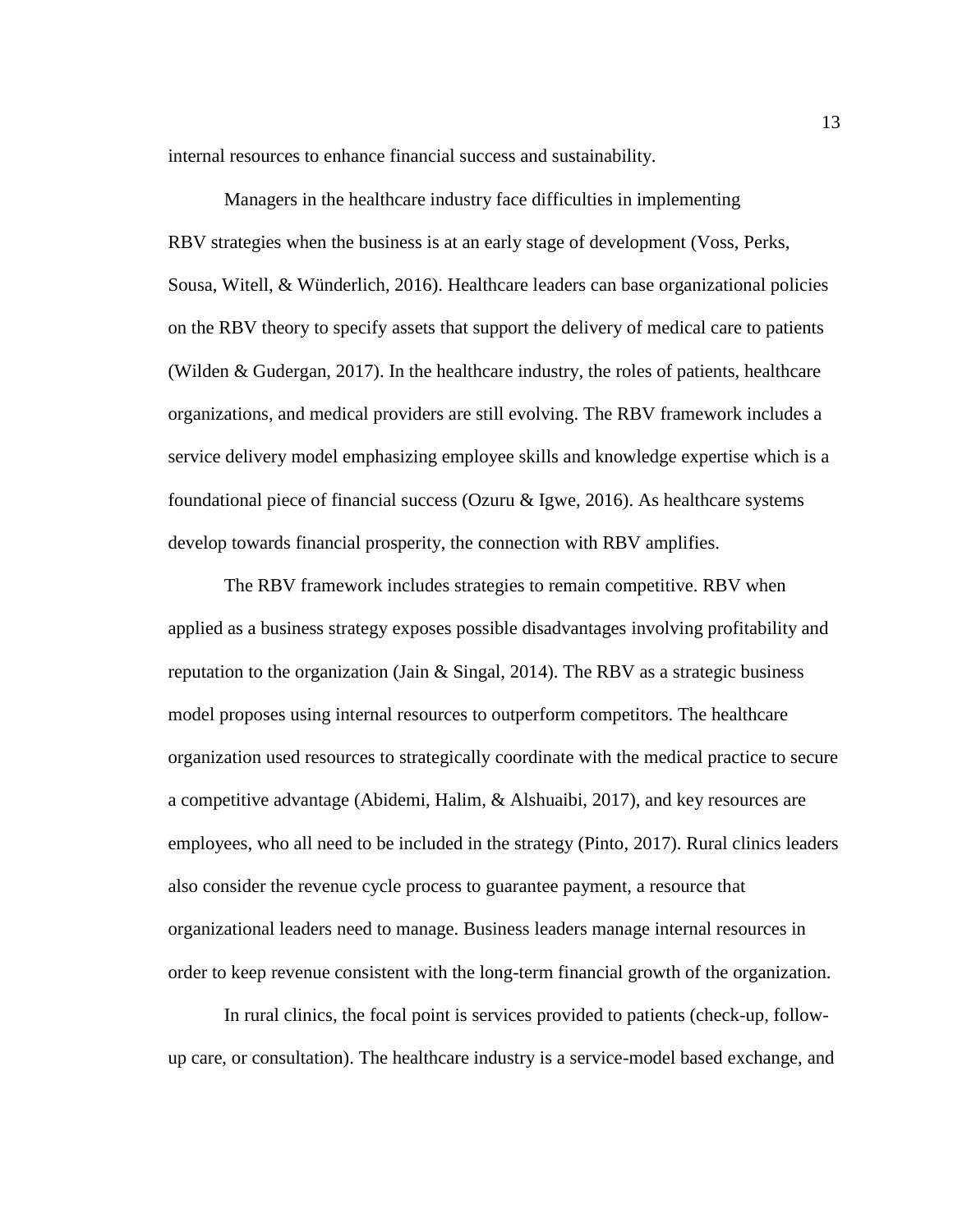internal resources to enhance financial success and sustainability.

Managers in the healthcare industry face difficulties in implementing RBV strategies when the business is at an early stage of development (Voss, Perks, Sousa, Witell, & Wünderlich, 2016). Healthcare leaders can base organizational policies on the RBV theory to specify assets that support the delivery of medical care to patients (Wilden & Gudergan, 2017). In the healthcare industry, the roles of patients, healthcare organizations, and medical providers are still evolving. The RBV framework includes a service delivery model emphasizing employee skills and knowledge expertise which is a foundational piece of financial success (Ozuru & Igwe, 2016). As healthcare systems develop towards financial prosperity, the connection with RBV amplifies.

The RBV framework includes strategies to remain competitive. RBV when applied as a business strategy exposes possible disadvantages involving profitability and reputation to the organization (Jain & Singal, 2014). The RBV as a strategic business model proposes using internal resources to outperform competitors. The healthcare organization used resources to strategically coordinate with the medical practice to secure a competitive advantage (Abidemi, Halim, & Alshuaibi, 2017), and key resources are employees, who all need to be included in the strategy (Pinto, 2017). Rural clinics leaders also consider the revenue cycle process to guarantee payment, a resource that organizational leaders need to manage. Business leaders manage internal resources in order to keep revenue consistent with the long-term financial growth of the organization.

In rural clinics, the focal point is services provided to patients (check-up, follow-up care, or consultation). The healthcare industry is a service-model based exchange, and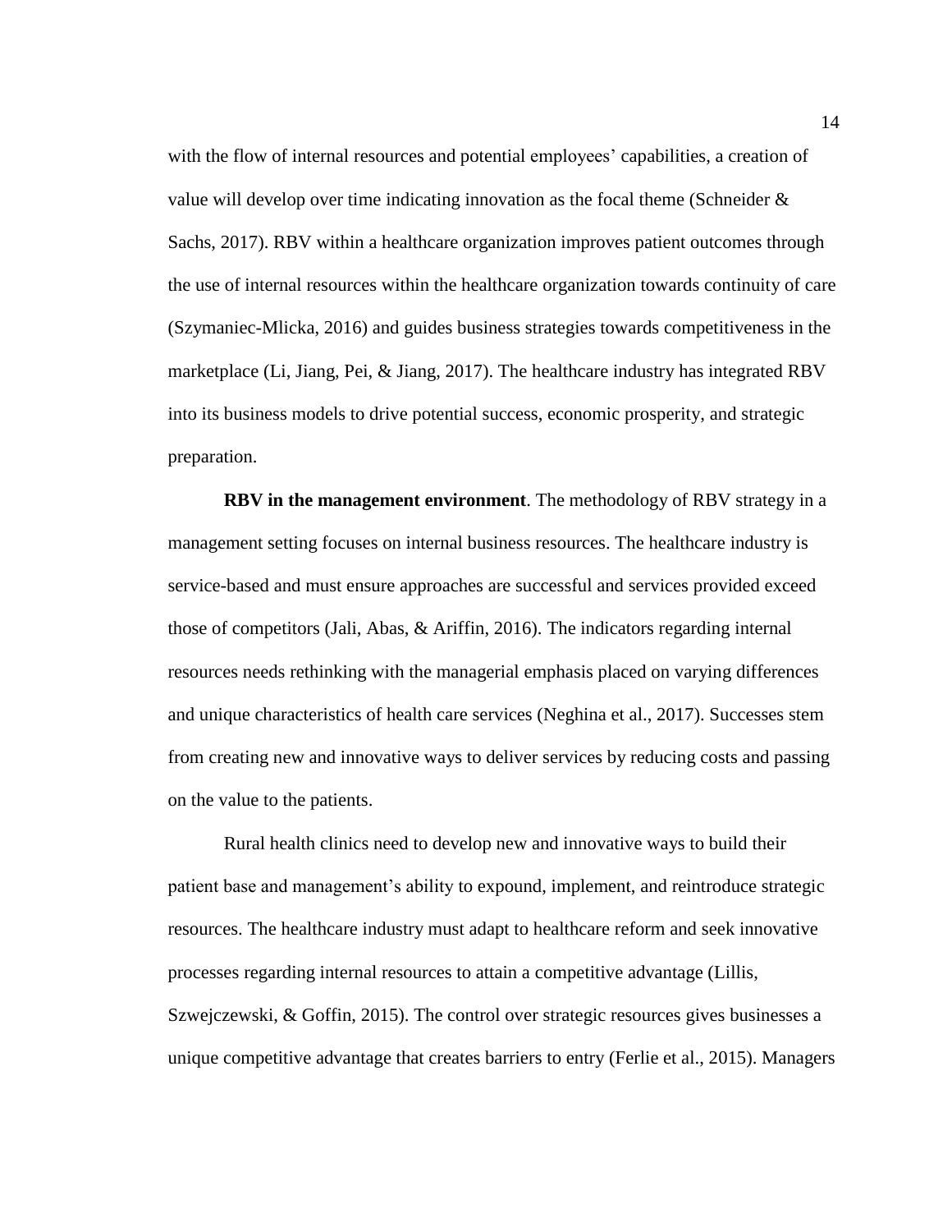with the flow of internal resources and potential employees' capabilities, a creation of value will develop over time indicating innovation as the focal theme (Schneider & Sachs, 2017). RBV within a healthcare organization improves patient outcomes through the use of internal resources within the healthcare organization towards continuity of care (Szymaniec-Mlicka, 2016) and guides business strategies towards competitiveness in the marketplace (Li, Jiang, Pei, & Jiang, 2017). The healthcare industry has integrated RBV into its business models to drive potential success, economic prosperity, and strategic preparation.

**RBV in the management environment**. The methodology of RBV strategy in a management setting focuses on internal business resources. The healthcare industry is service-based and must ensure approaches are successful and services provided exceed those of competitors (Jali, Abas, & Ariffin, 2016). The indicators regarding internal resources needs rethinking with the managerial emphasis placed on varying differences and unique characteristics of health care services (Neghina et al., 2017). Successes stem from creating new and innovative ways to deliver services by reducing costs and passing on the value to the patients.

Rural health clinics need to develop new and innovative ways to build their patient base and management's ability to expound, implement, and reintroduce strategic resources. The healthcare industry must adapt to healthcare reform and seek innovative processes regarding internal resources to attain a competitive advantage (Lillis, Szwejczewski, & Goffin, 2015). The control over strategic resources gives businesses a unique competitive advantage that creates barriers to entry (Ferlie et al., 2015). Managers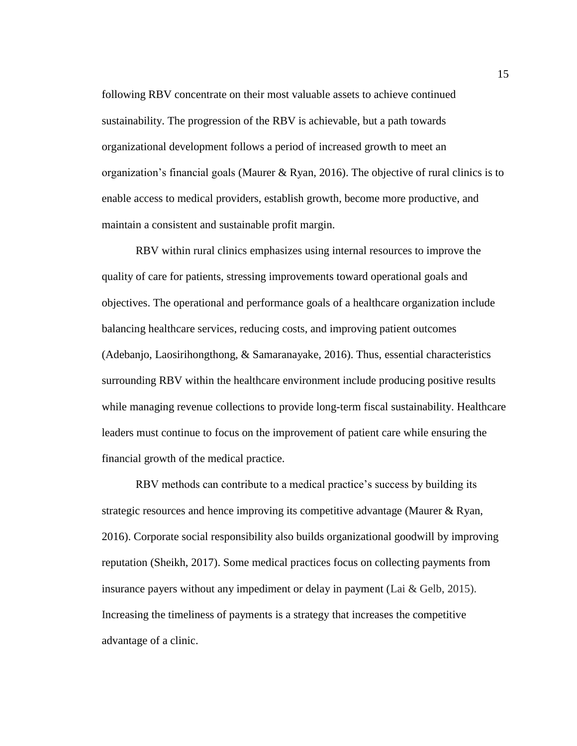following RBV concentrate on their most valuable assets to achieve continued sustainability. The progression of the RBV is achievable, but a path towards organizational development follows a period of increased growth to meet an organization's financial goals (Maurer & Ryan, 2016). The objective of rural clinics is to enable access to medical providers, establish growth, become more productive, and maintain a consistent and sustainable profit margin.

RBV within rural clinics emphasizes using internal resources to improve the quality of care for patients, stressing improvements toward operational goals and objectives. The operational and performance goals of a healthcare organization include balancing healthcare services, reducing costs, and improving patient outcomes (Adebanjo, Laosirihongthong, & Samaranayake, 2016). Thus, essential characteristics surrounding RBV within the healthcare environment include producing positive results while managing revenue collections to provide long-term fiscal sustainability. Healthcare leaders must continue to focus on the improvement of patient care while ensuring the financial growth of the medical practice.

RBV methods can contribute to a medical practice's success by building its strategic resources and hence improving its competitive advantage (Maurer & Ryan, 2016). Corporate social responsibility also builds organizational goodwill by improving reputation (Sheikh, 2017). Some medical practices focus on collecting payments from insurance payers without any impediment or delay in payment (Lai & Gelb, 2015). Increasing the timeliness of payments is a strategy that increases the competitive advantage of a clinic.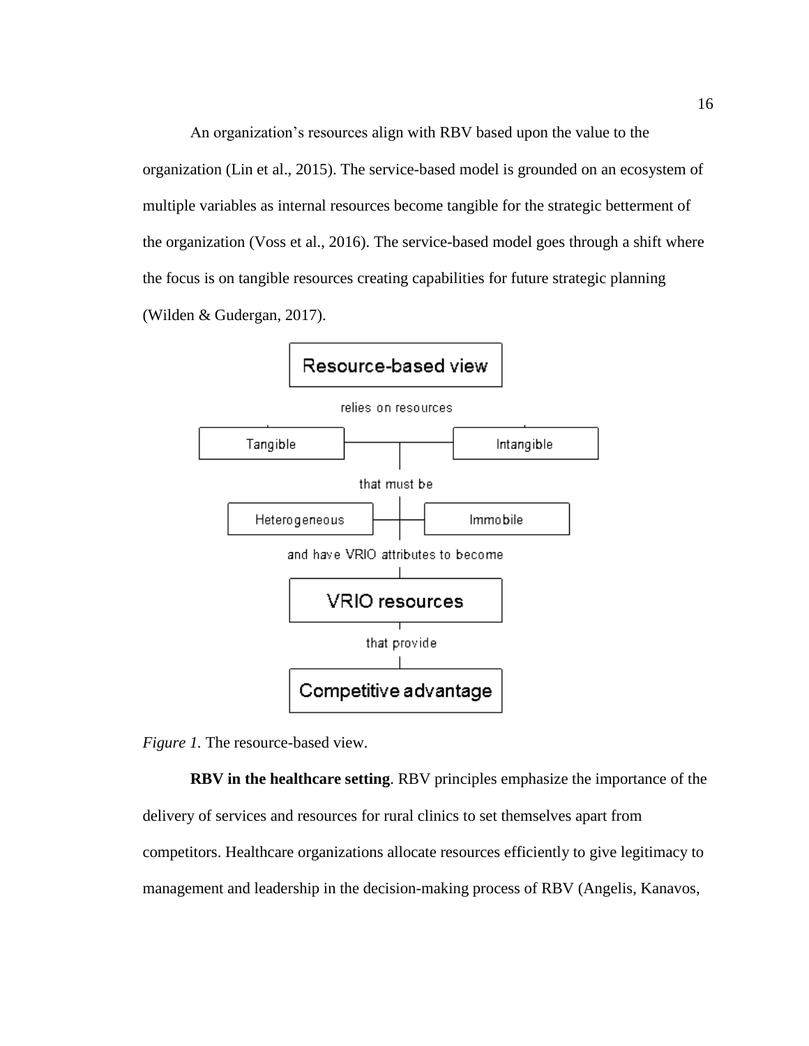An organization's resources align with RBV based upon the value to the organization (Lin et al., 2015). The service-based model is grounded on an ecosystem of multiple variables as internal resources become tangible for the strategic betterment of the organization (Voss et al., 2016). The service-based model goes through a shift where the focus is on tangible resources creating capabilities for future strategic planning (Wilden & Gudergan, 2017).

Resource-based view

relies on resources

Tangible | Intangible

that must be

Heterogeneous | Immobile

and have VRIO attributes to become

VRIO resources

that provide

Competitive advantage

*Figure 1.* The resource-based view.

**RBV in the healthcare setting**. RBV principles emphasize the importance of the delivery of services and resources for rural clinics to set themselves apart from competitors. Healthcare organizations allocate resources efficiently to give legitimacy to management and leadership in the decision-making process of RBV (Angelis, Kanavos,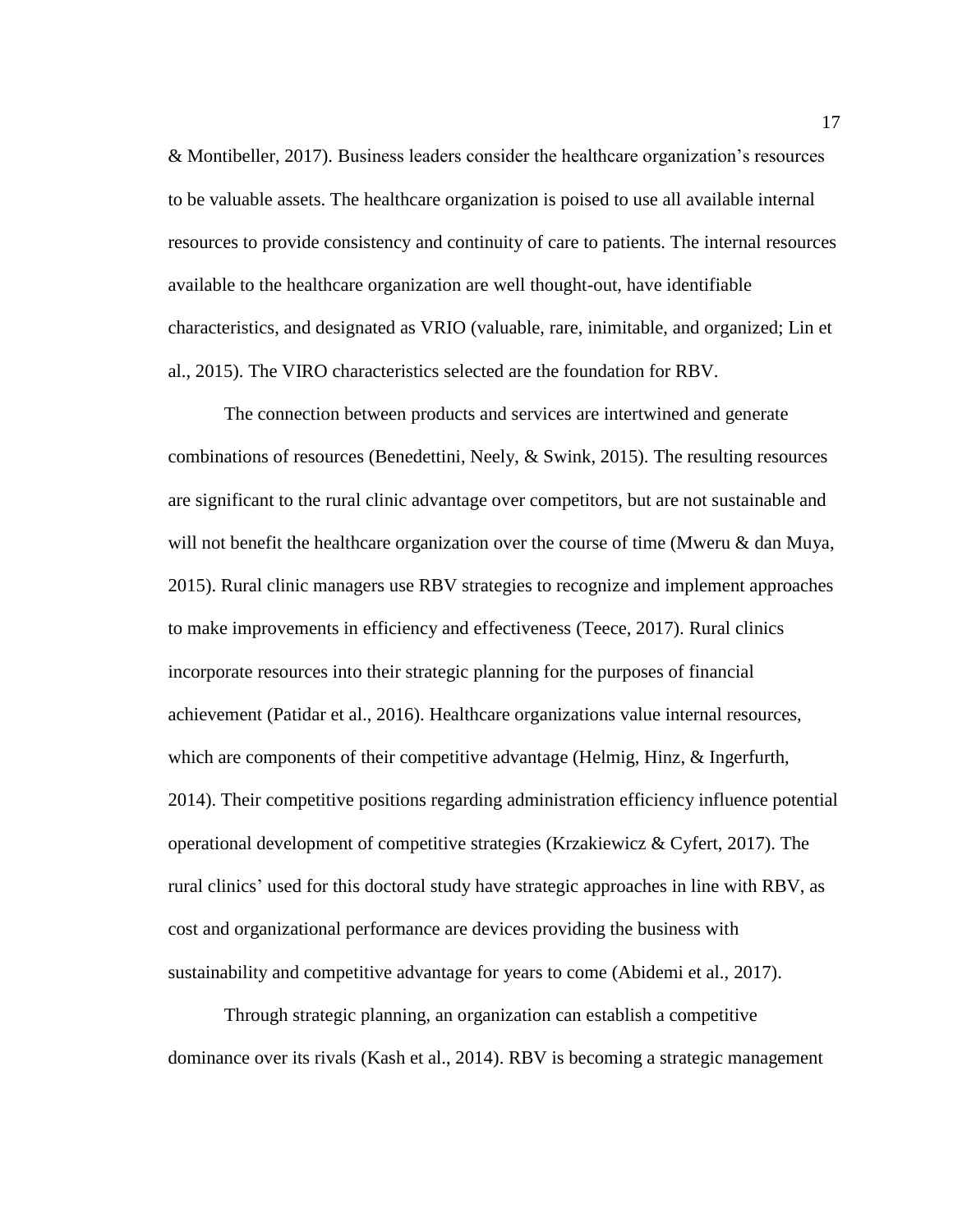& Montibeller, 2017). Business leaders consider the healthcare organization's resources to be valuable assets. The healthcare organization is poised to use all available internal resources to provide consistency and continuity of care to patients. The internal resources available to the healthcare organization are well thought-out, have identifiable characteristics, and designated as VRIO (valuable, rare, inimitable, and organized; Lin et al., 2015). The VIRO characteristics selected are the foundation for RBV.

The connection between products and services are intertwined and generate combinations of resources (Benedettini, Neely, & Swink, 2015). The resulting resources are significant to the rural clinic advantage over competitors, but are not sustainable and will not benefit the healthcare organization over the course of time (Mweru & dan Muya, 2015). Rural clinic managers use RBV strategies to recognize and implement approaches to make improvements in efficiency and effectiveness (Teece, 2017). Rural clinics incorporate resources into their strategic planning for the purposes of financial achievement (Patidar et al., 2016). Healthcare organizations value internal resources, which are components of their competitive advantage (Helmig, Hinz, & Ingerfurth, 2014). Their competitive positions regarding administration efficiency influence potential operational development of competitive strategies (Krzakiewicz & Cyfert, 2017). The rural clinics' used for this doctoral study have strategic approaches in line with RBV, as cost and organizational performance are devices providing the business with sustainability and competitive advantage for years to come (Abidemi et al., 2017).

Through strategic planning, an organization can establish a competitive dominance over its rivals (Kash et al., 2014). RBV is becoming a strategic management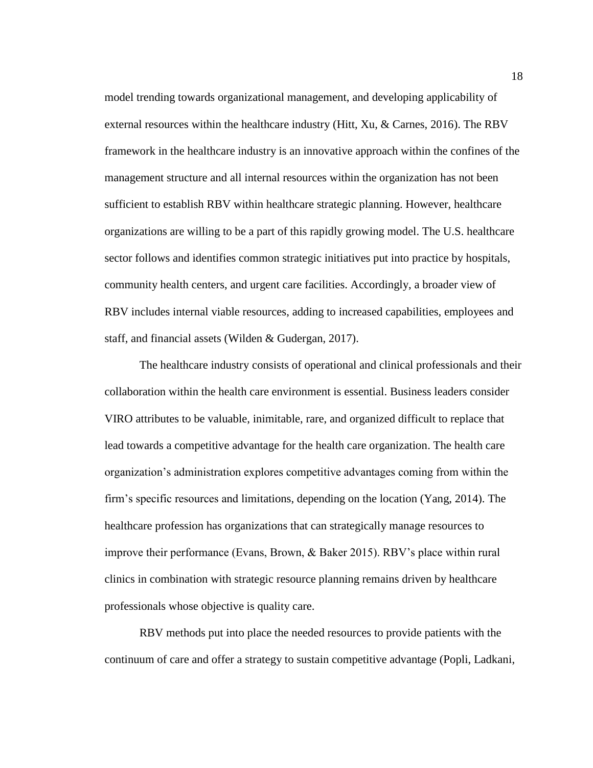model trending towards organizational management, and developing applicability of external resources within the healthcare industry (Hitt, Xu, & Carnes, 2016). The RBV framework in the healthcare industry is an innovative approach within the confines of the management structure and all internal resources within the organization has not been sufficient to establish RBV within healthcare strategic planning. However, healthcare organizations are willing to be a part of this rapidly growing model. The U.S. healthcare sector follows and identifies common strategic initiatives put into practice by hospitals, community health centers, and urgent care facilities. Accordingly, a broader view of RBV includes internal viable resources, adding to increased capabilities, employees and staff, and financial assets (Wilden & Gudergan, 2017).

The healthcare industry consists of operational and clinical professionals and their collaboration within the health care environment is essential. Business leaders consider VIRO attributes to be valuable, inimitable, rare, and organized difficult to replace that lead towards a competitive advantage for the health care organization. The health care organization's administration explores competitive advantages coming from within the firm's specific resources and limitations, depending on the location (Yang, 2014). The healthcare profession has organizations that can strategically manage resources to improve their performance (Evans, Brown, & Baker 2015). RBV's place within rural clinics in combination with strategic resource planning remains driven by healthcare professionals whose objective is quality care.

RBV methods put into place the needed resources to provide patients with the continuum of care and offer a strategy to sustain competitive advantage (Popli, Ladkani,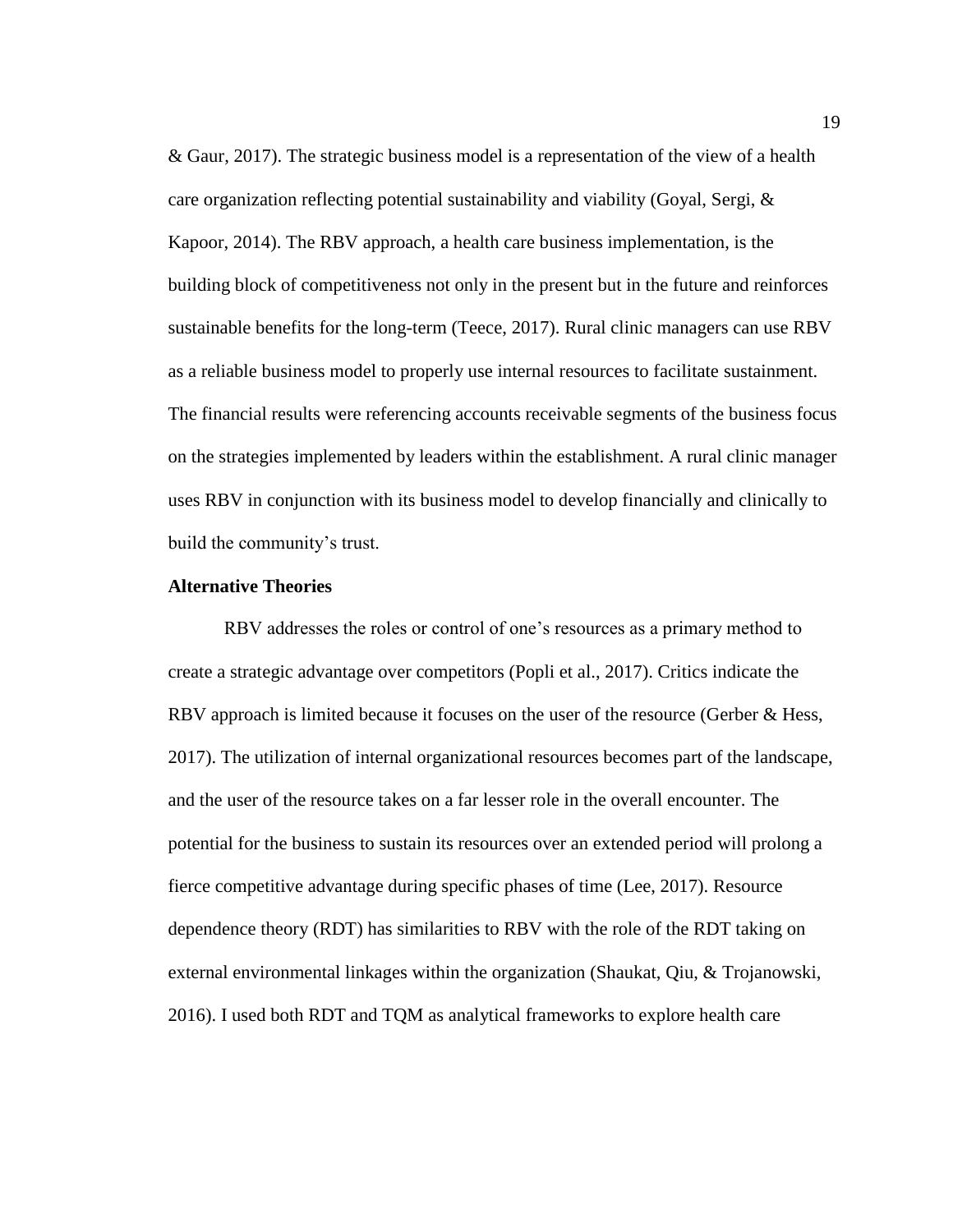& Gaur, 2017). The strategic business model is a representation of the view of a health care organization reflecting potential sustainability and viability (Goyal, Sergi, & Kapoor, 2014). The RBV approach, a health care business implementation, is the building block of competitiveness not only in the present but in the future and reinforces sustainable benefits for the long-term (Teece, 2017). Rural clinic managers can use RBV as a reliable business model to properly use internal resources to facilitate sustainment. The financial results were referencing accounts receivable segments of the business focus on the strategies implemented by leaders within the establishment. A rural clinic manager uses RBV in conjunction with its business model to develop financially and clinically to build the community's trust.

**Alternative Theories**

RBV addresses the roles or control of one's resources as a primary method to create a strategic advantage over competitors (Popli et al., 2017). Critics indicate the RBV approach is limited because it focuses on the user of the resource (Gerber & Hess, 2017). The utilization of internal organizational resources becomes part of the landscape, and the user of the resource takes on a far lesser role in the overall encounter. The potential for the business to sustain its resources over an extended period will prolong a fierce competitive advantage during specific phases of time (Lee, 2017). Resource dependence theory (RDT) has similarities to RBV with the role of the RDT taking on external environmental linkages within the organization (Shaukat, Qiu, & Trojanowski, 2016). I used both RDT and TQM as analytical frameworks to explore health care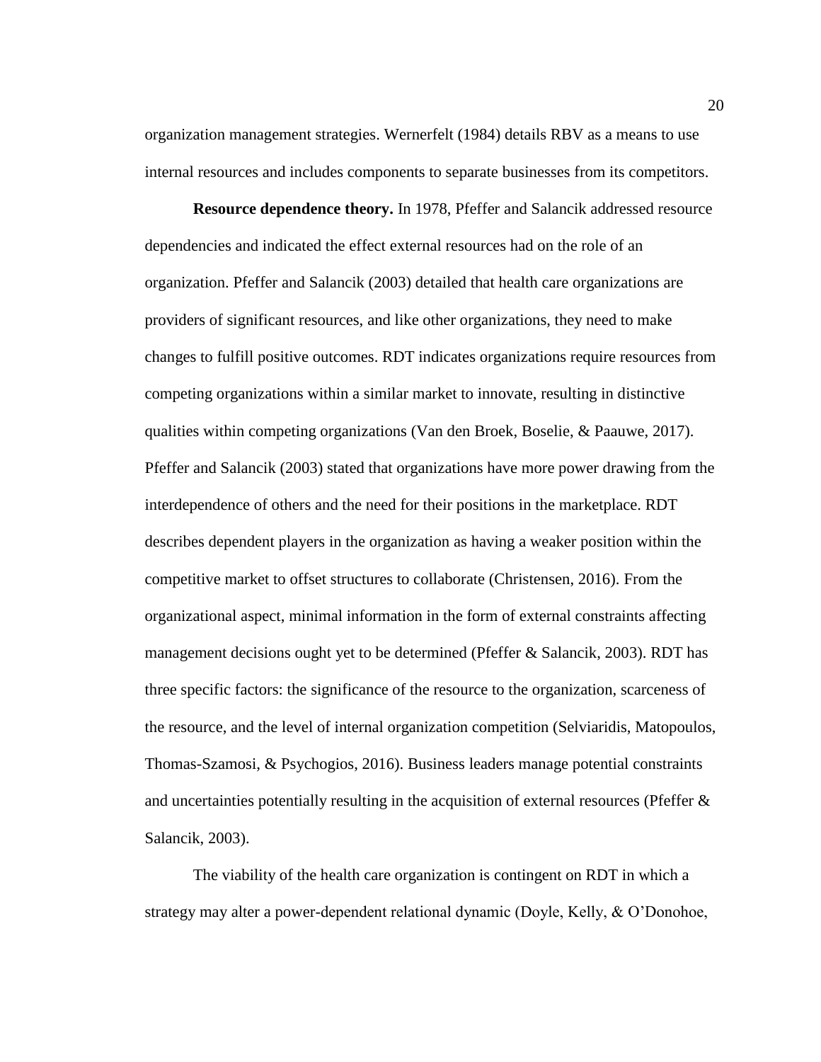organization management strategies. Wernerfelt (1984) details RBV as a means to use internal resources and includes components to separate businesses from its competitors.

**Resource dependence theory.** In 1978, Pfeffer and Salancik addressed resource dependencies and indicated the effect external resources had on the role of an organization. Pfeffer and Salancik (2003) detailed that health care organizations are providers of significant resources, and like other organizations, they need to make changes to fulfill positive outcomes. RDT indicates organizations require resources from competing organizations within a similar market to innovate, resulting in distinctive qualities within competing organizations (Van den Broek, Boselie, & Paauwe, 2017). Pfeffer and Salancik (2003) stated that organizations have more power drawing from the interdependence of others and the need for their positions in the marketplace. RDT describes dependent players in the organization as having a weaker position within the competitive market to offset structures to collaborate (Christensen, 2016). From the organizational aspect, minimal information in the form of external constraints affecting management decisions ought yet to be determined (Pfeffer & Salancik, 2003). RDT has three specific factors: the significance of the resource to the organization, scarceness of the resource, and the level of internal organization competition (Selviaridis, Matopoulos, Thomas-Szamosi, & Psychogios, 2016). Business leaders manage potential constraints and uncertainties potentially resulting in the acquisition of external resources (Pfeffer & Salancik, 2003).

The viability of the health care organization is contingent on RDT in which a strategy may alter a power-dependent relational dynamic (Doyle, Kelly, & O'Donohoe,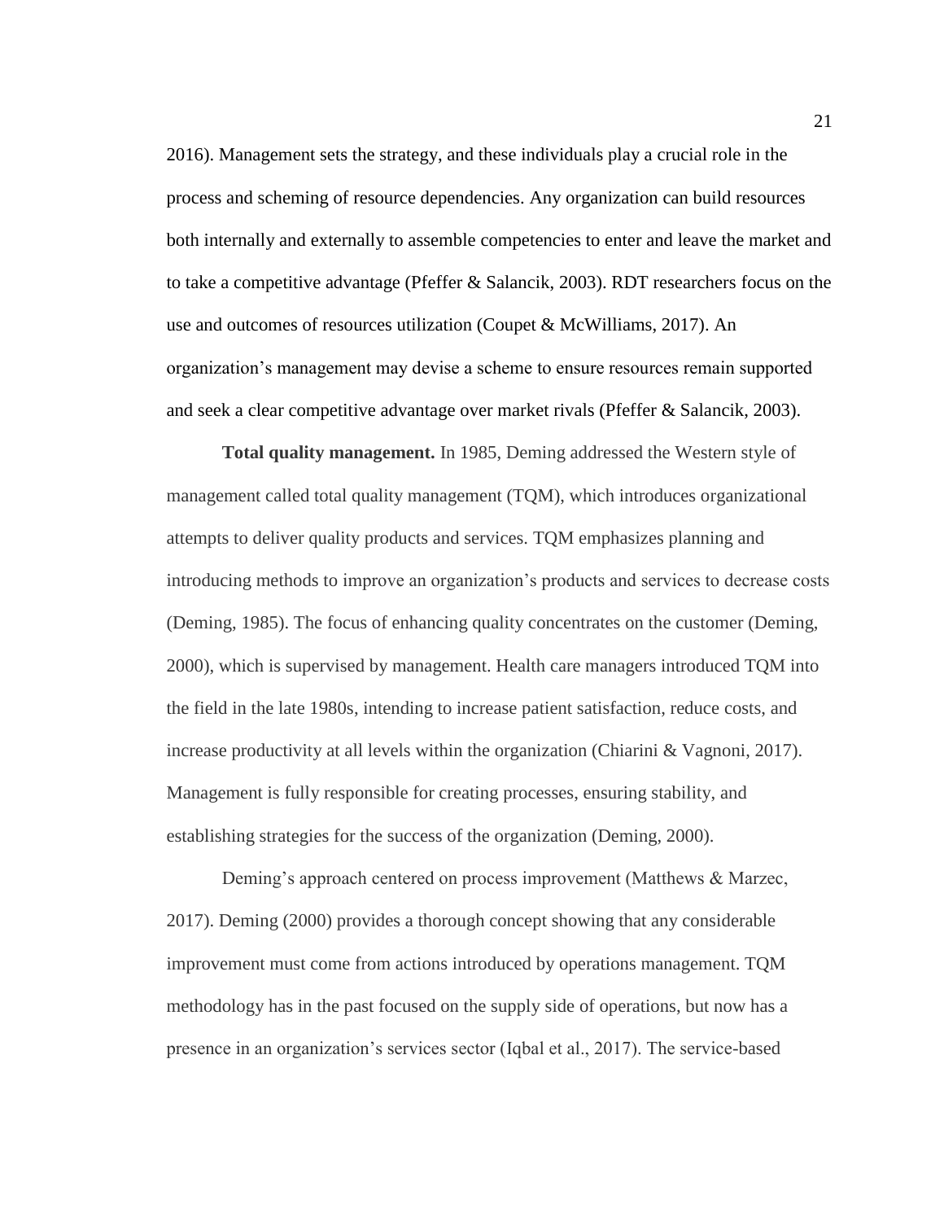2016). Management sets the strategy, and these individuals play a crucial role in the process and scheming of resource dependencies. Any organization can build resources both internally and externally to assemble competencies to enter and leave the market and to take a competitive advantage (Pfeffer & Salancik, 2003). RDT researchers focus on the use and outcomes of resources utilization (Coupet & McWilliams, 2017). An organization's management may devise a scheme to ensure resources remain supported and seek a clear competitive advantage over market rivals (Pfeffer & Salancik, 2003).

**Total quality management.** In 1985, Deming addressed the Western style of management called total quality management (TQM), which introduces organizational attempts to deliver quality products and services. TQM emphasizes planning and introducing methods to improve an organization's products and services to decrease costs (Deming, 1985). The focus of enhancing quality concentrates on the customer (Deming, 2000), which is supervised by management. Health care managers introduced TQM into the field in the late 1980s, intending to increase patient satisfaction, reduce costs, and increase productivity at all levels within the organization (Chiarini & Vagnoni, 2017). Management is fully responsible for creating processes, ensuring stability, and establishing strategies for the success of the organization (Deming, 2000).

Deming's approach centered on process improvement (Matthews & Marzec, 2017). Deming (2000) provides a thorough concept showing that any considerable improvement must come from actions introduced by operations management. TQM methodology has in the past focused on the supply side of operations, but now has a presence in an organization's services sector (Iqbal et al., 2017). The service-based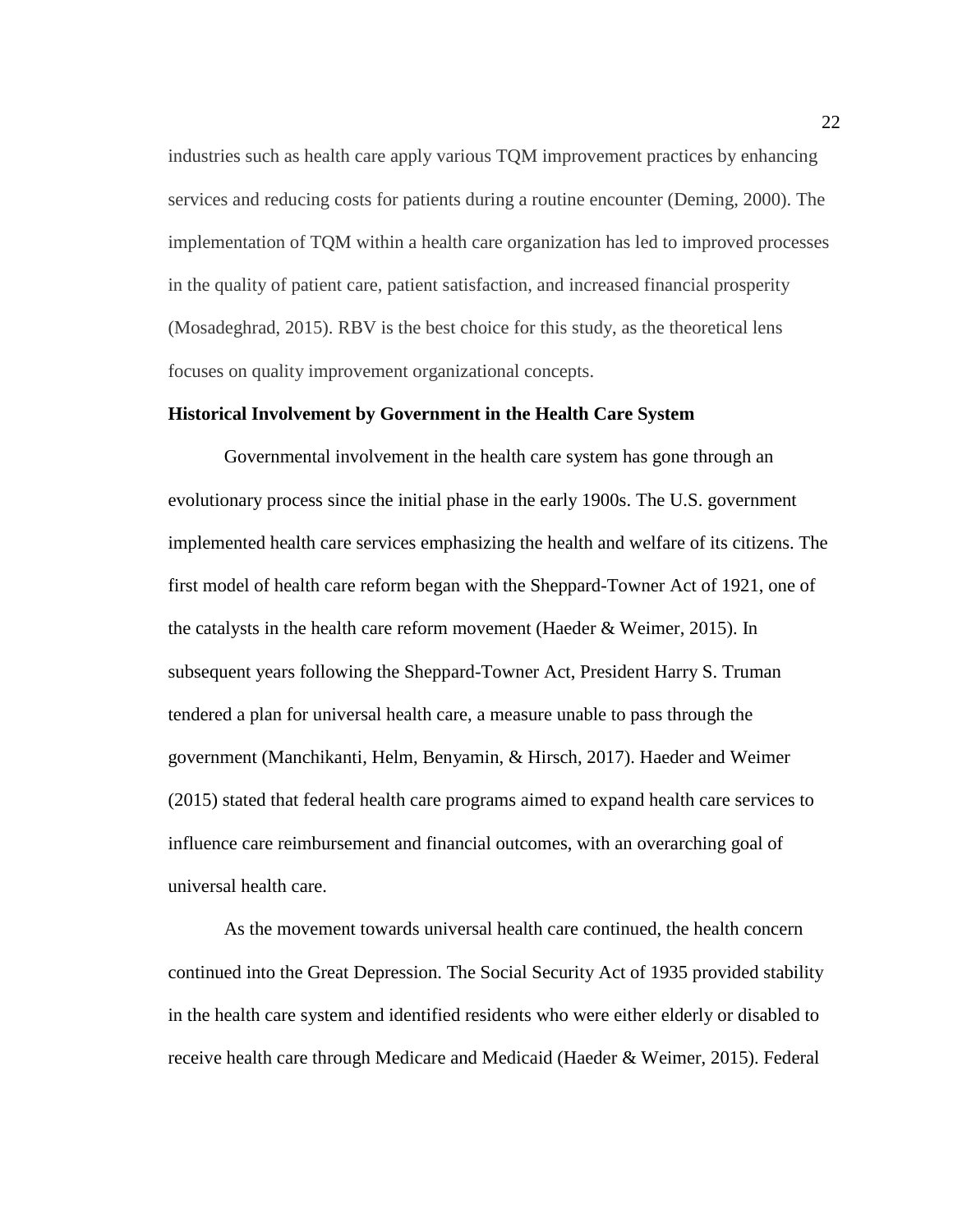industries such as health care apply various TQM improvement practices by enhancing services and reducing costs for patients during a routine encounter (Deming, 2000). The implementation of TQM within a health care organization has led to improved processes in the quality of patient care, patient satisfaction, and increased financial prosperity (Mosadeghrad, 2015). RBV is the best choice for this study, as the theoretical lens focuses on quality improvement organizational concepts.

**Historical Involvement by Government in the Health Care System**

Governmental involvement in the health care system has gone through an evolutionary process since the initial phase in the early 1900s. The U.S. government implemented health care services emphasizing the health and welfare of its citizens. The first model of health care reform began with the Sheppard-Towner Act of 1921, one of the catalysts in the health care reform movement (Haeder & Weimer, 2015). In subsequent years following the Sheppard-Towner Act, President Harry S. Truman tendered a plan for universal health care, a measure unable to pass through the government (Manchikanti, Helm, Benyamin, & Hirsch, 2017). Haeder and Weimer (2015) stated that federal health care programs aimed to expand health care services to influence care reimbursement and financial outcomes, with an overarching goal of universal health care.

As the movement towards universal health care continued, the health concern continued into the Great Depression. The Social Security Act of 1935 provided stability in the health care system and identified residents who were either elderly or disabled to receive health care through Medicare and Medicaid (Haeder & Weimer, 2015). Federal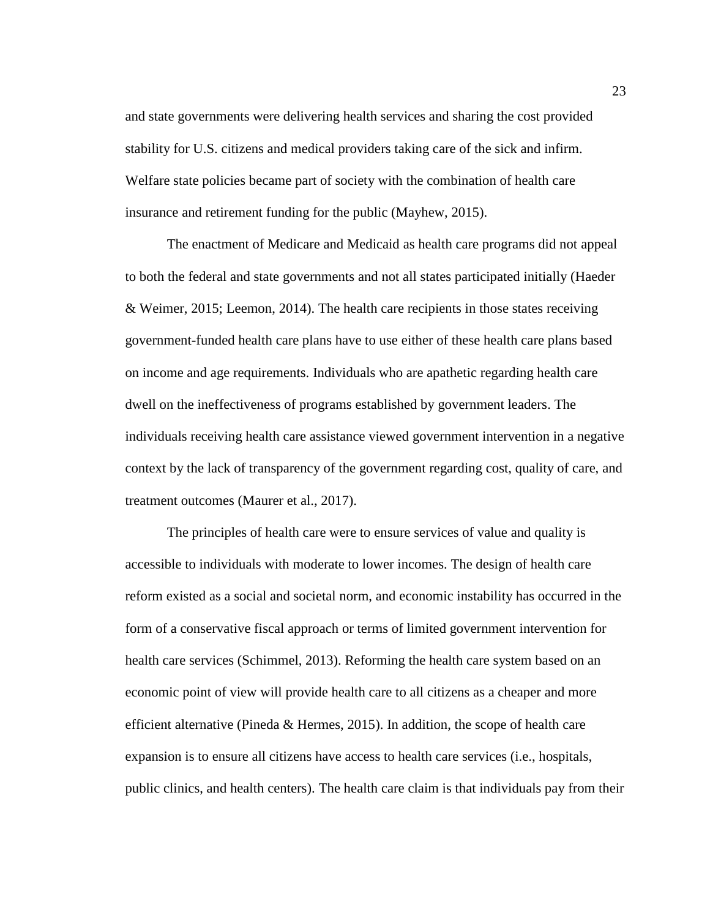and state governments were delivering health services and sharing the cost provided stability for U.S. citizens and medical providers taking care of the sick and infirm. Welfare state policies became part of society with the combination of health care insurance and retirement funding for the public (Mayhew, 2015).

The enactment of Medicare and Medicaid as health care programs did not appeal to both the federal and state governments and not all states participated initially (Haeder & Weimer, 2015; Leemon, 2014). The health care recipients in those states receiving government-funded health care plans have to use either of these health care plans based on income and age requirements. Individuals who are apathetic regarding health care dwell on the ineffectiveness of programs established by government leaders. The individuals receiving health care assistance viewed government intervention in a negative context by the lack of transparency of the government regarding cost, quality of care, and treatment outcomes (Maurer et al., 2017).

The principles of health care were to ensure services of value and quality is accessible to individuals with moderate to lower incomes. The design of health care reform existed as a social and societal norm, and economic instability has occurred in the form of a conservative fiscal approach or terms of limited government intervention for health care services (Schimmel, 2013). Reforming the health care system based on an economic point of view will provide health care to all citizens as a cheaper and more efficient alternative (Pineda & Hermes, 2015). In addition, the scope of health care expansion is to ensure all citizens have access to health care services (i.e., hospitals, public clinics, and health centers). The health care claim is that individuals pay from their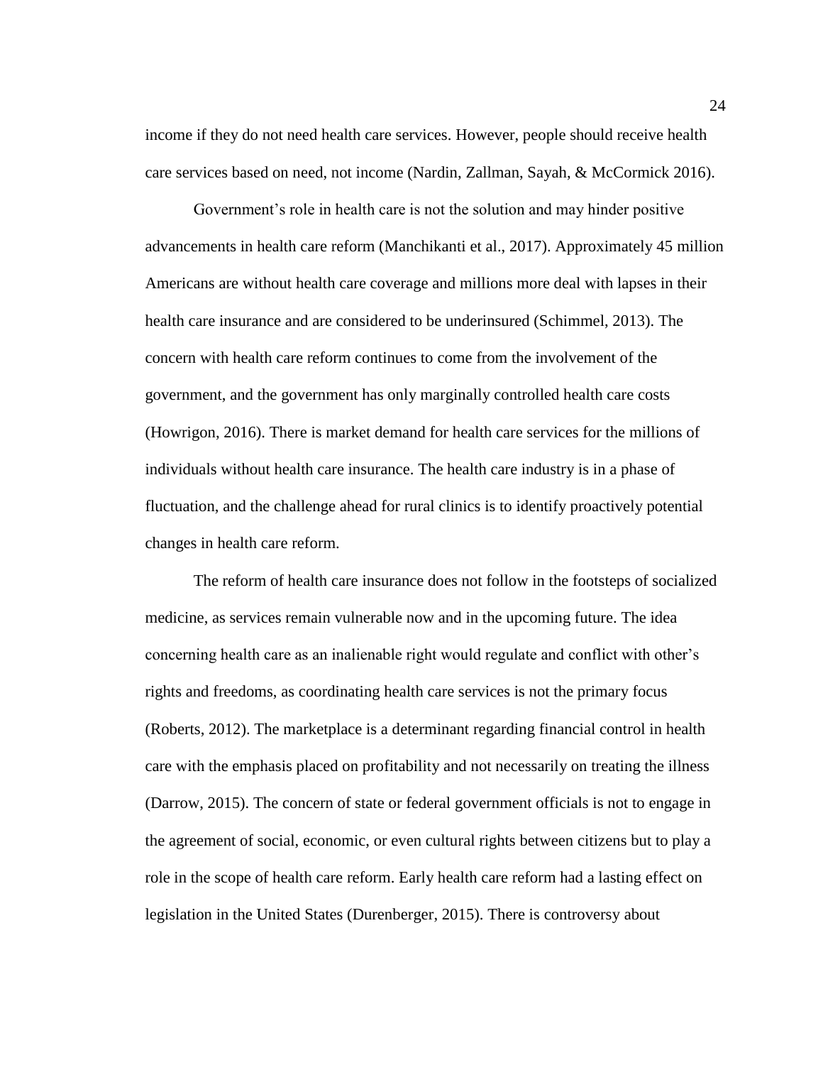income if they do not need health care services. However, people should receive health care services based on need, not income (Nardin, Zallman, Sayah, & McCormick 2016).

Government's role in health care is not the solution and may hinder positive advancements in health care reform (Manchikanti et al., 2017). Approximately 45 million Americans are without health care coverage and millions more deal with lapses in their health care insurance and are considered to be underinsured (Schimmel, 2013). The concern with health care reform continues to come from the involvement of the government, and the government has only marginally controlled health care costs (Howrigon, 2016). There is market demand for health care services for the millions of individuals without health care insurance. The health care industry is in a phase of fluctuation, and the challenge ahead for rural clinics is to identify proactively potential changes in health care reform.

The reform of health care insurance does not follow in the footsteps of socialized medicine, as services remain vulnerable now and in the upcoming future. The idea concerning health care as an inalienable right would regulate and conflict with other's rights and freedoms, as coordinating health care services is not the primary focus (Roberts, 2012). The marketplace is a determinant regarding financial control in health care with the emphasis placed on profitability and not necessarily on treating the illness (Darrow, 2015). The concern of state or federal government officials is not to engage in the agreement of social, economic, or even cultural rights between citizens but to play a role in the scope of health care reform. Early health care reform had a lasting effect on legislation in the United States (Durenberger, 2015). There is controversy about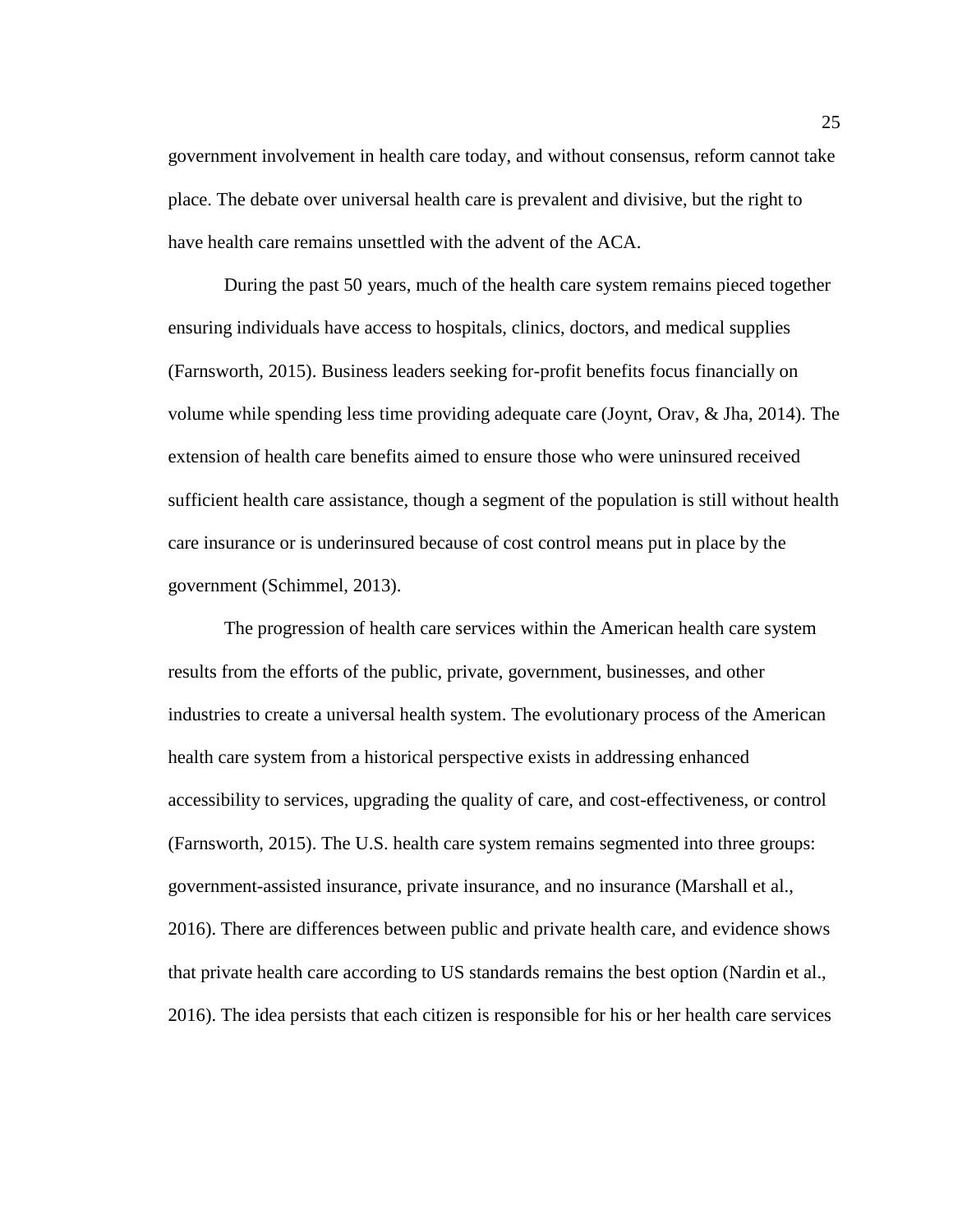government involvement in health care today, and without consensus, reform cannot take place. The debate over universal health care is prevalent and divisive, but the right to have health care remains unsettled with the advent of the ACA.

During the past 50 years, much of the health care system remains pieced together ensuring individuals have access to hospitals, clinics, doctors, and medical supplies (Farnsworth, 2015). Business leaders seeking for-profit benefits focus financially on volume while spending less time providing adequate care (Joynt, Orav, & Jha, 2014). The extension of health care benefits aimed to ensure those who were uninsured received sufficient health care assistance, though a segment of the population is still without health care insurance or is underinsured because of cost control means put in place by the government (Schimmel, 2013).

The progression of health care services within the American health care system results from the efforts of the public, private, government, businesses, and other industries to create a universal health system. The evolutionary process of the American health care system from a historical perspective exists in addressing enhanced accessibility to services, upgrading the quality of care, and cost-effectiveness, or control (Farnsworth, 2015). The U.S. health care system remains segmented into three groups: government-assisted insurance, private insurance, and no insurance (Marshall et al., 2016). There are differences between public and private health care, and evidence shows that private health care according to US standards remains the best option (Nardin et al., 2016). The idea persists that each citizen is responsible for his or her health care services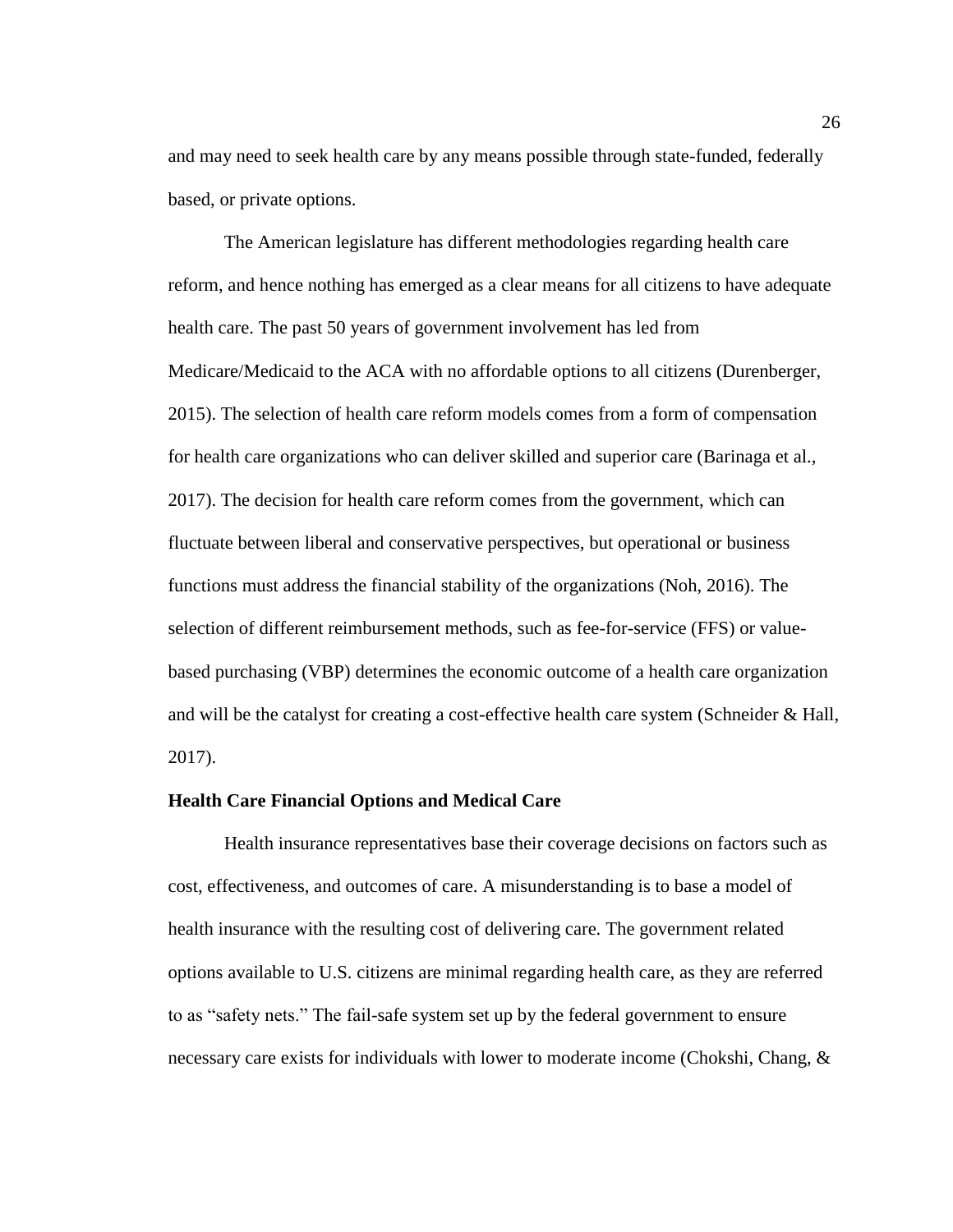and may need to seek health care by any means possible through state-funded, federally based, or private options.

The American legislature has different methodologies regarding health care reform, and hence nothing has emerged as a clear means for all citizens to have adequate health care. The past 50 years of government involvement has led from Medicare/Medicaid to the ACA with no affordable options to all citizens (Durenberger, 2015). The selection of health care reform models comes from a form of compensation for health care organizations who can deliver skilled and superior care (Barinaga et al., 2017). The decision for health care reform comes from the government, which can fluctuate between liberal and conservative perspectives, but operational or business functions must address the financial stability of the organizations (Noh, 2016). The selection of different reimbursement methods, such as fee-for-service (FFS) or value-based purchasing (VBP) determines the economic outcome of a health care organization and will be the catalyst for creating a cost-effective health care system (Schneider & Hall, 2017).

**Health Care Financial Options and Medical Care**

Health insurance representatives base their coverage decisions on factors such as cost, effectiveness, and outcomes of care. A misunderstanding is to base a model of health insurance with the resulting cost of delivering care. The government related options available to U.S. citizens are minimal regarding health care, as they are referred to as "safety nets." The fail-safe system set up by the federal government to ensure necessary care exists for individuals with lower to moderate income (Chokshi, Chang, &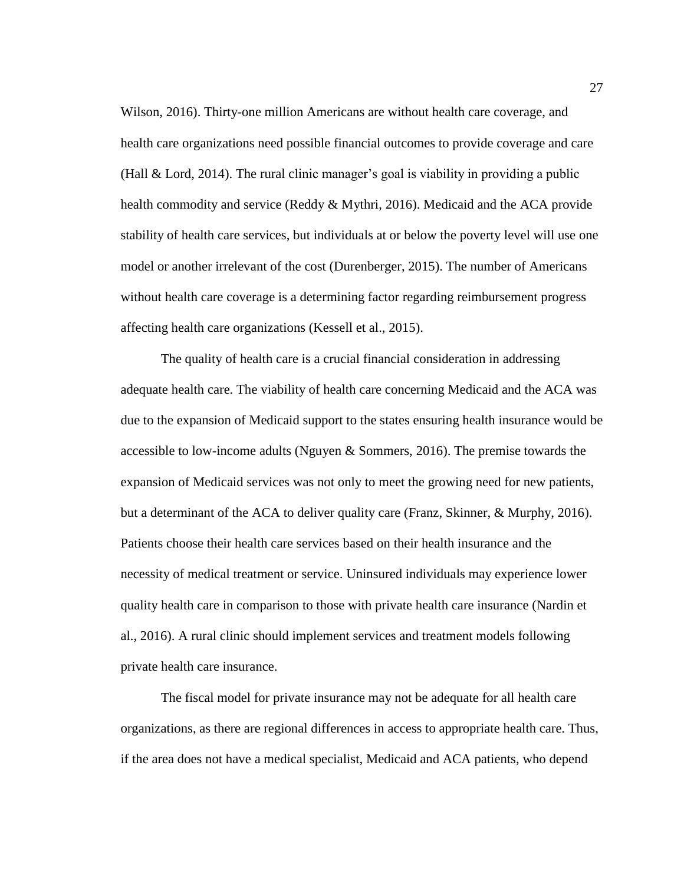Wilson, 2016). Thirty-one million Americans are without health care coverage, and health care organizations need possible financial outcomes to provide coverage and care (Hall & Lord, 2014). The rural clinic manager's goal is viability in providing a public health commodity and service (Reddy & Mythri, 2016). Medicaid and the ACA provide stability of health care services, but individuals at or below the poverty level will use one model or another irrelevant of the cost (Durenberger, 2015). The number of Americans without health care coverage is a determining factor regarding reimbursement progress affecting health care organizations (Kessell et al., 2015).

The quality of health care is a crucial financial consideration in addressing adequate health care. The viability of health care concerning Medicaid and the ACA was due to the expansion of Medicaid support to the states ensuring health insurance would be accessible to low-income adults (Nguyen & Sommers, 2016). The premise towards the expansion of Medicaid services was not only to meet the growing need for new patients, but a determinant of the ACA to deliver quality care (Franz, Skinner, & Murphy, 2016). Patients choose their health care services based on their health insurance and the necessity of medical treatment or service. Uninsured individuals may experience lower quality health care in comparison to those with private health care insurance (Nardin et al., 2016). A rural clinic should implement services and treatment models following private health care insurance.

The fiscal model for private insurance may not be adequate for all health care organizations, as there are regional differences in access to appropriate health care. Thus, if the area does not have a medical specialist, Medicaid and ACA patients, who depend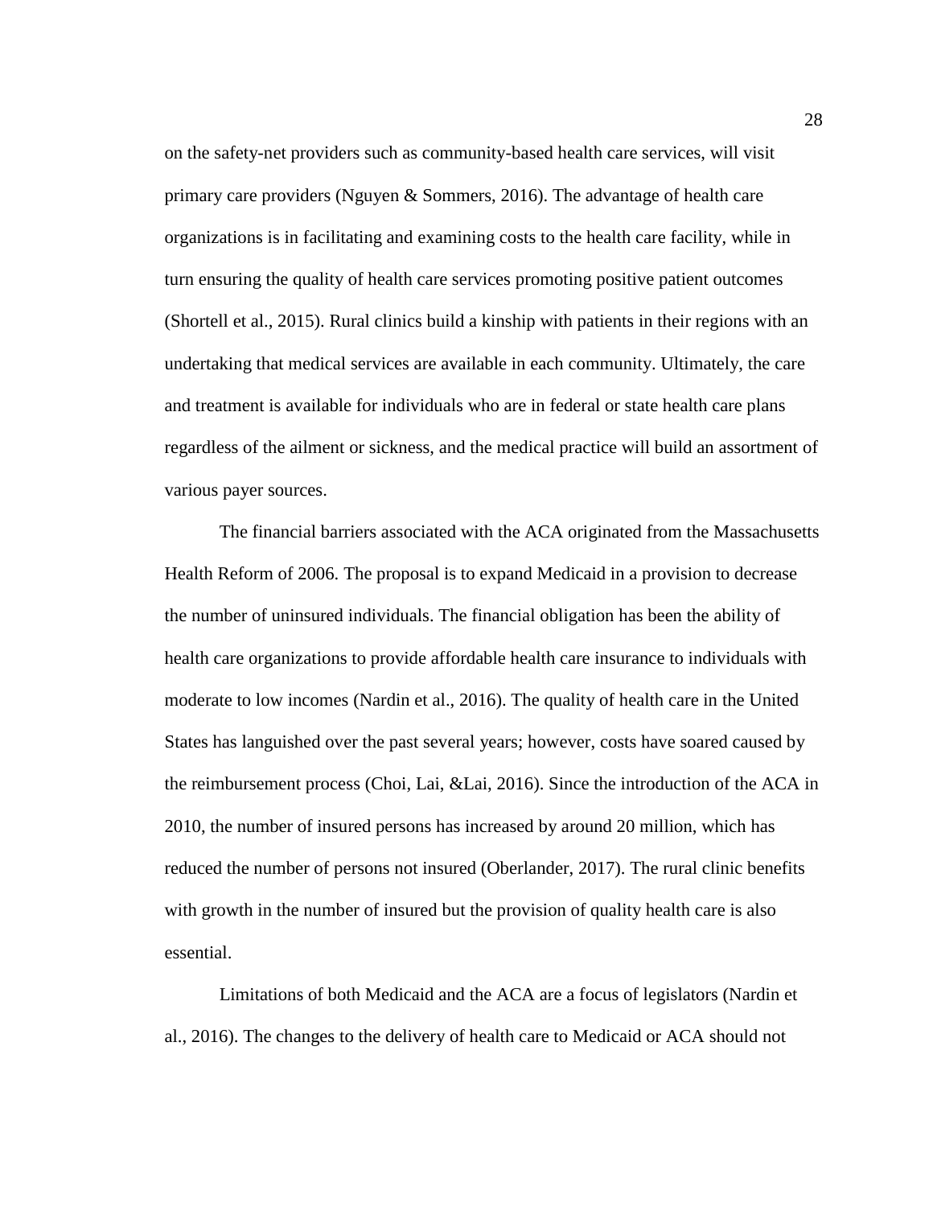on the safety-net providers such as community-based health care services, will visit primary care providers (Nguyen & Sommers, 2016). The advantage of health care organizations is in facilitating and examining costs to the health care facility, while in turn ensuring the quality of health care services promoting positive patient outcomes (Shortell et al., 2015). Rural clinics build a kinship with patients in their regions with an undertaking that medical services are available in each community. Ultimately, the care and treatment is available for individuals who are in federal or state health care plans regardless of the ailment or sickness, and the medical practice will build an assortment of various payer sources.

The financial barriers associated with the ACA originated from the Massachusetts Health Reform of 2006. The proposal is to expand Medicaid in a provision to decrease the number of uninsured individuals. The financial obligation has been the ability of health care organizations to provide affordable health care insurance to individuals with moderate to low incomes (Nardin et al., 2016). The quality of health care in the United States has languished over the past several years; however, costs have soared caused by the reimbursement process (Choi, Lai, &Lai, 2016). Since the introduction of the ACA in 2010, the number of insured persons has increased by around 20 million, which has reduced the number of persons not insured (Oberlander, 2017). The rural clinic benefits with growth in the number of insured but the provision of quality health care is also essential.

Limitations of both Medicaid and the ACA are a focus of legislators (Nardin et al., 2016). The changes to the delivery of health care to Medicaid or ACA should not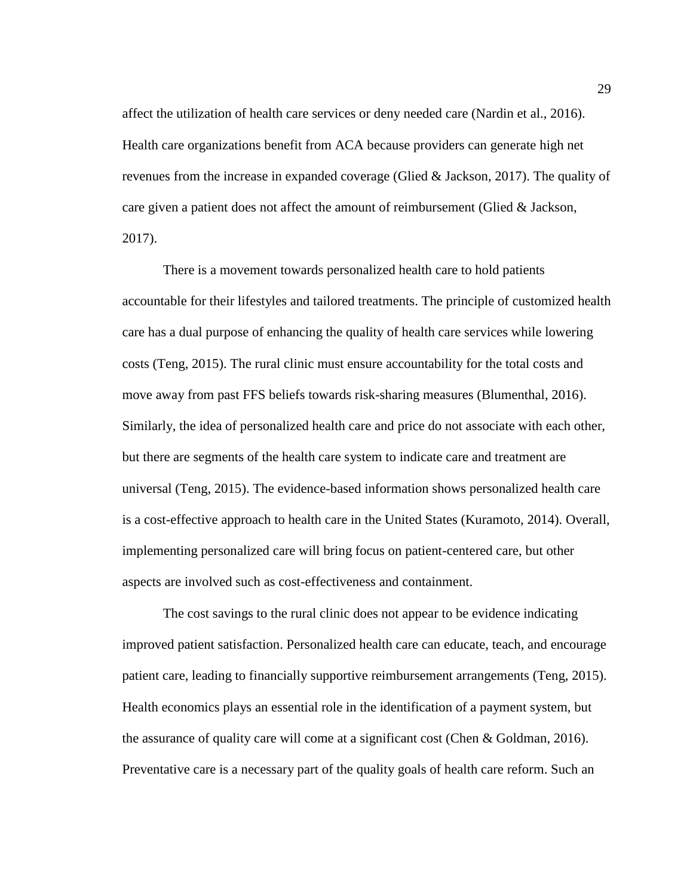affect the utilization of health care services or deny needed care (Nardin et al., 2016). Health care organizations benefit from ACA because providers can generate high net revenues from the increase in expanded coverage (Glied & Jackson, 2017). The quality of care given a patient does not affect the amount of reimbursement (Glied & Jackson, 2017).

There is a movement towards personalized health care to hold patients accountable for their lifestyles and tailored treatments. The principle of customized health care has a dual purpose of enhancing the quality of health care services while lowering costs (Teng, 2015). The rural clinic must ensure accountability for the total costs and move away from past FFS beliefs towards risk-sharing measures (Blumenthal, 2016). Similarly, the idea of personalized health care and price do not associate with each other, but there are segments of the health care system to indicate care and treatment are universal (Teng, 2015). The evidence-based information shows personalized health care is a cost-effective approach to health care in the United States (Kuramoto, 2014). Overall, implementing personalized care will bring focus on patient-centered care, but other aspects are involved such as cost-effectiveness and containment.

The cost savings to the rural clinic does not appear to be evidence indicating improved patient satisfaction. Personalized health care can educate, teach, and encourage patient care, leading to financially supportive reimbursement arrangements (Teng, 2015). Health economics plays an essential role in the identification of a payment system, but the assurance of quality care will come at a significant cost (Chen & Goldman, 2016). Preventative care is a necessary part of the quality goals of health care reform. Such an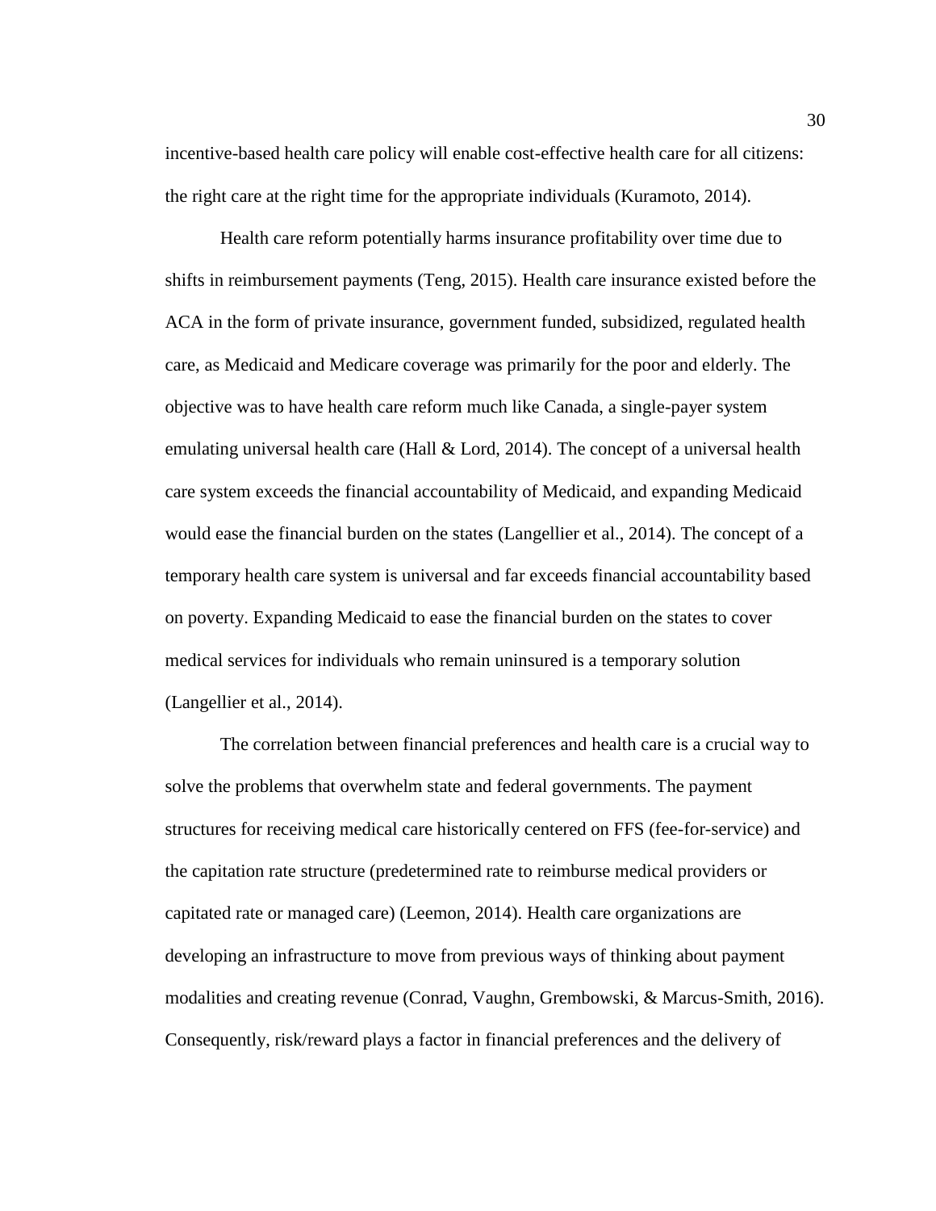incentive-based health care policy will enable cost-effective health care for all citizens: the right care at the right time for the appropriate individuals (Kuramoto, 2014).

Health care reform potentially harms insurance profitability over time due to shifts in reimbursement payments (Teng, 2015). Health care insurance existed before the ACA in the form of private insurance, government funded, subsidized, regulated health care, as Medicaid and Medicare coverage was primarily for the poor and elderly. The objective was to have health care reform much like Canada, a single-payer system emulating universal health care (Hall & Lord, 2014). The concept of a universal health care system exceeds the financial accountability of Medicaid, and expanding Medicaid would ease the financial burden on the states (Langellier et al., 2014). The concept of a temporary health care system is universal and far exceeds financial accountability based on poverty. Expanding Medicaid to ease the financial burden on the states to cover medical services for individuals who remain uninsured is a temporary solution (Langellier et al., 2014).

The correlation between financial preferences and health care is a crucial way to solve the problems that overwhelm state and federal governments. The payment structures for receiving medical care historically centered on FFS (fee-for-service) and the capitation rate structure (predetermined rate to reimburse medical providers or capitated rate or managed care) (Leemon, 2014). Health care organizations are developing an infrastructure to move from previous ways of thinking about payment modalities and creating revenue (Conrad, Vaughn, Grembowski, & Marcus-Smith, 2016). Consequently, risk/reward plays a factor in financial preferences and the delivery of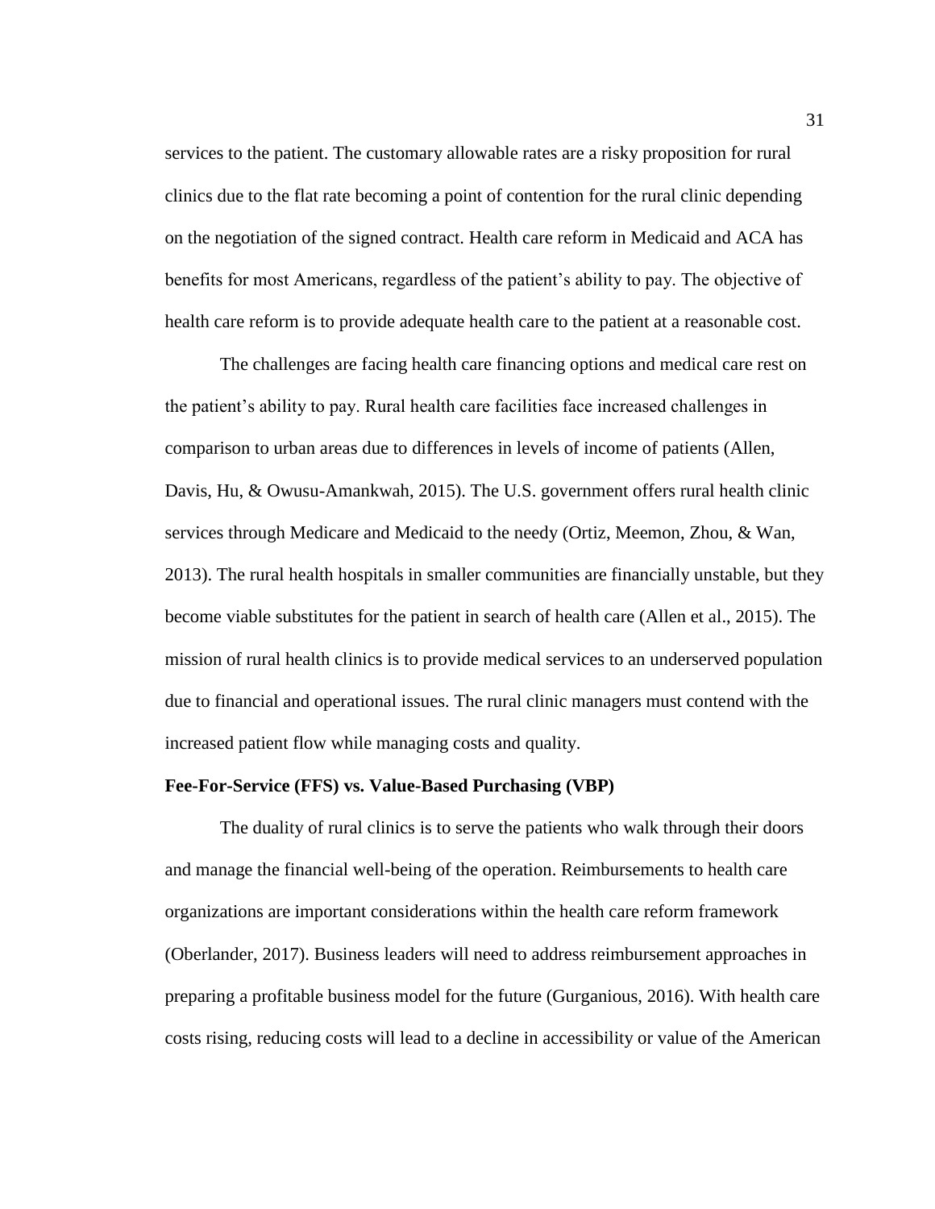services to the patient. The customary allowable rates are a risky proposition for rural clinics due to the flat rate becoming a point of contention for the rural clinic depending on the negotiation of the signed contract. Health care reform in Medicaid and ACA has benefits for most Americans, regardless of the patient's ability to pay. The objective of health care reform is to provide adequate health care to the patient at a reasonable cost.

The challenges are facing health care financing options and medical care rest on the patient's ability to pay. Rural health care facilities face increased challenges in comparison to urban areas due to differences in levels of income of patients (Allen, Davis, Hu, & Owusu-Amankwah, 2015). The U.S. government offers rural health clinic services through Medicare and Medicaid to the needy (Ortiz, Meemon, Zhou, & Wan, 2013). The rural health hospitals in smaller communities are financially unstable, but they become viable substitutes for the patient in search of health care (Allen et al., 2015). The mission of rural health clinics is to provide medical services to an underserved population due to financial and operational issues. The rural clinic managers must contend with the increased patient flow while managing costs and quality.

**Fee-For-Service (FFS) vs. Value-Based Purchasing (VBP)**

The duality of rural clinics is to serve the patients who walk through their doors and manage the financial well-being of the operation. Reimbursements to health care organizations are important considerations within the health care reform framework (Oberlander, 2017). Business leaders will need to address reimbursement approaches in preparing a profitable business model for the future (Gurganious, 2016). With health care costs rising, reducing costs will lead to a decline in accessibility or value of the American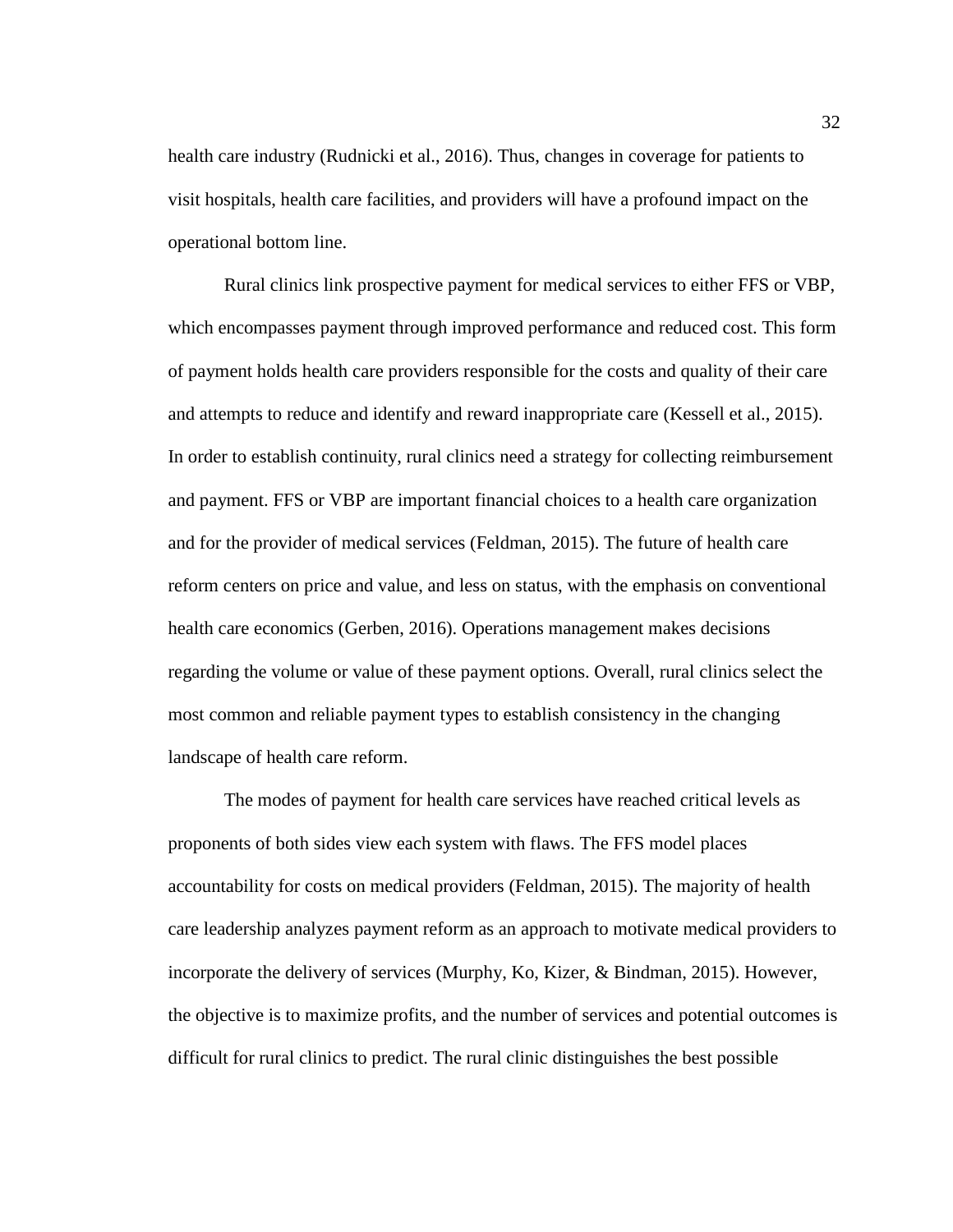health care industry (Rudnicki et al., 2016). Thus, changes in coverage for patients to visit hospitals, health care facilities, and providers will have a profound impact on the operational bottom line.

Rural clinics link prospective payment for medical services to either FFS or VBP, which encompasses payment through improved performance and reduced cost. This form of payment holds health care providers responsible for the costs and quality of their care and attempts to reduce and identify and reward inappropriate care (Kessell et al., 2015). In order to establish continuity, rural clinics need a strategy for collecting reimbursement and payment. FFS or VBP are important financial choices to a health care organization and for the provider of medical services (Feldman, 2015). The future of health care reform centers on price and value, and less on status, with the emphasis on conventional health care economics (Gerben, 2016). Operations management makes decisions regarding the volume or value of these payment options. Overall, rural clinics select the most common and reliable payment types to establish consistency in the changing landscape of health care reform.

The modes of payment for health care services have reached critical levels as proponents of both sides view each system with flaws. The FFS model places accountability for costs on medical providers (Feldman, 2015). The majority of health care leadership analyzes payment reform as an approach to motivate medical providers to incorporate the delivery of services (Murphy, Ko, Kizer, & Bindman, 2015). However, the objective is to maximize profits, and the number of services and potential outcomes is difficult for rural clinics to predict. The rural clinic distinguishes the best possible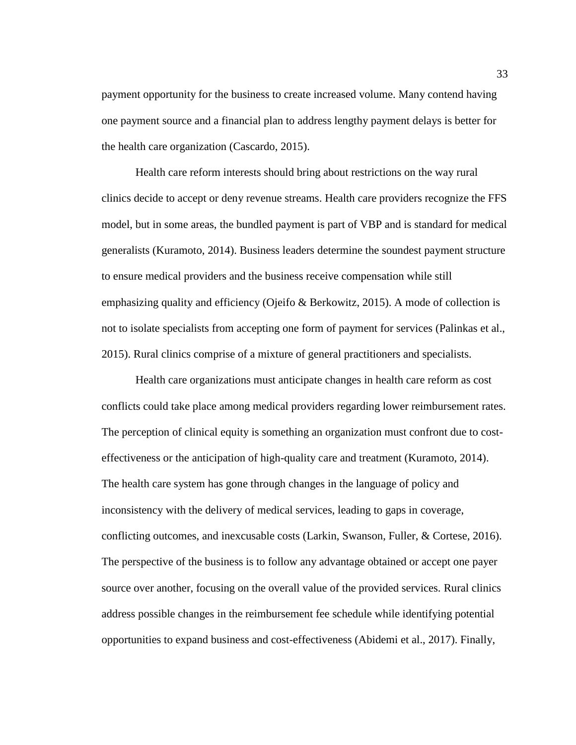payment opportunity for the business to create increased volume. Many contend having one payment source and a financial plan to address lengthy payment delays is better for the health care organization (Cascardo, 2015).

Health care reform interests should bring about restrictions on the way rural clinics decide to accept or deny revenue streams. Health care providers recognize the FFS model, but in some areas, the bundled payment is part of VBP and is standard for medical generalists (Kuramoto, 2014). Business leaders determine the soundest payment structure to ensure medical providers and the business receive compensation while still emphasizing quality and efficiency (Ojeifo & Berkowitz, 2015). A mode of collection is not to isolate specialists from accepting one form of payment for services (Palinkas et al., 2015). Rural clinics comprise of a mixture of general practitioners and specialists.

Health care organizations must anticipate changes in health care reform as cost conflicts could take place among medical providers regarding lower reimbursement rates. The perception of clinical equity is something an organization must confront due to cost-effectiveness or the anticipation of high-quality care and treatment (Kuramoto, 2014). The health care system has gone through changes in the language of policy and inconsistency with the delivery of medical services, leading to gaps in coverage, conflicting outcomes, and inexcusable costs (Larkin, Swanson, Fuller, & Cortese, 2016). The perspective of the business is to follow any advantage obtained or accept one payer source over another, focusing on the overall value of the provided services. Rural clinics address possible changes in the reimbursement fee schedule while identifying potential opportunities to expand business and cost-effectiveness (Abidemi et al., 2017). Finally,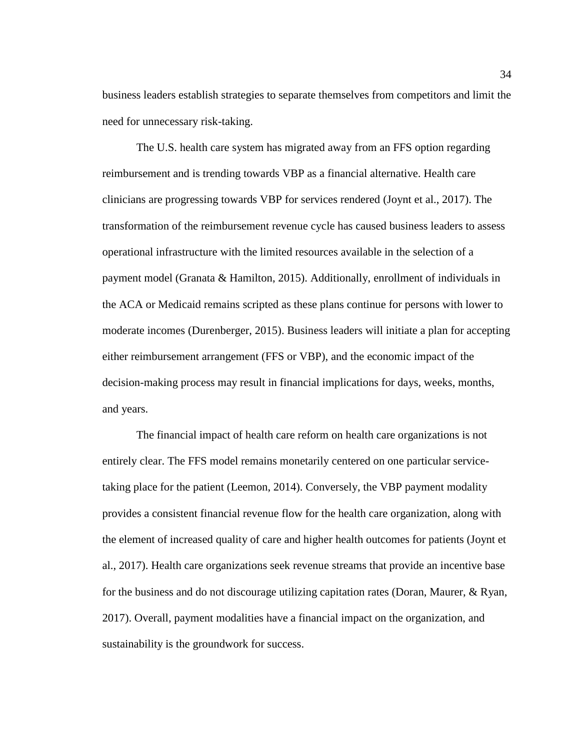business leaders establish strategies to separate themselves from competitors and limit the need for unnecessary risk-taking.

The U.S. health care system has migrated away from an FFS option regarding reimbursement and is trending towards VBP as a financial alternative. Health care clinicians are progressing towards VBP for services rendered (Joynt et al., 2017). The transformation of the reimbursement revenue cycle has caused business leaders to assess operational infrastructure with the limited resources available in the selection of a payment model (Granata & Hamilton, 2015). Additionally, enrollment of individuals in the ACA or Medicaid remains scripted as these plans continue for persons with lower to moderate incomes (Durenberger, 2015). Business leaders will initiate a plan for accepting either reimbursement arrangement (FFS or VBP), and the economic impact of the decision-making process may result in financial implications for days, weeks, months, and years.

The financial impact of health care reform on health care organizations is not entirely clear. The FFS model remains monetarily centered on one particular service-taking place for the patient (Leemon, 2014). Conversely, the VBP payment modality provides a consistent financial revenue flow for the health care organization, along with the element of increased quality of care and higher health outcomes for patients (Joynt et al., 2017). Health care organizations seek revenue streams that provide an incentive base for the business and do not discourage utilizing capitation rates (Doran, Maurer, & Ryan, 2017). Overall, payment modalities have a financial impact on the organization, and sustainability is the groundwork for success.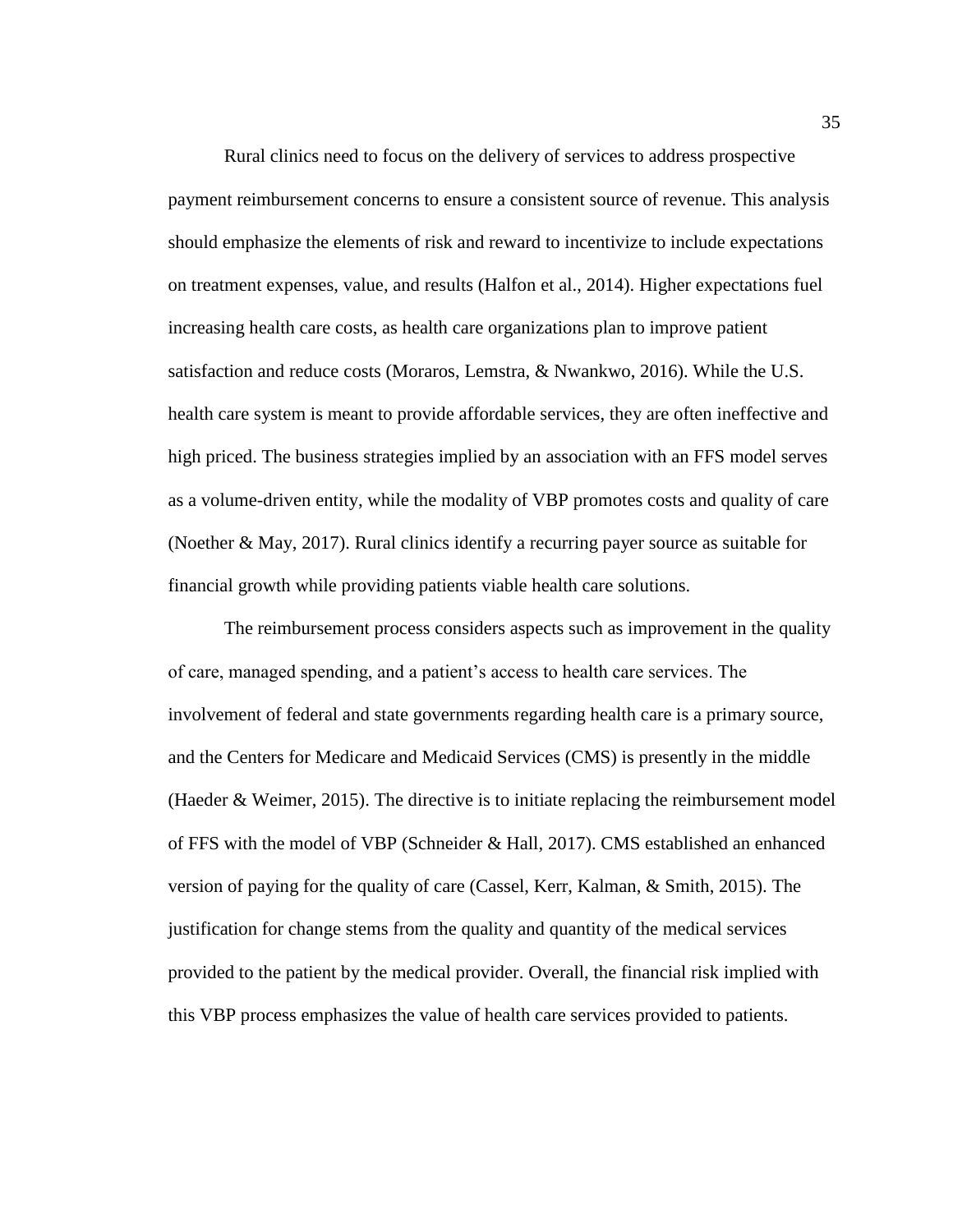Rural clinics need to focus on the delivery of services to address prospective payment reimbursement concerns to ensure a consistent source of revenue. This analysis should emphasize the elements of risk and reward to incentivize to include expectations on treatment expenses, value, and results (Halfon et al., 2014). Higher expectations fuel increasing health care costs, as health care organizations plan to improve patient satisfaction and reduce costs (Moraros, Lemstra, & Nwankwo, 2016). While the U.S. health care system is meant to provide affordable services, they are often ineffective and high priced. The business strategies implied by an association with an FFS model serves as a volume-driven entity, while the modality of VBP promotes costs and quality of care (Noether & May, 2017). Rural clinics identify a recurring payer source as suitable for financial growth while providing patients viable health care solutions.

The reimbursement process considers aspects such as improvement in the quality of care, managed spending, and a patient's access to health care services. The involvement of federal and state governments regarding health care is a primary source, and the Centers for Medicare and Medicaid Services (CMS) is presently in the middle (Haeder & Weimer, 2015). The directive is to initiate replacing the reimbursement model of FFS with the model of VBP (Schneider & Hall, 2017). CMS established an enhanced version of paying for the quality of care (Cassel, Kerr, Kalman, & Smith, 2015). The justification for change stems from the quality and quantity of the medical services provided to the patient by the medical provider. Overall, the financial risk implied with this VBP process emphasizes the value of health care services provided to patients.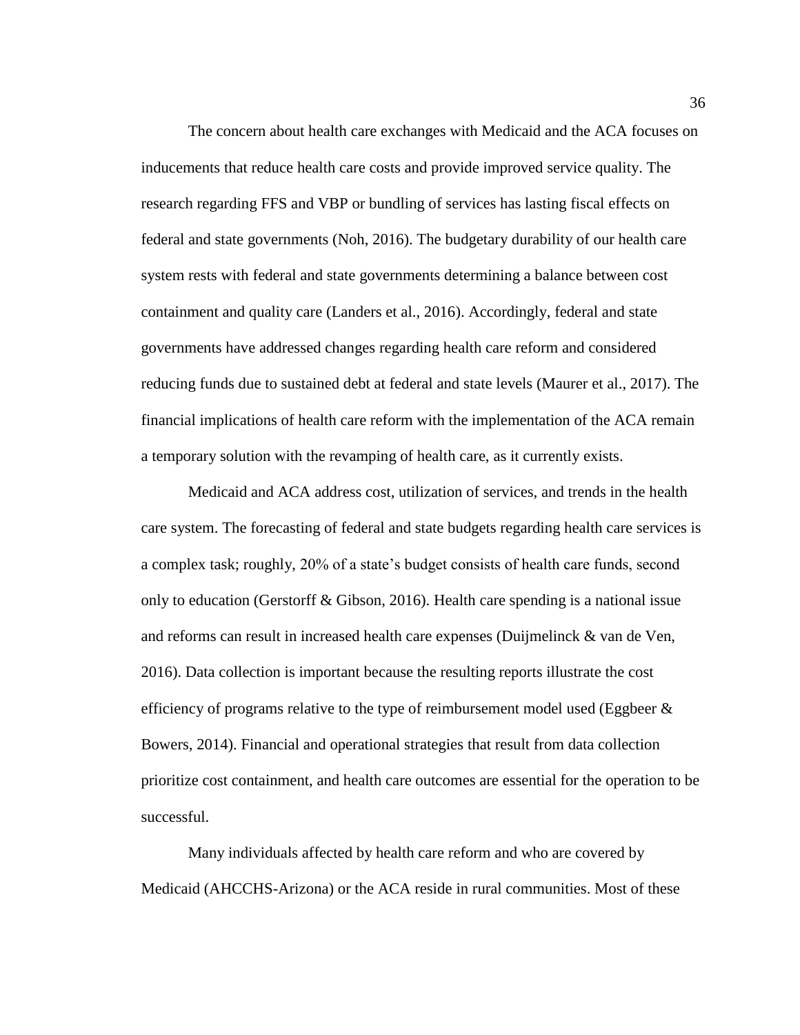The concern about health care exchanges with Medicaid and the ACA focuses on inducements that reduce health care costs and provide improved service quality. The research regarding FFS and VBP or bundling of services has lasting fiscal effects on federal and state governments (Noh, 2016). The budgetary durability of our health care system rests with federal and state governments determining a balance between cost containment and quality care (Landers et al., 2016). Accordingly, federal and state governments have addressed changes regarding health care reform and considered reducing funds due to sustained debt at federal and state levels (Maurer et al., 2017). The financial implications of health care reform with the implementation of the ACA remain a temporary solution with the revamping of health care, as it currently exists.

Medicaid and ACA address cost, utilization of services, and trends in the health care system. The forecasting of federal and state budgets regarding health care services is a complex task; roughly, 20% of a state's budget consists of health care funds, second only to education (Gerstorff & Gibson, 2016). Health care spending is a national issue and reforms can result in increased health care expenses (Duijmelinck & van de Ven, 2016). Data collection is important because the resulting reports illustrate the cost efficiency of programs relative to the type of reimbursement model used (Eggbeer & Bowers, 2014). Financial and operational strategies that result from data collection prioritize cost containment, and health care outcomes are essential for the operation to be successful.

Many individuals affected by health care reform and who are covered by Medicaid (AHCCHS-Arizona) or the ACA reside in rural communities. Most of these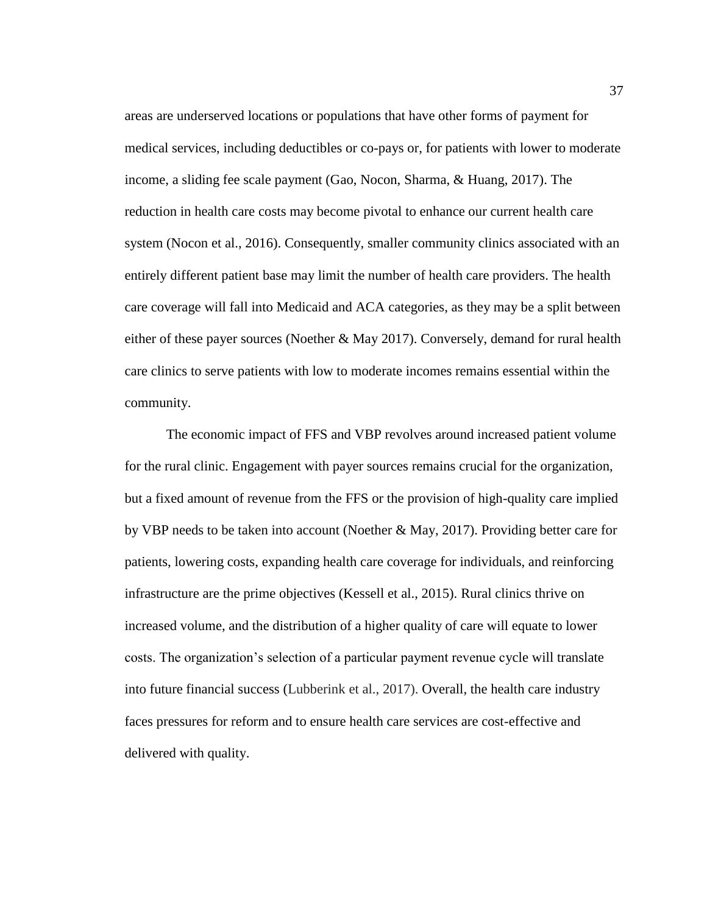areas are underserved locations or populations that have other forms of payment for medical services, including deductibles or co-pays or, for patients with lower to moderate income, a sliding fee scale payment (Gao, Nocon, Sharma, & Huang, 2017). The reduction in health care costs may become pivotal to enhance our current health care system (Nocon et al., 2016). Consequently, smaller community clinics associated with an entirely different patient base may limit the number of health care providers. The health care coverage will fall into Medicaid and ACA categories, as they may be a split between either of these payer sources (Noether & May 2017). Conversely, demand for rural health care clinics to serve patients with low to moderate incomes remains essential within the community.

The economic impact of FFS and VBP revolves around increased patient volume for the rural clinic. Engagement with payer sources remains crucial for the organization, but a fixed amount of revenue from the FFS or the provision of high-quality care implied by VBP needs to be taken into account (Noether & May, 2017). Providing better care for patients, lowering costs, expanding health care coverage for individuals, and reinforcing infrastructure are the prime objectives (Kessell et al., 2015). Rural clinics thrive on increased volume, and the distribution of a higher quality of care will equate to lower costs. The organization's selection of a particular payment revenue cycle will translate into future financial success (Lubberink et al., 2017). Overall, the health care industry faces pressures for reform and to ensure health care services are cost-effective and delivered with quality.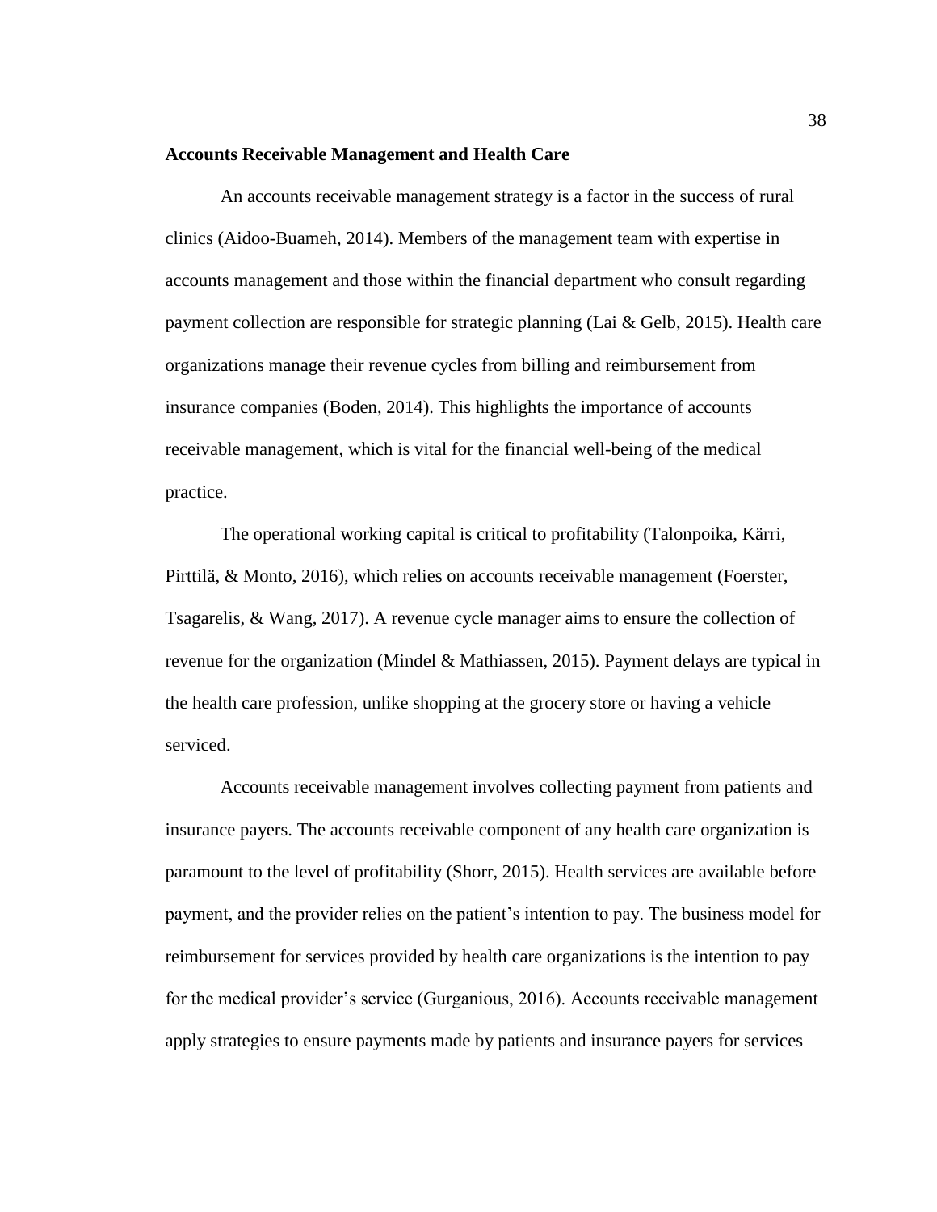**Accounts Receivable Management and Health Care**

An accounts receivable management strategy is a factor in the success of rural clinics (Aidoo-Buameh, 2014). Members of the management team with expertise in accounts management and those within the financial department who consult regarding payment collection are responsible for strategic planning (Lai & Gelb, 2015). Health care organizations manage their revenue cycles from billing and reimbursement from insurance companies (Boden, 2014). This highlights the importance of accounts receivable management, which is vital for the financial well-being of the medical practice.

The operational working capital is critical to profitability (Talonpoika, Kärri, Pirttilä, & Monto, 2016), which relies on accounts receivable management (Foerster, Tsagarelis, & Wang, 2017). A revenue cycle manager aims to ensure the collection of revenue for the organization (Mindel & Mathiassen, 2015). Payment delays are typical in the health care profession, unlike shopping at the grocery store or having a vehicle serviced.

Accounts receivable management involves collecting payment from patients and insurance payers. The accounts receivable component of any health care organization is paramount to the level of profitability (Shorr, 2015). Health services are available before payment, and the provider relies on the patient's intention to pay. The business model for reimbursement for services provided by health care organizations is the intention to pay for the medical provider's service (Gurganious, 2016). Accounts receivable management apply strategies to ensure payments made by patients and insurance payers for services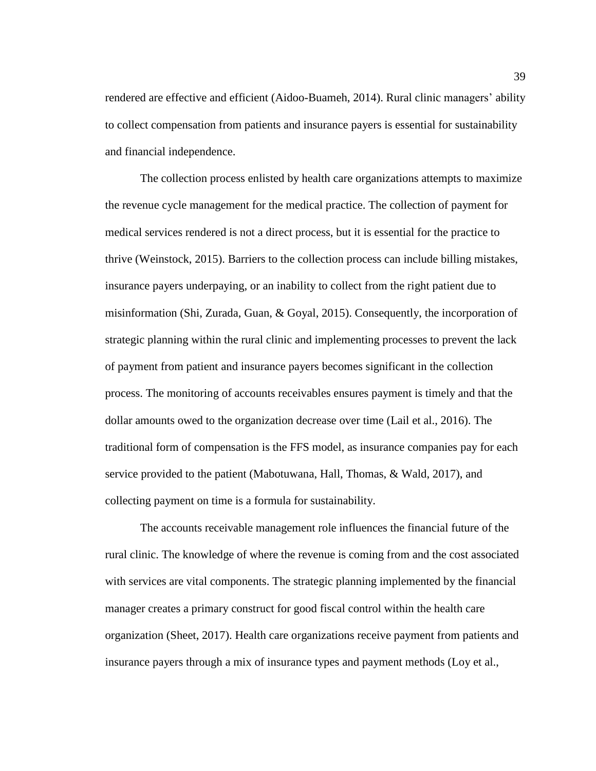rendered are effective and efficient (Aidoo-Buameh, 2014). Rural clinic managers' ability to collect compensation from patients and insurance payers is essential for sustainability and financial independence.

The collection process enlisted by health care organizations attempts to maximize the revenue cycle management for the medical practice. The collection of payment for medical services rendered is not a direct process, but it is essential for the practice to thrive (Weinstock, 2015). Barriers to the collection process can include billing mistakes, insurance payers underpaying, or an inability to collect from the right patient due to misinformation (Shi, Zurada, Guan, & Goyal, 2015). Consequently, the incorporation of strategic planning within the rural clinic and implementing processes to prevent the lack of payment from patient and insurance payers becomes significant in the collection process. The monitoring of accounts receivables ensures payment is timely and that the dollar amounts owed to the organization decrease over time (Lail et al., 2016). The traditional form of compensation is the FFS model, as insurance companies pay for each service provided to the patient (Mabotuwana, Hall, Thomas, & Wald, 2017), and collecting payment on time is a formula for sustainability.

The accounts receivable management role influences the financial future of the rural clinic. The knowledge of where the revenue is coming from and the cost associated with services are vital components. The strategic planning implemented by the financial manager creates a primary construct for good fiscal control within the health care organization (Sheet, 2017). Health care organizations receive payment from patients and insurance payers through a mix of insurance types and payment methods (Loy et al.,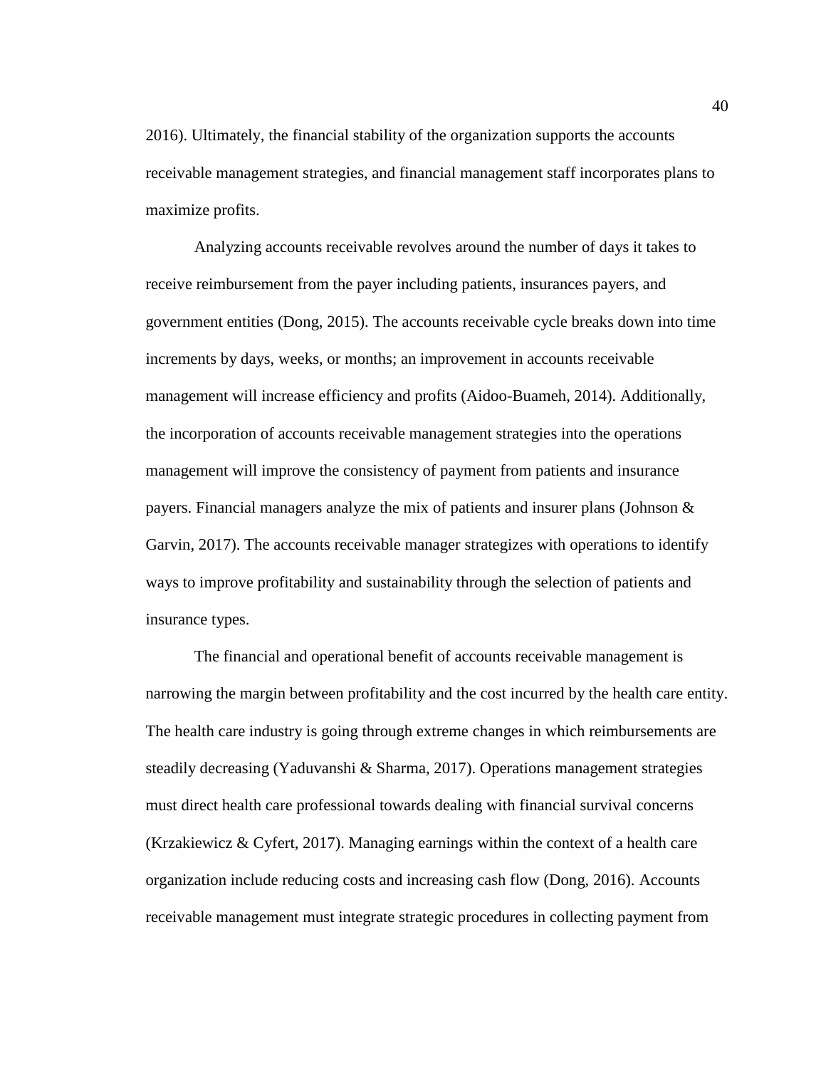2016). Ultimately, the financial stability of the organization supports the accounts receivable management strategies, and financial management staff incorporates plans to maximize profits.

Analyzing accounts receivable revolves around the number of days it takes to receive reimbursement from the payer including patients, insurances payers, and government entities (Dong, 2015). The accounts receivable cycle breaks down into time increments by days, weeks, or months; an improvement in accounts receivable management will increase efficiency and profits (Aidoo-Buameh, 2014). Additionally, the incorporation of accounts receivable management strategies into the operations management will improve the consistency of payment from patients and insurance payers. Financial managers analyze the mix of patients and insurer plans (Johnson & Garvin, 2017). The accounts receivable manager strategizes with operations to identify ways to improve profitability and sustainability through the selection of patients and insurance types.

The financial and operational benefit of accounts receivable management is narrowing the margin between profitability and the cost incurred by the health care entity. The health care industry is going through extreme changes in which reimbursements are steadily decreasing (Yaduvanshi & Sharma, 2017). Operations management strategies must direct health care professional towards dealing with financial survival concerns (Krzakiewicz & Cyfert, 2017). Managing earnings within the context of a health care organization include reducing costs and increasing cash flow (Dong, 2016). Accounts receivable management must integrate strategic procedures in collecting payment from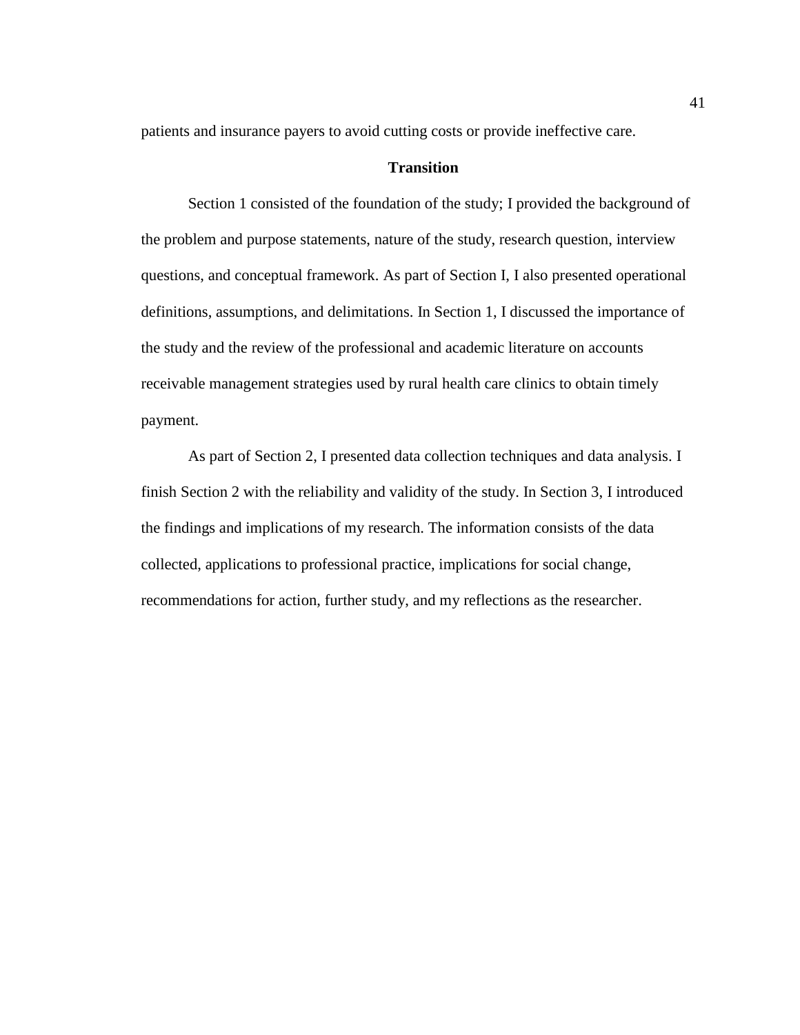patients and insurance payers to avoid cutting costs or provide ineffective care.

## Transition

Section 1 consisted of the foundation of the study; I provided the background of the problem and purpose statements, nature of the study, research question, interview questions, and conceptual framework. As part of Section I, I also presented operational definitions, assumptions, and delimitations. In Section 1, I discussed the importance of the study and the review of the professional and academic literature on accounts receivable management strategies used by rural health care clinics to obtain timely payment.

As part of Section 2, I presented data collection techniques and data analysis. I finish Section 2 with the reliability and validity of the study. In Section 3, I introduced the findings and implications of my research. The information consists of the data collected, applications to professional practice, implications for social change, recommendations for action, further study, and my reflections as the researcher.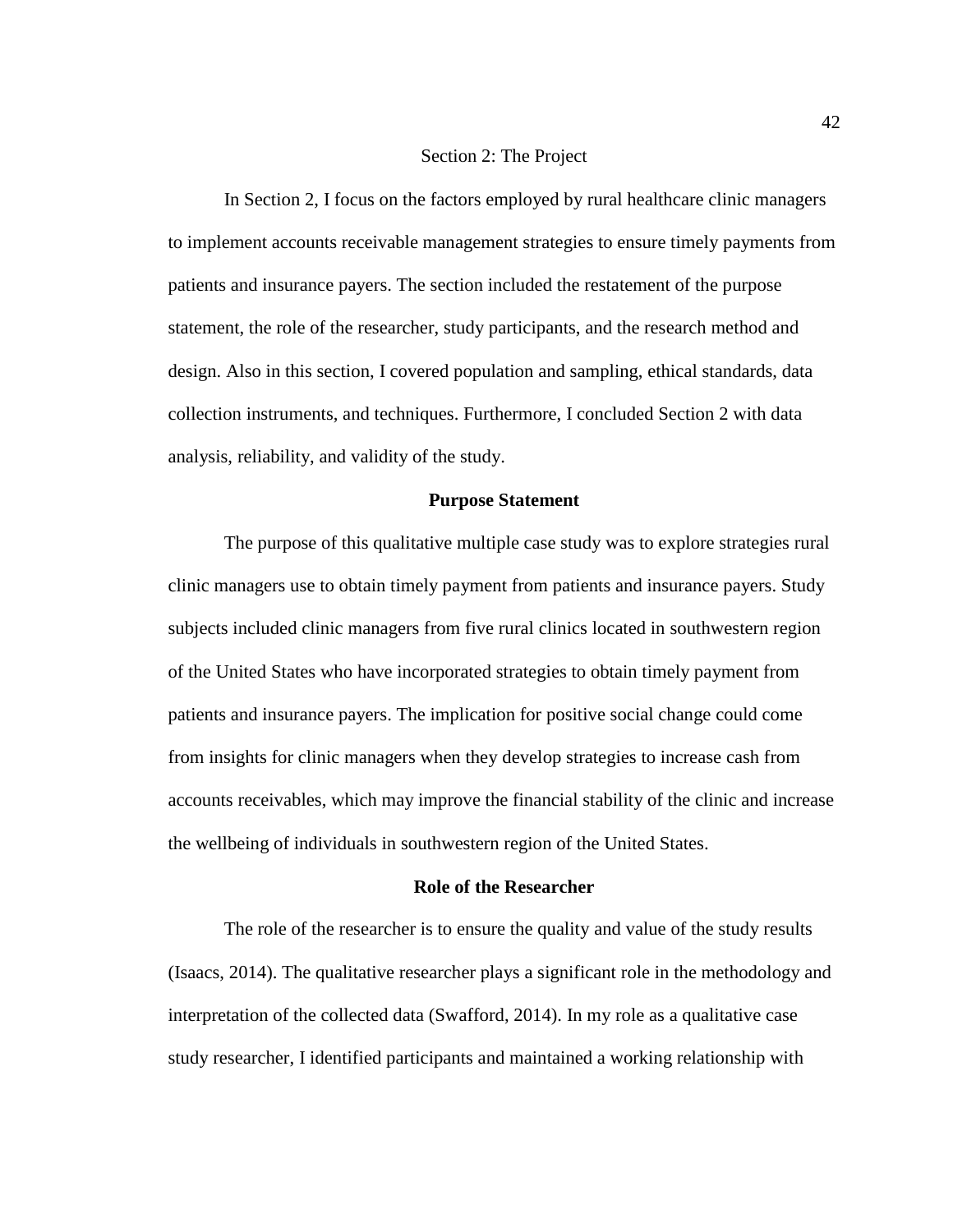# Section 2: The Project

In Section 2, I focus on the factors employed by rural healthcare clinic managers to implement accounts receivable management strategies to ensure timely payments from patients and insurance payers. The section included the restatement of the purpose statement, the role of the researcher, study participants, and the research method and design. Also in this section, I covered population and sampling, ethical standards, data collection instruments, and techniques. Furthermore, I concluded Section 2 with data analysis, reliability, and validity of the study.

## Purpose Statement

The purpose of this qualitative multiple case study was to explore strategies rural clinic managers use to obtain timely payment from patients and insurance payers. Study subjects included clinic managers from five rural clinics located in southwestern region of the United States who have incorporated strategies to obtain timely payment from patients and insurance payers. The implication for positive social change could come from insights for clinic managers when they develop strategies to increase cash from accounts receivables, which may improve the financial stability of the clinic and increase the wellbeing of individuals in southwestern region of the United States.

## Role of the Researcher

The role of the researcher is to ensure the quality and value of the study results (Isaacs, 2014). The qualitative researcher plays a significant role in the methodology and interpretation of the collected data (Swafford, 2014). In my role as a qualitative case study researcher, I identified participants and maintained a working relationship with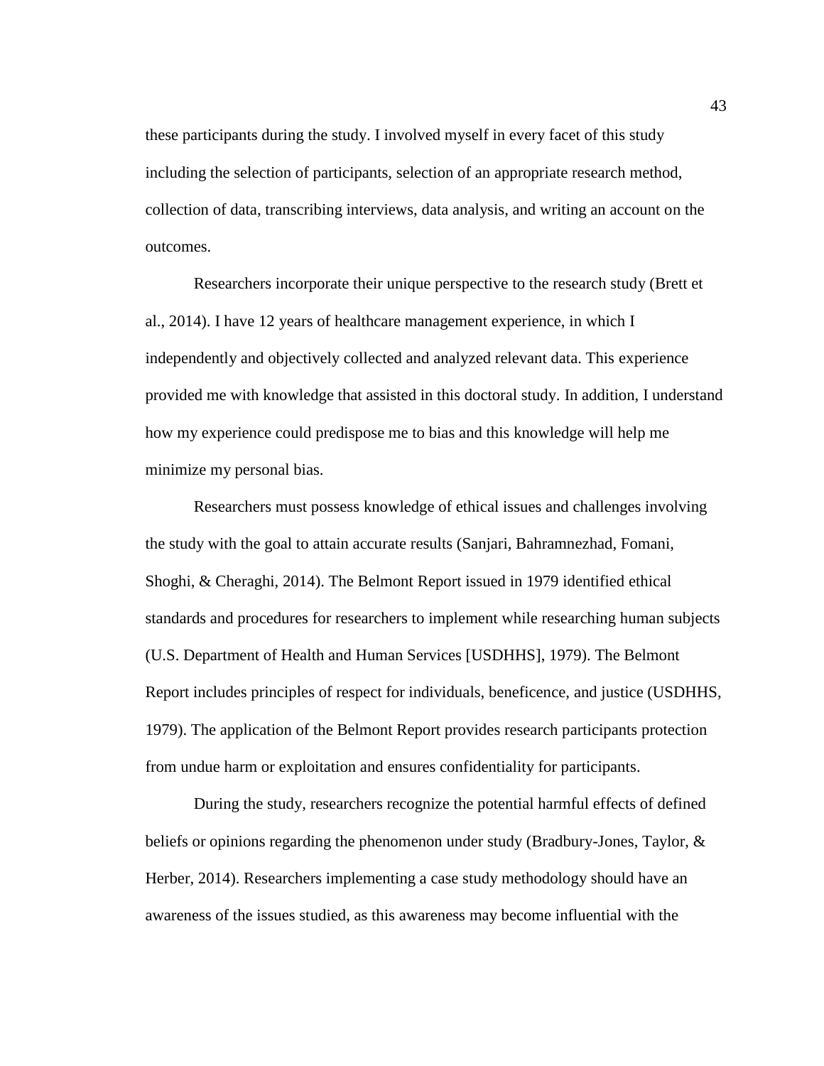these participants during the study. I involved myself in every facet of this study including the selection of participants, selection of an appropriate research method, collection of data, transcribing interviews, data analysis, and writing an account on the outcomes.

Researchers incorporate their unique perspective to the research study (Brett et al., 2014). I have 12 years of healthcare management experience, in which I independently and objectively collected and analyzed relevant data. This experience provided me with knowledge that assisted in this doctoral study. In addition, I understand how my experience could predispose me to bias and this knowledge will help me minimize my personal bias.

Researchers must possess knowledge of ethical issues and challenges involving the study with the goal to attain accurate results (Sanjari, Bahramnezhad, Fomani, Shoghi, & Cheraghi, 2014). The Belmont Report issued in 1979 identified ethical standards and procedures for researchers to implement while researching human subjects (U.S. Department of Health and Human Services [USDHHS], 1979). The Belmont Report includes principles of respect for individuals, beneficence, and justice (USDHHS, 1979). The application of the Belmont Report provides research participants protection from undue harm or exploitation and ensures confidentiality for participants.

During the study, researchers recognize the potential harmful effects of defined beliefs or opinions regarding the phenomenon under study (Bradbury-Jones, Taylor, & Herber, 2014). Researchers implementing a case study methodology should have an awareness of the issues studied, as this awareness may become influential with the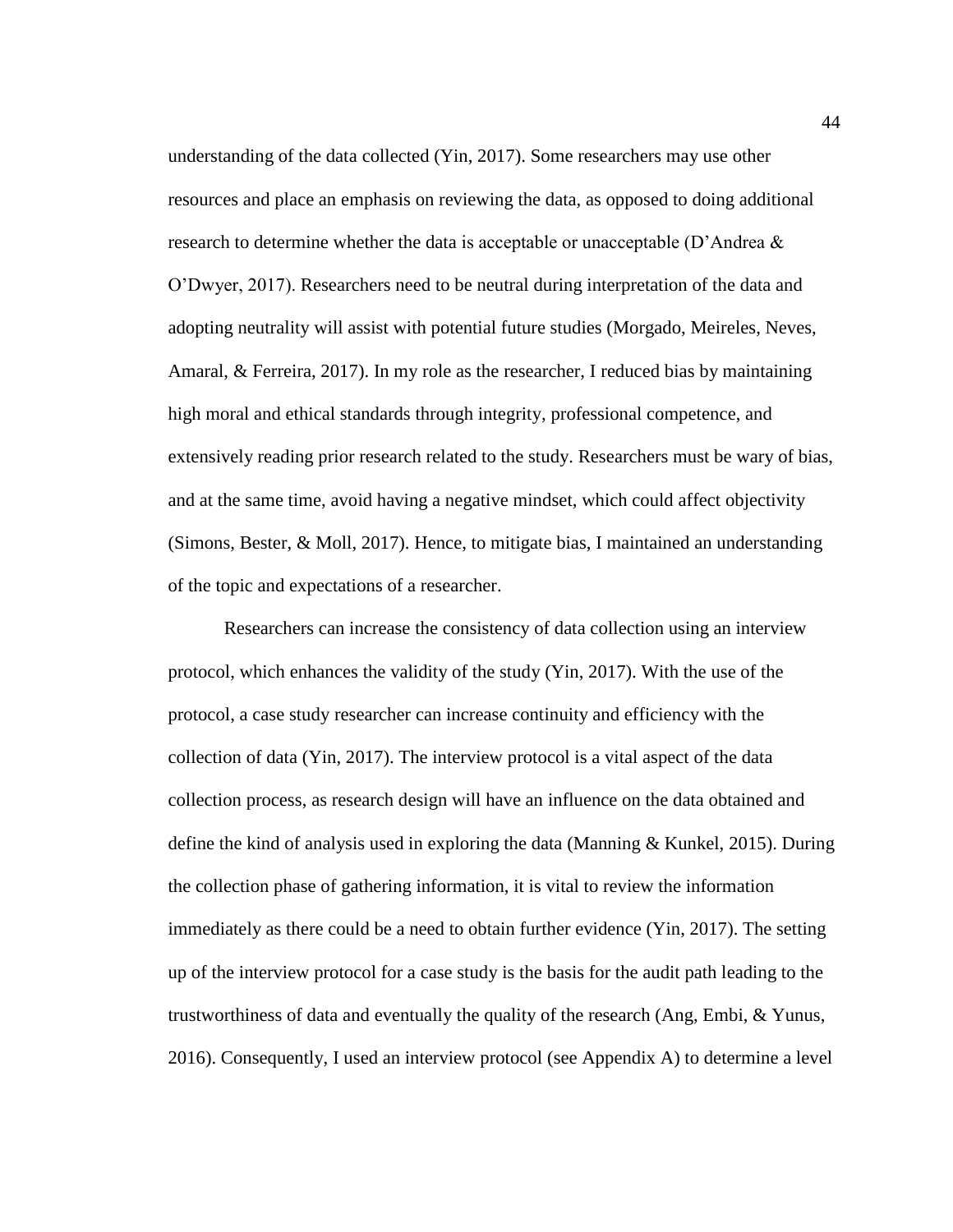understanding of the data collected (Yin, 2017). Some researchers may use other resources and place an emphasis on reviewing the data, as opposed to doing additional research to determine whether the data is acceptable or unacceptable (D'Andrea & O'Dwyer, 2017). Researchers need to be neutral during interpretation of the data and adopting neutrality will assist with potential future studies (Morgado, Meireles, Neves, Amaral, & Ferreira, 2017). In my role as the researcher, I reduced bias by maintaining high moral and ethical standards through integrity, professional competence, and extensively reading prior research related to the study. Researchers must be wary of bias, and at the same time, avoid having a negative mindset, which could affect objectivity (Simons, Bester, & Moll, 2017). Hence, to mitigate bias, I maintained an understanding of the topic and expectations of a researcher.

Researchers can increase the consistency of data collection using an interview protocol, which enhances the validity of the study (Yin, 2017). With the use of the protocol, a case study researcher can increase continuity and efficiency with the collection of data (Yin, 2017). The interview protocol is a vital aspect of the data collection process, as research design will have an influence on the data obtained and define the kind of analysis used in exploring the data (Manning & Kunkel, 2015). During the collection phase of gathering information, it is vital to review the information immediately as there could be a need to obtain further evidence (Yin, 2017). The setting up of the interview protocol for a case study is the basis for the audit path leading to the trustworthiness of data and eventually the quality of the research (Ang, Embi, & Yunus, 2016). Consequently, I used an interview protocol (see Appendix A) to determine a level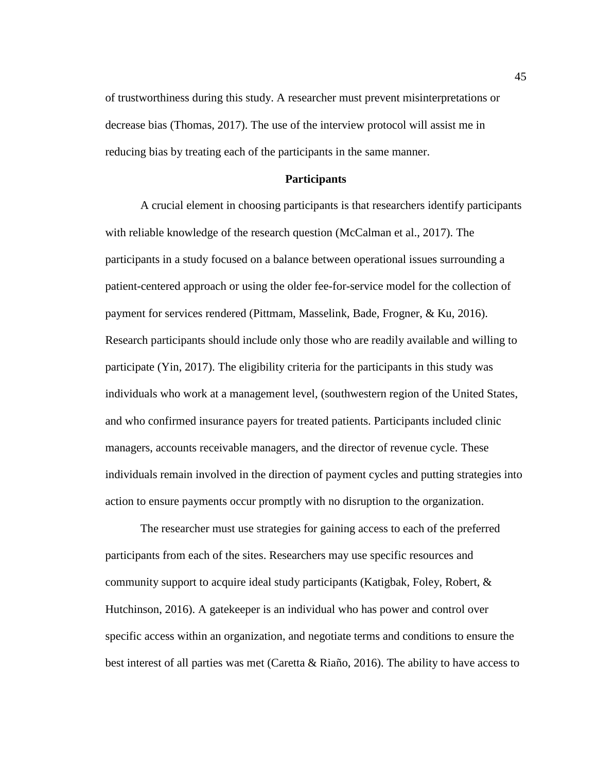of trustworthiness during this study. A researcher must prevent misinterpretations or decrease bias (Thomas, 2017). The use of the interview protocol will assist me in reducing bias by treating each of the participants in the same manner.

## Participants

A crucial element in choosing participants is that researchers identify participants with reliable knowledge of the research question (McCalman et al., 2017). The participants in a study focused on a balance between operational issues surrounding a patient-centered approach or using the older fee-for-service model for the collection of payment for services rendered (Pittmam, Masselink, Bade, Frogner, & Ku, 2016). Research participants should include only those who are readily available and willing to participate (Yin, 2017). The eligibility criteria for the participants in this study was individuals who work at a management level, (southwestern region of the United States, and who confirmed insurance payers for treated patients. Participants included clinic managers, accounts receivable managers, and the director of revenue cycle. These individuals remain involved in the direction of payment cycles and putting strategies into action to ensure payments occur promptly with no disruption to the organization.

The researcher must use strategies for gaining access to each of the preferred participants from each of the sites. Researchers may use specific resources and community support to acquire ideal study participants (Katigbak, Foley, Robert, & Hutchinson, 2016). A gatekeeper is an individual who has power and control over specific access within an organization, and negotiate terms and conditions to ensure the best interest of all parties was met (Caretta & Riaño, 2016). The ability to have access to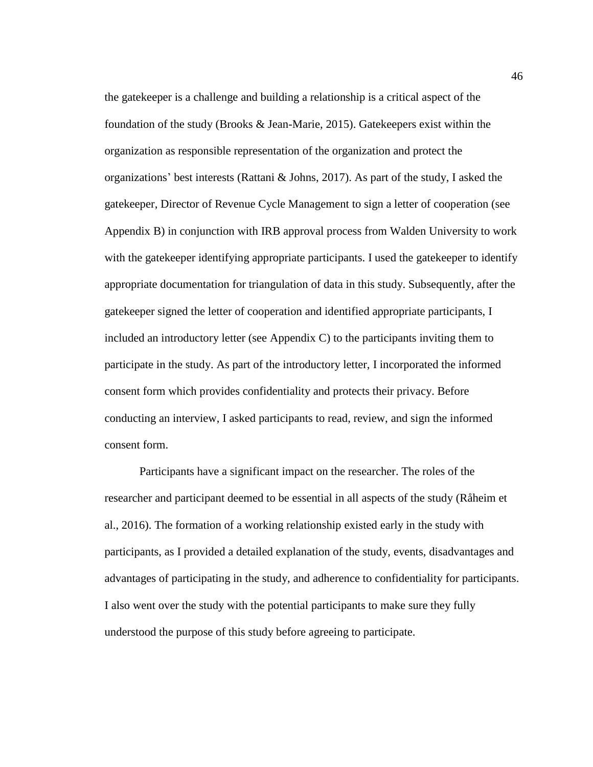the gatekeeper is a challenge and building a relationship is a critical aspect of the foundation of the study (Brooks & Jean-Marie, 2015). Gatekeepers exist within the organization as responsible representation of the organization and protect the organizations' best interests (Rattani & Johns, 2017). As part of the study, I asked the gatekeeper, Director of Revenue Cycle Management to sign a letter of cooperation (see Appendix B) in conjunction with IRB approval process from Walden University to work with the gatekeeper identifying appropriate participants. I used the gatekeeper to identify appropriate documentation for triangulation of data in this study. Subsequently, after the gatekeeper signed the letter of cooperation and identified appropriate participants, I included an introductory letter (see Appendix C) to the participants inviting them to participate in the study. As part of the introductory letter, I incorporated the informed consent form which provides confidentiality and protects their privacy. Before conducting an interview, I asked participants to read, review, and sign the informed consent form.

Participants have a significant impact on the researcher. The roles of the researcher and participant deemed to be essential in all aspects of the study (Råheim et al., 2016). The formation of a working relationship existed early in the study with participants, as I provided a detailed explanation of the study, events, disadvantages and advantages of participating in the study, and adherence to confidentiality for participants. I also went over the study with the potential participants to make sure they fully understood the purpose of this study before agreeing to participate.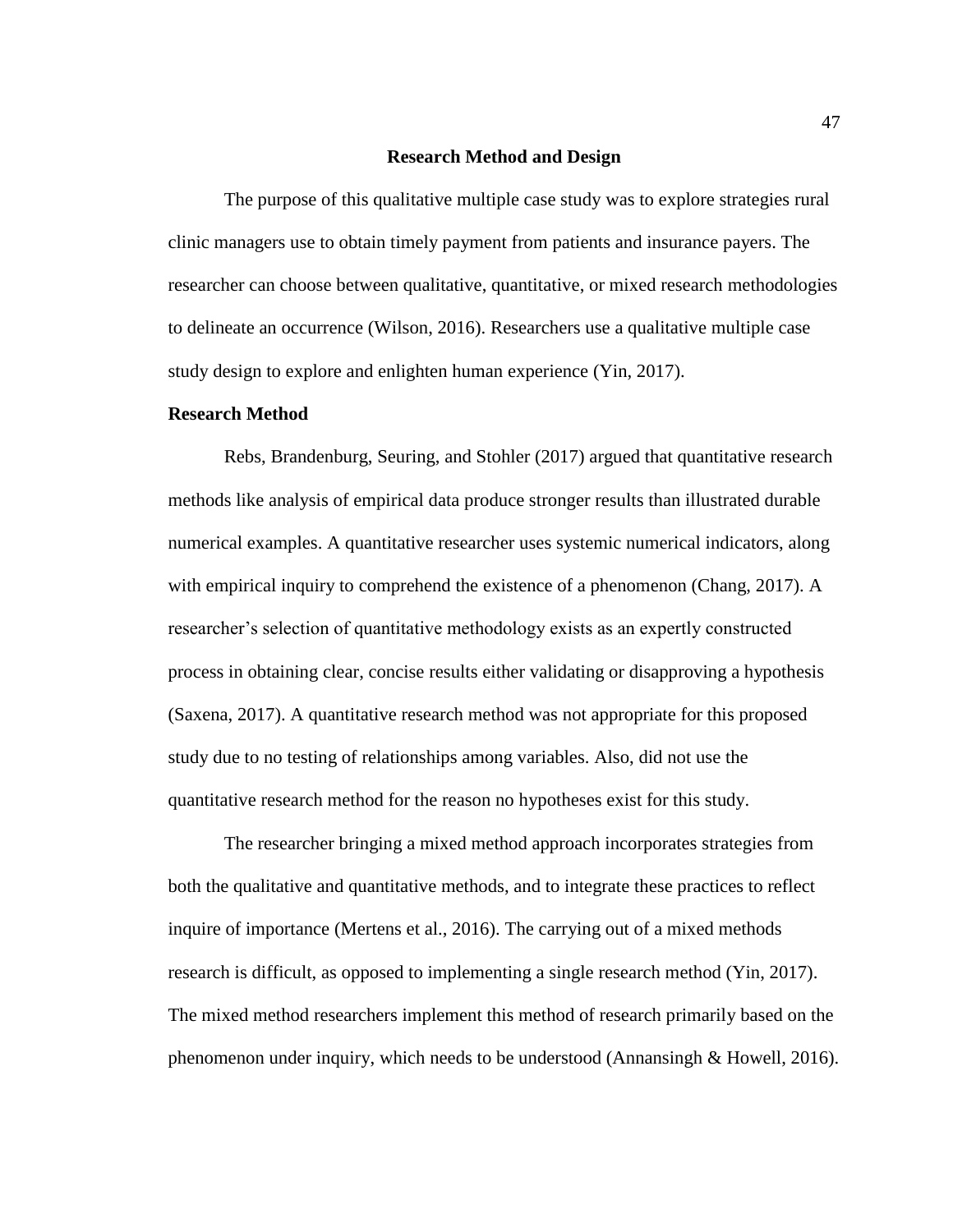## Research Method and Design

The purpose of this qualitative multiple case study was to explore strategies rural clinic managers use to obtain timely payment from patients and insurance payers. The researcher can choose between qualitative, quantitative, or mixed research methodologies to delineate an occurrence (Wilson, 2016). Researchers use a qualitative multiple case study design to explore and enlighten human experience (Yin, 2017).

### Research Method

Rebs, Brandenburg, Seuring, and Stohler (2017) argued that quantitative research methods like analysis of empirical data produce stronger results than illustrated durable numerical examples. A quantitative researcher uses systemic numerical indicators, along with empirical inquiry to comprehend the existence of a phenomenon (Chang, 2017). A researcher's selection of quantitative methodology exists as an expertly constructed process in obtaining clear, concise results either validating or disapproving a hypothesis (Saxena, 2017). A quantitative research method was not appropriate for this proposed study due to no testing of relationships among variables. Also, did not use the quantitative research method for the reason no hypotheses exist for this study.

The researcher bringing a mixed method approach incorporates strategies from both the qualitative and quantitative methods, and to integrate these practices to reflect inquire of importance (Mertens et al., 2016). The carrying out of a mixed methods research is difficult, as opposed to implementing a single research method (Yin, 2017). The mixed method researchers implement this method of research primarily based on the phenomenon under inquiry, which needs to be understood (Annansingh & Howell, 2016).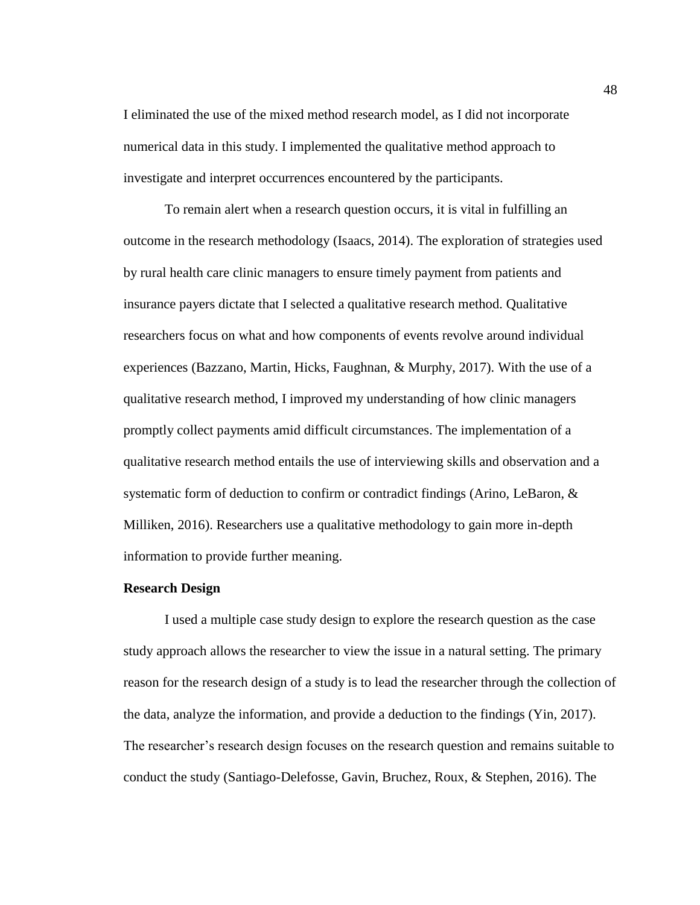I eliminated the use of the mixed method research model, as I did not incorporate numerical data in this study. I implemented the qualitative method approach to investigate and interpret occurrences encountered by the participants.

To remain alert when a research question occurs, it is vital in fulfilling an outcome in the research methodology (Isaacs, 2014). The exploration of strategies used by rural health care clinic managers to ensure timely payment from patients and insurance payers dictate that I selected a qualitative research method. Qualitative researchers focus on what and how components of events revolve around individual experiences (Bazzano, Martin, Hicks, Faughnan, & Murphy, 2017). With the use of a qualitative research method, I improved my understanding of how clinic managers promptly collect payments amid difficult circumstances. The implementation of a qualitative research method entails the use of interviewing skills and observation and a systematic form of deduction to confirm or contradict findings (Arino, LeBaron, & Milliken, 2016). Researchers use a qualitative methodology to gain more in-depth information to provide further meaning.

**Research Design**

I used a multiple case study design to explore the research question as the case study approach allows the researcher to view the issue in a natural setting. The primary reason for the research design of a study is to lead the researcher through the collection of the data, analyze the information, and provide a deduction to the findings (Yin, 2017). The researcher's research design focuses on the research question and remains suitable to conduct the study (Santiago-Delefosse, Gavin, Bruchez, Roux, & Stephen, 2016). The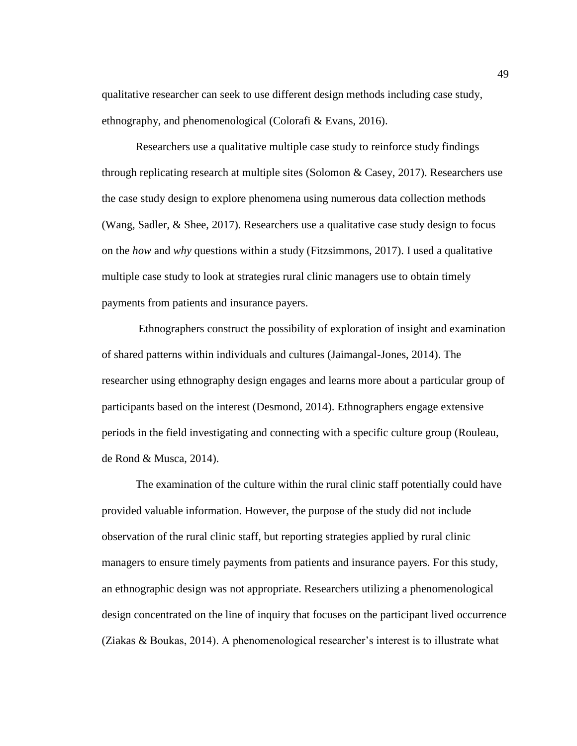qualitative researcher can seek to use different design methods including case study, ethnography, and phenomenological (Colorafi & Evans, 2016).

Researchers use a qualitative multiple case study to reinforce study findings through replicating research at multiple sites (Solomon & Casey, 2017). Researchers use the case study design to explore phenomena using numerous data collection methods (Wang, Sadler, & Shee, 2017). Researchers use a qualitative case study design to focus on the *how* and *why* questions within a study (Fitzsimmons, 2017). I used a qualitative multiple case study to look at strategies rural clinic managers use to obtain timely payments from patients and insurance payers.

Ethnographers construct the possibility of exploration of insight and examination of shared patterns within individuals and cultures (Jaimangal-Jones, 2014). The researcher using ethnography design engages and learns more about a particular group of participants based on the interest (Desmond, 2014). Ethnographers engage extensive periods in the field investigating and connecting with a specific culture group (Rouleau, de Rond & Musca, 2014).

The examination of the culture within the rural clinic staff potentially could have provided valuable information. However, the purpose of the study did not include observation of the rural clinic staff, but reporting strategies applied by rural clinic managers to ensure timely payments from patients and insurance payers. For this study, an ethnographic design was not appropriate. Researchers utilizing a phenomenological design concentrated on the line of inquiry that focuses on the participant lived occurrence (Ziakas & Boukas, 2014). A phenomenological researcher's interest is to illustrate what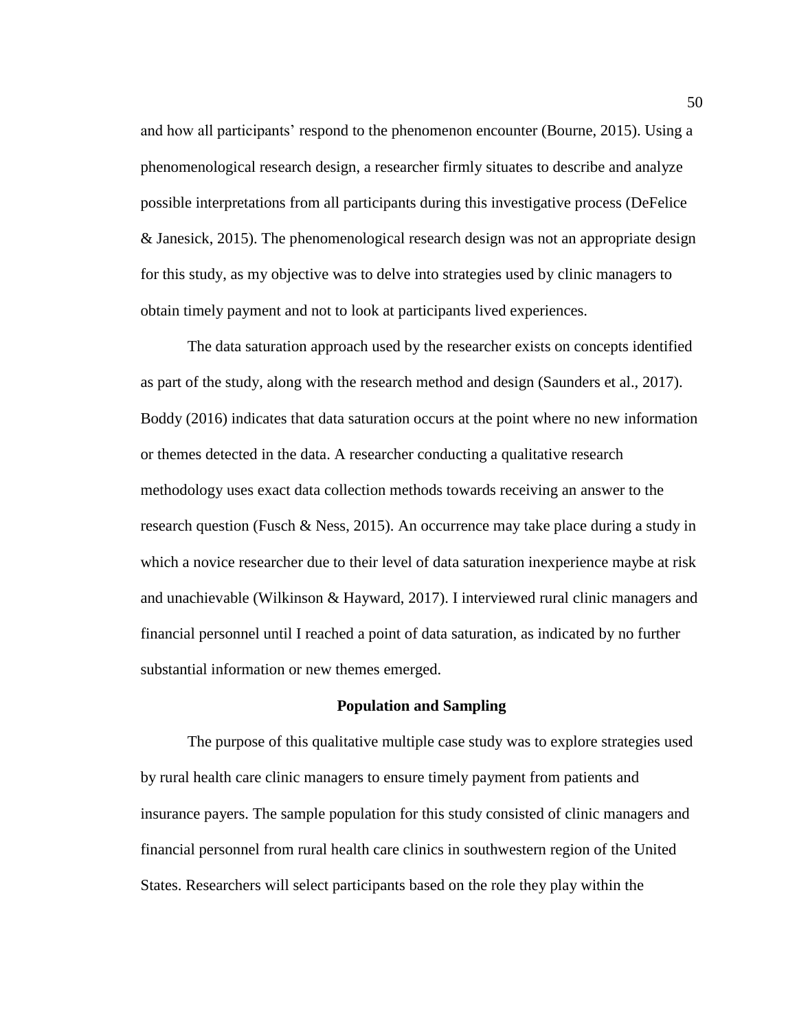and how all participants' respond to the phenomenon encounter (Bourne, 2015). Using a phenomenological research design, a researcher firmly situates to describe and analyze possible interpretations from all participants during this investigative process (DeFelice & Janesick, 2015). The phenomenological research design was not an appropriate design for this study, as my objective was to delve into strategies used by clinic managers to obtain timely payment and not to look at participants lived experiences.

The data saturation approach used by the researcher exists on concepts identified as part of the study, along with the research method and design (Saunders et al., 2017). Boddy (2016) indicates that data saturation occurs at the point where no new information or themes detected in the data. A researcher conducting a qualitative research methodology uses exact data collection methods towards receiving an answer to the research question (Fusch & Ness, 2015). An occurrence may take place during a study in which a novice researcher due to their level of data saturation inexperience maybe at risk and unachievable (Wilkinson & Hayward, 2017). I interviewed rural clinic managers and financial personnel until I reached a point of data saturation, as indicated by no further substantial information or new themes emerged.

## Population and Sampling

The purpose of this qualitative multiple case study was to explore strategies used by rural health care clinic managers to ensure timely payment from patients and insurance payers. The sample population for this study consisted of clinic managers and financial personnel from rural health care clinics in southwestern region of the United States. Researchers will select participants based on the role they play within the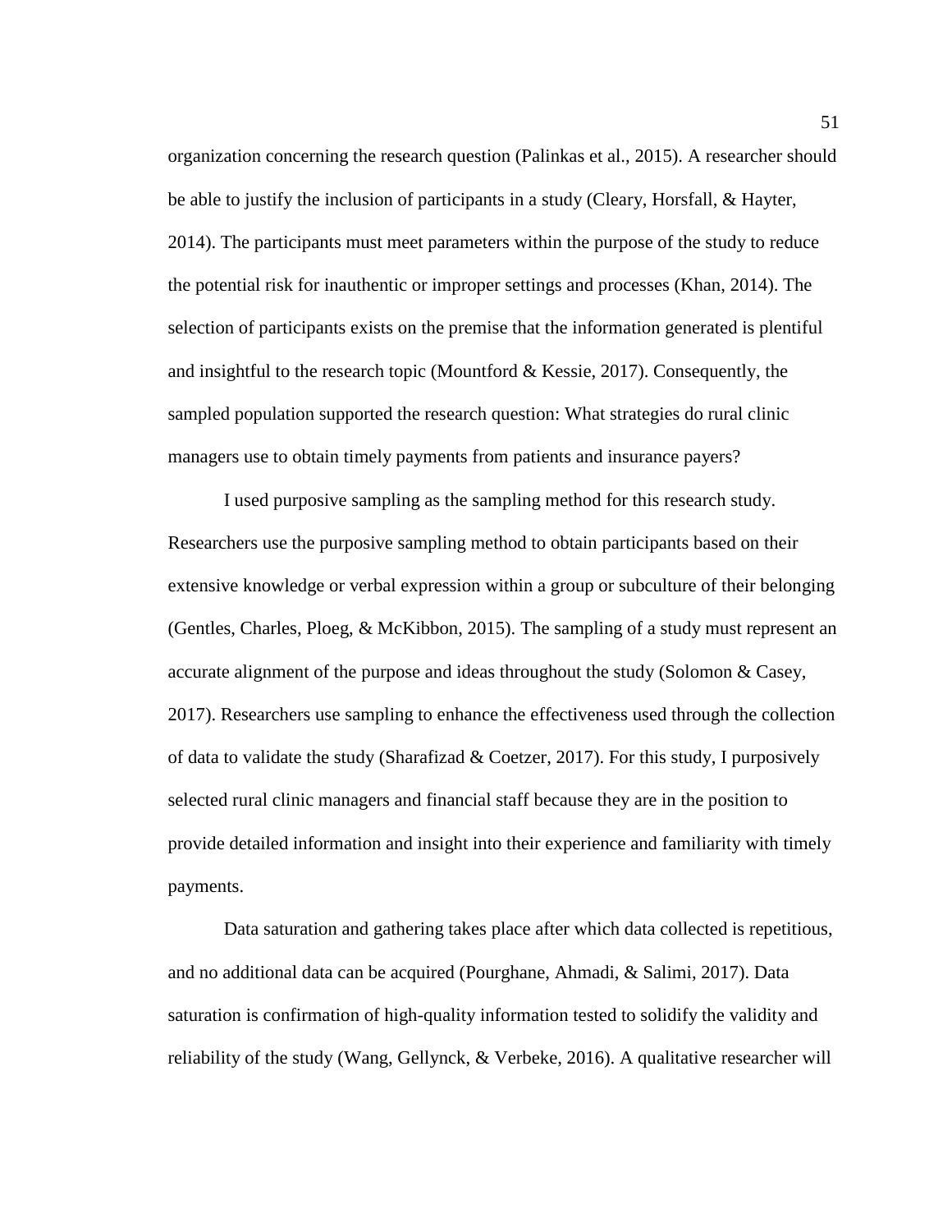organization concerning the research question (Palinkas et al., 2015). A researcher should be able to justify the inclusion of participants in a study (Cleary, Horsfall, & Hayter, 2014). The participants must meet parameters within the purpose of the study to reduce the potential risk for inauthentic or improper settings and processes (Khan, 2014). The selection of participants exists on the premise that the information generated is plentiful and insightful to the research topic (Mountford & Kessie, 2017). Consequently, the sampled population supported the research question: What strategies do rural clinic managers use to obtain timely payments from patients and insurance payers?

I used purposive sampling as the sampling method for this research study. Researchers use the purposive sampling method to obtain participants based on their extensive knowledge or verbal expression within a group or subculture of their belonging (Gentles, Charles, Ploeg, & McKibbon, 2015). The sampling of a study must represent an accurate alignment of the purpose and ideas throughout the study (Solomon & Casey, 2017). Researchers use sampling to enhance the effectiveness used through the collection of data to validate the study (Sharafizad & Coetzer, 2017). For this study, I purposively selected rural clinic managers and financial staff because they are in the position to provide detailed information and insight into their experience and familiarity with timely payments.

Data saturation and gathering takes place after which data collected is repetitious, and no additional data can be acquired (Pourghane, Ahmadi, & Salimi, 2017). Data saturation is confirmation of high-quality information tested to solidify the validity and reliability of the study (Wang, Gellynck, & Verbeke, 2016). A qualitative researcher will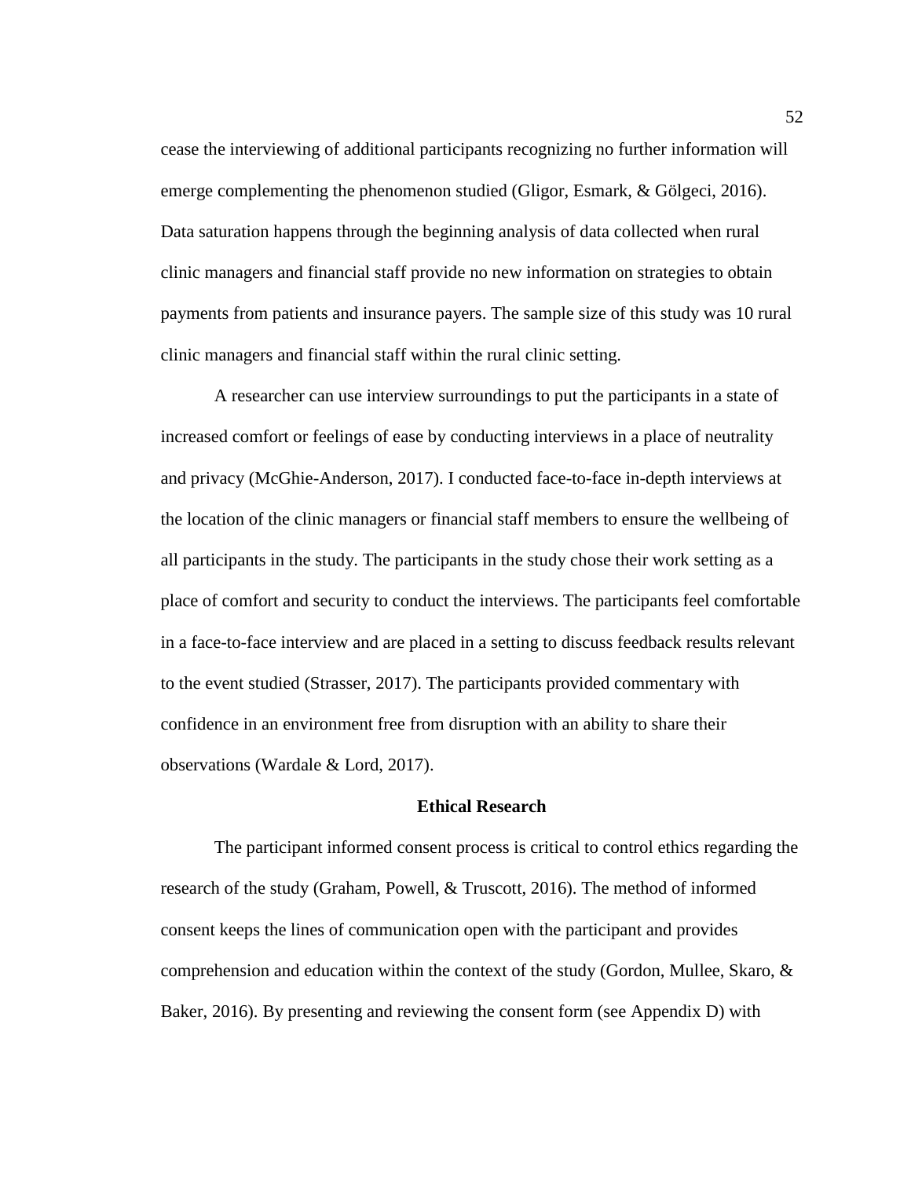cease the interviewing of additional participants recognizing no further information will emerge complementing the phenomenon studied (Gligor, Esmark, & Gölgeci, 2016). Data saturation happens through the beginning analysis of data collected when rural clinic managers and financial staff provide no new information on strategies to obtain payments from patients and insurance payers. The sample size of this study was 10 rural clinic managers and financial staff within the rural clinic setting.

A researcher can use interview surroundings to put the participants in a state of increased comfort or feelings of ease by conducting interviews in a place of neutrality and privacy (McGhie-Anderson, 2017). I conducted face-to-face in-depth interviews at the location of the clinic managers or financial staff members to ensure the wellbeing of all participants in the study. The participants in the study chose their work setting as a place of comfort and security to conduct the interviews. The participants feel comfortable in a face-to-face interview and are placed in a setting to discuss feedback results relevant to the event studied (Strasser, 2017). The participants provided commentary with confidence in an environment free from disruption with an ability to share their observations (Wardale & Lord, 2017).

## Ethical Research

The participant informed consent process is critical to control ethics regarding the research of the study (Graham, Powell, & Truscott, 2016). The method of informed consent keeps the lines of communication open with the participant and provides comprehension and education within the context of the study (Gordon, Mullee, Skaro, & Baker, 2016). By presenting and reviewing the consent form (see Appendix D) with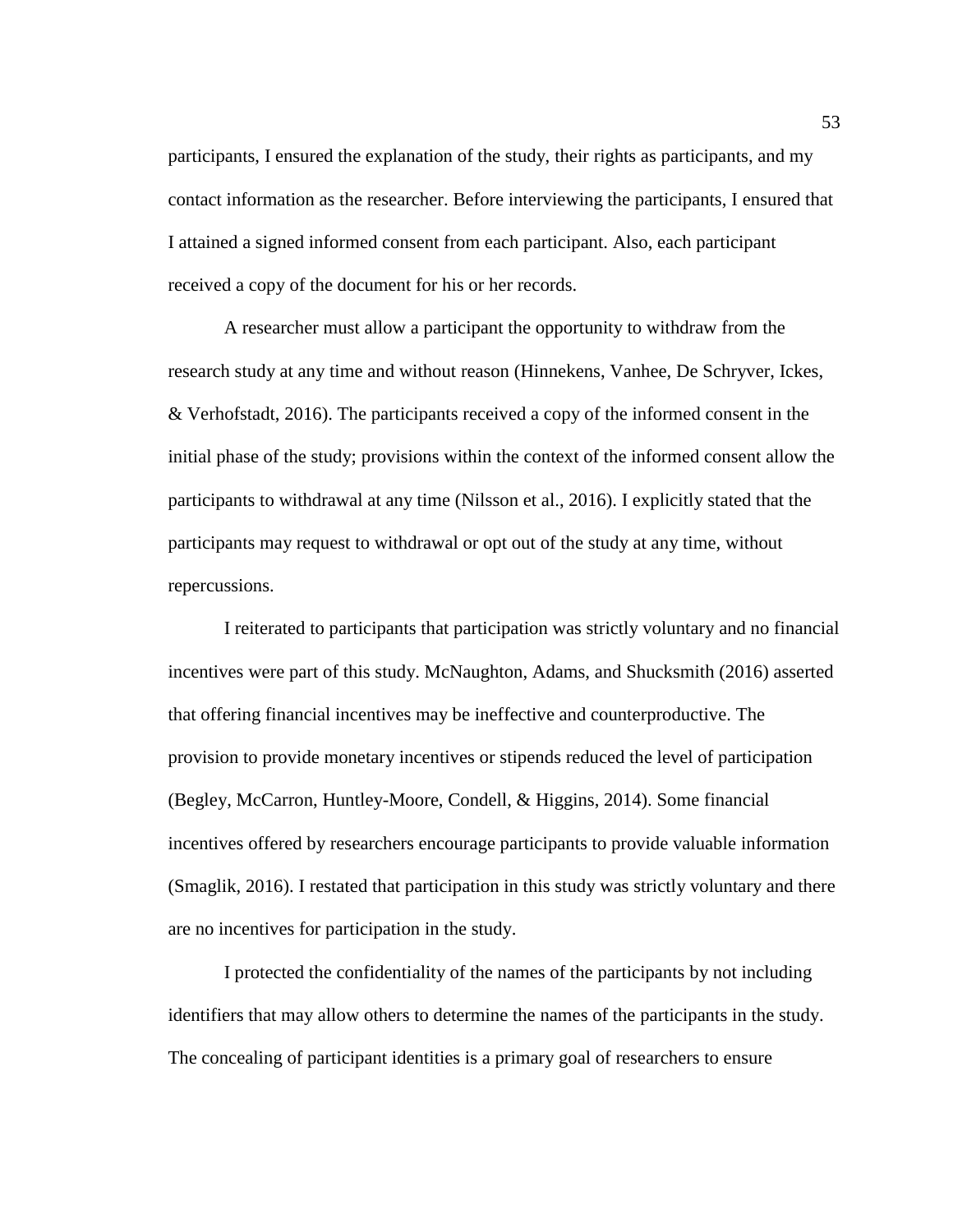participants, I ensured the explanation of the study, their rights as participants, and my contact information as the researcher. Before interviewing the participants, I ensured that I attained a signed informed consent from each participant. Also, each participant received a copy of the document for his or her records.

A researcher must allow a participant the opportunity to withdraw from the research study at any time and without reason (Hinnekens, Vanhee, De Schryver, Ickes, & Verhofstadt, 2016). The participants received a copy of the informed consent in the initial phase of the study; provisions within the context of the informed consent allow the participants to withdrawal at any time (Nilsson et al., 2016). I explicitly stated that the participants may request to withdrawal or opt out of the study at any time, without repercussions.

I reiterated to participants that participation was strictly voluntary and no financial incentives were part of this study. McNaughton, Adams, and Shucksmith (2016) asserted that offering financial incentives may be ineffective and counterproductive. The provision to provide monetary incentives or stipends reduced the level of participation (Begley, McCarron, Huntley-Moore, Condell, & Higgins, 2014). Some financial incentives offered by researchers encourage participants to provide valuable information (Smaglik, 2016). I restated that participation in this study was strictly voluntary and there are no incentives for participation in the study.

I protected the confidentiality of the names of the participants by not including identifiers that may allow others to determine the names of the participants in the study. The concealing of participant identities is a primary goal of researchers to ensure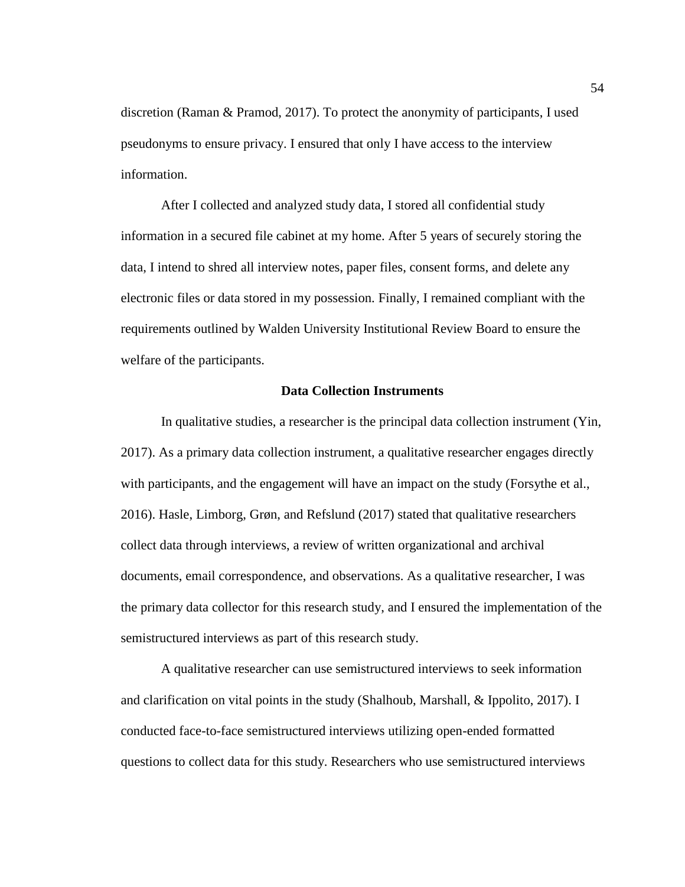discretion (Raman & Pramod, 2017). To protect the anonymity of participants, I used pseudonyms to ensure privacy. I ensured that only I have access to the interview information.

After I collected and analyzed study data, I stored all confidential study information in a secured file cabinet at my home. After 5 years of securely storing the data, I intend to shred all interview notes, paper files, consent forms, and delete any electronic files or data stored in my possession. Finally, I remained compliant with the requirements outlined by Walden University Institutional Review Board to ensure the welfare of the participants.

## Data Collection Instruments

In qualitative studies, a researcher is the principal data collection instrument (Yin, 2017). As a primary data collection instrument, a qualitative researcher engages directly with participants, and the engagement will have an impact on the study (Forsythe et al., 2016). Hasle, Limborg, Grøn, and Refslund (2017) stated that qualitative researchers collect data through interviews, a review of written organizational and archival documents, email correspondence, and observations. As a qualitative researcher, I was the primary data collector for this research study, and I ensured the implementation of the semistructured interviews as part of this research study.

A qualitative researcher can use semistructured interviews to seek information and clarification on vital points in the study (Shalhoub, Marshall, & Ippolito, 2017). I conducted face-to-face semistructured interviews utilizing open-ended formatted questions to collect data for this study. Researchers who use semistructured interviews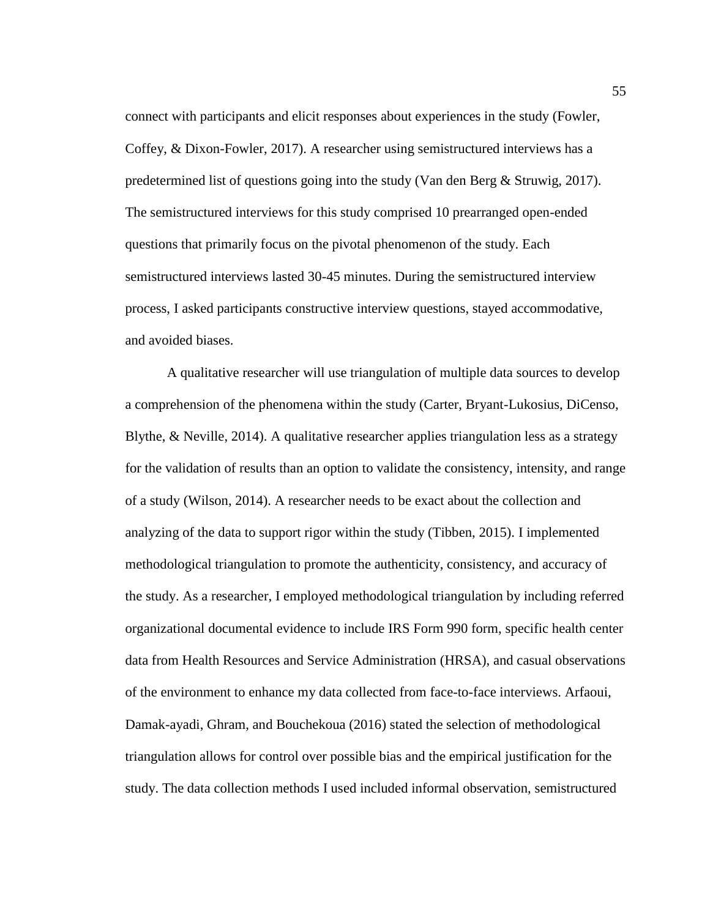connect with participants and elicit responses about experiences in the study (Fowler, Coffey, & Dixon-Fowler, 2017). A researcher using semistructured interviews has a predetermined list of questions going into the study (Van den Berg & Struwig, 2017). The semistructured interviews for this study comprised 10 prearranged open-ended questions that primarily focus on the pivotal phenomenon of the study. Each semistructured interviews lasted 30-45 minutes. During the semistructured interview process, I asked participants constructive interview questions, stayed accommodative, and avoided biases.

A qualitative researcher will use triangulation of multiple data sources to develop a comprehension of the phenomena within the study (Carter, Bryant-Lukosius, DiCenso, Blythe, & Neville, 2014). A qualitative researcher applies triangulation less as a strategy for the validation of results than an option to validate the consistency, intensity, and range of a study (Wilson, 2014). A researcher needs to be exact about the collection and analyzing of the data to support rigor within the study (Tibben, 2015). I implemented methodological triangulation to promote the authenticity, consistency, and accuracy of the study. As a researcher, I employed methodological triangulation by including referred organizational documental evidence to include IRS Form 990 form, specific health center data from Health Resources and Service Administration (HRSA), and casual observations of the environment to enhance my data collected from face-to-face interviews. Arfaoui, Damak-ayadi, Ghram, and Bouchekoua (2016) stated the selection of methodological triangulation allows for control over possible bias and the empirical justification for the study. The data collection methods I used included informal observation, semistructured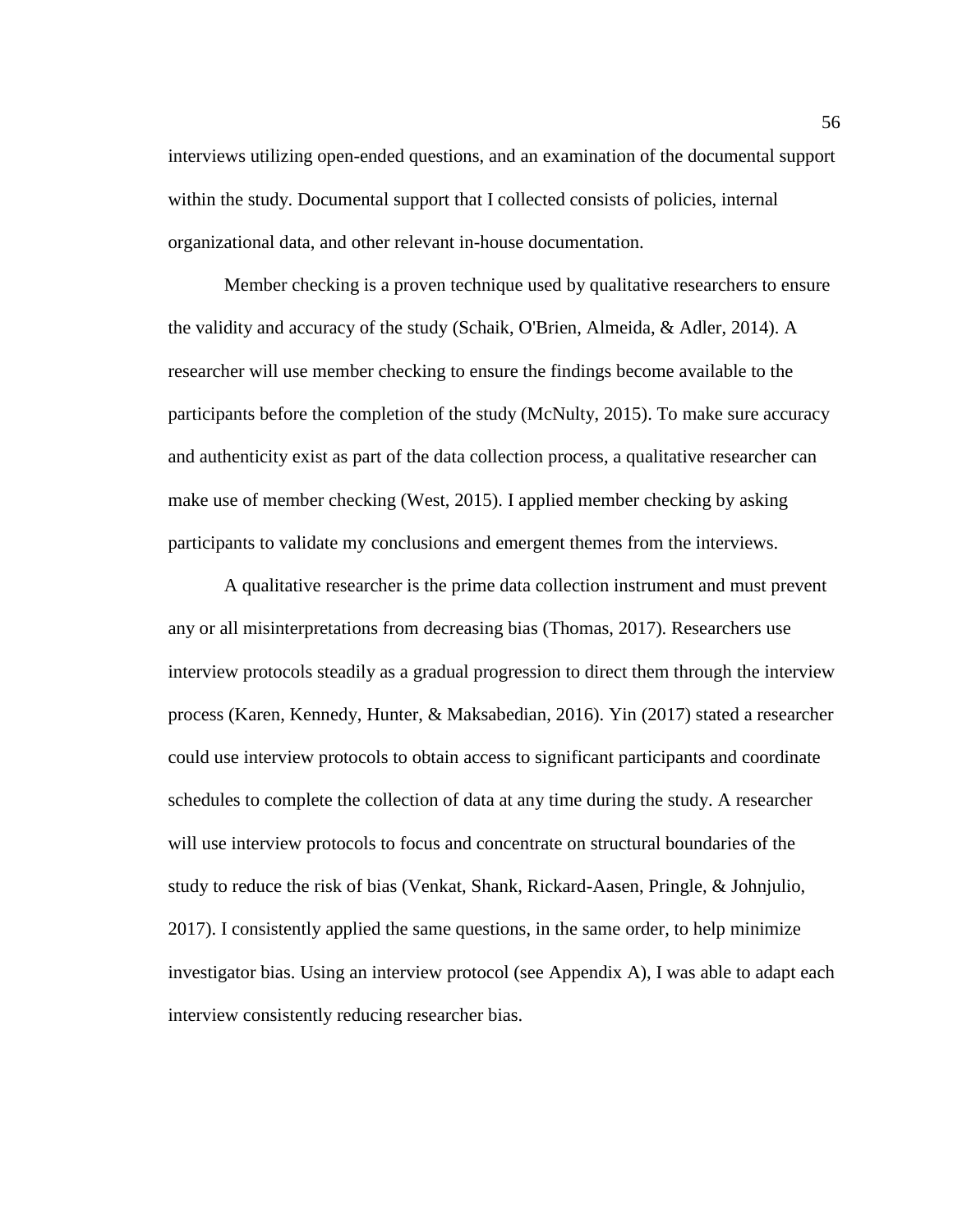interviews utilizing open-ended questions, and an examination of the documental support within the study. Documental support that I collected consists of policies, internal organizational data, and other relevant in-house documentation.

Member checking is a proven technique used by qualitative researchers to ensure the validity and accuracy of the study (Schaik, O'Brien, Almeida, & Adler, 2014). A researcher will use member checking to ensure the findings become available to the participants before the completion of the study (McNulty, 2015). To make sure accuracy and authenticity exist as part of the data collection process, a qualitative researcher can make use of member checking (West, 2015). I applied member checking by asking participants to validate my conclusions and emergent themes from the interviews.

A qualitative researcher is the prime data collection instrument and must prevent any or all misinterpretations from decreasing bias (Thomas, 2017). Researchers use interview protocols steadily as a gradual progression to direct them through the interview process (Karen, Kennedy, Hunter, & Maksabedian, 2016). Yin (2017) stated a researcher could use interview protocols to obtain access to significant participants and coordinate schedules to complete the collection of data at any time during the study. A researcher will use interview protocols to focus and concentrate on structural boundaries of the study to reduce the risk of bias (Venkat, Shank, Rickard-Aasen, Pringle, & Johnjulio, 2017). I consistently applied the same questions, in the same order, to help minimize investigator bias. Using an interview protocol (see Appendix A), I was able to adapt each interview consistently reducing researcher bias.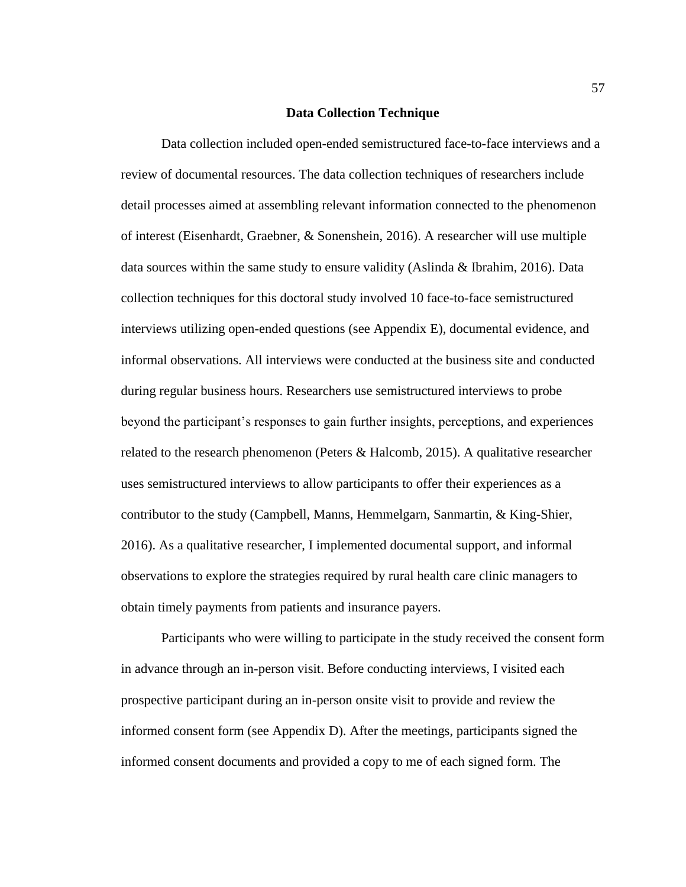## Data Collection Technique

Data collection included open-ended semistructured face-to-face interviews and a review of documental resources. The data collection techniques of researchers include detail processes aimed at assembling relevant information connected to the phenomenon of interest (Eisenhardt, Graebner, & Sonenshein, 2016). A researcher will use multiple data sources within the same study to ensure validity (Aslinda & Ibrahim, 2016). Data collection techniques for this doctoral study involved 10 face-to-face semistructured interviews utilizing open-ended questions (see Appendix E), documental evidence, and informal observations. All interviews were conducted at the business site and conducted during regular business hours. Researchers use semistructured interviews to probe beyond the participant's responses to gain further insights, perceptions, and experiences related to the research phenomenon (Peters & Halcomb, 2015). A qualitative researcher uses semistructured interviews to allow participants to offer their experiences as a contributor to the study (Campbell, Manns, Hemmelgarn, Sanmartin, & King-Shier, 2016). As a qualitative researcher, I implemented documental support, and informal observations to explore the strategies required by rural health care clinic managers to obtain timely payments from patients and insurance payers.

Participants who were willing to participate in the study received the consent form in advance through an in-person visit. Before conducting interviews, I visited each prospective participant during an in-person onsite visit to provide and review the informed consent form (see Appendix D). After the meetings, participants signed the informed consent documents and provided a copy to me of each signed form. The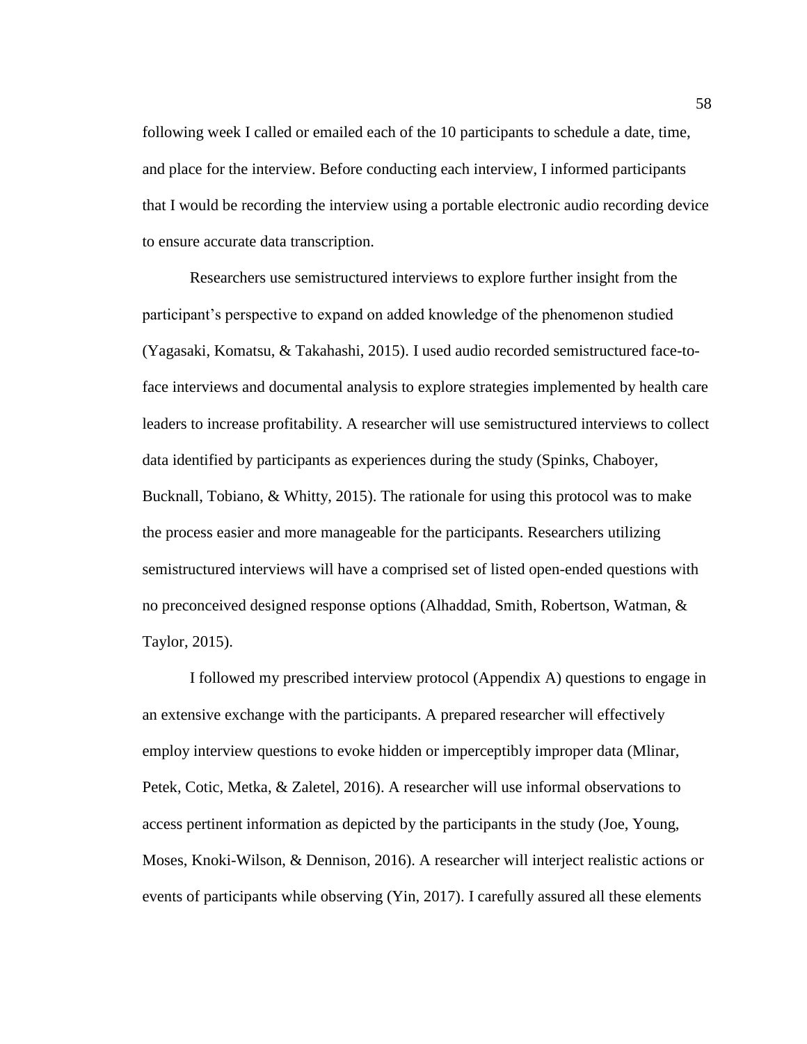following week I called or emailed each of the 10 participants to schedule a date, time, and place for the interview. Before conducting each interview, I informed participants that I would be recording the interview using a portable electronic audio recording device to ensure accurate data transcription.

Researchers use semistructured interviews to explore further insight from the participant's perspective to expand on added knowledge of the phenomenon studied (Yagasaki, Komatsu, & Takahashi, 2015). I used audio recorded semistructured face-to-face interviews and documental analysis to explore strategies implemented by health care leaders to increase profitability. A researcher will use semistructured interviews to collect data identified by participants as experiences during the study (Spinks, Chaboyer, Bucknall, Tobiano, & Whitty, 2015). The rationale for using this protocol was to make the process easier and more manageable for the participants. Researchers utilizing semistructured interviews will have a comprised set of listed open-ended questions with no preconceived designed response options (Alhaddad, Smith, Robertson, Watman, & Taylor, 2015).

I followed my prescribed interview protocol (Appendix A) questions to engage in an extensive exchange with the participants. A prepared researcher will effectively employ interview questions to evoke hidden or imperceptibly improper data (Mlinar, Petek, Cotic, Metka, & Zaletel, 2016). A researcher will use informal observations to access pertinent information as depicted by the participants in the study (Joe, Young, Moses, Knoki-Wilson, & Dennison, 2016). A researcher will interject realistic actions or events of participants while observing (Yin, 2017). I carefully assured all these elements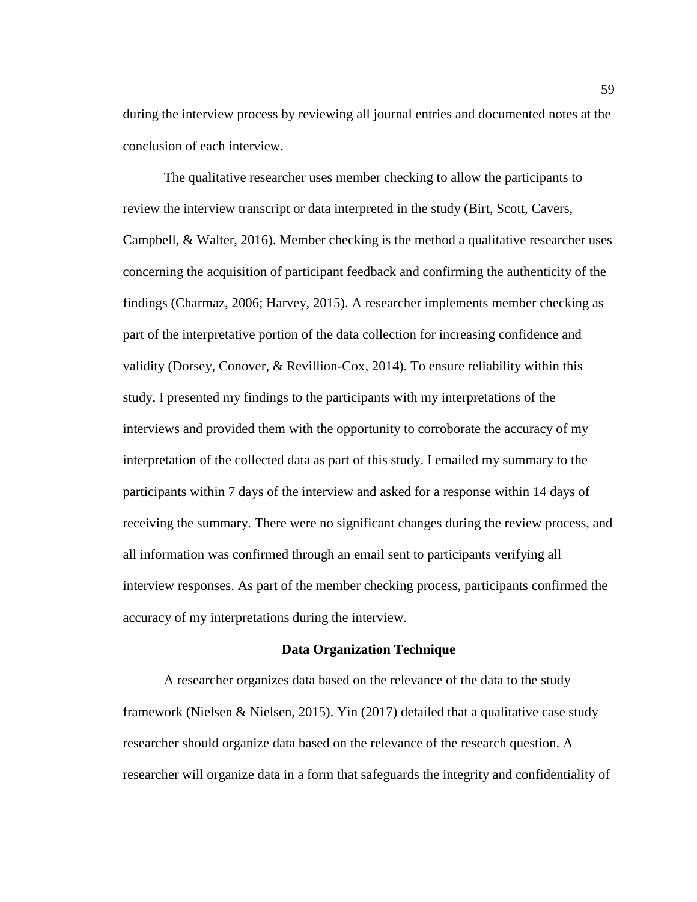during the interview process by reviewing all journal entries and documented notes at the conclusion of each interview.

The qualitative researcher uses member checking to allow the participants to review the interview transcript or data interpreted in the study (Birt, Scott, Cavers, Campbell, & Walter, 2016). Member checking is the method a qualitative researcher uses concerning the acquisition of participant feedback and confirming the authenticity of the findings (Charmaz, 2006; Harvey, 2015). A researcher implements member checking as part of the interpretative portion of the data collection for increasing confidence and validity (Dorsey, Conover, & Revillion-Cox, 2014). To ensure reliability within this study, I presented my findings to the participants with my interpretations of the interviews and provided them with the opportunity to corroborate the accuracy of my interpretation of the collected data as part of this study. I emailed my summary to the participants within 7 days of the interview and asked for a response within 14 days of receiving the summary. There were no significant changes during the review process, and all information was confirmed through an email sent to participants verifying all interview responses. As part of the member checking process, participants confirmed the accuracy of my interpretations during the interview.

## Data Organization Technique

A researcher organizes data based on the relevance of the data to the study framework (Nielsen & Nielsen, 2015). Yin (2017) detailed that a qualitative case study researcher should organize data based on the relevance of the research question. A researcher will organize data in a form that safeguards the integrity and confidentiality of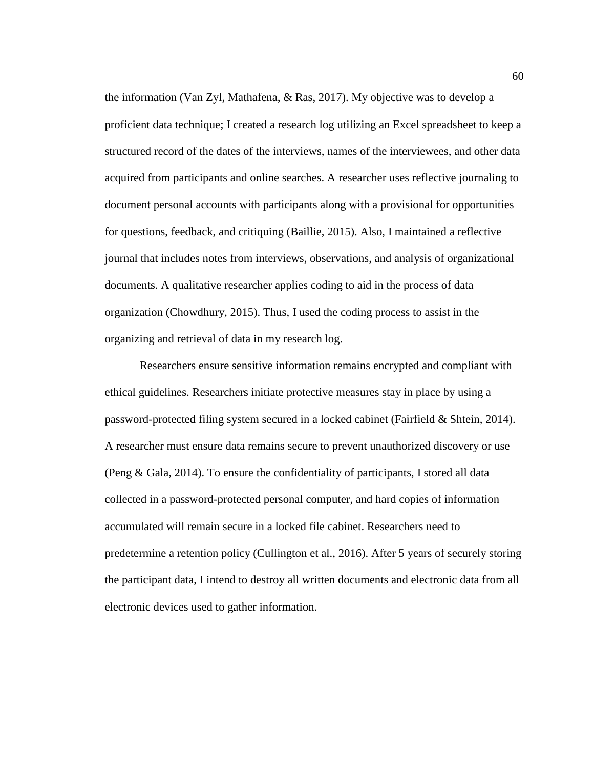the information (Van Zyl, Mathafena, & Ras, 2017). My objective was to develop a proficient data technique; I created a research log utilizing an Excel spreadsheet to keep a structured record of the dates of the interviews, names of the interviewees, and other data acquired from participants and online searches. A researcher uses reflective journaling to document personal accounts with participants along with a provisional for opportunities for questions, feedback, and critiquing (Baillie, 2015). Also, I maintained a reflective journal that includes notes from interviews, observations, and analysis of organizational documents. A qualitative researcher applies coding to aid in the process of data organization (Chowdhury, 2015). Thus, I used the coding process to assist in the organizing and retrieval of data in my research log.

Researchers ensure sensitive information remains encrypted and compliant with ethical guidelines. Researchers initiate protective measures stay in place by using a password-protected filing system secured in a locked cabinet (Fairfield & Shtein, 2014). A researcher must ensure data remains secure to prevent unauthorized discovery or use (Peng & Gala, 2014). To ensure the confidentiality of participants, I stored all data collected in a password-protected personal computer, and hard copies of information accumulated will remain secure in a locked file cabinet. Researchers need to predetermine a retention policy (Cullington et al., 2016). After 5 years of securely storing the participant data, I intend to destroy all written documents and electronic data from all electronic devices used to gather information.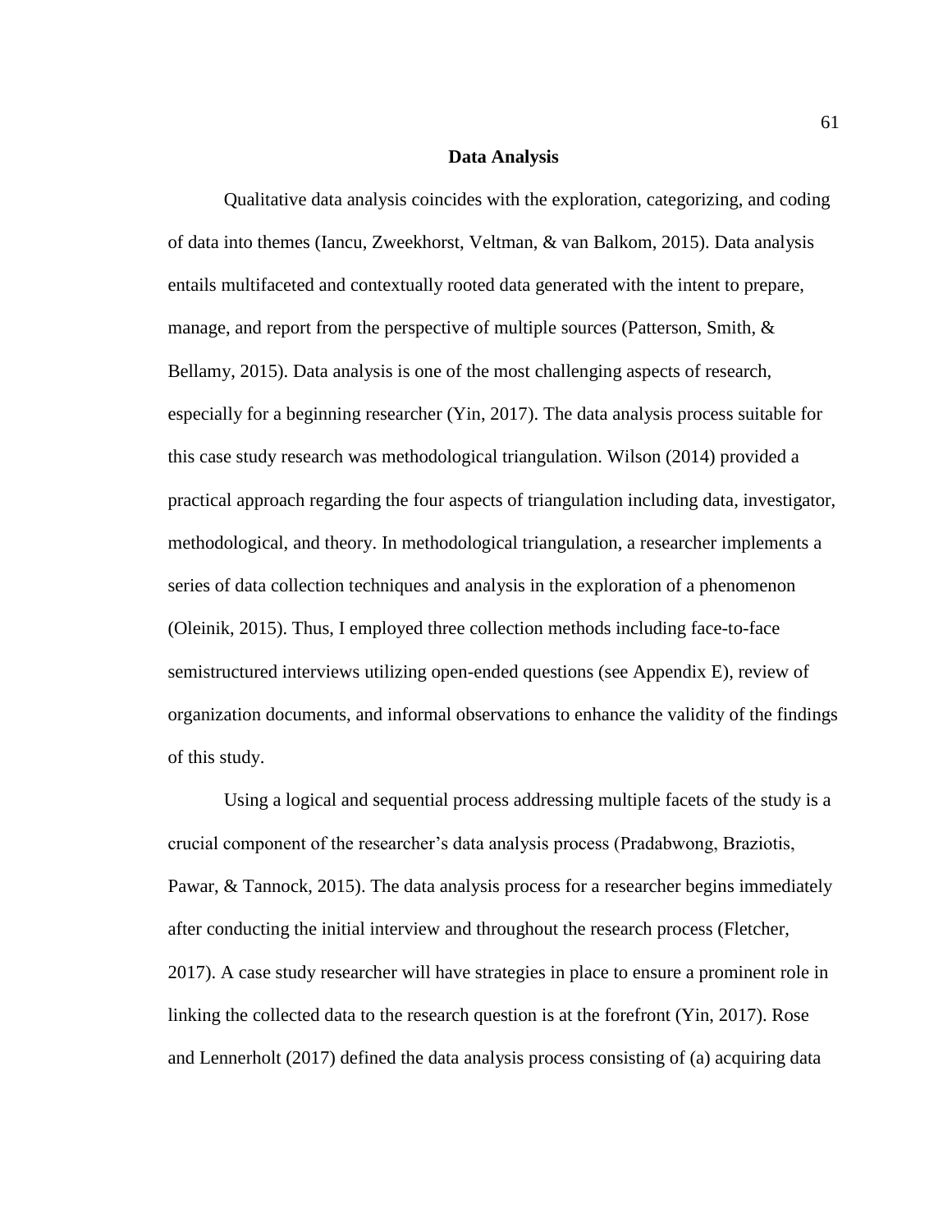## Data Analysis

Qualitative data analysis coincides with the exploration, categorizing, and coding of data into themes (Iancu, Zweekhorst, Veltman, & van Balkom, 2015). Data analysis entails multifaceted and contextually rooted data generated with the intent to prepare, manage, and report from the perspective of multiple sources (Patterson, Smith, & Bellamy, 2015). Data analysis is one of the most challenging aspects of research, especially for a beginning researcher (Yin, 2017). The data analysis process suitable for this case study research was methodological triangulation. Wilson (2014) provided a practical approach regarding the four aspects of triangulation including data, investigator, methodological, and theory. In methodological triangulation, a researcher implements a series of data collection techniques and analysis in the exploration of a phenomenon (Oleinik, 2015). Thus, I employed three collection methods including face-to-face semistructured interviews utilizing open-ended questions (see Appendix E), review of organization documents, and informal observations to enhance the validity of the findings of this study.

Using a logical and sequential process addressing multiple facets of the study is a crucial component of the researcher's data analysis process (Pradabwong, Braziotis, Pawar, & Tannock, 2015). The data analysis process for a researcher begins immediately after conducting the initial interview and throughout the research process (Fletcher, 2017). A case study researcher will have strategies in place to ensure a prominent role in linking the collected data to the research question is at the forefront (Yin, 2017). Rose and Lennerholt (2017) defined the data analysis process consisting of (a) acquiring data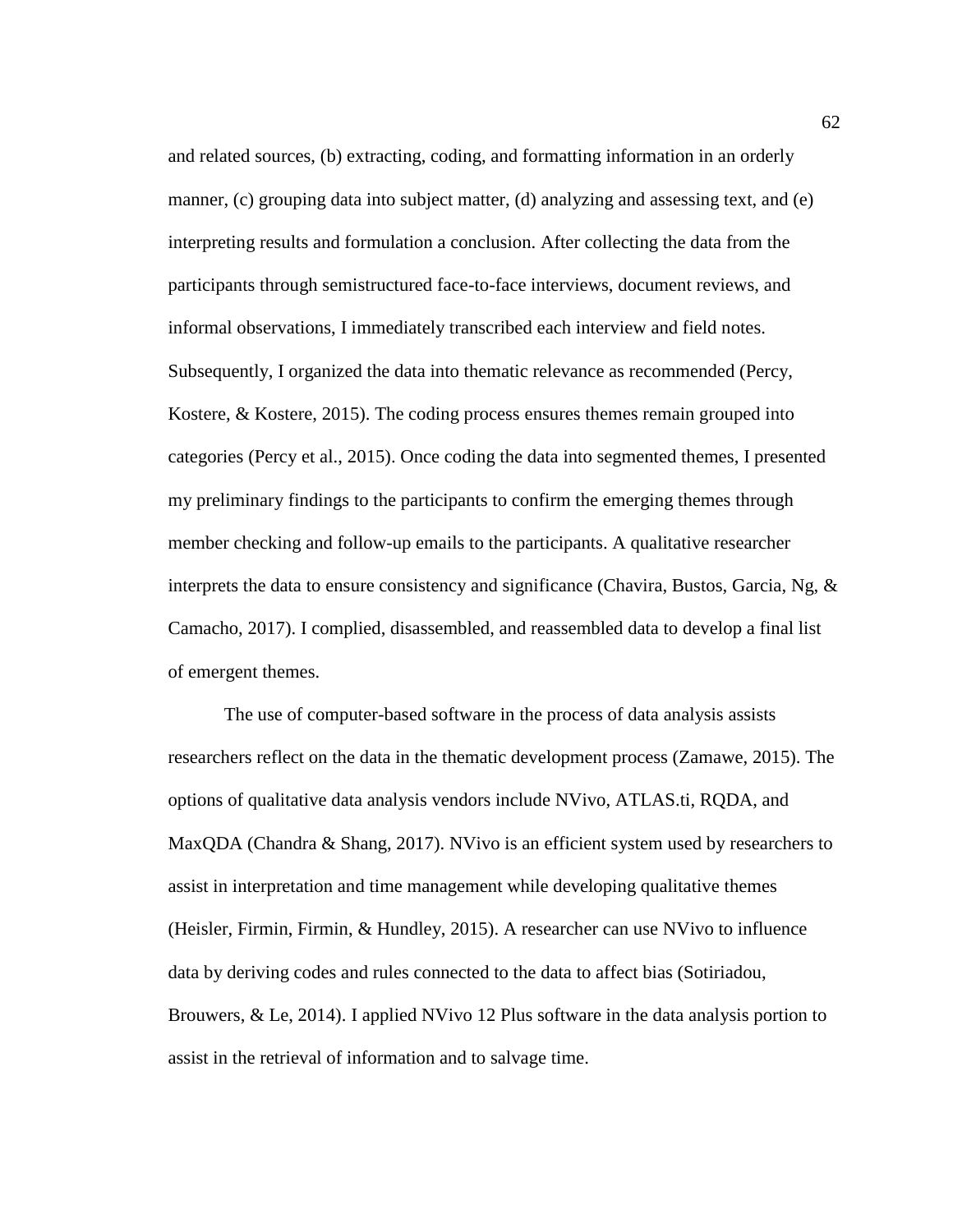and related sources, (b) extracting, coding, and formatting information in an orderly manner, (c) grouping data into subject matter, (d) analyzing and assessing text, and (e) interpreting results and formulation a conclusion. After collecting the data from the participants through semistructured face-to-face interviews, document reviews, and informal observations, I immediately transcribed each interview and field notes. Subsequently, I organized the data into thematic relevance as recommended (Percy, Kostere, & Kostere, 2015). The coding process ensures themes remain grouped into categories (Percy et al., 2015). Once coding the data into segmented themes, I presented my preliminary findings to the participants to confirm the emerging themes through member checking and follow-up emails to the participants. A qualitative researcher interprets the data to ensure consistency and significance (Chavira, Bustos, Garcia, Ng, & Camacho, 2017). I complied, disassembled, and reassembled data to develop a final list of emergent themes.

The use of computer-based software in the process of data analysis assists researchers reflect on the data in the thematic development process (Zamawe, 2015). The options of qualitative data analysis vendors include NVivo, ATLAS.ti, RQDA, and MaxQDA (Chandra & Shang, 2017). NVivo is an efficient system used by researchers to assist in interpretation and time management while developing qualitative themes (Heisler, Firmin, Firmin, & Hundley, 2015). A researcher can use NVivo to influence data by deriving codes and rules connected to the data to affect bias (Sotiriadou, Brouwers, & Le, 2014). I applied NVivo 12 Plus software in the data analysis portion to assist in the retrieval of information and to salvage time.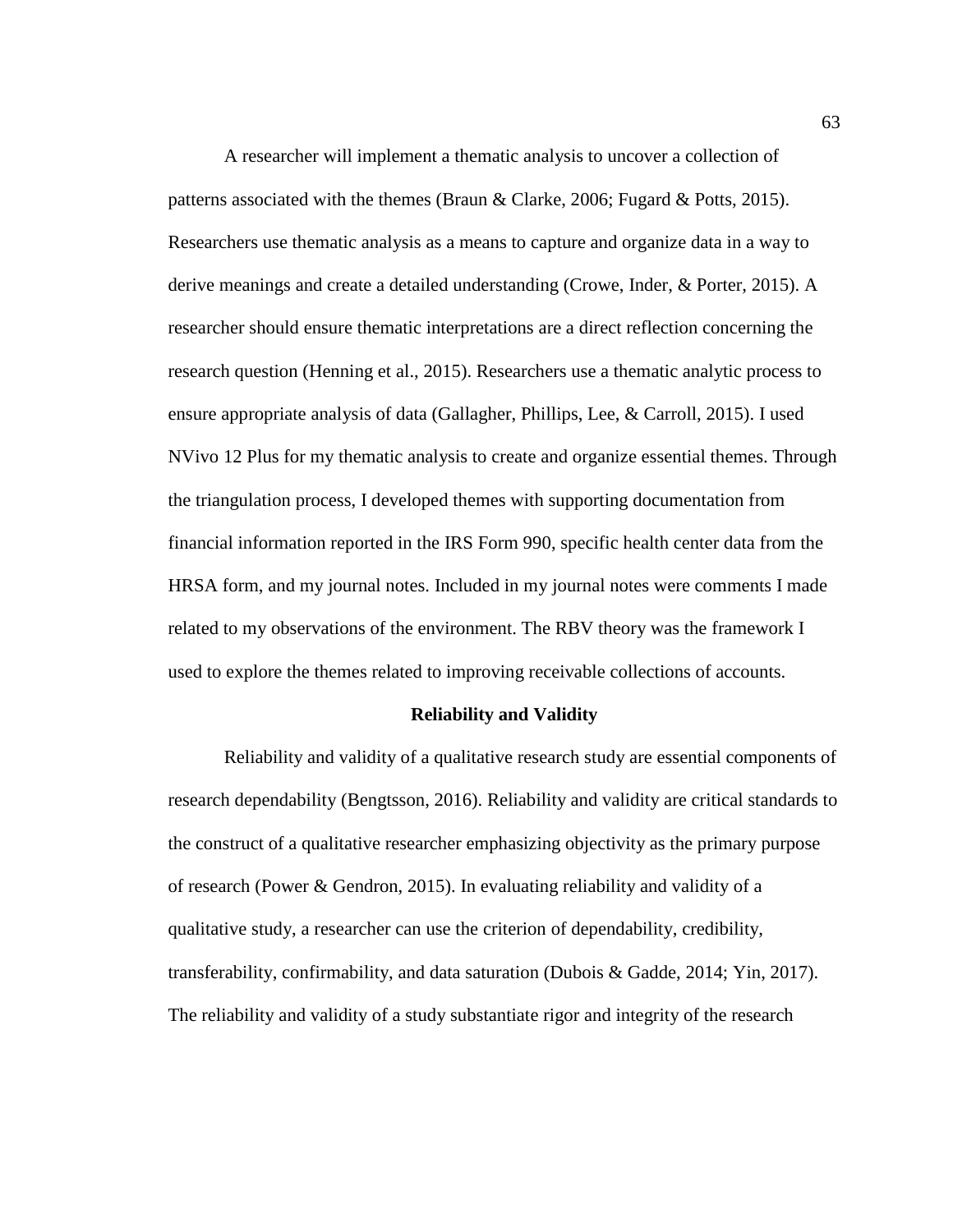A researcher will implement a thematic analysis to uncover a collection of patterns associated with the themes (Braun & Clarke, 2006; Fugard & Potts, 2015). Researchers use thematic analysis as a means to capture and organize data in a way to derive meanings and create a detailed understanding (Crowe, Inder, & Porter, 2015). A researcher should ensure thematic interpretations are a direct reflection concerning the research question (Henning et al., 2015). Researchers use a thematic analytic process to ensure appropriate analysis of data (Gallagher, Phillips, Lee, & Carroll, 2015). I used NVivo 12 Plus for my thematic analysis to create and organize essential themes. Through the triangulation process, I developed themes with supporting documentation from financial information reported in the IRS Form 990, specific health center data from the HRSA form, and my journal notes. Included in my journal notes were comments I made related to my observations of the environment. The RBV theory was the framework I used to explore the themes related to improving receivable collections of accounts.

## Reliability and Validity

Reliability and validity of a qualitative research study are essential components of research dependability (Bengtsson, 2016). Reliability and validity are critical standards to the construct of a qualitative researcher emphasizing objectivity as the primary purpose of research (Power & Gendron, 2015). In evaluating reliability and validity of a qualitative study, a researcher can use the criterion of dependability, credibility, transferability, confirmability, and data saturation (Dubois & Gadde, 2014; Yin, 2017). The reliability and validity of a study substantiate rigor and integrity of the research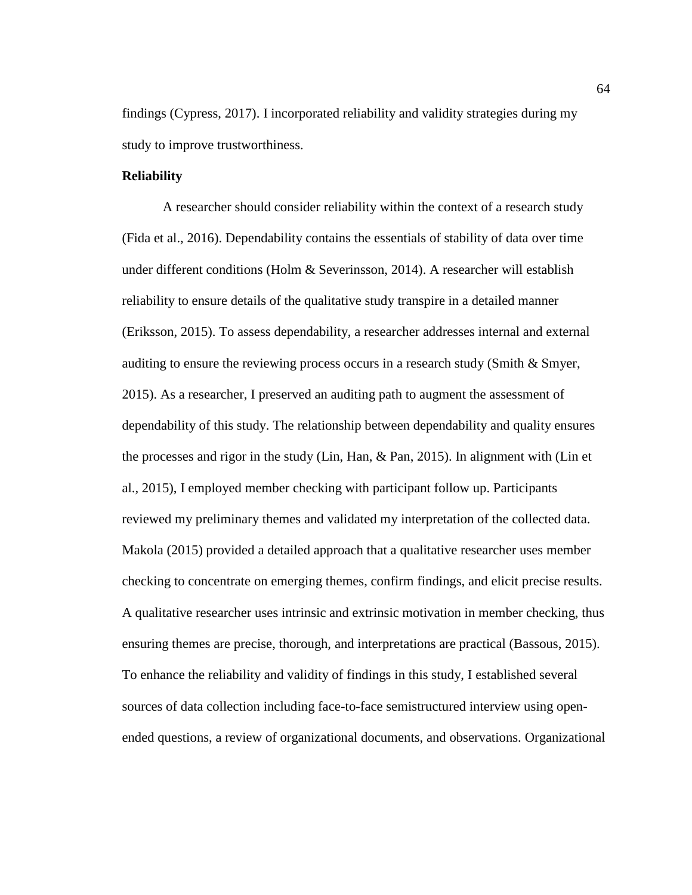findings (Cypress, 2017). I incorporated reliability and validity strategies during my study to improve trustworthiness.

**Reliability**

A researcher should consider reliability within the context of a research study (Fida et al., 2016). Dependability contains the essentials of stability of data over time under different conditions (Holm & Severinsson, 2014). A researcher will establish reliability to ensure details of the qualitative study transpire in a detailed manner (Eriksson, 2015). To assess dependability, a researcher addresses internal and external auditing to ensure the reviewing process occurs in a research study (Smith & Smyer, 2015). As a researcher, I preserved an auditing path to augment the assessment of dependability of this study. The relationship between dependability and quality ensures the processes and rigor in the study (Lin, Han, & Pan, 2015). In alignment with (Lin et al., 2015), I employed member checking with participant follow up. Participants reviewed my preliminary themes and validated my interpretation of the collected data. Makola (2015) provided a detailed approach that a qualitative researcher uses member checking to concentrate on emerging themes, confirm findings, and elicit precise results. A qualitative researcher uses intrinsic and extrinsic motivation in member checking, thus ensuring themes are precise, thorough, and interpretations are practical (Bassous, 2015). To enhance the reliability and validity of findings in this study, I established several sources of data collection including face-to-face semistructured interview using open-ended questions, a review of organizational documents, and observations. Organizational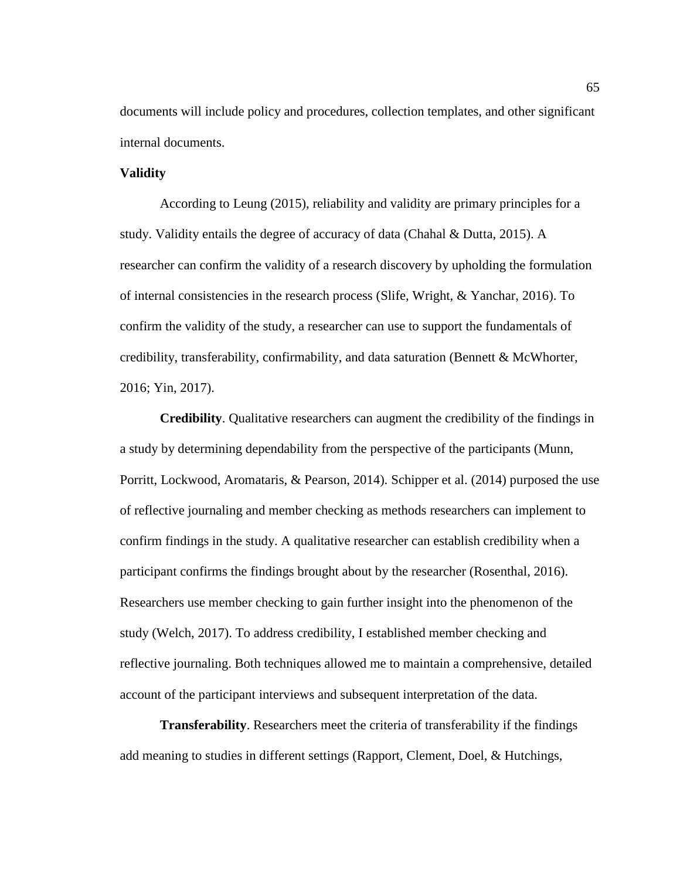documents will include policy and procedures, collection templates, and other significant internal documents.

### Validity

According to Leung (2015), reliability and validity are primary principles for a study. Validity entails the degree of accuracy of data (Chahal & Dutta, 2015). A researcher can confirm the validity of a research discovery by upholding the formulation of internal consistencies in the research process (Slife, Wright, & Yanchar, 2016). To confirm the validity of the study, a researcher can use to support the fundamentals of credibility, transferability, confirmability, and data saturation (Bennett & McWhorter, 2016; Yin, 2017).

**Credibility**. Qualitative researchers can augment the credibility of the findings in a study by determining dependability from the perspective of the participants (Munn, Porritt, Lockwood, Aromataris, & Pearson, 2014). Schipper et al. (2014) purposed the use of reflective journaling and member checking as methods researchers can implement to confirm findings in the study. A qualitative researcher can establish credibility when a participant confirms the findings brought about by the researcher (Rosenthal, 2016). Researchers use member checking to gain further insight into the phenomenon of the study (Welch, 2017). To address credibility, I established member checking and reflective journaling. Both techniques allowed me to maintain a comprehensive, detailed account of the participant interviews and subsequent interpretation of the data.

**Transferability**. Researchers meet the criteria of transferability if the findings add meaning to studies in different settings (Rapport, Clement, Doel, & Hutchings,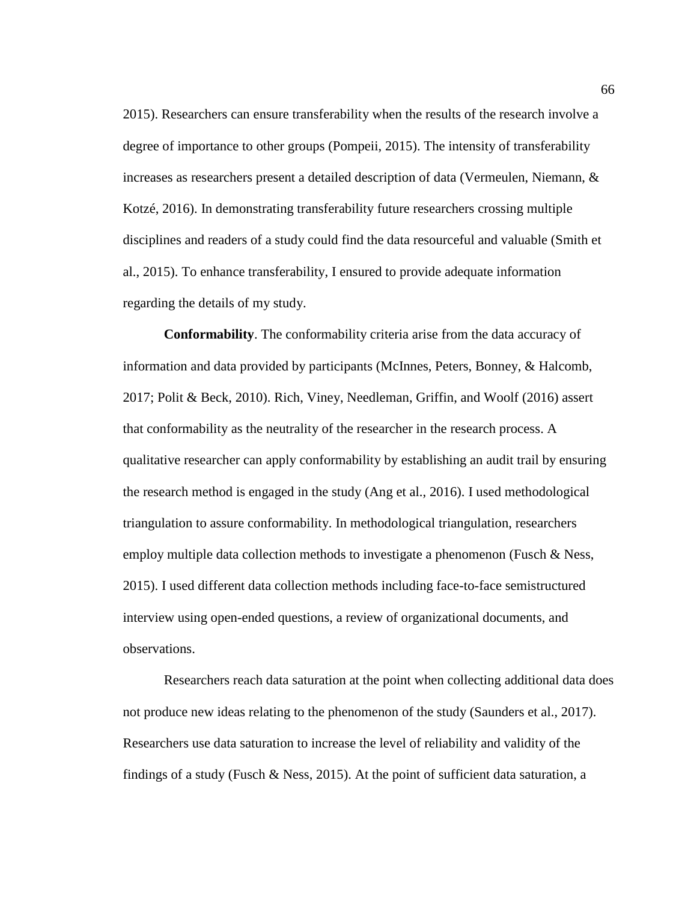2015). Researchers can ensure transferability when the results of the research involve a degree of importance to other groups (Pompeii, 2015). The intensity of transferability increases as researchers present a detailed description of data (Vermeulen, Niemann, & Kotzé, 2016). In demonstrating transferability future researchers crossing multiple disciplines and readers of a study could find the data resourceful and valuable (Smith et al., 2015). To enhance transferability, I ensured to provide adequate information regarding the details of my study.

**Conformability**. The conformability criteria arise from the data accuracy of information and data provided by participants (McInnes, Peters, Bonney, & Halcomb, 2017; Polit & Beck, 2010). Rich, Viney, Needleman, Griffin, and Woolf (2016) assert that conformability as the neutrality of the researcher in the research process. A qualitative researcher can apply conformability by establishing an audit trail by ensuring the research method is engaged in the study (Ang et al., 2016). I used methodological triangulation to assure conformability. In methodological triangulation, researchers employ multiple data collection methods to investigate a phenomenon (Fusch & Ness, 2015). I used different data collection methods including face-to-face semistructured interview using open-ended questions, a review of organizational documents, and observations.

Researchers reach data saturation at the point when collecting additional data does not produce new ideas relating to the phenomenon of the study (Saunders et al., 2017). Researchers use data saturation to increase the level of reliability and validity of the findings of a study (Fusch & Ness, 2015). At the point of sufficient data saturation, a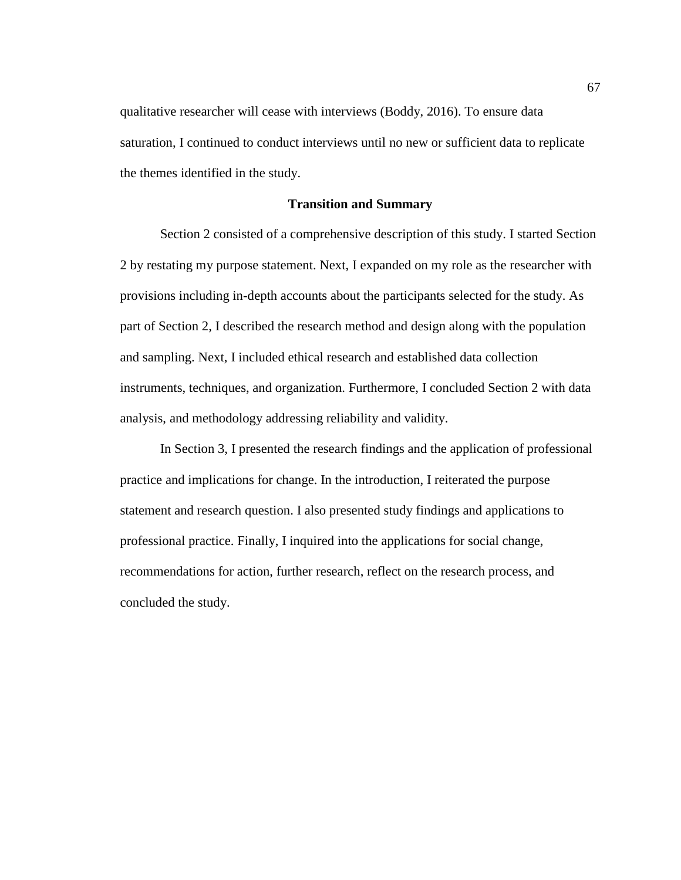qualitative researcher will cease with interviews (Boddy, 2016). To ensure data saturation, I continued to conduct interviews until no new or sufficient data to replicate the themes identified in the study.

## Transition and Summary

Section 2 consisted of a comprehensive description of this study. I started Section 2 by restating my purpose statement. Next, I expanded on my role as the researcher with provisions including in-depth accounts about the participants selected for the study. As part of Section 2, I described the research method and design along with the population and sampling. Next, I included ethical research and established data collection instruments, techniques, and organization. Furthermore, I concluded Section 2 with data analysis, and methodology addressing reliability and validity.

In Section 3, I presented the research findings and the application of professional practice and implications for change. In the introduction, I reiterated the purpose statement and research question. I also presented study findings and applications to professional practice. Finally, I inquired into the applications for social change, recommendations for action, further research, reflect on the research process, and concluded the study.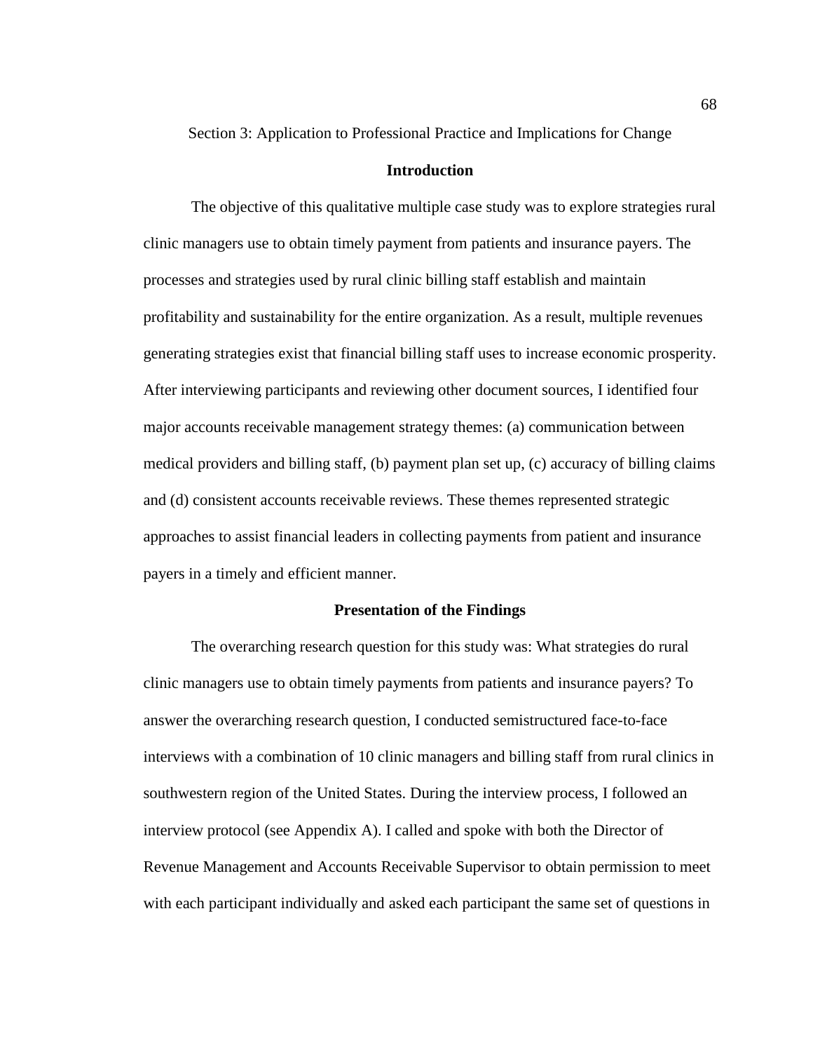# Section 3: Application to Professional Practice and Implications for Change

## Introduction

The objective of this qualitative multiple case study was to explore strategies rural clinic managers use to obtain timely payment from patients and insurance payers. The processes and strategies used by rural clinic billing staff establish and maintain profitability and sustainability for the entire organization. As a result, multiple revenues generating strategies exist that financial billing staff uses to increase economic prosperity. After interviewing participants and reviewing other document sources, I identified four major accounts receivable management strategy themes: (a) communication between medical providers and billing staff, (b) payment plan set up, (c) accuracy of billing claims and (d) consistent accounts receivable reviews. These themes represented strategic approaches to assist financial leaders in collecting payments from patient and insurance payers in a timely and efficient manner.

## Presentation of the Findings

The overarching research question for this study was: What strategies do rural clinic managers use to obtain timely payments from patients and insurance payers? To answer the overarching research question, I conducted semistructured face-to-face interviews with a combination of 10 clinic managers and billing staff from rural clinics in southwestern region of the United States. During the interview process, I followed an interview protocol (see Appendix A). I called and spoke with both the Director of Revenue Management and Accounts Receivable Supervisor to obtain permission to meet with each participant individually and asked each participant the same set of questions in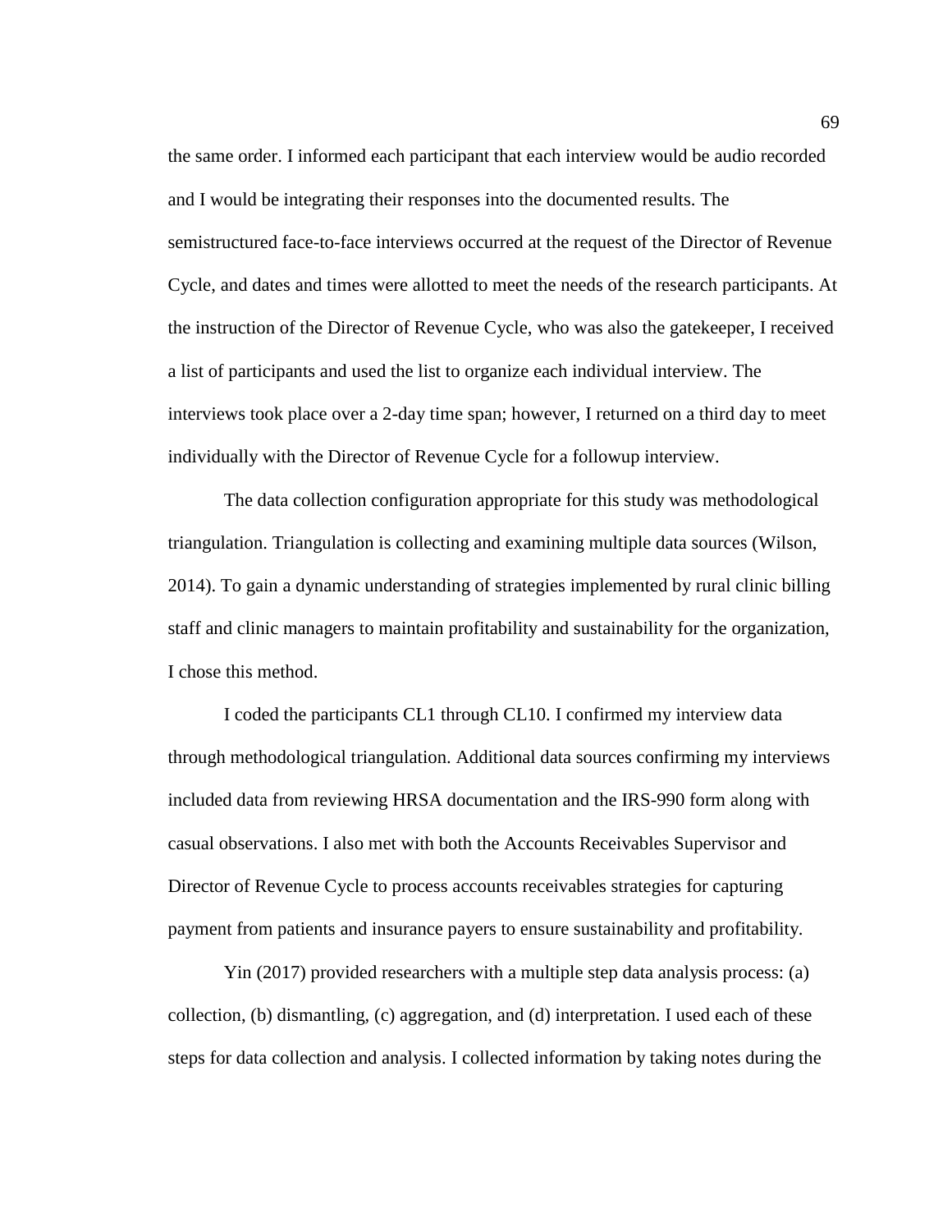the same order. I informed each participant that each interview would be audio recorded and I would be integrating their responses into the documented results. The semistructured face-to-face interviews occurred at the request of the Director of Revenue Cycle, and dates and times were allotted to meet the needs of the research participants. At the instruction of the Director of Revenue Cycle, who was also the gatekeeper, I received a list of participants and used the list to organize each individual interview. The interviews took place over a 2-day time span; however, I returned on a third day to meet individually with the Director of Revenue Cycle for a followup interview.

The data collection configuration appropriate for this study was methodological triangulation. Triangulation is collecting and examining multiple data sources (Wilson, 2014). To gain a dynamic understanding of strategies implemented by rural clinic billing staff and clinic managers to maintain profitability and sustainability for the organization, I chose this method.

I coded the participants CL1 through CL10. I confirmed my interview data through methodological triangulation. Additional data sources confirming my interviews included data from reviewing HRSA documentation and the IRS-990 form along with casual observations. I also met with both the Accounts Receivables Supervisor and Director of Revenue Cycle to process accounts receivables strategies for capturing payment from patients and insurance payers to ensure sustainability and profitability.

Yin (2017) provided researchers with a multiple step data analysis process: (a) collection, (b) dismantling, (c) aggregation, and (d) interpretation. I used each of these steps for data collection and analysis. I collected information by taking notes during the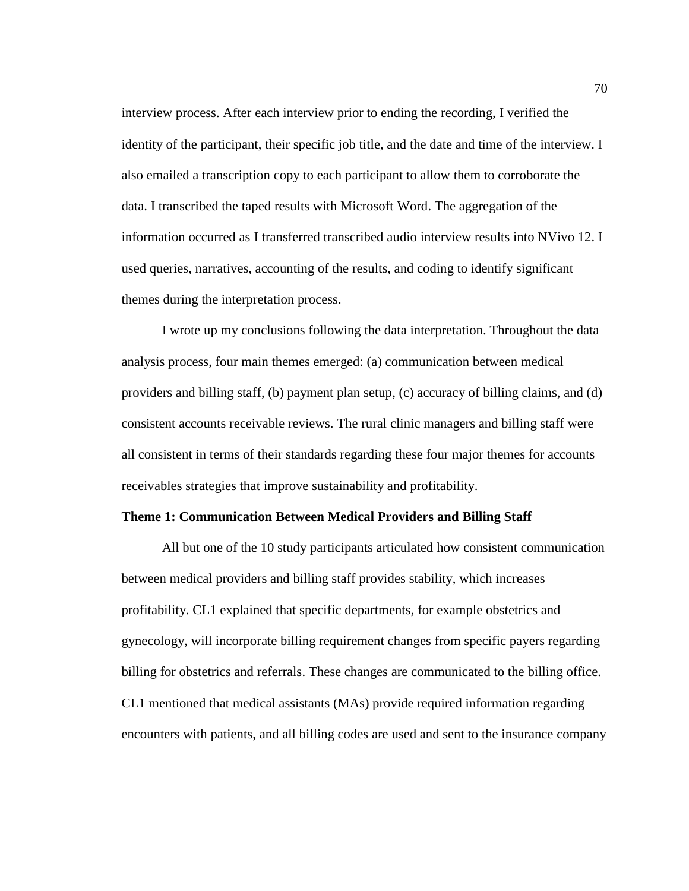interview process. After each interview prior to ending the recording, I verified the identity of the participant, their specific job title, and the date and time of the interview. I also emailed a transcription copy to each participant to allow them to corroborate the data. I transcribed the taped results with Microsoft Word. The aggregation of the information occurred as I transferred transcribed audio interview results into NVivo 12. I used queries, narratives, accounting of the results, and coding to identify significant themes during the interpretation process.

I wrote up my conclusions following the data interpretation. Throughout the data analysis process, four main themes emerged: (a) communication between medical providers and billing staff, (b) payment plan setup, (c) accuracy of billing claims, and (d) consistent accounts receivable reviews. The rural clinic managers and billing staff were all consistent in terms of their standards regarding these four major themes for accounts receivables strategies that improve sustainability and profitability.

**Theme 1: Communication Between Medical Providers and Billing Staff**

All but one of the 10 study participants articulated how consistent communication between medical providers and billing staff provides stability, which increases profitability. CL1 explained that specific departments, for example obstetrics and gynecology, will incorporate billing requirement changes from specific payers regarding billing for obstetrics and referrals. These changes are communicated to the billing office. CL1 mentioned that medical assistants (MAs) provide required information regarding encounters with patients, and all billing codes are used and sent to the insurance company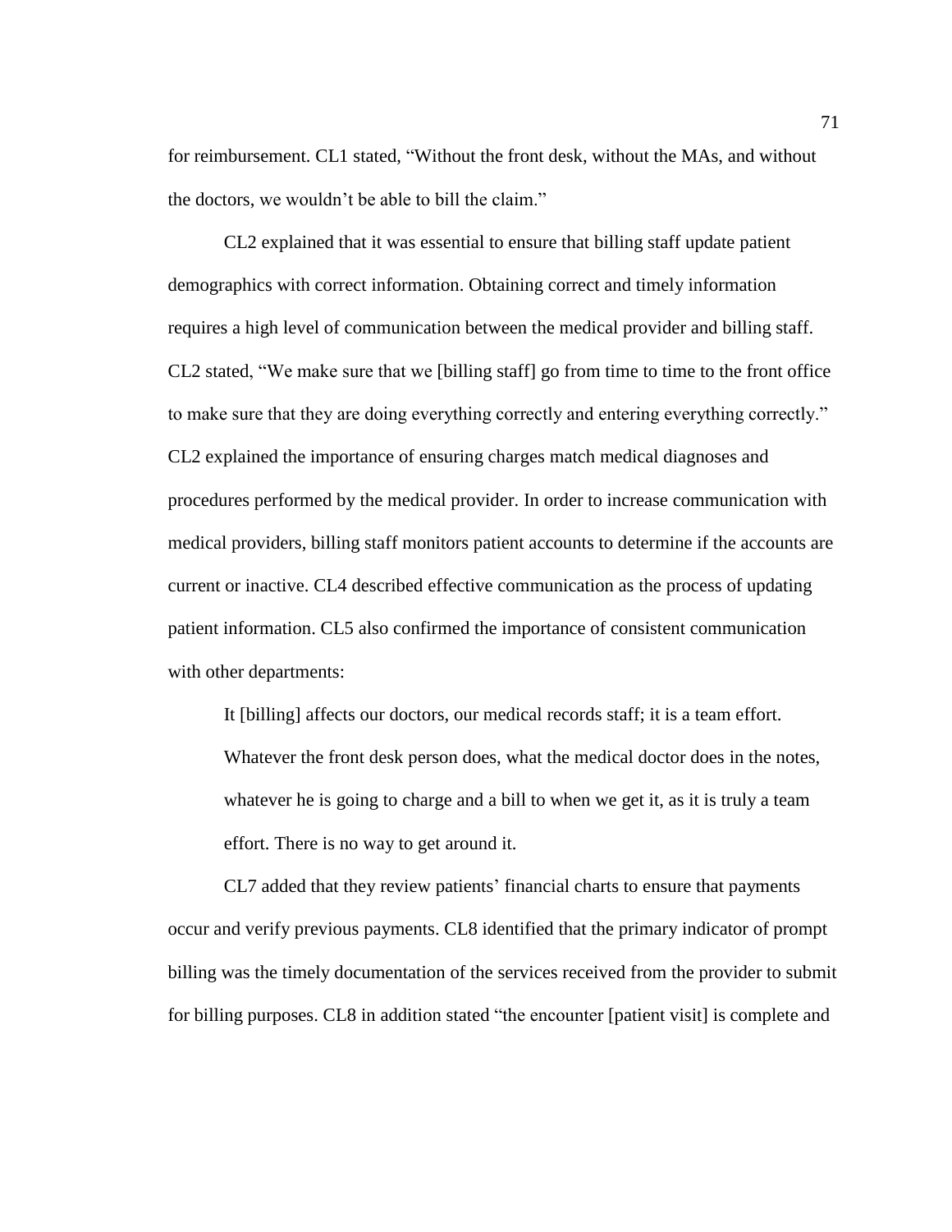for reimbursement. CL1 stated, "Without the front desk, without the MAs, and without the doctors, we wouldn't be able to bill the claim."

CL2 explained that it was essential to ensure that billing staff update patient demographics with correct information. Obtaining correct and timely information requires a high level of communication between the medical provider and billing staff. CL2 stated, "We make sure that we [billing staff] go from time to time to the front office to make sure that they are doing everything correctly and entering everything correctly." CL2 explained the importance of ensuring charges match medical diagnoses and procedures performed by the medical provider. In order to increase communication with medical providers, billing staff monitors patient accounts to determine if the accounts are current or inactive. CL4 described effective communication as the process of updating patient information. CL5 also confirmed the importance of consistent communication with other departments:

> It [billing] affects our doctors, our medical records staff; it is a team effort. Whatever the front desk person does, what the medical doctor does in the notes, whatever he is going to charge and a bill to when we get it, as it is truly a team effort. There is no way to get around it.

CL7 added that they review patients' financial charts to ensure that payments occur and verify previous payments. CL8 identified that the primary indicator of prompt billing was the timely documentation of the services received from the provider to submit for billing purposes. CL8 in addition stated "the encounter [patient visit] is complete and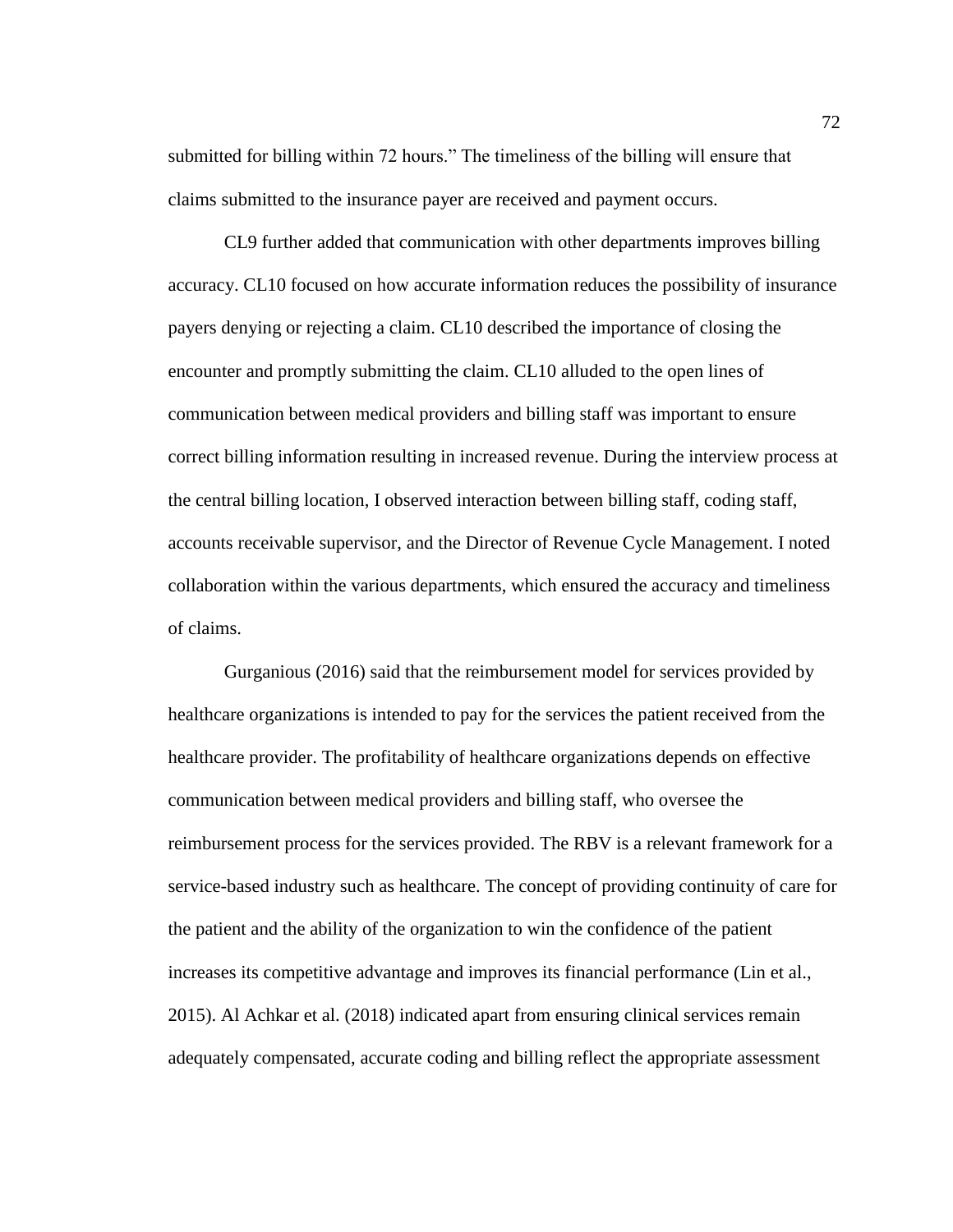submitted for billing within 72 hours." The timeliness of the billing will ensure that claims submitted to the insurance payer are received and payment occurs.

CL9 further added that communication with other departments improves billing accuracy. CL10 focused on how accurate information reduces the possibility of insurance payers denying or rejecting a claim. CL10 described the importance of closing the encounter and promptly submitting the claim. CL10 alluded to the open lines of communication between medical providers and billing staff was important to ensure correct billing information resulting in increased revenue. During the interview process at the central billing location, I observed interaction between billing staff, coding staff, accounts receivable supervisor, and the Director of Revenue Cycle Management. I noted collaboration within the various departments, which ensured the accuracy and timeliness of claims.

Gurganious (2016) said that the reimbursement model for services provided by healthcare organizations is intended to pay for the services the patient received from the healthcare provider. The profitability of healthcare organizations depends on effective communication between medical providers and billing staff, who oversee the reimbursement process for the services provided. The RBV is a relevant framework for a service-based industry such as healthcare. The concept of providing continuity of care for the patient and the ability of the organization to win the confidence of the patient increases its competitive advantage and improves its financial performance (Lin et al., 2015). Al Achkar et al. (2018) indicated apart from ensuring clinical services remain adequately compensated, accurate coding and billing reflect the appropriate assessment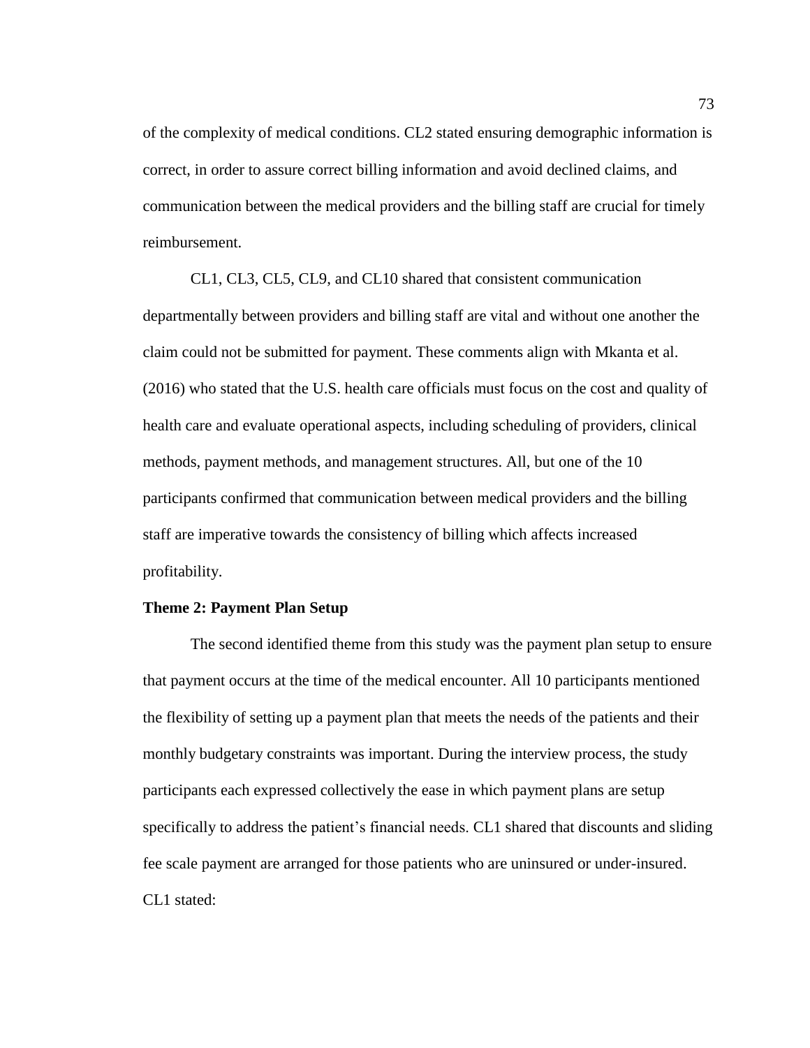of the complexity of medical conditions. CL2 stated ensuring demographic information is correct, in order to assure correct billing information and avoid declined claims, and communication between the medical providers and the billing staff are crucial for timely reimbursement.

CL1, CL3, CL5, CL9, and CL10 shared that consistent communication departmentally between providers and billing staff are vital and without one another the claim could not be submitted for payment. These comments align with Mkanta et al. (2016) who stated that the U.S. health care officials must focus on the cost and quality of health care and evaluate operational aspects, including scheduling of providers, clinical methods, payment methods, and management structures. All, but one of the 10 participants confirmed that communication between medical providers and the billing staff are imperative towards the consistency of billing which affects increased profitability.

**Theme 2: Payment Plan Setup**

The second identified theme from this study was the payment plan setup to ensure that payment occurs at the time of the medical encounter. All 10 participants mentioned the flexibility of setting up a payment plan that meets the needs of the patients and their monthly budgetary constraints was important. During the interview process, the study participants each expressed collectively the ease in which payment plans are setup specifically to address the patient's financial needs. CL1 shared that discounts and sliding fee scale payment are arranged for those patients who are uninsured or under-insured. CL1 stated: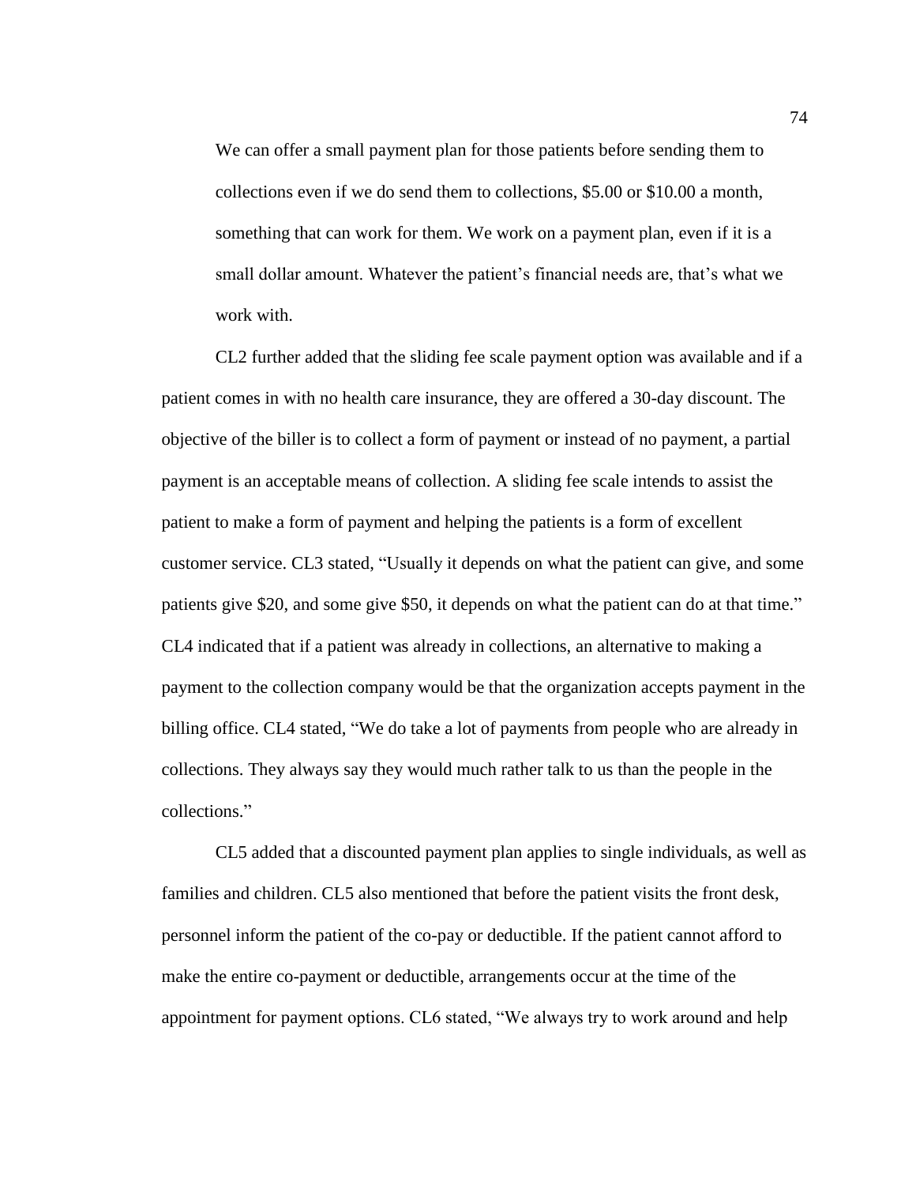> We can offer a small payment plan for those patients before sending them to collections even if we do send them to collections, $5.00 or $10.00 a month, something that can work for them. We work on a payment plan, even if it is a small dollar amount. Whatever the patient's financial needs are, that's what we work with.

CL2 further added that the sliding fee scale payment option was available and if a patient comes in with no health care insurance, they are offered a 30-day discount. The objective of the biller is to collect a form of payment or instead of no payment, a partial payment is an acceptable means of collection. A sliding fee scale intends to assist the patient to make a form of payment and helping the patients is a form of excellent customer service. CL3 stated, "Usually it depends on what the patient can give, and some patients give $20, and some give $50, it depends on what the patient can do at that time." CL4 indicated that if a patient was already in collections, an alternative to making a payment to the collection company would be that the organization accepts payment in the billing office. CL4 stated, "We do take a lot of payments from people who are already in collections. They always say they would much rather talk to us than the people in the collections."

CL5 added that a discounted payment plan applies to single individuals, as well as families and children. CL5 also mentioned that before the patient visits the front desk, personnel inform the patient of the co-pay or deductible. If the patient cannot afford to make the entire co-payment or deductible, arrangements occur at the time of the appointment for payment options. CL6 stated, "We always try to work around and help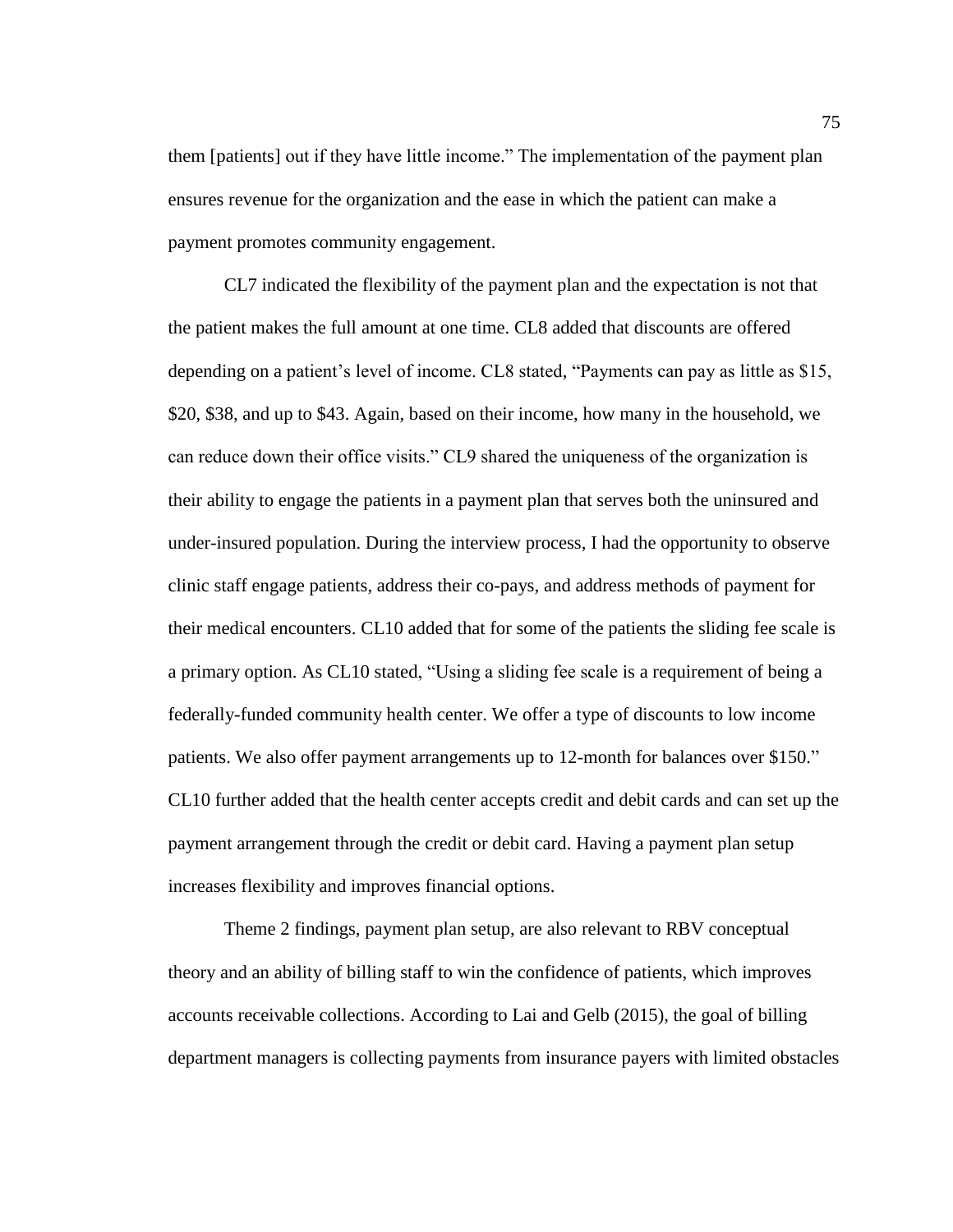them [patients] out if they have little income." The implementation of the payment plan ensures revenue for the organization and the ease in which the patient can make a payment promotes community engagement.

CL7 indicated the flexibility of the payment plan and the expectation is not that the patient makes the full amount at one time. CL8 added that discounts are offered depending on a patient's level of income. CL8 stated, "Payments can pay as little as $15, $20, $38, and up to $43. Again, based on their income, how many in the household, we can reduce down their office visits." CL9 shared the uniqueness of the organization is their ability to engage the patients in a payment plan that serves both the uninsured and under-insured population. During the interview process, I had the opportunity to observe clinic staff engage patients, address their co-pays, and address methods of payment for their medical encounters. CL10 added that for some of the patients the sliding fee scale is a primary option. As CL10 stated, "Using a sliding fee scale is a requirement of being a federally-funded community health center. We offer a type of discounts to low income patients. We also offer payment arrangements up to 12-month for balances over $150." CL10 further added that the health center accepts credit and debit cards and can set up the payment arrangement through the credit or debit card. Having a payment plan setup increases flexibility and improves financial options.

Theme 2 findings, payment plan setup, are also relevant to RBV conceptual theory and an ability of billing staff to win the confidence of patients, which improves accounts receivable collections. According to Lai and Gelb (2015), the goal of billing department managers is collecting payments from insurance payers with limited obstacles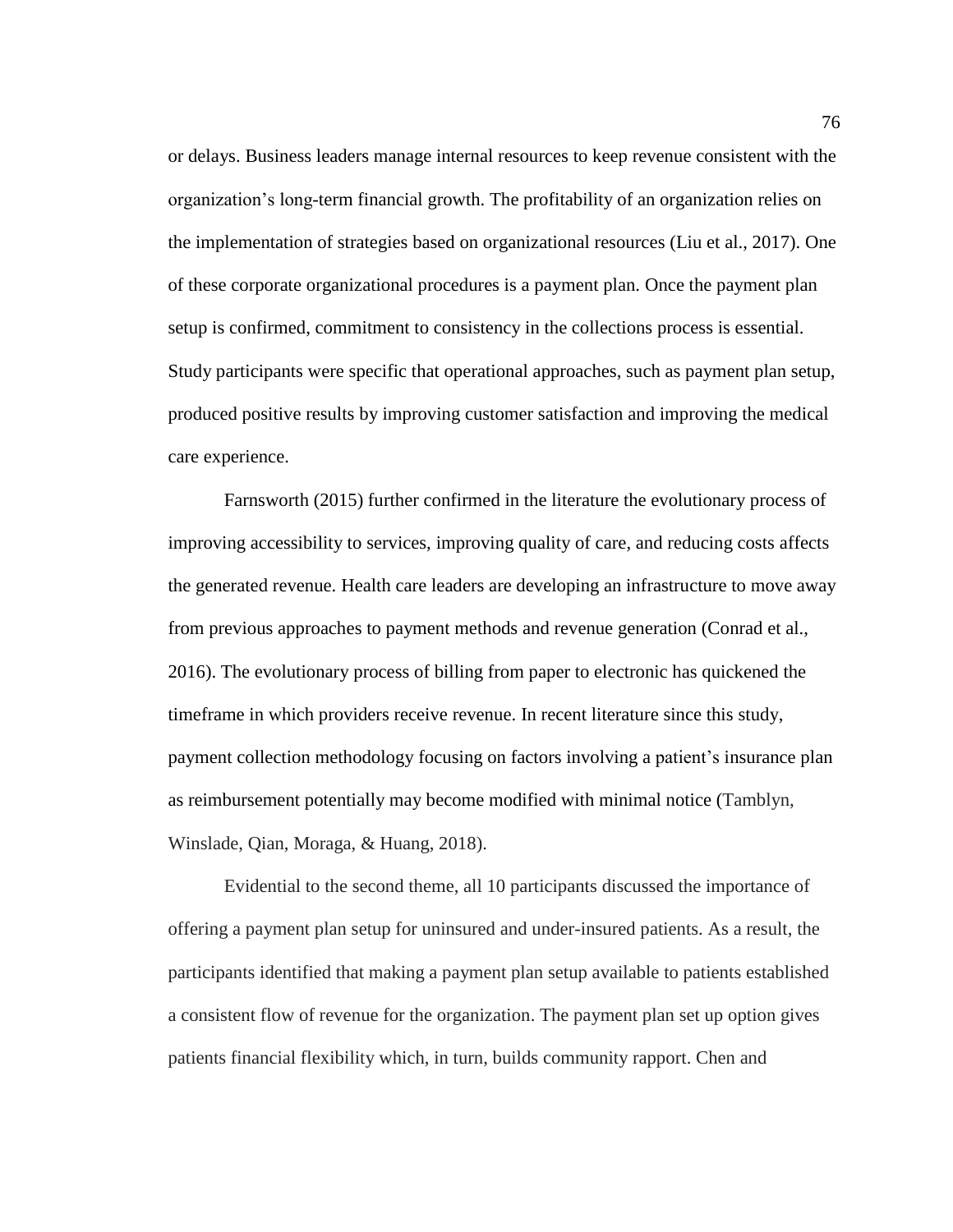or delays. Business leaders manage internal resources to keep revenue consistent with the organization's long-term financial growth. The profitability of an organization relies on the implementation of strategies based on organizational resources (Liu et al., 2017). One of these corporate organizational procedures is a payment plan. Once the payment plan setup is confirmed, commitment to consistency in the collections process is essential. Study participants were specific that operational approaches, such as payment plan setup, produced positive results by improving customer satisfaction and improving the medical care experience.

Farnsworth (2015) further confirmed in the literature the evolutionary process of improving accessibility to services, improving quality of care, and reducing costs affects the generated revenue. Health care leaders are developing an infrastructure to move away from previous approaches to payment methods and revenue generation (Conrad et al., 2016). The evolutionary process of billing from paper to electronic has quickened the timeframe in which providers receive revenue. In recent literature since this study, payment collection methodology focusing on factors involving a patient's insurance plan as reimbursement potentially may become modified with minimal notice (Tamblyn, Winslade, Qian, Moraga, & Huang, 2018).

Evidential to the second theme, all 10 participants discussed the importance of offering a payment plan setup for uninsured and under-insured patients. As a result, the participants identified that making a payment plan setup available to patients established a consistent flow of revenue for the organization. The payment plan set up option gives patients financial flexibility which, in turn, builds community rapport. Chen and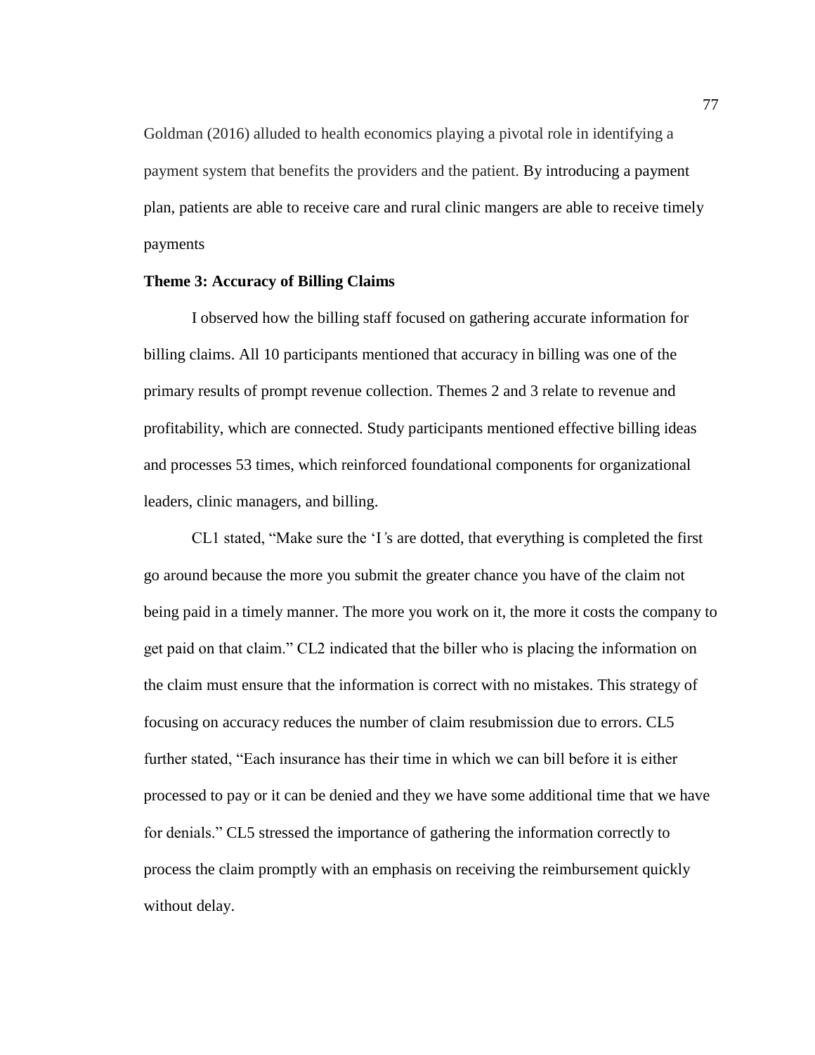Goldman (2016) alluded to health economics playing a pivotal role in identifying a payment system that benefits the providers and the patient. By introducing a payment plan, patients are able to receive care and rural clinic mangers are able to receive timely payments

**Theme 3: Accuracy of Billing Claims**

I observed how the billing staff focused on gathering accurate information for billing claims. All 10 participants mentioned that accuracy in billing was one of the primary results of prompt revenue collection. Themes 2 and 3 relate to revenue and profitability, which are connected. Study participants mentioned effective billing ideas and processes 53 times, which reinforced foundational components for organizational leaders, clinic managers, and billing.

CL1 stated, "Make sure the 'I's are dotted, that everything is completed the first go around because the more you submit the greater chance you have of the claim not being paid in a timely manner. The more you work on it, the more it costs the company to get paid on that claim." CL2 indicated that the biller who is placing the information on the claim must ensure that the information is correct with no mistakes. This strategy of focusing on accuracy reduces the number of claim resubmission due to errors. CL5 further stated, "Each insurance has their time in which we can bill before it is either processed to pay or it can be denied and they we have some additional time that we have for denials." CL5 stressed the importance of gathering the information correctly to process the claim promptly with an emphasis on receiving the reimbursement quickly without delay.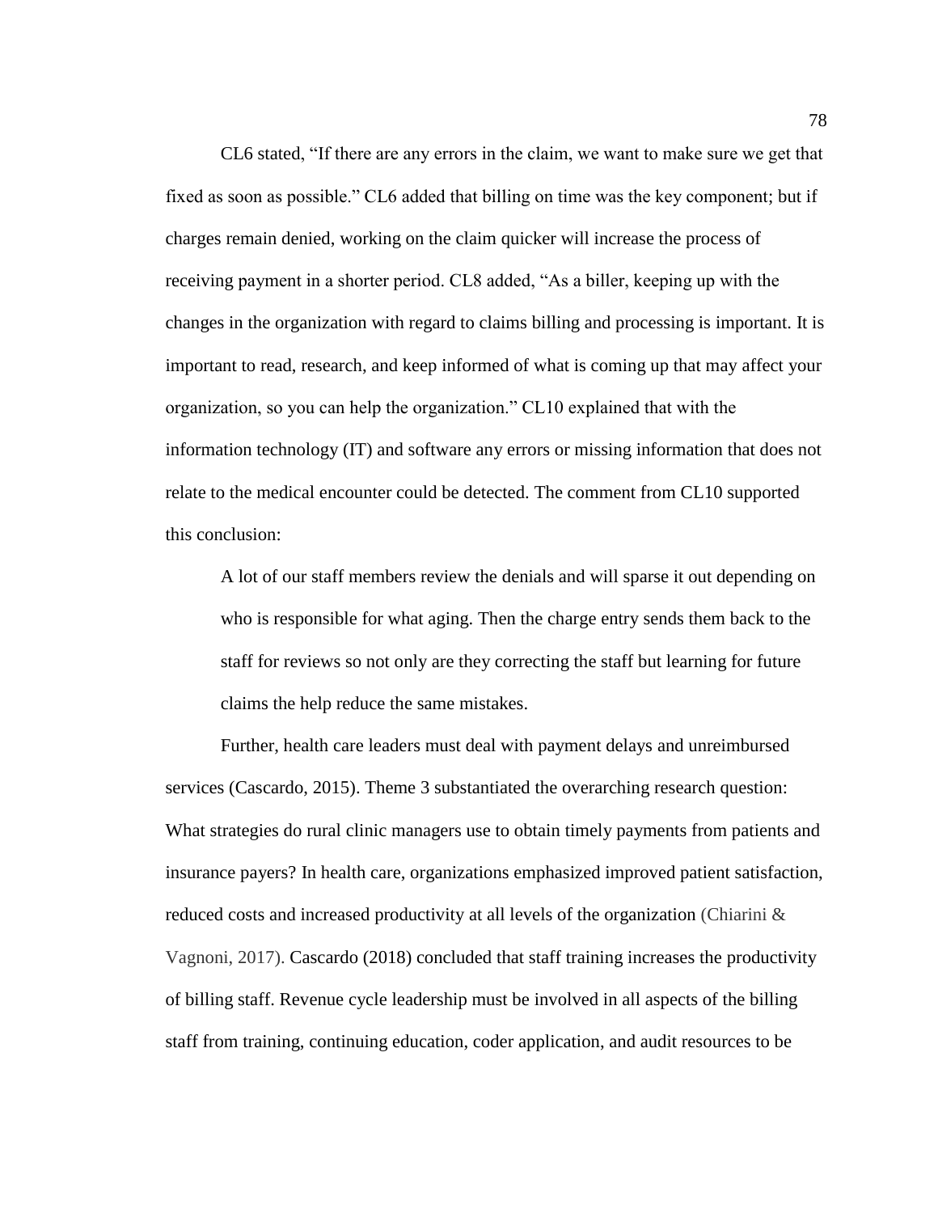CL6 stated, "If there are any errors in the claim, we want to make sure we get that fixed as soon as possible." CL6 added that billing on time was the key component; but if charges remain denied, working on the claim quicker will increase the process of receiving payment in a shorter period. CL8 added, "As a biller, keeping up with the changes in the organization with regard to claims billing and processing is important. It is important to read, research, and keep informed of what is coming up that may affect your organization, so you can help the organization." CL10 explained that with the information technology (IT) and software any errors or missing information that does not relate to the medical encounter could be detected. The comment from CL10 supported this conclusion:

> A lot of our staff members review the denials and will sparse it out depending on who is responsible for what aging. Then the charge entry sends them back to the staff for reviews so not only are they correcting the staff but learning for future claims the help reduce the same mistakes.

Further, health care leaders must deal with payment delays and unreimbursed services (Cascardo, 2015). Theme 3 substantiated the overarching research question: What strategies do rural clinic managers use to obtain timely payments from patients and insurance payers? In health care, organizations emphasized improved patient satisfaction, reduced costs and increased productivity at all levels of the organization (Chiarini & Vagnoni, 2017). Cascardo (2018) concluded that staff training increases the productivity of billing staff. Revenue cycle leadership must be involved in all aspects of the billing staff from training, continuing education, coder application, and audit resources to be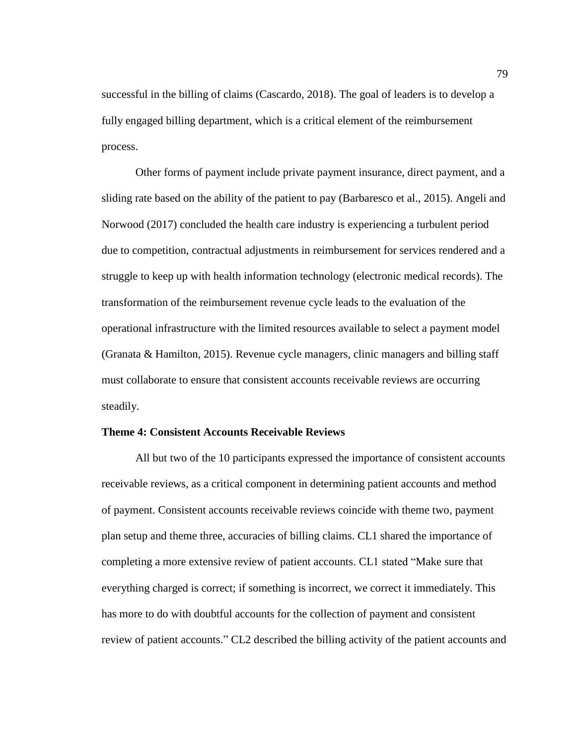successful in the billing of claims (Cascardo, 2018). The goal of leaders is to develop a fully engaged billing department, which is a critical element of the reimbursement process.

Other forms of payment include private payment insurance, direct payment, and a sliding rate based on the ability of the patient to pay (Barbaresco et al., 2015). Angeli and Norwood (2017) concluded the health care industry is experiencing a turbulent period due to competition, contractual adjustments in reimbursement for services rendered and a struggle to keep up with health information technology (electronic medical records). The transformation of the reimbursement revenue cycle leads to the evaluation of the operational infrastructure with the limited resources available to select a payment model (Granata & Hamilton, 2015). Revenue cycle managers, clinic managers and billing staff must collaborate to ensure that consistent accounts receivable reviews are occurring steadily.

### Theme 4: Consistent Accounts Receivable Reviews

All but two of the 10 participants expressed the importance of consistent accounts receivable reviews, as a critical component in determining patient accounts and method of payment. Consistent accounts receivable reviews coincide with theme two, payment plan setup and theme three, accuracies of billing claims. CL1 shared the importance of completing a more extensive review of patient accounts. CL1 stated "Make sure that everything charged is correct; if something is incorrect, we correct it immediately. This has more to do with doubtful accounts for the collection of payment and consistent review of patient accounts." CL2 described the billing activity of the patient accounts and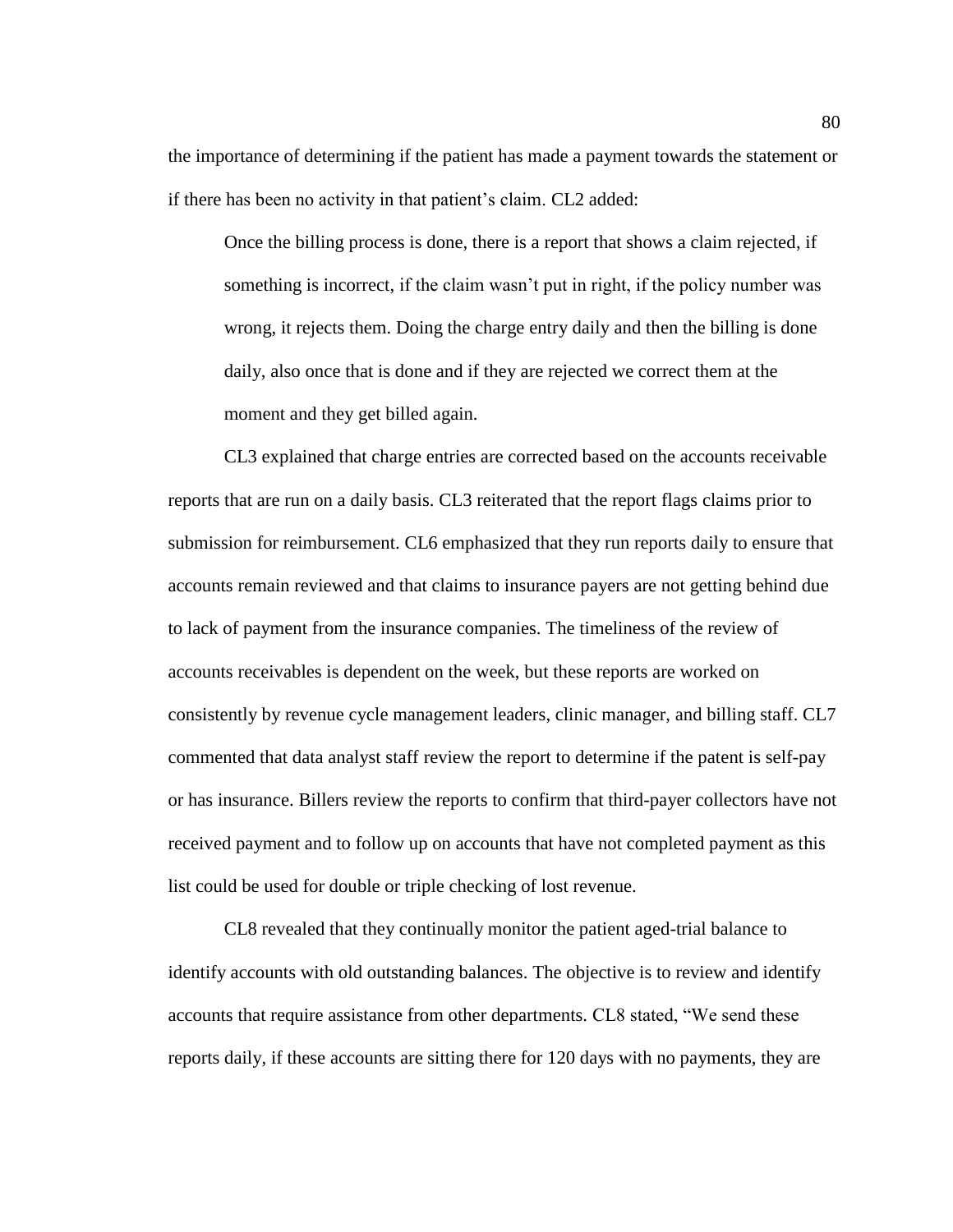the importance of determining if the patient has made a payment towards the statement or if there has been no activity in that patient's claim. CL2 added:

> Once the billing process is done, there is a report that shows a claim rejected, if something is incorrect, if the claim wasn't put in right, if the policy number was wrong, it rejects them. Doing the charge entry daily and then the billing is done daily, also once that is done and if they are rejected we correct them at the moment and they get billed again.

CL3 explained that charge entries are corrected based on the accounts receivable reports that are run on a daily basis. CL3 reiterated that the report flags claims prior to submission for reimbursement. CL6 emphasized that they run reports daily to ensure that accounts remain reviewed and that claims to insurance payers are not getting behind due to lack of payment from the insurance companies. The timeliness of the review of accounts receivables is dependent on the week, but these reports are worked on consistently by revenue cycle management leaders, clinic manager, and billing staff. CL7 commented that data analyst staff review the report to determine if the patent is self-pay or has insurance. Billers review the reports to confirm that third-payer collectors have not received payment and to follow up on accounts that have not completed payment as this list could be used for double or triple checking of lost revenue.

CL8 revealed that they continually monitor the patient aged-trial balance to identify accounts with old outstanding balances. The objective is to review and identify accounts that require assistance from other departments. CL8 stated, "We send these reports daily, if these accounts are sitting there for 120 days with no payments, they are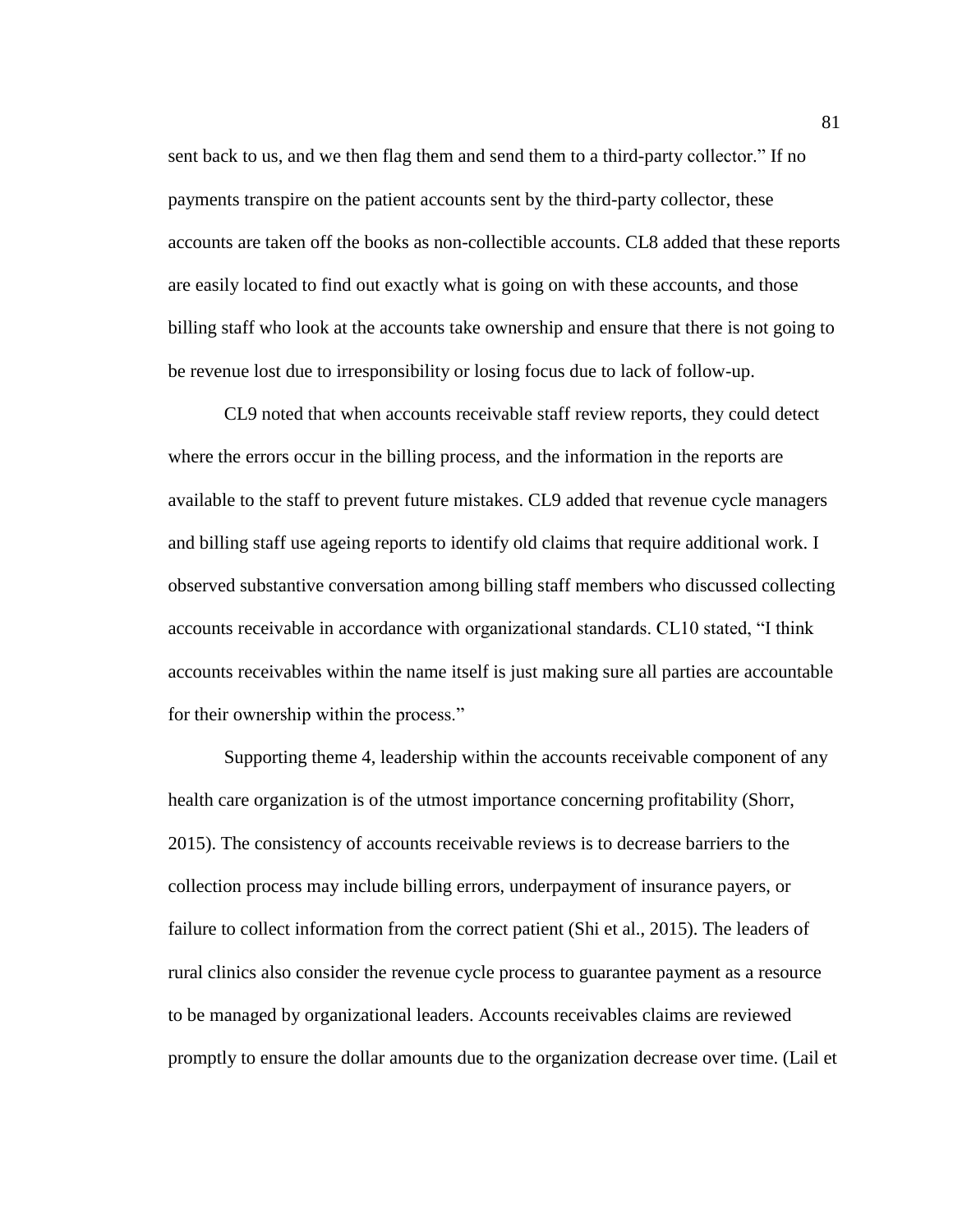sent back to us, and we then flag them and send them to a third-party collector." If no payments transpire on the patient accounts sent by the third-party collector, these accounts are taken off the books as non-collectible accounts. CL8 added that these reports are easily located to find out exactly what is going on with these accounts, and those billing staff who look at the accounts take ownership and ensure that there is not going to be revenue lost due to irresponsibility or losing focus due to lack of follow-up.

CL9 noted that when accounts receivable staff review reports, they could detect where the errors occur in the billing process, and the information in the reports are available to the staff to prevent future mistakes. CL9 added that revenue cycle managers and billing staff use ageing reports to identify old claims that require additional work. I observed substantive conversation among billing staff members who discussed collecting accounts receivable in accordance with organizational standards. CL10 stated, "I think accounts receivables within the name itself is just making sure all parties are accountable for their ownership within the process."

Supporting theme 4, leadership within the accounts receivable component of any health care organization is of the utmost importance concerning profitability (Shorr, 2015). The consistency of accounts receivable reviews is to decrease barriers to the collection process may include billing errors, underpayment of insurance payers, or failure to collect information from the correct patient (Shi et al., 2015). The leaders of rural clinics also consider the revenue cycle process to guarantee payment as a resource to be managed by organizational leaders. Accounts receivables claims are reviewed promptly to ensure the dollar amounts due to the organization decrease over time. (Lail et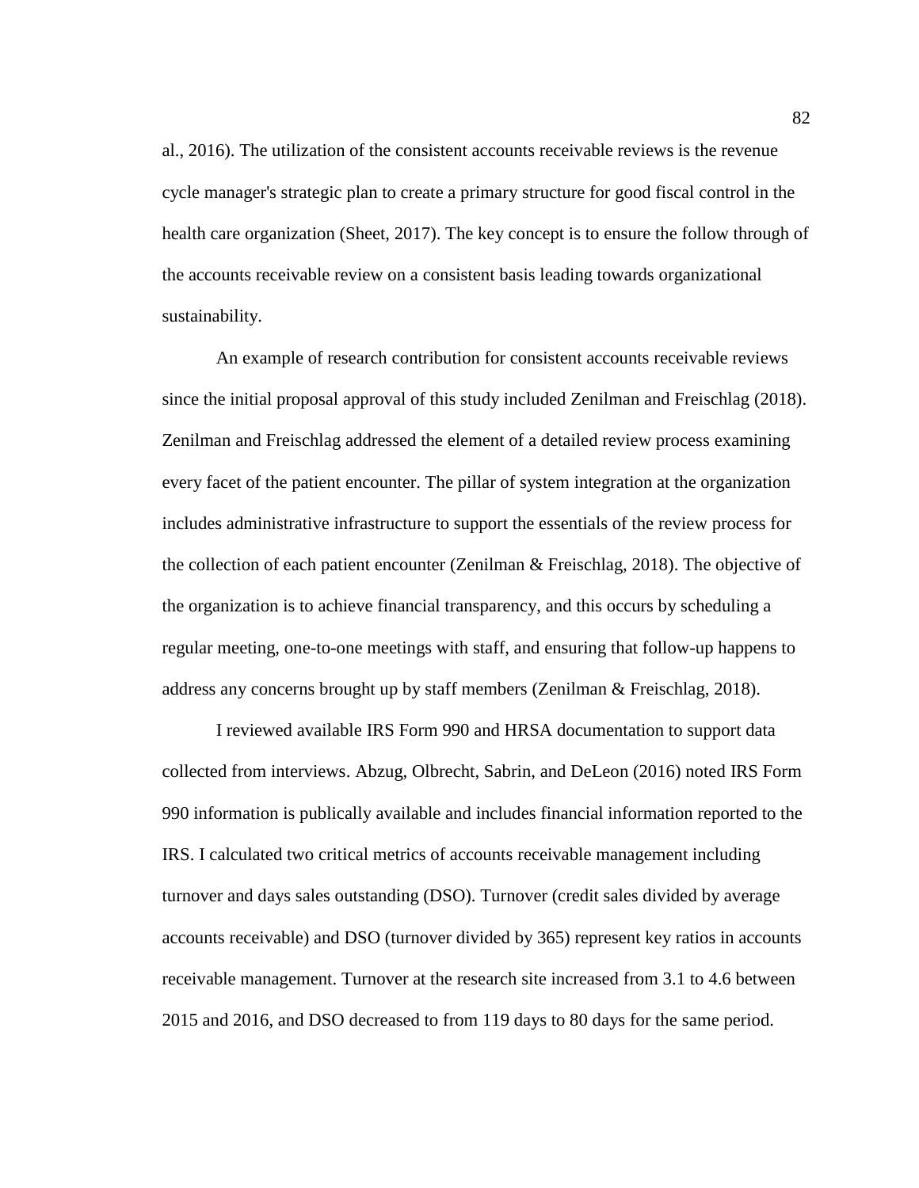al., 2016). The utilization of the consistent accounts receivable reviews is the revenue cycle manager's strategic plan to create a primary structure for good fiscal control in the health care organization (Sheet, 2017). The key concept is to ensure the follow through of the accounts receivable review on a consistent basis leading towards organizational sustainability.

An example of research contribution for consistent accounts receivable reviews since the initial proposal approval of this study included Zenilman and Freischlag (2018). Zenilman and Freischlag addressed the element of a detailed review process examining every facet of the patient encounter. The pillar of system integration at the organization includes administrative infrastructure to support the essentials of the review process for the collection of each patient encounter (Zenilman & Freischlag, 2018). The objective of the organization is to achieve financial transparency, and this occurs by scheduling a regular meeting, one-to-one meetings with staff, and ensuring that follow-up happens to address any concerns brought up by staff members (Zenilman & Freischlag, 2018).

I reviewed available IRS Form 990 and HRSA documentation to support data collected from interviews. Abzug, Olbrecht, Sabrin, and DeLeon (2016) noted IRS Form 990 information is publically available and includes financial information reported to the IRS. I calculated two critical metrics of accounts receivable management including turnover and days sales outstanding (DSO). Turnover (credit sales divided by average accounts receivable) and DSO (turnover divided by 365) represent key ratios in accounts receivable management. Turnover at the research site increased from 3.1 to 4.6 between 2015 and 2016, and DSO decreased to from 119 days to 80 days for the same period.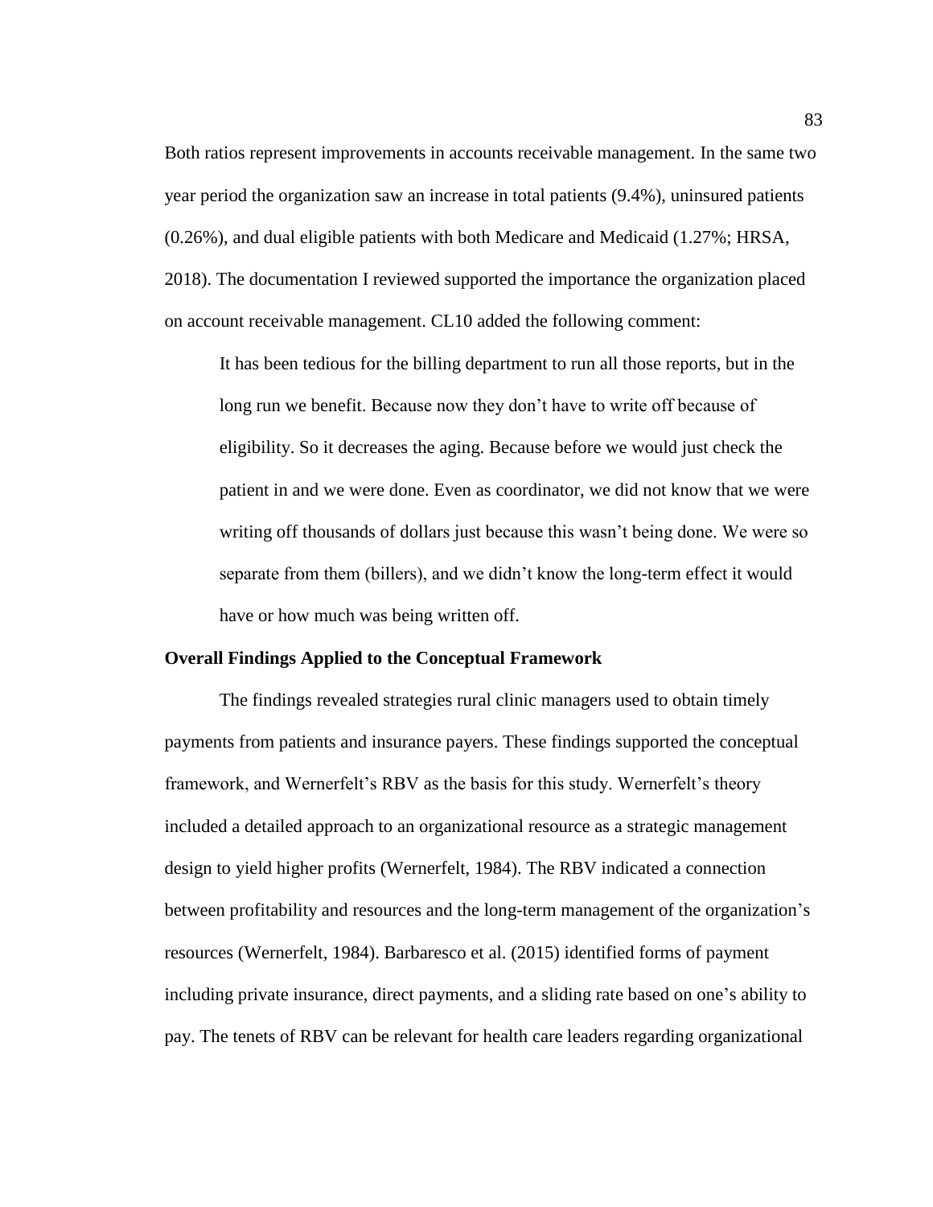Both ratios represent improvements in accounts receivable management. In the same two year period the organization saw an increase in total patients (9.4%), uninsured patients (0.26%), and dual eligible patients with both Medicare and Medicaid (1.27%; HRSA, 2018). The documentation I reviewed supported the importance the organization placed on account receivable management. CL10 added the following comment:

> It has been tedious for the billing department to run all those reports, but in the long run we benefit. Because now they don't have to write off because of eligibility. So it decreases the aging. Because before we would just check the patient in and we were done. Even as coordinator, we did not know that we were writing off thousands of dollars just because this wasn't being done. We were so separate from them (billers), and we didn't know the long-term effect it would have or how much was being written off.

**Overall Findings Applied to the Conceptual Framework**

The findings revealed strategies rural clinic managers used to obtain timely payments from patients and insurance payers. These findings supported the conceptual framework, and Wernerfelt's RBV as the basis for this study. Wernerfelt's theory included a detailed approach to an organizational resource as a strategic management design to yield higher profits (Wernerfelt, 1984). The RBV indicated a connection between profitability and resources and the long-term management of the organization's resources (Wernerfelt, 1984). Barbaresco et al. (2015) identified forms of payment including private insurance, direct payments, and a sliding rate based on one's ability to pay. The tenets of RBV can be relevant for health care leaders regarding organizational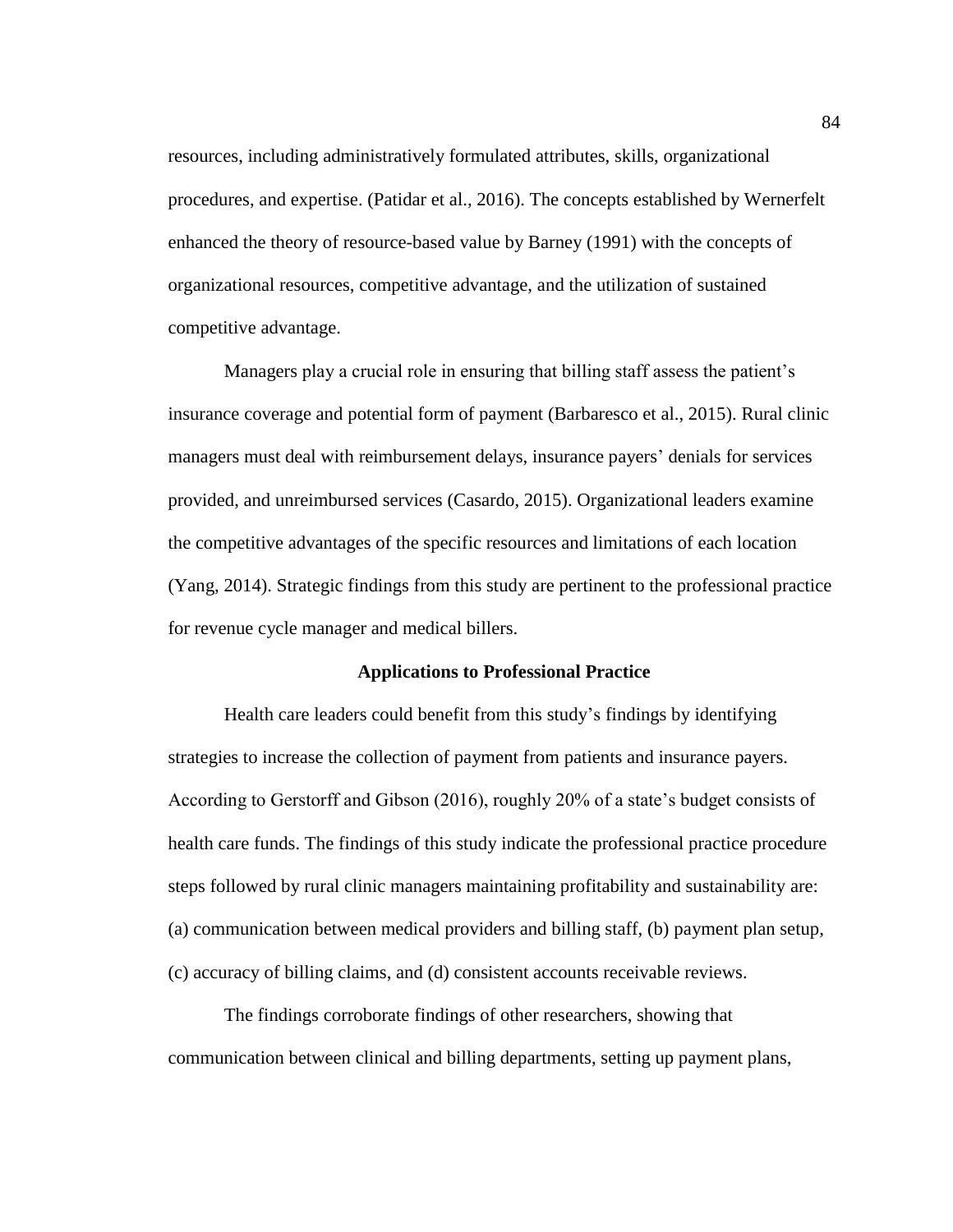resources, including administratively formulated attributes, skills, organizational procedures, and expertise. (Patidar et al., 2016). The concepts established by Wernerfelt enhanced the theory of resource-based value by Barney (1991) with the concepts of organizational resources, competitive advantage, and the utilization of sustained competitive advantage.

Managers play a crucial role in ensuring that billing staff assess the patient's insurance coverage and potential form of payment (Barbaresco et al., 2015). Rural clinic managers must deal with reimbursement delays, insurance payers' denials for services provided, and unreimbursed services (Casardo, 2015). Organizational leaders examine the competitive advantages of the specific resources and limitations of each location (Yang, 2014). Strategic findings from this study are pertinent to the professional practice for revenue cycle manager and medical billers.

## Applications to Professional Practice

Health care leaders could benefit from this study's findings by identifying strategies to increase the collection of payment from patients and insurance payers. According to Gerstorff and Gibson (2016), roughly 20% of a state's budget consists of health care funds. The findings of this study indicate the professional practice procedure steps followed by rural clinic managers maintaining profitability and sustainability are: (a) communication between medical providers and billing staff, (b) payment plan setup, (c) accuracy of billing claims, and (d) consistent accounts receivable reviews.

The findings corroborate findings of other researchers, showing that communication between clinical and billing departments, setting up payment plans,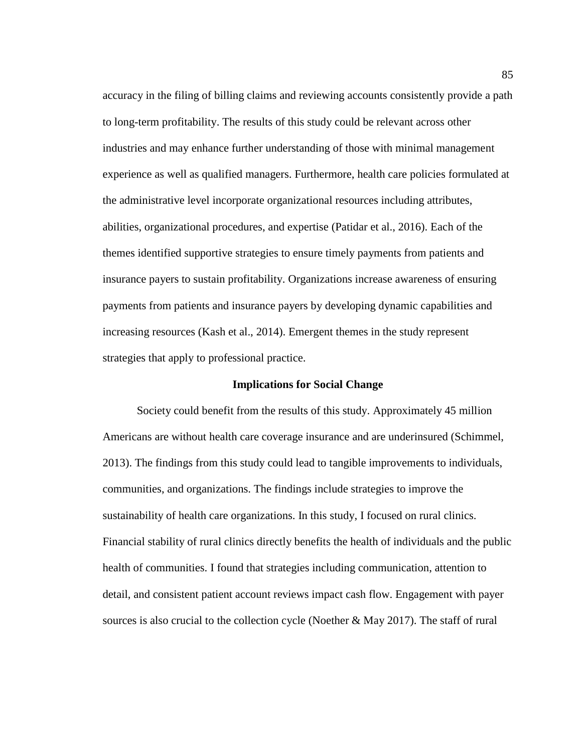accuracy in the filing of billing claims and reviewing accounts consistently provide a path to long-term profitability. The results of this study could be relevant across other industries and may enhance further understanding of those with minimal management experience as well as qualified managers. Furthermore, health care policies formulated at the administrative level incorporate organizational resources including attributes, abilities, organizational procedures, and expertise (Patidar et al., 2016). Each of the themes identified supportive strategies to ensure timely payments from patients and insurance payers to sustain profitability. Organizations increase awareness of ensuring payments from patients and insurance payers by developing dynamic capabilities and increasing resources (Kash et al., 2014). Emergent themes in the study represent strategies that apply to professional practice.

## Implications for Social Change

Society could benefit from the results of this study. Approximately 45 million Americans are without health care coverage insurance and are underinsured (Schimmel, 2013). The findings from this study could lead to tangible improvements to individuals, communities, and organizations. The findings include strategies to improve the sustainability of health care organizations. In this study, I focused on rural clinics. Financial stability of rural clinics directly benefits the health of individuals and the public health of communities. I found that strategies including communication, attention to detail, and consistent patient account reviews impact cash flow. Engagement with payer sources is also crucial to the collection cycle (Noether & May 2017). The staff of rural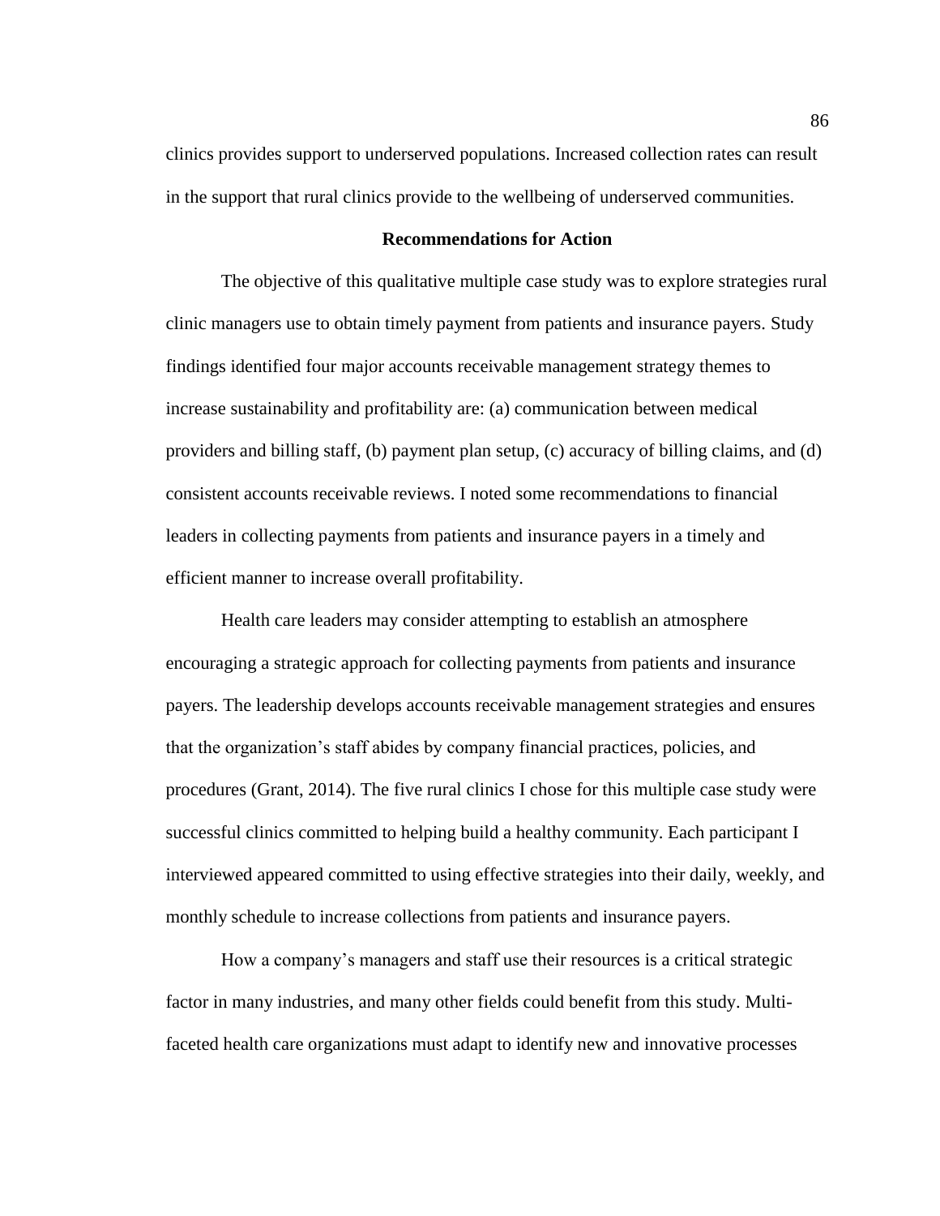clinics provides support to underserved populations. Increased collection rates can result in the support that rural clinics provide to the wellbeing of underserved communities.

## Recommendations for Action

The objective of this qualitative multiple case study was to explore strategies rural clinic managers use to obtain timely payment from patients and insurance payers. Study findings identified four major accounts receivable management strategy themes to increase sustainability and profitability are: (a) communication between medical providers and billing staff, (b) payment plan setup, (c) accuracy of billing claims, and (d) consistent accounts receivable reviews. I noted some recommendations to financial leaders in collecting payments from patients and insurance payers in a timely and efficient manner to increase overall profitability.

Health care leaders may consider attempting to establish an atmosphere encouraging a strategic approach for collecting payments from patients and insurance payers. The leadership develops accounts receivable management strategies and ensures that the organization's staff abides by company financial practices, policies, and procedures (Grant, 2014). The five rural clinics I chose for this multiple case study were successful clinics committed to helping build a healthy community. Each participant I interviewed appeared committed to using effective strategies into their daily, weekly, and monthly schedule to increase collections from patients and insurance payers.

How a company's managers and staff use their resources is a critical strategic factor in many industries, and many other fields could benefit from this study. Multi-faceted health care organizations must adapt to identify new and innovative processes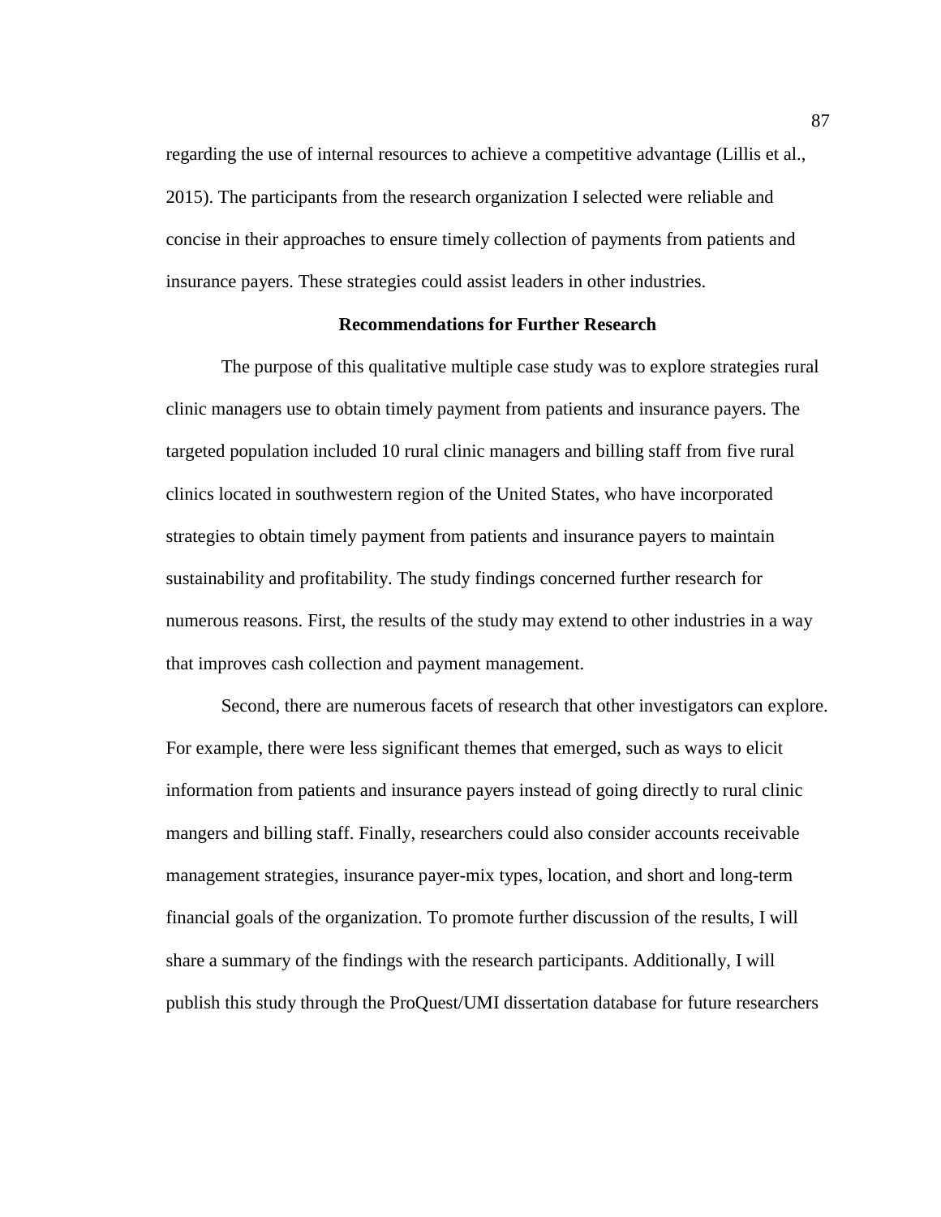regarding the use of internal resources to achieve a competitive advantage (Lillis et al., 2015). The participants from the research organization I selected were reliable and concise in their approaches to ensure timely collection of payments from patients and insurance payers. These strategies could assist leaders in other industries.

## Recommendations for Further Research

The purpose of this qualitative multiple case study was to explore strategies rural clinic managers use to obtain timely payment from patients and insurance payers. The targeted population included 10 rural clinic managers and billing staff from five rural clinics located in southwestern region of the United States, who have incorporated strategies to obtain timely payment from patients and insurance payers to maintain sustainability and profitability. The study findings concerned further research for numerous reasons. First, the results of the study may extend to other industries in a way that improves cash collection and payment management.

Second, there are numerous facets of research that other investigators can explore. For example, there were less significant themes that emerged, such as ways to elicit information from patients and insurance payers instead of going directly to rural clinic mangers and billing staff. Finally, researchers could also consider accounts receivable management strategies, insurance payer-mix types, location, and short and long-term financial goals of the organization. To promote further discussion of the results, I will share a summary of the findings with the research participants. Additionally, I will publish this study through the ProQuest/UMI dissertation database for future researchers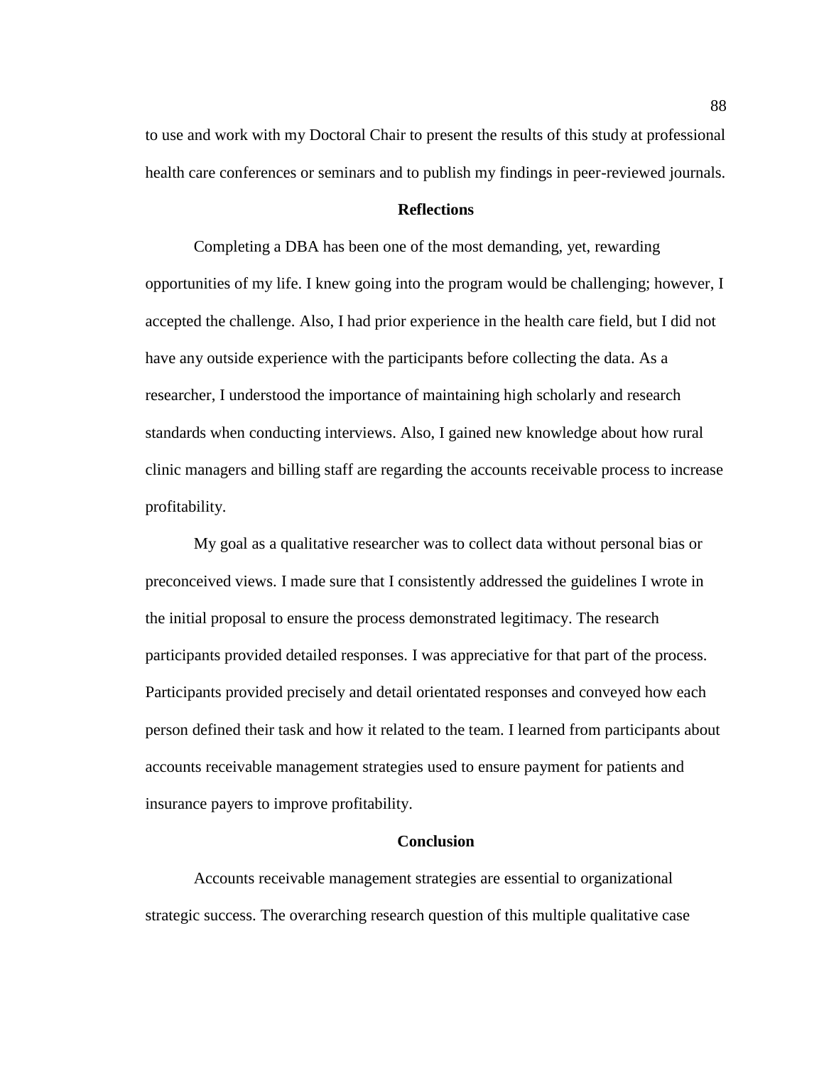to use and work with my Doctoral Chair to present the results of this study at professional health care conferences or seminars and to publish my findings in peer-reviewed journals.

## Reflections

Completing a DBA has been one of the most demanding, yet, rewarding opportunities of my life. I knew going into the program would be challenging; however, I accepted the challenge. Also, I had prior experience in the health care field, but I did not have any outside experience with the participants before collecting the data. As a researcher, I understood the importance of maintaining high scholarly and research standards when conducting interviews. Also, I gained new knowledge about how rural clinic managers and billing staff are regarding the accounts receivable process to increase profitability.

My goal as a qualitative researcher was to collect data without personal bias or preconceived views. I made sure that I consistently addressed the guidelines I wrote in the initial proposal to ensure the process demonstrated legitimacy. The research participants provided detailed responses. I was appreciative for that part of the process. Participants provided precisely and detail orientated responses and conveyed how each person defined their task and how it related to the team. I learned from participants about accounts receivable management strategies used to ensure payment for patients and insurance payers to improve profitability.

## Conclusion

Accounts receivable management strategies are essential to organizational strategic success. The overarching research question of this multiple qualitative case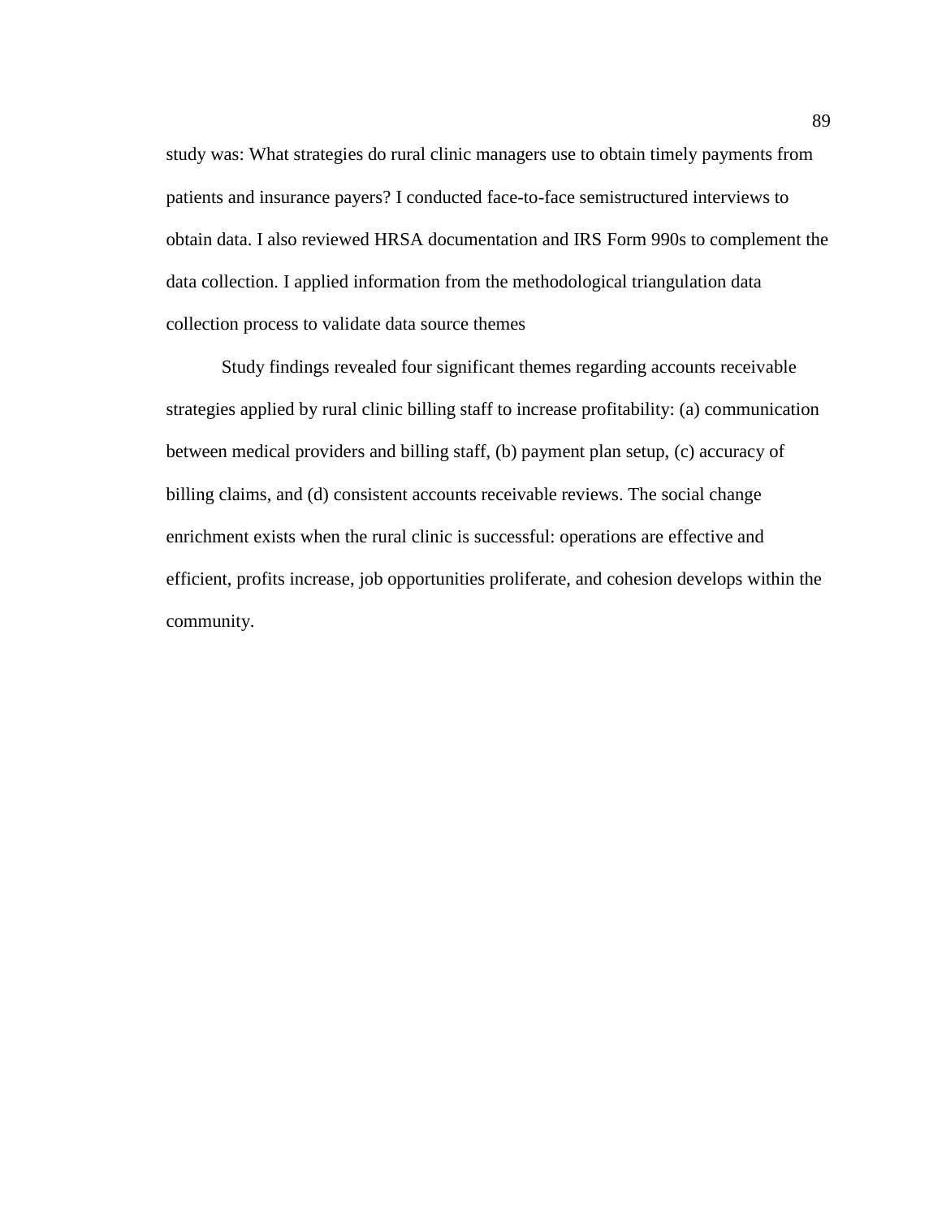study was: What strategies do rural clinic managers use to obtain timely payments from patients and insurance payers? I conducted face-to-face semistructured interviews to obtain data. I also reviewed HRSA documentation and IRS Form 990s to complement the data collection. I applied information from the methodological triangulation data collection process to validate data source themes

Study findings revealed four significant themes regarding accounts receivable strategies applied by rural clinic billing staff to increase profitability: (a) communication between medical providers and billing staff, (b) payment plan setup, (c) accuracy of billing claims, and (d) consistent accounts receivable reviews. The social change enrichment exists when the rural clinic is successful: operations are effective and efficient, profits increase, job opportunities proliferate, and cohesion develops within the community.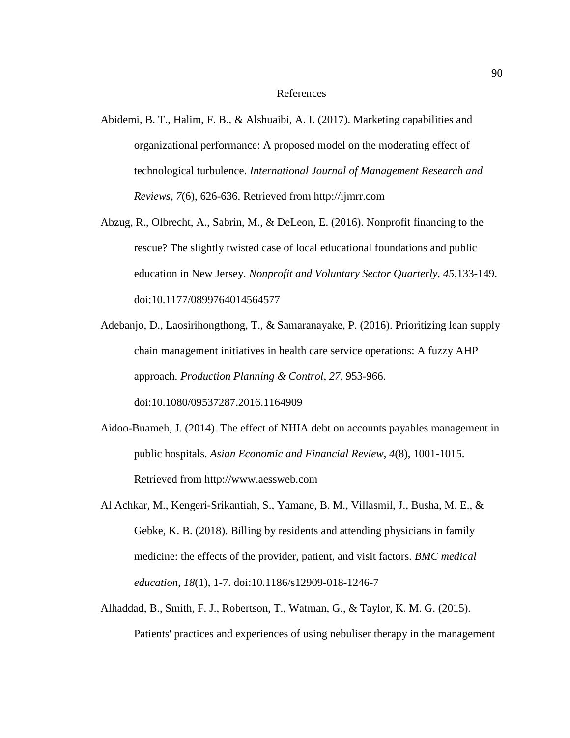# References

Abidemi, B. T., Halim, F. B., & Alshuaibi, A. I. (2017). Marketing capabilities and organizational performance: A proposed model on the moderating effect of technological turbulence. *International Journal of Management Research and Reviews*, *7*(6), 626-636. Retrieved from http://ijmrr.com

Abzug, R., Olbrecht, A., Sabrin, M., & DeLeon, E. (2016). Nonprofit financing to the rescue? The slightly twisted case of local educational foundations and public education in New Jersey. *Nonprofit and Voluntary Sector Quarterly*, *45*,133-149. doi:10.1177/0899764014564577

Adebanjo, D., Laosirihongthong, T., & Samaranayake, P. (2016). Prioritizing lean supply chain management initiatives in health care service operations: A fuzzy AHP approach. *Production Planning & Control*, *27*, 953-966. doi:10.1080/09537287.2016.1164909

Aidoo-Buameh, J. (2014). The effect of NHIA debt on accounts payables management in public hospitals. *Asian Economic and Financial Review*, *4*(8), 1001-1015. Retrieved from http://www.aessweb.com

Al Achkar, M., Kengeri-Srikantiah, S., Yamane, B. M., Villasmil, J., Busha, M. E., & Gebke, K. B. (2018). Billing by residents and attending physicians in family medicine: the effects of the provider, patient, and visit factors. *BMC medical education*, *18*(1), 1-7. doi:10.1186/s12909-018-1246-7

Alhaddad, B., Smith, F. J., Robertson, T., Watman, G., & Taylor, K. M. G. (2015). Patients' practices and experiences of using nebuliser therapy in the management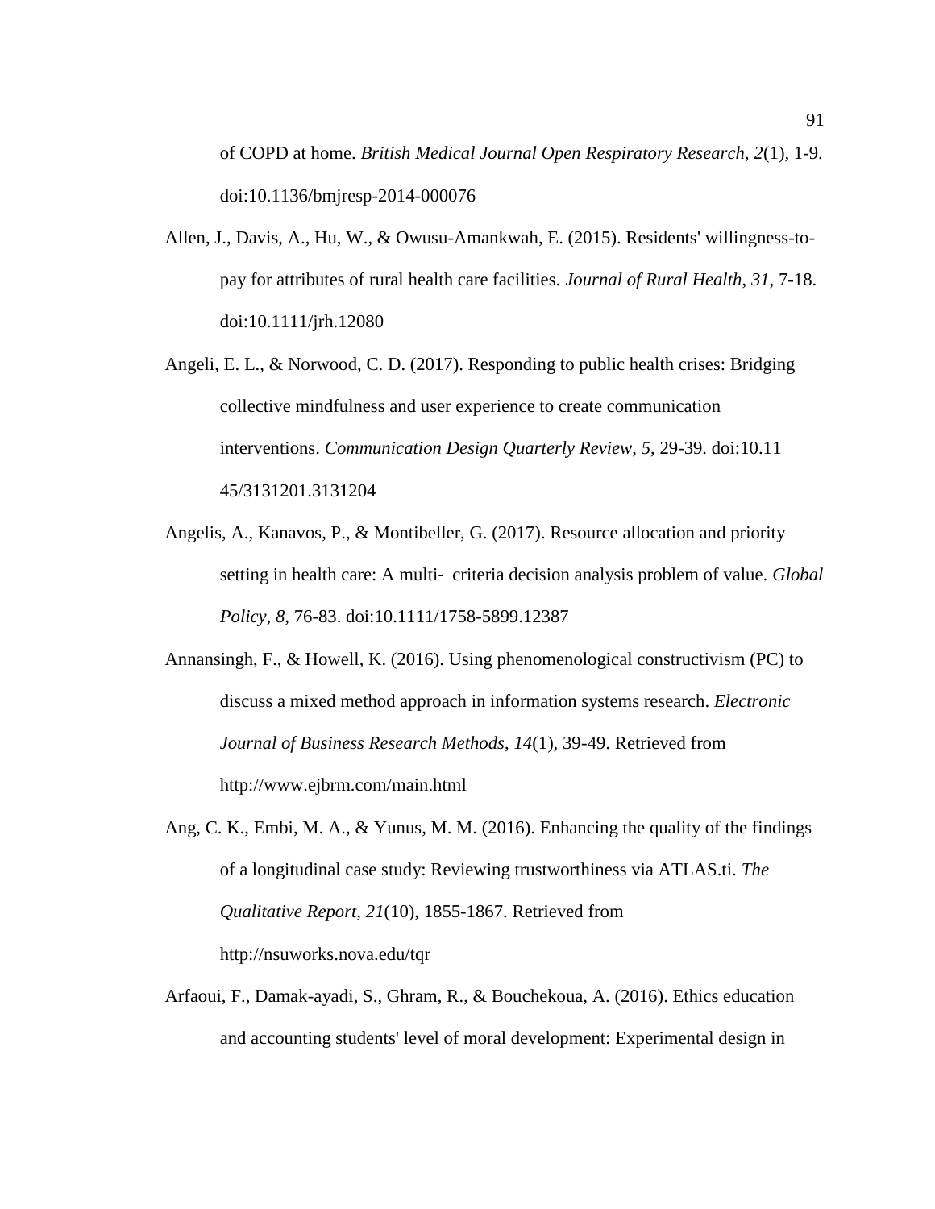of COPD at home. *British Medical Journal Open Respiratory Research, 2*(1), 1-9. doi:10.1136/bmjresp-2014-000076

Allen, J., Davis, A., Hu, W., & Owusu-Amankwah, E. (2015). Residents' willingness-to-pay for attributes of rural health care facilities. *Journal of Rural Health*, *31*, 7-18. doi:10.1111/jrh.12080

Angeli, E. L., & Norwood, C. D. (2017). Responding to public health crises: Bridging collective mindfulness and user experience to create communication interventions. *Communication Design Quarterly Review*, *5*, 29-39. doi:10.11 45/3131201.3131204

Angelis, A., Kanavos, P., & Montibeller, G. (2017). Resource allocation and priority setting in health care: A multi- criteria decision analysis problem of value. *Global Policy*, *8*, 76-83. doi:10.1111/1758-5899.12387

Annansingh, F., & Howell, K. (2016). Using phenomenological constructivism (PC) to discuss a mixed method approach in information systems research. *Electronic Journal of Business Research Methods*, *14*(1), 39-49. Retrieved from http://www.ejbrm.com/main.html

Ang, C. K., Embi, M. A., & Yunus, M. M. (2016). Enhancing the quality of the findings of a longitudinal case study: Reviewing trustworthiness via ATLAS.ti. *The Qualitative Report*, *21*(10), 1855-1867. Retrieved from http://nsuworks.nova.edu/tqr

Arfaoui, F., Damak-ayadi, S., Ghram, R., & Bouchekoua, A. (2016). Ethics education and accounting students' level of moral development: Experimental design in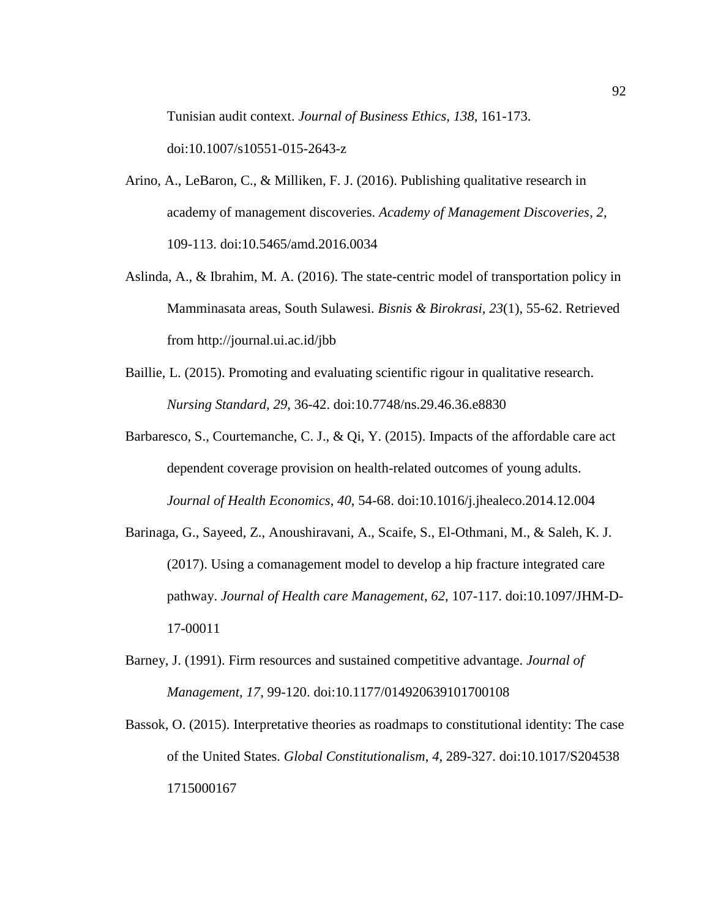Tunisian audit context. *Journal of Business Ethics, 138*, 161-173. doi:10.1007/s10551-015-2643-z

Arino, A., LeBaron, C., & Milliken, F. J. (2016). Publishing qualitative research in academy of management discoveries. *Academy of Management Discoveries*, *2*, 109-113. doi:10.5465/amd.2016.0034

Aslinda, A., & Ibrahim, M. A. (2016). The state-centric model of transportation policy in Mamminasata areas, South Sulawesi. *Bisnis & Birokrasi*, *23*(1), 55-62. Retrieved from http://journal.ui.ac.id/jbb

Baillie, L. (2015). Promoting and evaluating scientific rigour in qualitative research. *Nursing Standard, 29*, 36-42. doi:10.7748/ns.29.46.36.e8830

Barbaresco, S., Courtemanche, C. J., & Qi, Y. (2015). Impacts of the affordable care act dependent coverage provision on health-related outcomes of young adults. *Journal of Health Economics*, *40*, 54-68. doi:10.1016/j.jhealeco.2014.12.004

Barinaga, G., Sayeed, Z., Anoushiravani, A., Scaife, S., El-Othmani, M., & Saleh, K. J. (2017). Using a comanagement model to develop a hip fracture integrated care pathway. *Journal of Health care Management*, *62*, 107-117. doi:10.1097/JHM-D-17-00011

Barney, J. (1991). Firm resources and sustained competitive advantage. *Journal of Management*, *17*, 99-120. doi:10.1177/014920639101700108

Bassok, O. (2015). Interpretative theories as roadmaps to constitutional identity: The case of the United States. *Global Constitutionalism*, *4*, 289-327. doi:10.1017/S204538 1715000167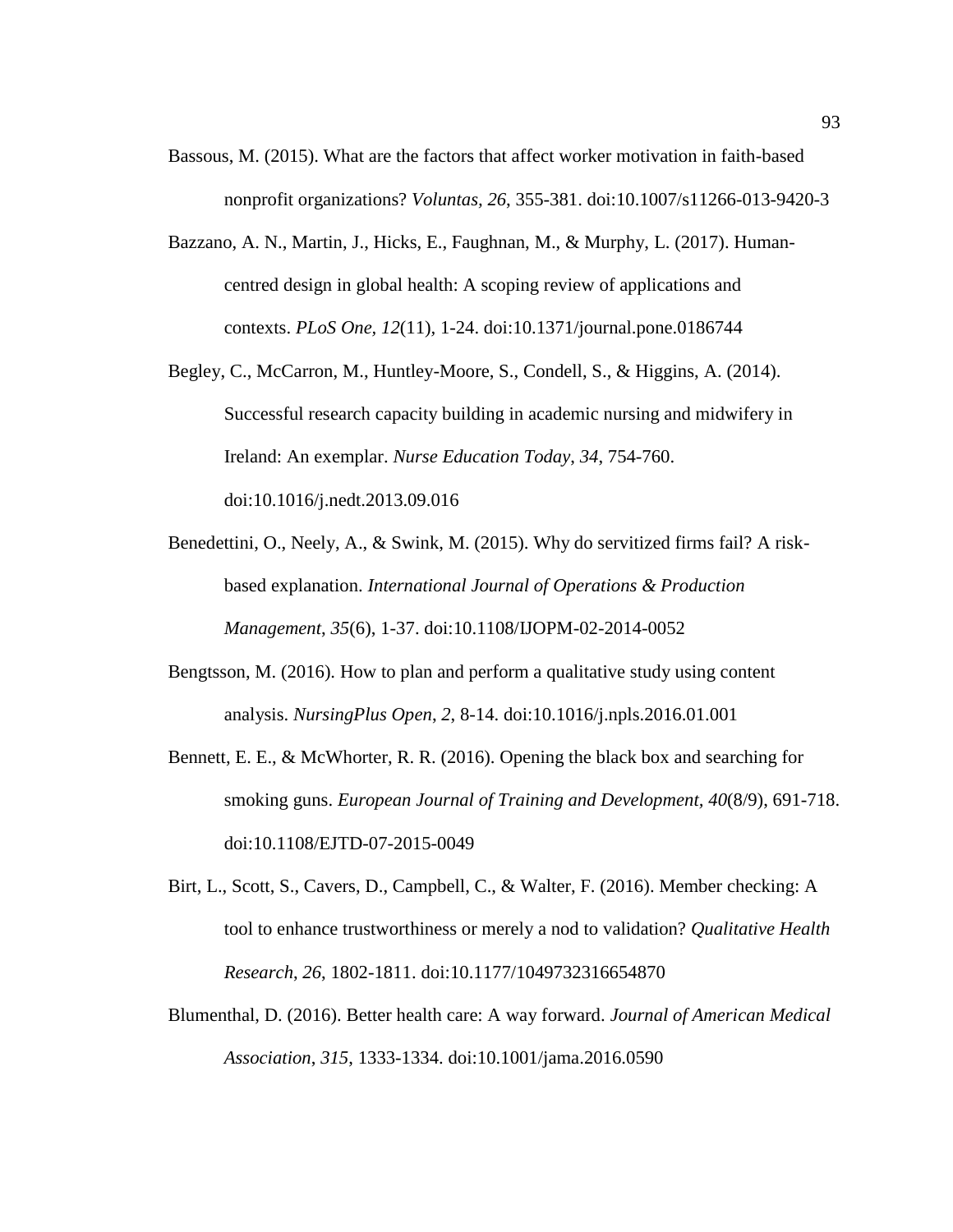Bassous, M. (2015). What are the factors that affect worker motivation in faith-based nonprofit organizations? *Voluntas, 26*, 355-381. doi:10.1007/s11266-013-9420-3

Bazzano, A. N., Martin, J., Hicks, E., Faughnan, M., & Murphy, L. (2017). Human-centred design in global health: A scoping review of applications and contexts. *PLoS One, 12*(11), 1-24. doi:10.1371/journal.pone.0186744

Begley, C., McCarron, M., Huntley-Moore, S., Condell, S., & Higgins, A. (2014). Successful research capacity building in academic nursing and midwifery in Ireland: An exemplar. *Nurse Education Today*, *34*, 754-760. doi:10.1016/j.nedt.2013.09.016

Benedettini, O., Neely, A., & Swink, M. (2015). Why do servitized firms fail? A risk-based explanation. *International Journal of Operations & Production Management*, *35*(6), 1-37. doi:10.1108/IJOPM-02-2014-0052

Bengtsson, M. (2016). How to plan and perform a qualitative study using content analysis. *NursingPlus Open*, *2*, 8-14. doi:10.1016/j.npls.2016.01.001

Bennett, E. E., & McWhorter, R. R. (2016). Opening the black box and searching for smoking guns. *European Journal of Training and Development*, *40*(8/9), 691-718. doi:10.1108/EJTD-07-2015-0049

Birt, L., Scott, S., Cavers, D., Campbell, C., & Walter, F. (2016). Member checking: A tool to enhance trustworthiness or merely a nod to validation? *Qualitative Health Research*, *26*, 1802-1811. doi:10.1177/1049732316654870

Blumenthal, D. (2016). Better health care: A way forward. *Journal of American Medical Association*, *315*, 1333-1334. doi:10.1001/jama.2016.0590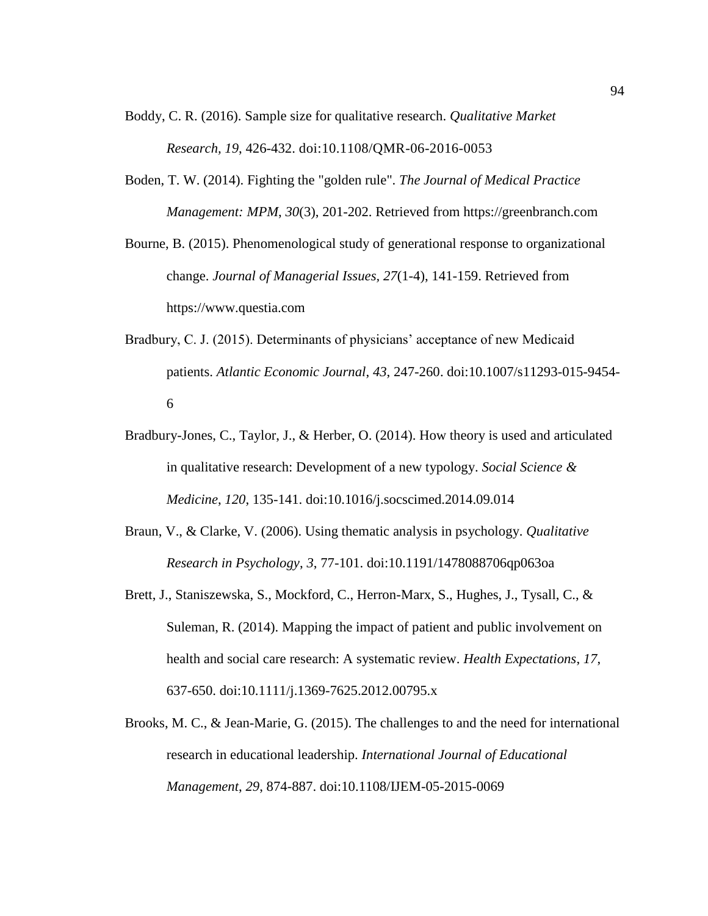Boddy, C. R. (2016). Sample size for qualitative research. *Qualitative Market Research*, *19*, 426-432. doi:10.1108/QMR-06-2016-0053

Boden, T. W. (2014). Fighting the "golden rule". *The Journal of Medical Practice Management: MPM*, *30*(3), 201-202. Retrieved from https://greenbranch.com

Bourne, B. (2015). Phenomenological study of generational response to organizational change. *Journal of Managerial Issues*, *27*(1-4), 141-159. Retrieved from https://www.questia.com

Bradbury, C. J. (2015). Determinants of physicians' acceptance of new Medicaid patients. *Atlantic Economic Journal*, *43*, 247-260. doi:10.1007/s11293-015-9454-6

Bradbury-Jones, C., Taylor, J., & Herber, O. (2014). How theory is used and articulated in qualitative research: Development of a new typology. *Social Science & Medicine*, *120*, 135-141. doi:10.1016/j.socscimed.2014.09.014

Braun, V., & Clarke, V. (2006). Using thematic analysis in psychology. *Qualitative Research in Psychology*, *3*, 77-101. doi:10.1191/1478088706qp063oa

Brett, J., Staniszewska, S., Mockford, C., Herron-Marx, S., Hughes, J., Tysall, C., & Suleman, R. (2014). Mapping the impact of patient and public involvement on health and social care research: A systematic review. *Health Expectations*, *17*, 637-650. doi:10.1111/j.1369-7625.2012.00795.x

Brooks, M. C., & Jean-Marie, G. (2015). The challenges to and the need for international research in educational leadership. *International Journal of Educational Management*, *29*, 874-887. doi:10.1108/IJEM-05-2015-0069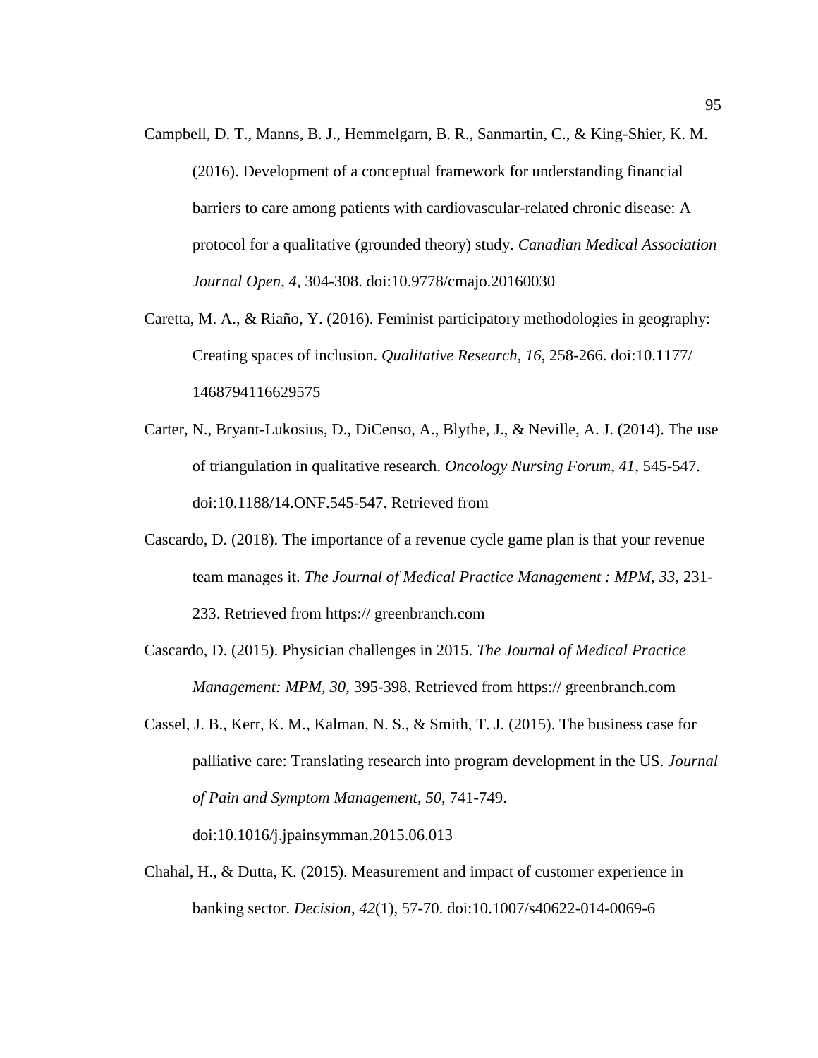Campbell, D. T., Manns, B. J., Hemmelgarn, B. R., Sanmartin, C., & King-Shier, K. M. (2016). Development of a conceptual framework for understanding financial barriers to care among patients with cardiovascular-related chronic disease: A protocol for a qualitative (grounded theory) study. *Canadian Medical Association Journal Open*, *4*, 304-308. doi:10.9778/cmajo.20160030

Caretta, M. A., & Riaño, Y. (2016). Feminist participatory methodologies in geography: Creating spaces of inclusion. *Qualitative Research*, *16*, 258-266. doi:10.1177/ 1468794116629575

Carter, N., Bryant-Lukosius, D., DiCenso, A., Blythe, J., & Neville, A. J. (2014). The use of triangulation in qualitative research. *Oncology Nursing Forum*, *41*, 545-547. doi:10.1188/14.ONF.545-547. Retrieved from

Cascardo, D. (2018). The importance of a revenue cycle game plan is that your revenue team manages it. *The Journal of Medical Practice Management : MPM*, *33*, 231-233. Retrieved from https:// greenbranch.com

Cascardo, D. (2015). Physician challenges in 2015. *The Journal of Medical Practice Management: MPM*, *30*, 395-398. Retrieved from https:// greenbranch.com

Cassel, J. B., Kerr, K. M., Kalman, N. S., & Smith, T. J. (2015). The business case for palliative care: Translating research into program development in the US. *Journal of Pain and Symptom Management*, *50*, 741-749. doi:10.1016/j.jpainsymman.2015.06.013

Chahal, H., & Dutta, K. (2015). Measurement and impact of customer experience in banking sector. *Decision*, *42*(1), 57-70. doi:10.1007/s40622-014-0069-6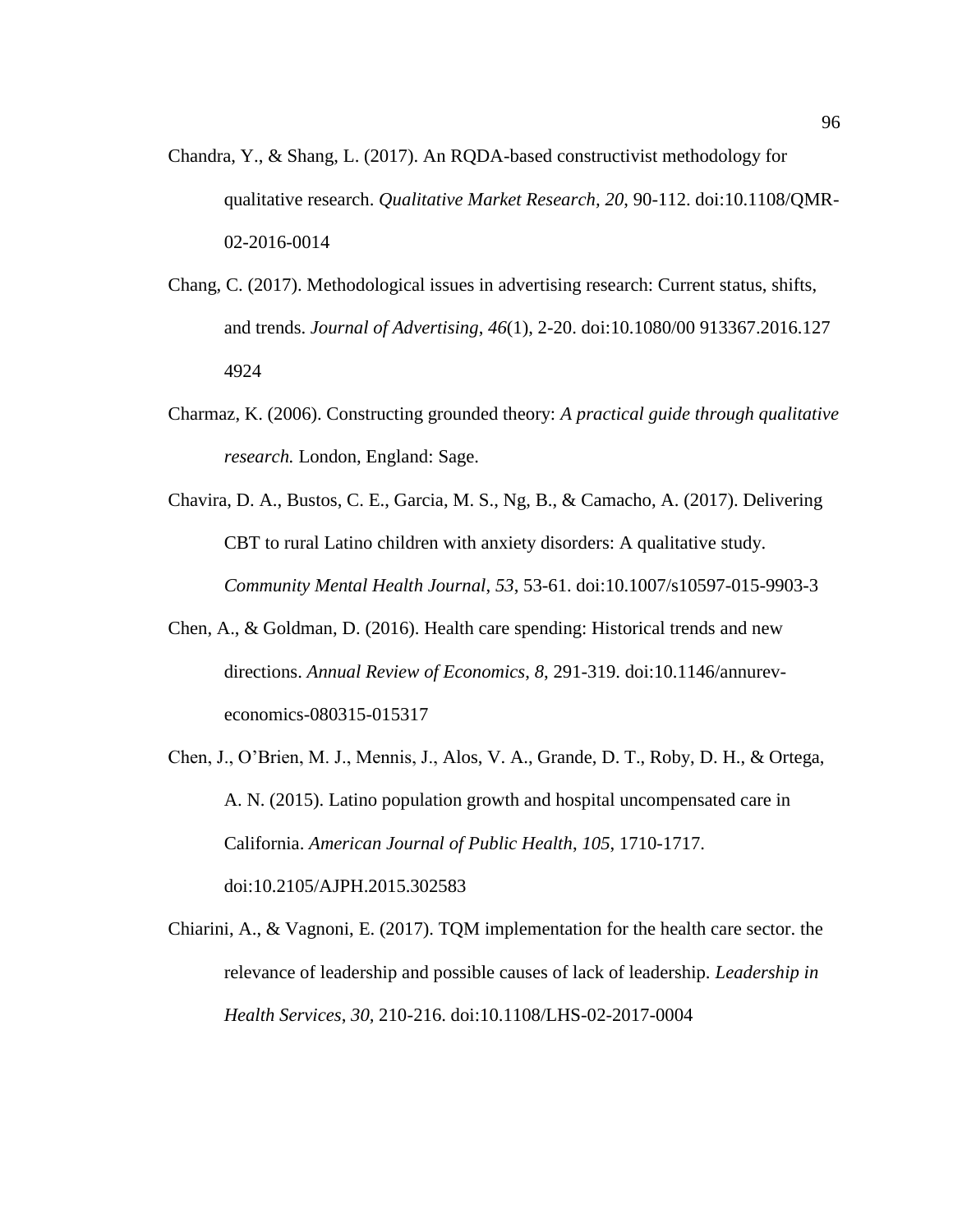Chandra, Y., & Shang, L. (2017). An RQDA-based constructivist methodology for qualitative research. *Qualitative Market Research*, *20*, 90-112. doi:10.1108/QMR-02-2016-0014

Chang, C. (2017). Methodological issues in advertising research: Current status, shifts, and trends. *Journal of Advertising*, *46*(1), 2-20. doi:10.1080/00 913367.2016.127 4924

Charmaz, K. (2006). Constructing grounded theory: *A practical guide through qualitative research.* London, England: Sage.

Chavira, D. A., Bustos, C. E., Garcia, M. S., Ng, B., & Camacho, A. (2017). Delivering CBT to rural Latino children with anxiety disorders: A qualitative study. *Community Mental Health Journal*, *53*, 53-61. doi:10.1007/s10597-015-9903-3

Chen, A., & Goldman, D. (2016). Health care spending: Historical trends and new directions. *Annual Review of Economics*, *8*, 291-319. doi:10.1146/annurev-economics-080315-015317

Chen, J., O'Brien, M. J., Mennis, J., Alos, V. A., Grande, D. T., Roby, D. H., & Ortega, A. N. (2015). Latino population growth and hospital uncompensated care in California. *American Journal of Public Health*, *105*, 1710-1717. doi:10.2105/AJPH.2015.302583

Chiarini, A., & Vagnoni, E. (2017). TQM implementation for the health care sector. the relevance of leadership and possible causes of lack of leadership. *Leadership in Health Services*, *30,* 210-216. doi:10.1108/LHS-02-2017-0004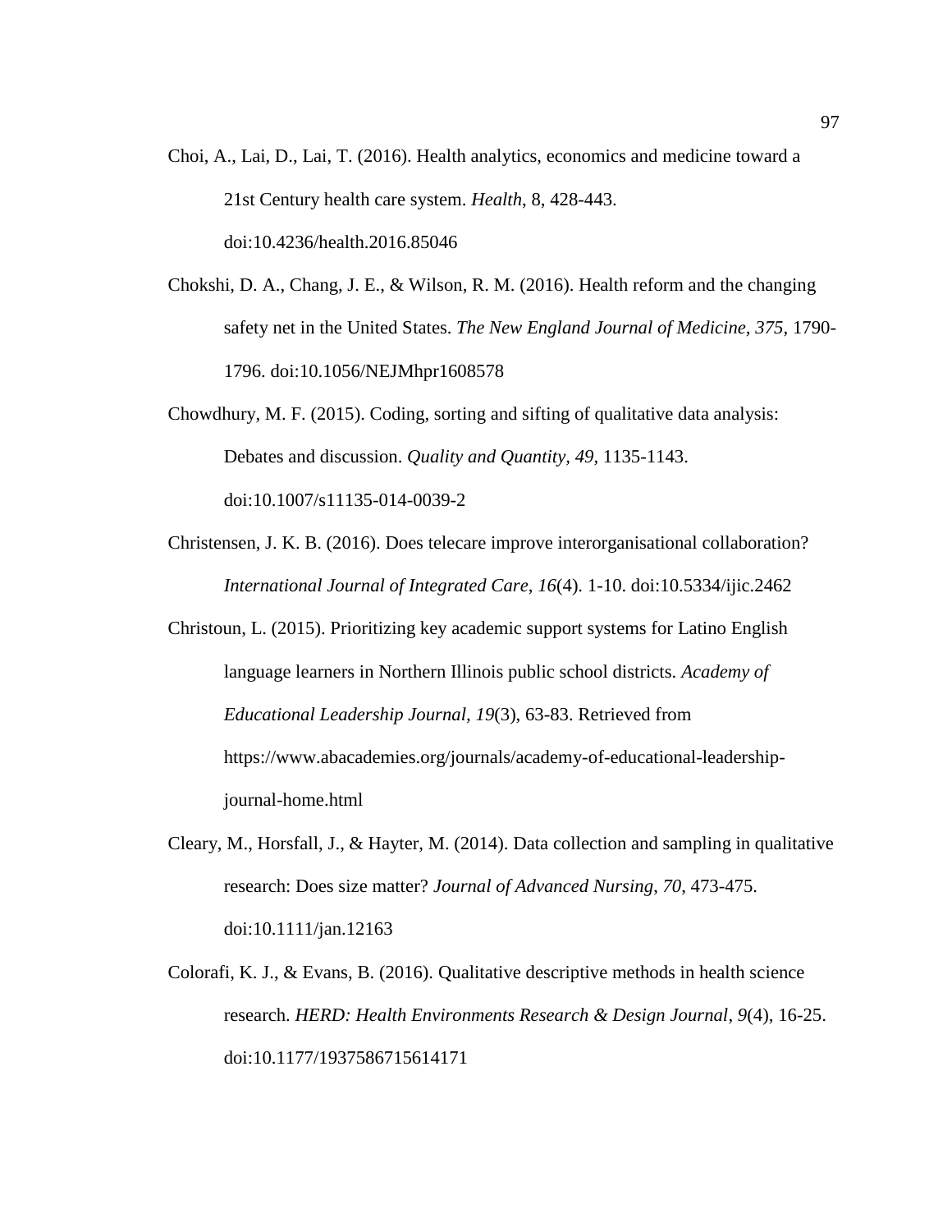Choi, A., Lai, D., Lai, T. (2016). Health analytics, economics and medicine toward a 21st Century health care system. *Health*, 8, 428-443. doi:10.4236/health.2016.85046

Chokshi, D. A., Chang, J. E., & Wilson, R. M. (2016). Health reform and the changing safety net in the United States. *The New England Journal of Medicine, 375*, 1790-1796. doi:10.1056/NEJMhpr1608578

Chowdhury, M. F. (2015). Coding, sorting and sifting of qualitative data analysis: Debates and discussion. *Quality and Quantity, 49*, 1135-1143. doi:10.1007/s11135-014-0039-2

Christensen, J. K. B. (2016). Does telecare improve interorganisational collaboration? *International Journal of Integrated Care*, *16*(4). 1-10. doi:10.5334/ijic.2462

Christoun, L. (2015). Prioritizing key academic support systems for Latino English language learners in Northern Illinois public school districts. *Academy of Educational Leadership Journal, 19*(3), 63-83. Retrieved from https://www.abacademies.org/journals/academy-of-educational-leadership-journal-home.html

Cleary, M., Horsfall, J., & Hayter, M. (2014). Data collection and sampling in qualitative research: Does size matter? *Journal of Advanced Nursing, 70*, 473-475. doi:10.1111/jan.12163

Colorafi, K. J., & Evans, B. (2016). Qualitative descriptive methods in health science research. *HERD: Health Environments Research & Design Journal*, *9*(4), 16-25. doi:10.1177/1937586715614171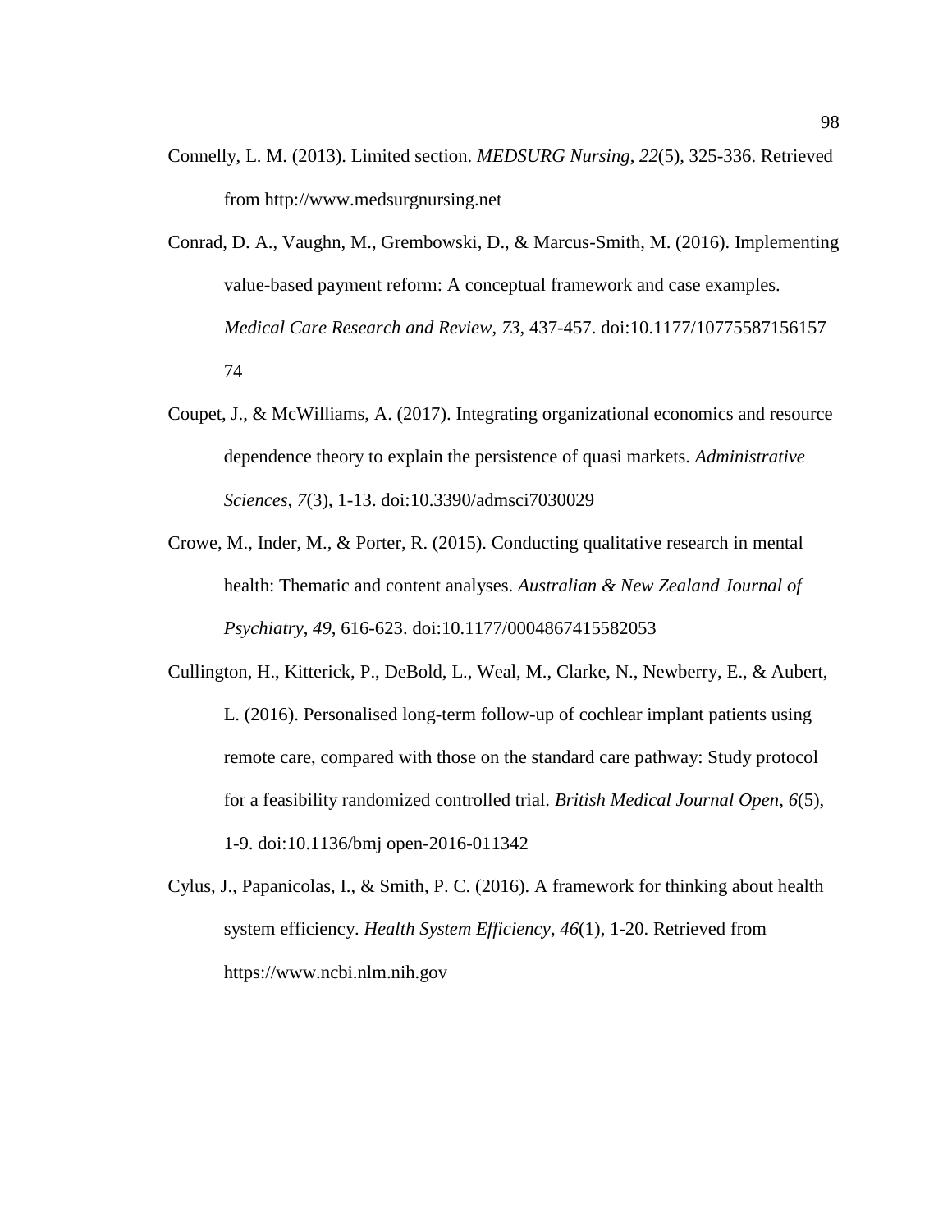Connelly, L. M. (2013). Limited section. *MEDSURG Nursing*, *22*(5), 325-336. Retrieved from http://www.medsurgnursing.net

Conrad, D. A., Vaughn, M., Grembowski, D., & Marcus-Smith, M. (2016). Implementing value-based payment reform: A conceptual framework and case examples. *Medical Care Research and Review*, *73*, 437-457. doi:10.1177/10775587156157 74

Coupet, J., & McWilliams, A. (2017). Integrating organizational economics and resource dependence theory to explain the persistence of quasi markets. *Administrative Sciences*, *7*(3), 1-13. doi:10.3390/admsci7030029

Crowe, M., Inder, M., & Porter, R. (2015). Conducting qualitative research in mental health: Thematic and content analyses. *Australian & New Zealand Journal of Psychiatry*, *49*, 616-623. doi:10.1177/0004867415582053

Cullington, H., Kitterick, P., DeBold, L., Weal, M., Clarke, N., Newberry, E., & Aubert, L. (2016). Personalised long-term follow-up of cochlear implant patients using remote care, compared with those on the standard care pathway: Study protocol for a feasibility randomized controlled trial. *British Medical Journal Open*, *6*(5), 1-9. doi:10.1136/bmj open-2016-011342

Cylus, J., Papanicolas, I., & Smith, P. C. (2016). A framework for thinking about health system efficiency. *Health System Efficiency*, *46*(1), 1-20. Retrieved from https://www.ncbi.nlm.nih.gov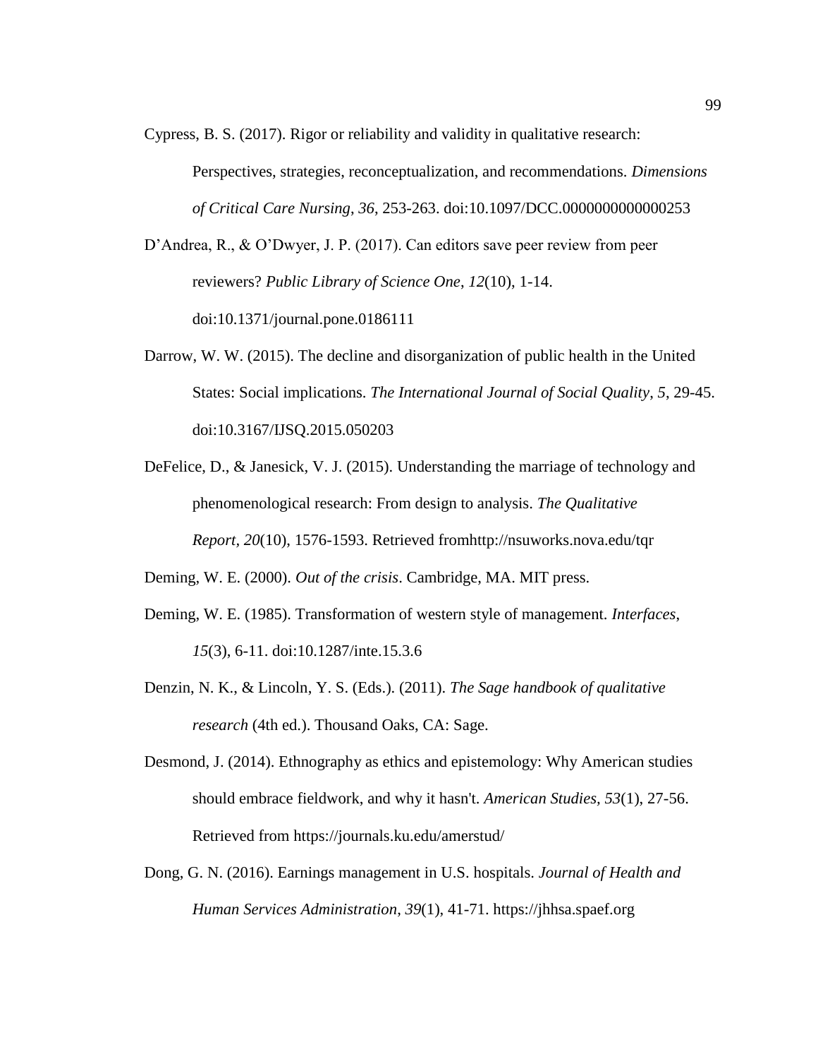Cypress, B. S. (2017). Rigor or reliability and validity in qualitative research: Perspectives, strategies, reconceptualization, and recommendations. *Dimensions of Critical Care Nursing*, *36*, 253-263. doi:10.1097/DCC.0000000000000253

D'Andrea, R., & O'Dwyer, J. P. (2017). Can editors save peer review from peer reviewers? *Public Library of Science One*, *12*(10), 1-14. doi:10.1371/journal.pone.0186111

Darrow, W. W. (2015). The decline and disorganization of public health in the United States: Social implications. *The International Journal of Social Quality*, *5*, 29-45. doi:10.3167/IJSQ.2015.050203

DeFelice, D., & Janesick, V. J. (2015). Understanding the marriage of technology and phenomenological research: From design to analysis. *The Qualitative Report*, *20*(10), 1576-1593. Retrieved fromhttp://nsuworks.nova.edu/tqr

Deming, W. E. (2000). *Out of the crisis*. Cambridge, MA. MIT press.

Deming, W. E. (1985). Transformation of western style of management. *Interfaces*, *15*(3), 6-11. doi:10.1287/inte.15.3.6

Denzin, N. K., & Lincoln, Y. S. (Eds.). (2011). *The Sage handbook of qualitative research* (4th ed.). Thousand Oaks, CA: Sage.

Desmond, J. (2014). Ethnography as ethics and epistemology: Why American studies should embrace fieldwork, and why it hasn't. *American Studies*, *53*(1), 27-56. Retrieved from https://journals.ku.edu/amerstud/

Dong, G. N. (2016). Earnings management in U.S. hospitals. *Journal of Health and Human Services Administration*, *39*(1), 41-71. https://jhhsa.spaef.org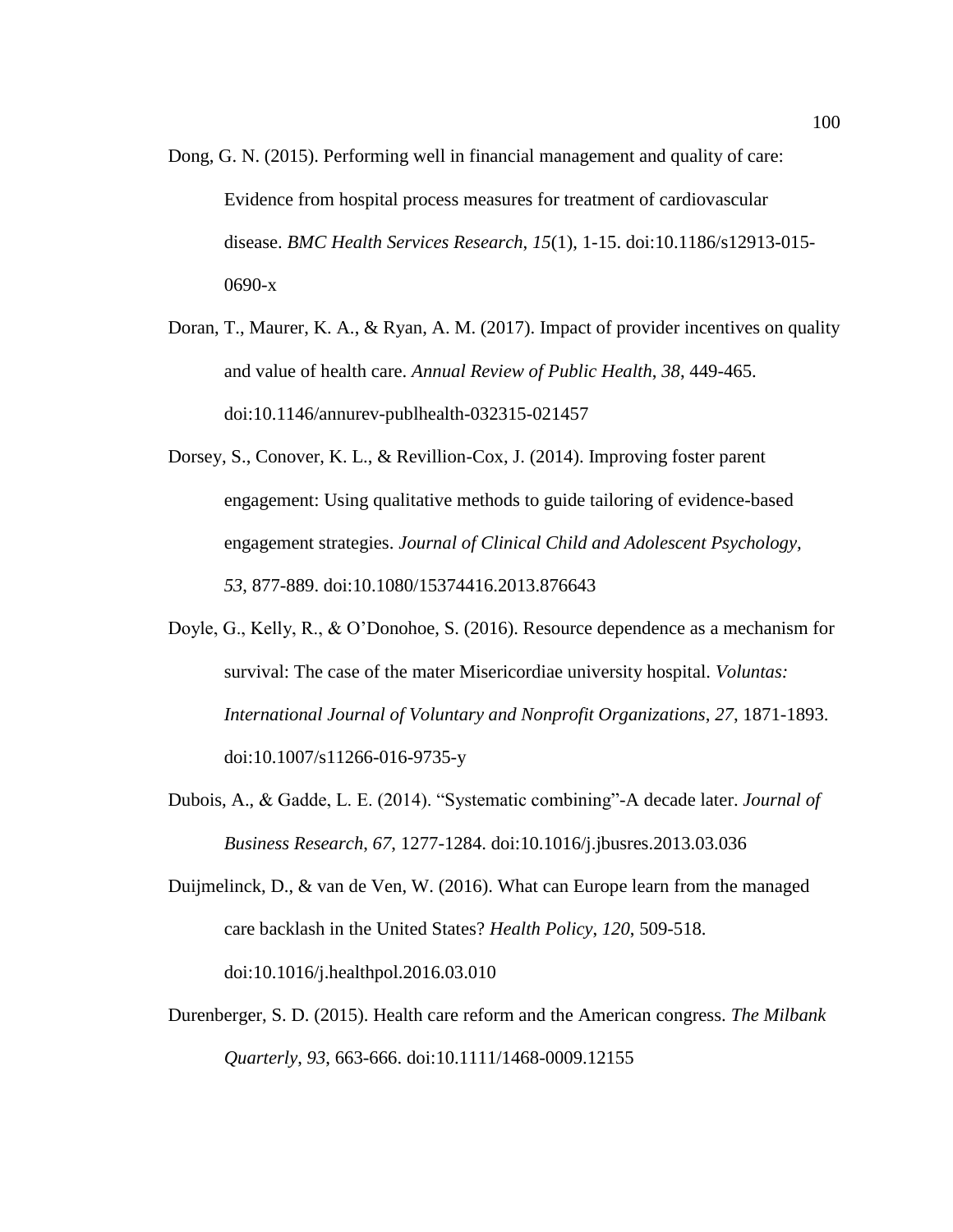Dong, G. N. (2015). Performing well in financial management and quality of care: Evidence from hospital process measures for treatment of cardiovascular disease. *BMC Health Services Research*, *15*(1), 1-15. doi:10.1186/s12913-015-0690-x

Doran, T., Maurer, K. A., & Ryan, A. M. (2017). Impact of provider incentives on quality and value of health care. *Annual Review of Public Health*, *38*, 449-465. doi:10.1146/annurev-publhealth-032315-021457

Dorsey, S., Conover, K. L., & Revillion-Cox, J. (2014). Improving foster parent engagement: Using qualitative methods to guide tailoring of evidence-based engagement strategies. *Journal of Clinical Child and Adolescent Psychology, 53*, 877-889. doi:10.1080/15374416.2013.876643

Doyle, G., Kelly, R., & O'Donohoe, S. (2016). Resource dependence as a mechanism for survival: The case of the mater Misericordiae university hospital. *Voluntas: International Journal of Voluntary and Nonprofit Organizations*, *27*, 1871-1893. doi:10.1007/s11266-016-9735-y

Dubois, A., & Gadde, L. E. (2014). "Systematic combining"-A decade later. *Journal of Business Research*, *67*, 1277-1284. doi:10.1016/j.jbusres.2013.03.036

Duijmelinck, D., & van de Ven, W. (2016). What can Europe learn from the managed care backlash in the United States? *Health Policy*, *120*, 509-518. doi:10.1016/j.healthpol.2016.03.010

Durenberger, S. D. (2015). Health care reform and the American congress. *The Milbank Quarterly*, *93*, 663-666. doi:10.1111/1468-0009.12155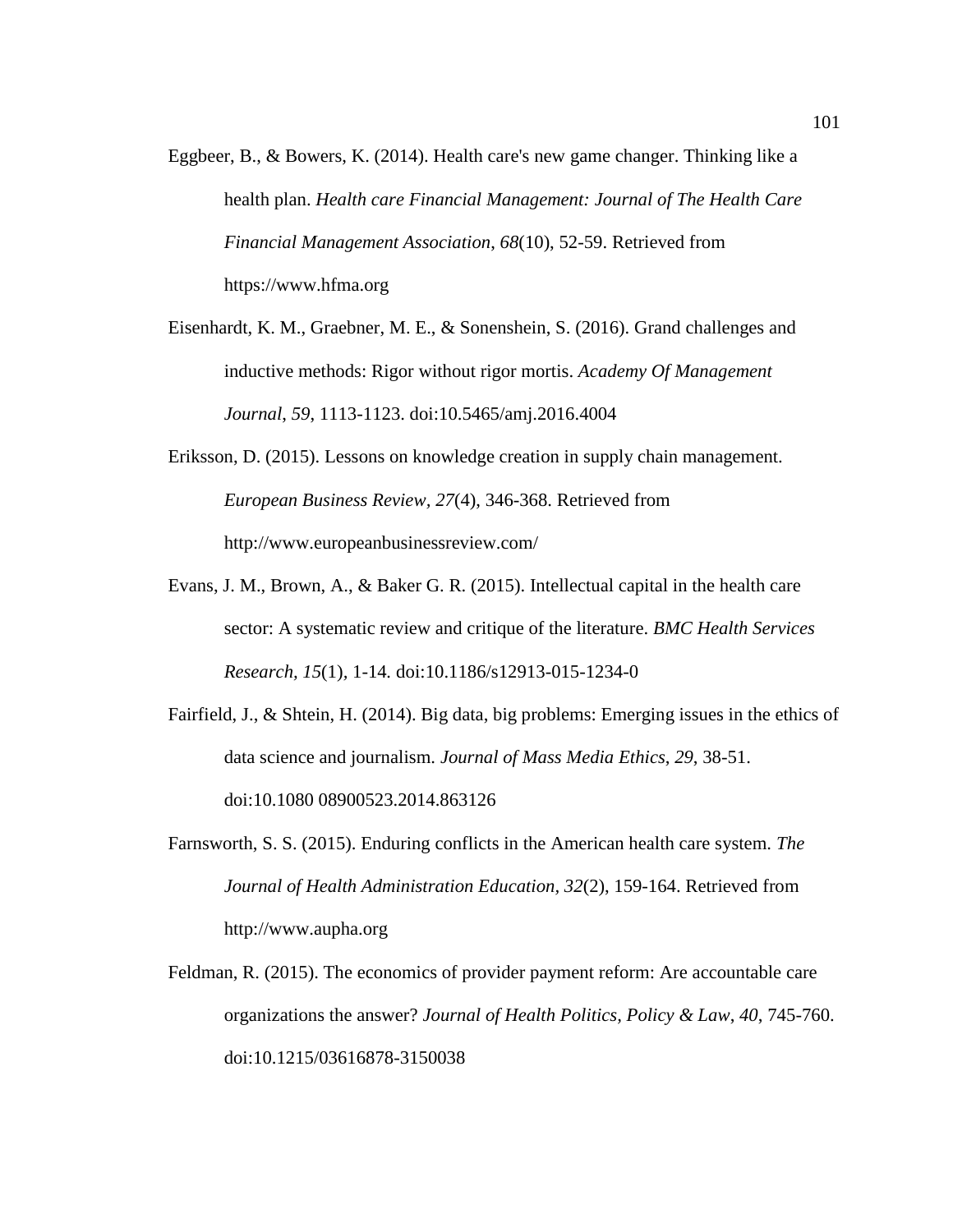Eggbeer, B., & Bowers, K. (2014). Health care's new game changer. Thinking like a health plan. *Health care Financial Management: Journal of The Health Care Financial Management Association*, *68*(10), 52-59. Retrieved from https://www.hfma.org

Eisenhardt, K. M., Graebner, M. E., & Sonenshein, S. (2016). Grand challenges and inductive methods: Rigor without rigor mortis. *Academy Of Management Journal*, *59*, 1113-1123. doi:10.5465/amj.2016.4004

Eriksson, D. (2015). Lessons on knowledge creation in supply chain management. *European Business Review, 27*(4), 346-368. Retrieved from http://www.europeanbusinessreview.com/

Evans, J. M., Brown, A., & Baker G. R. (2015). Intellectual capital in the health care sector: A systematic review and critique of the literature. *BMC Health Services Research, 15*(1), 1-14. doi:10.1186/s12913-015-1234-0

Fairfield, J., & Shtein, H. (2014). Big data, big problems: Emerging issues in the ethics of data science and journalism. *Journal of Mass Media Ethics*, *29*, 38-51. doi:10.1080 08900523.2014.863126

Farnsworth, S. S. (2015). Enduring conflicts in the American health care system. *The Journal of Health Administration Education, 32*(2), 159-164. Retrieved from http://www.aupha.org

Feldman, R. (2015). The economics of provider payment reform: Are accountable care organizations the answer? *Journal of Health Politics, Policy & Law*, *40*, 745-760. doi:10.1215/03616878-3150038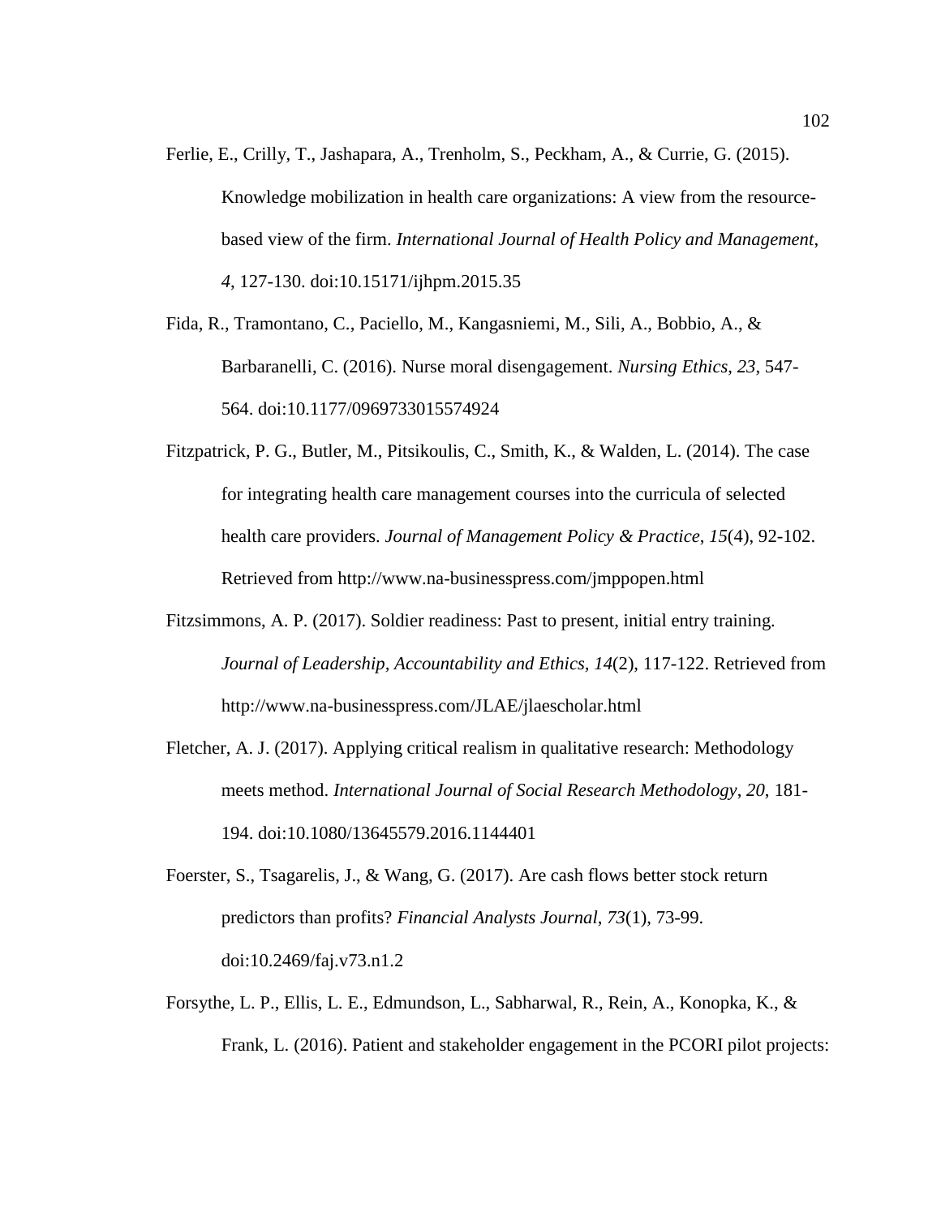Ferlie, E., Crilly, T., Jashapara, A., Trenholm, S., Peckham, A., & Currie, G. (2015). Knowledge mobilization in health care organizations: A view from the resource-based view of the firm. *International Journal of Health Policy and Management*, *4*, 127-130. doi:10.15171/ijhpm.2015.35

Fida, R., Tramontano, C., Paciello, M., Kangasniemi, M., Sili, A., Bobbio, A., & Barbaranelli, C. (2016). Nurse moral disengagement. *Nursing Ethics*, *23*, 547-564. doi:10.1177/0969733015574924

Fitzpatrick, P. G., Butler, M., Pitsikoulis, C., Smith, K., & Walden, L. (2014). The case for integrating health care management courses into the curricula of selected health care providers. *Journal of Management Policy & Practice*, *15*(4), 92-102. Retrieved from http://www.na-businesspress.com/jmppopen.html

Fitzsimmons, A. P. (2017). Soldier readiness: Past to present, initial entry training. *Journal of Leadership, Accountability and Ethics*, *14*(2), 117-122. Retrieved from http://www.na-businesspress.com/JLAE/jlaescholar.html

Fletcher, A. J. (2017). Applying critical realism in qualitative research: Methodology meets method. *International Journal of Social Research Methodology*, *20*, 181-194. doi:10.1080/13645579.2016.1144401

Foerster, S., Tsagarelis, J., & Wang, G. (2017). Are cash flows better stock return predictors than profits? *Financial Analysts Journal*, *73*(1), 73-99. doi:10.2469/faj.v73.n1.2

Forsythe, L. P., Ellis, L. E., Edmundson, L., Sabharwal, R., Rein, A., Konopka, K., & Frank, L. (2016). Patient and stakeholder engagement in the PCORI pilot projects: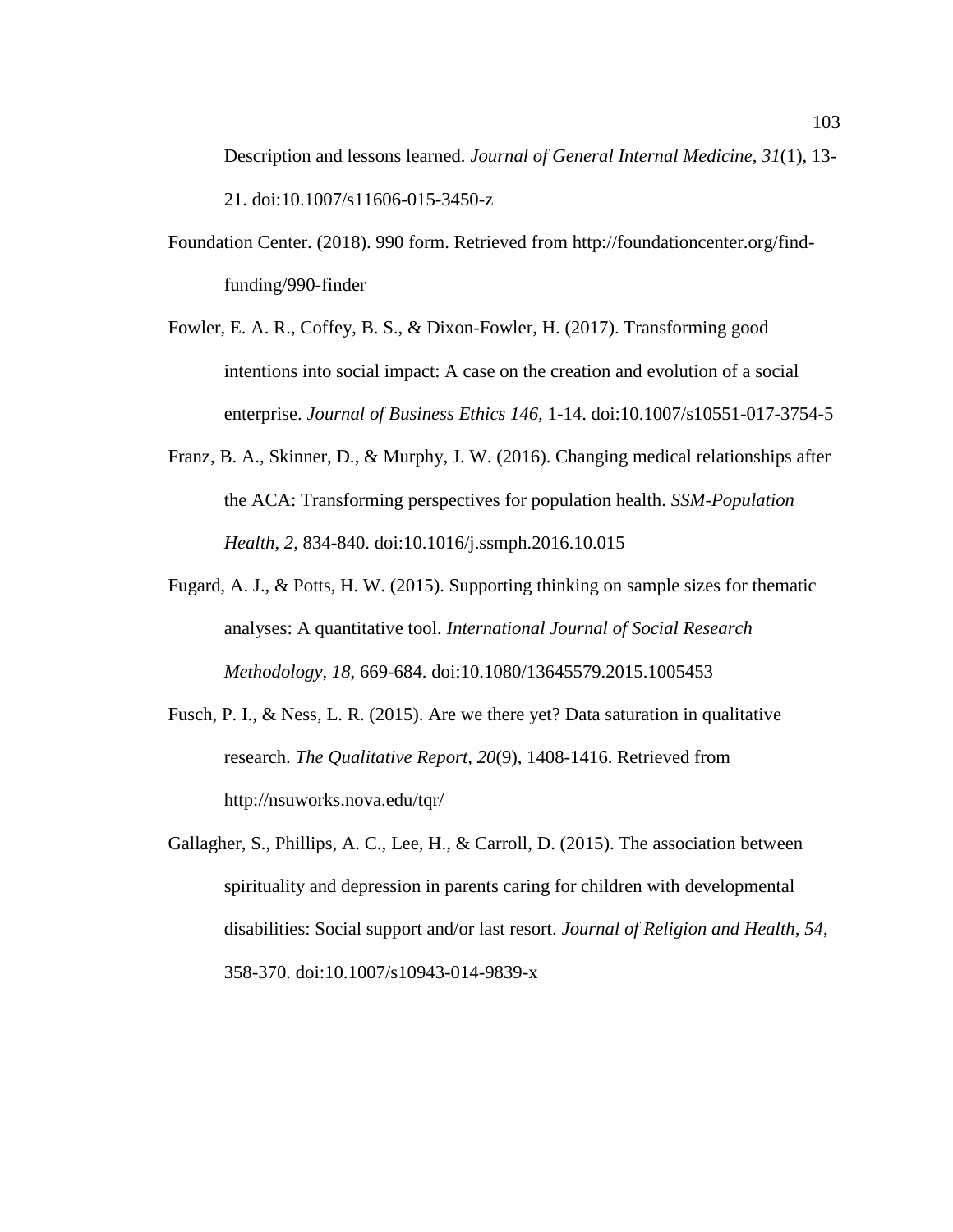Description and lessons learned. *Journal of General Internal Medicine*, *31*(1), 13-21. doi:10.1007/s11606-015-3450-z

Foundation Center. (2018). 990 form. Retrieved from http://foundationcenter.org/find-funding/990-finder

Fowler, E. A. R., Coffey, B. S., & Dixon-Fowler, H. (2017). Transforming good intentions into social impact: A case on the creation and evolution of a social enterprise. *Journal of Business Ethics 146*, 1-14. doi:10.1007/s10551-017-3754-5

Franz, B. A., Skinner, D., & Murphy, J. W. (2016). Changing medical relationships after the ACA: Transforming perspectives for population health. *SSM-Population Health*, *2*, 834-840. doi:10.1016/j.ssmph.2016.10.015

Fugard, A. J., & Potts, H. W. (2015). Supporting thinking on sample sizes for thematic analyses: A quantitative tool. *International Journal of Social Research Methodology*, *18*, 669-684. doi:10.1080/13645579.2015.1005453

Fusch, P. I., & Ness, L. R. (2015). Are we there yet? Data saturation in qualitative research. *The Qualitative Report, 20*(9), 1408-1416. Retrieved from http://nsuworks.nova.edu/tqr/

Gallagher, S., Phillips, A. C., Lee, H., & Carroll, D. (2015). The association between spirituality and depression in parents caring for children with developmental disabilities: Social support and/or last resort. *Journal of Religion and Health*, *54*, 358-370. doi:10.1007/s10943-014-9839-x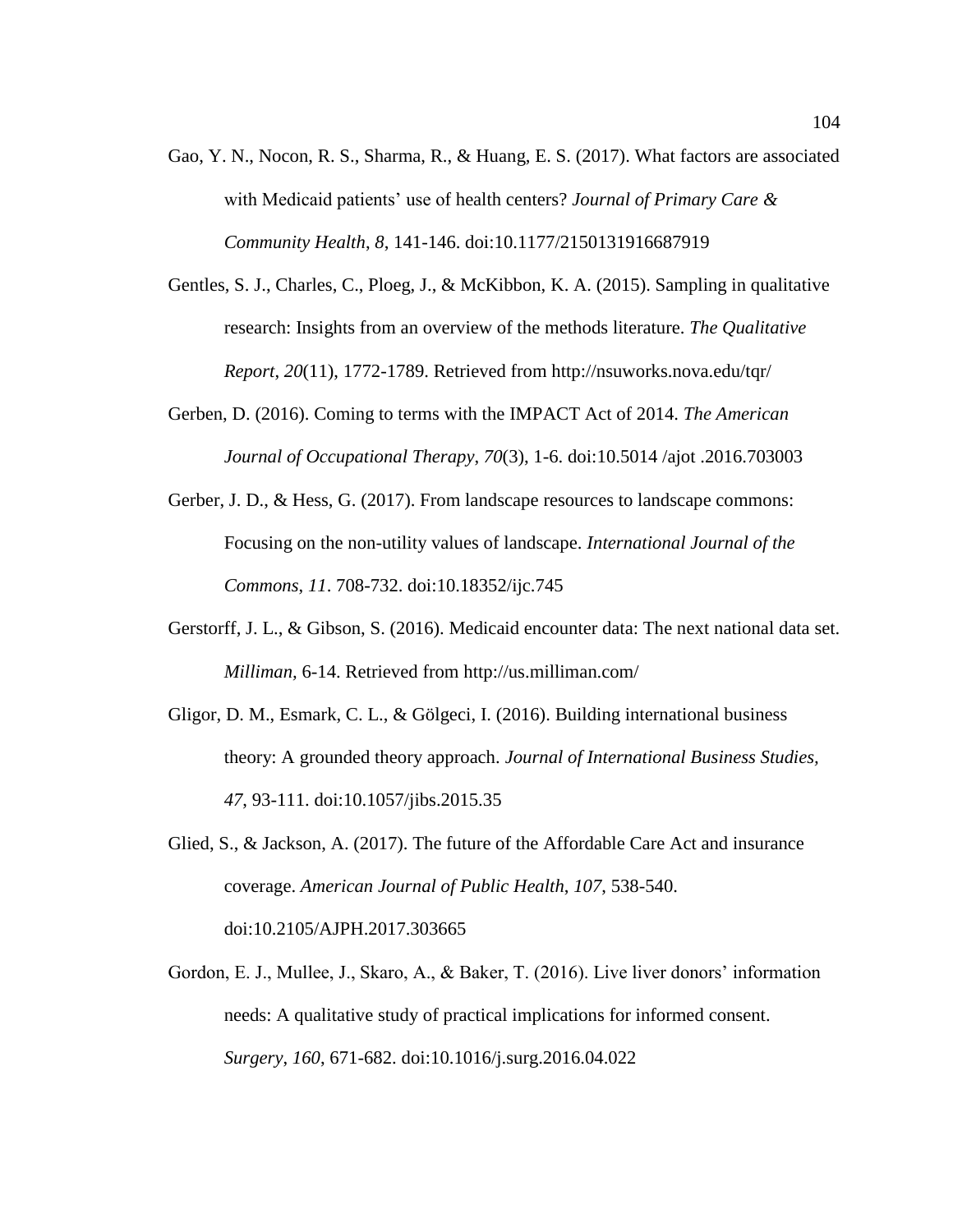Gao, Y. N., Nocon, R. S., Sharma, R., & Huang, E. S. (2017). What factors are associated with Medicaid patients' use of health centers? *Journal of Primary Care & Community Health*, *8*, 141-146. doi:10.1177/2150131916687919

Gentles, S. J., Charles, C., Ploeg, J., & McKibbon, K. A. (2015). Sampling in qualitative research: Insights from an overview of the methods literature. *The Qualitative Report*, *20*(11), 1772-1789. Retrieved from http://nsuworks.nova.edu/tqr/

Gerben, D. (2016). Coming to terms with the IMPACT Act of 2014. *The American Journal of Occupational Therapy*, *70*(3), 1-6. doi:10.5014 /ajot .2016.703003

Gerber, J. D., & Hess, G. (2017). From landscape resources to landscape commons: Focusing on the non-utility values of landscape. *International Journal of the Commons, 11*. 708-732. doi:10.18352/ijc.745

Gerstorff, J. L., & Gibson, S. (2016). Medicaid encounter data: The next national data set. *Milliman,* 6-14. Retrieved from http://us.milliman.com/

Gligor, D. M., Esmark, C. L., & Gölgeci, I. (2016). Building international business theory: A grounded theory approach. *Journal of International Business Studies, 47*, 93-111. doi:10.1057/jibs.2015.35

Glied, S., & Jackson, A. (2017). The future of the Affordable Care Act and insurance coverage. *American Journal of Public Health*, *107*, 538-540. doi:10.2105/AJPH.2017.303665

Gordon, E. J., Mullee, J., Skaro, A., & Baker, T. (2016). Live liver donors' information needs: A qualitative study of practical implications for informed consent. *Surgery, 160*, 671-682. doi:10.1016/j.surg.2016.04.022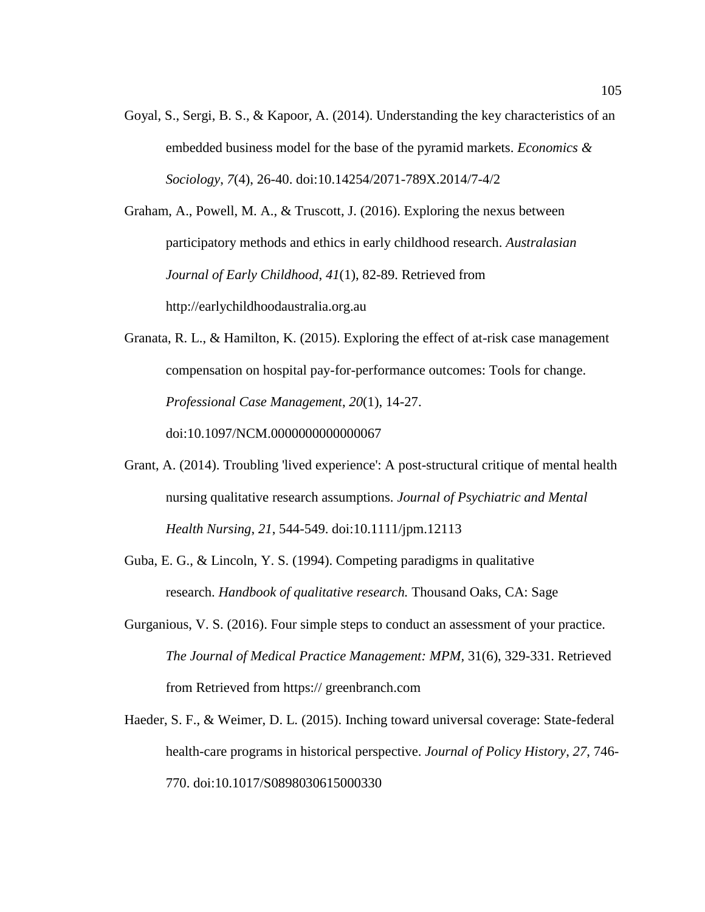Goyal, S., Sergi, B. S., & Kapoor, A. (2014). Understanding the key characteristics of an embedded business model for the base of the pyramid markets. *Economics & Sociology*, *7*(4), 26-40. doi:10.14254/2071-789X.2014/7-4/2

Graham, A., Powell, M. A., & Truscott, J. (2016). Exploring the nexus between participatory methods and ethics in early childhood research. *Australasian Journal of Early Childhood*, *41*(1), 82-89. Retrieved from http://earlychildhoodaustralia.org.au

Granata, R. L., & Hamilton, K. (2015). Exploring the effect of at-risk case management compensation on hospital pay-for-performance outcomes: Tools for change. *Professional Case Management*, *20*(1), 14-27. doi:10.1097/NCM.0000000000000067

Grant, A. (2014). Troubling 'lived experience': A post-structural critique of mental health nursing qualitative research assumptions. *Journal of Psychiatric and Mental Health Nursing*, *21*, 544-549. doi:10.1111/jpm.12113

Guba, E. G., & Lincoln, Y. S. (1994). Competing paradigms in qualitative research. *Handbook of qualitative research.* Thousand Oaks, CA: Sage

Gurganious, V. S. (2016). Four simple steps to conduct an assessment of your practice. *The Journal of Medical Practice Management: MPM*, 31(6), 329-331. Retrieved from Retrieved from https:// greenbranch.com

Haeder, S. F., & Weimer, D. L. (2015). Inching toward universal coverage: State-federal health-care programs in historical perspective. *Journal of Policy History*, *27*, 746-770. doi:10.1017/S0898030615000330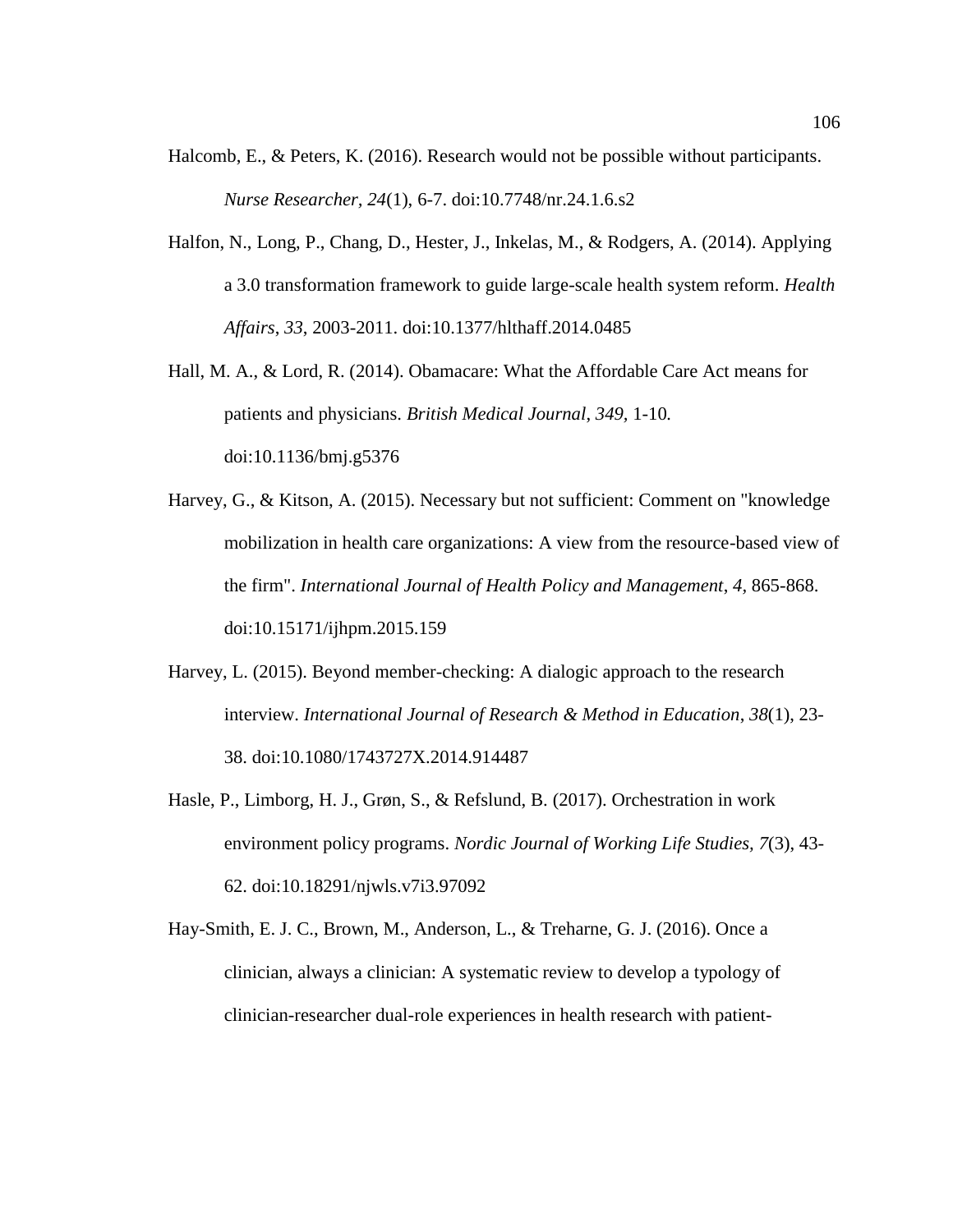Halcomb, E., & Peters, K. (2016). Research would not be possible without participants. *Nurse Researcher*, *24*(1), 6-7. doi:10.7748/nr.24.1.6.s2

Halfon, N., Long, P., Chang, D., Hester, J., Inkelas, M., & Rodgers, A. (2014). Applying a 3.0 transformation framework to guide large-scale health system reform. *Health Affairs*, *33*, 2003-2011. doi:10.1377/hlthaff.2014.0485

Hall, M. A., & Lord, R. (2014). Obamacare: What the Affordable Care Act means for patients and physicians. *British Medical Journal*, *349,* 1-10. doi:10.1136/bmj.g5376

Harvey, G., & Kitson, A. (2015). Necessary but not sufficient: Comment on "knowledge mobilization in health care organizations: A view from the resource-based view of the firm". *International Journal of Health Policy and Management*, *4*, 865-868. doi:10.15171/ijhpm.2015.159

Harvey, L. (2015). Beyond member-checking: A dialogic approach to the research interview. *International Journal of Research & Method in Education*, *38*(1), 23-38. doi:10.1080/1743727X.2014.914487

Hasle, P., Limborg, H. J., Grøn, S., & Refslund, B. (2017). Orchestration in work environment policy programs. *Nordic Journal of Working Life Studies*, *7*(3), 43-62. doi:10.18291/njwls.v7i3.97092

Hay-Smith, E. J. C., Brown, M., Anderson, L., & Treharne, G. J. (2016). Once a clinician, always a clinician: A systematic review to develop a typology of clinician-researcher dual-role experiences in health research with patient-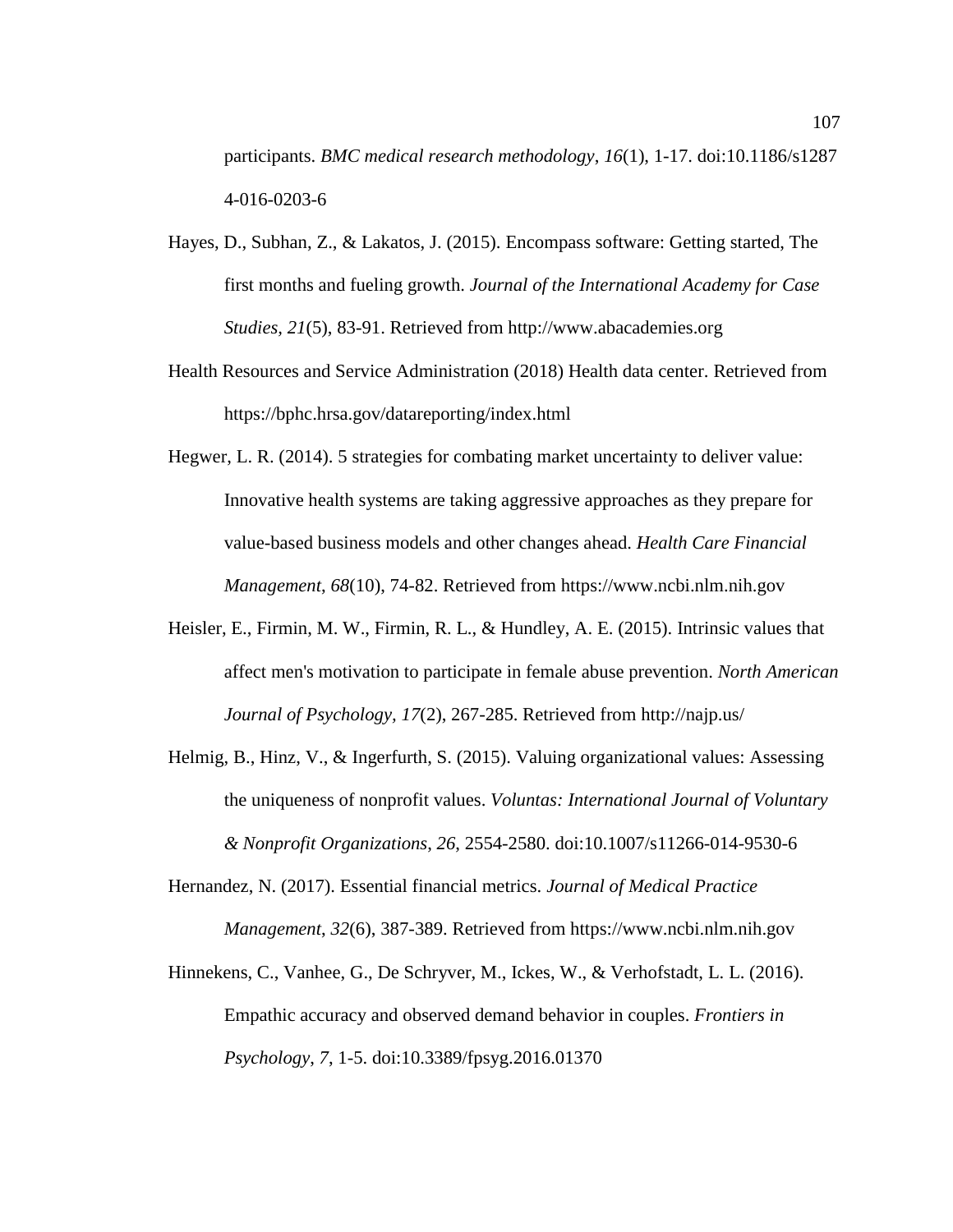participants. *BMC medical research methodology*, *16*(1), 1-17. doi:10.1186/s12874-016-0203-6

Hayes, D., Subhan, Z., & Lakatos, J. (2015). Encompass software: Getting started, The first months and fueling growth. *Journal of the International Academy for Case Studies, 21*(5), 83-91. Retrieved from http://www.abacademies.org

Health Resources and Service Administration (2018) Health data center. Retrieved from https://bphc.hrsa.gov/datareporting/index.html

Hegwer, L. R. (2014). 5 strategies for combating market uncertainty to deliver value: Innovative health systems are taking aggressive approaches as they prepare for value-based business models and other changes ahead. *Health Care Financial Management, 68*(10), 74-82. Retrieved from https://www.ncbi.nlm.nih.gov

Heisler, E., Firmin, M. W., Firmin, R. L., & Hundley, A. E. (2015). Intrinsic values that affect men's motivation to participate in female abuse prevention. *North American Journal of Psychology, 17*(2), 267-285. Retrieved from http://najp.us/

Helmig, B., Hinz, V., & Ingerfurth, S. (2015). Valuing organizational values: Assessing the uniqueness of nonprofit values. *Voluntas: International Journal of Voluntary & Nonprofit Organizations*, *26*, 2554-2580. doi:10.1007/s11266-014-9530-6

Hernandez, N. (2017). Essential financial metrics. *Journal of Medical Practice Management*, *32*(6), 387-389. Retrieved from https://www.ncbi.nlm.nih.gov

Hinnekens, C., Vanhee, G., De Schryver, M., Ickes, W., & Verhofstadt, L. L. (2016). Empathic accuracy and observed demand behavior in couples. *Frontiers in Psychology*, *7*, 1-5. doi:10.3389/fpsyg.2016.01370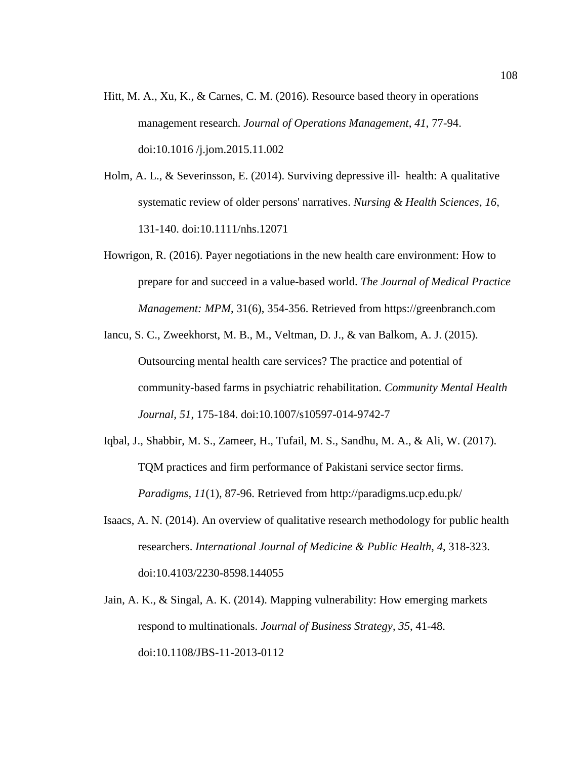Hitt, M. A., Xu, K., & Carnes, C. M. (2016). Resource based theory in operations management research. *Journal of Operations Management*, *41*, 77-94. doi:10.1016 /j.jom.2015.11.002

Holm, A. L., & Severinsson, E. (2014). Surviving depressive ill‐ health: A qualitative systematic review of older persons' narratives. *Nursing & Health Sciences*, *16*, 131-140. doi:10.1111/nhs.12071

Howrigon, R. (2016). Payer negotiations in the new health care environment: How to prepare for and succeed in a value-based world. *The Journal of Medical Practice Management: MPM*, 31(6), 354-356. Retrieved from https://greenbranch.com

Iancu, S. C., Zweekhorst, M. B., M., Veltman, D. J., & van Balkom, A. J. (2015). Outsourcing mental health care services? The practice and potential of community-based farms in psychiatric rehabilitation. *Community Mental Health Journal*, *51*, 175-184. doi:10.1007/s10597-014-9742-7

Iqbal, J., Shabbir, M. S., Zameer, H., Tufail, M. S., Sandhu, M. A., & Ali, W. (2017). TQM practices and firm performance of Pakistani service sector firms. *Paradigms*, *11*(1), 87-96. Retrieved from http://paradigms.ucp.edu.pk/

Isaacs, A. N. (2014). An overview of qualitative research methodology for public health researchers. *International Journal of Medicine & Public Health*, *4*, 318-323. doi:10.4103/2230-8598.144055

Jain, A. K., & Singal, A. K. (2014). Mapping vulnerability: How emerging markets respond to multinationals. *Journal of Business Strategy*, *35*, 41-48. doi:10.1108/JBS-11-2013-0112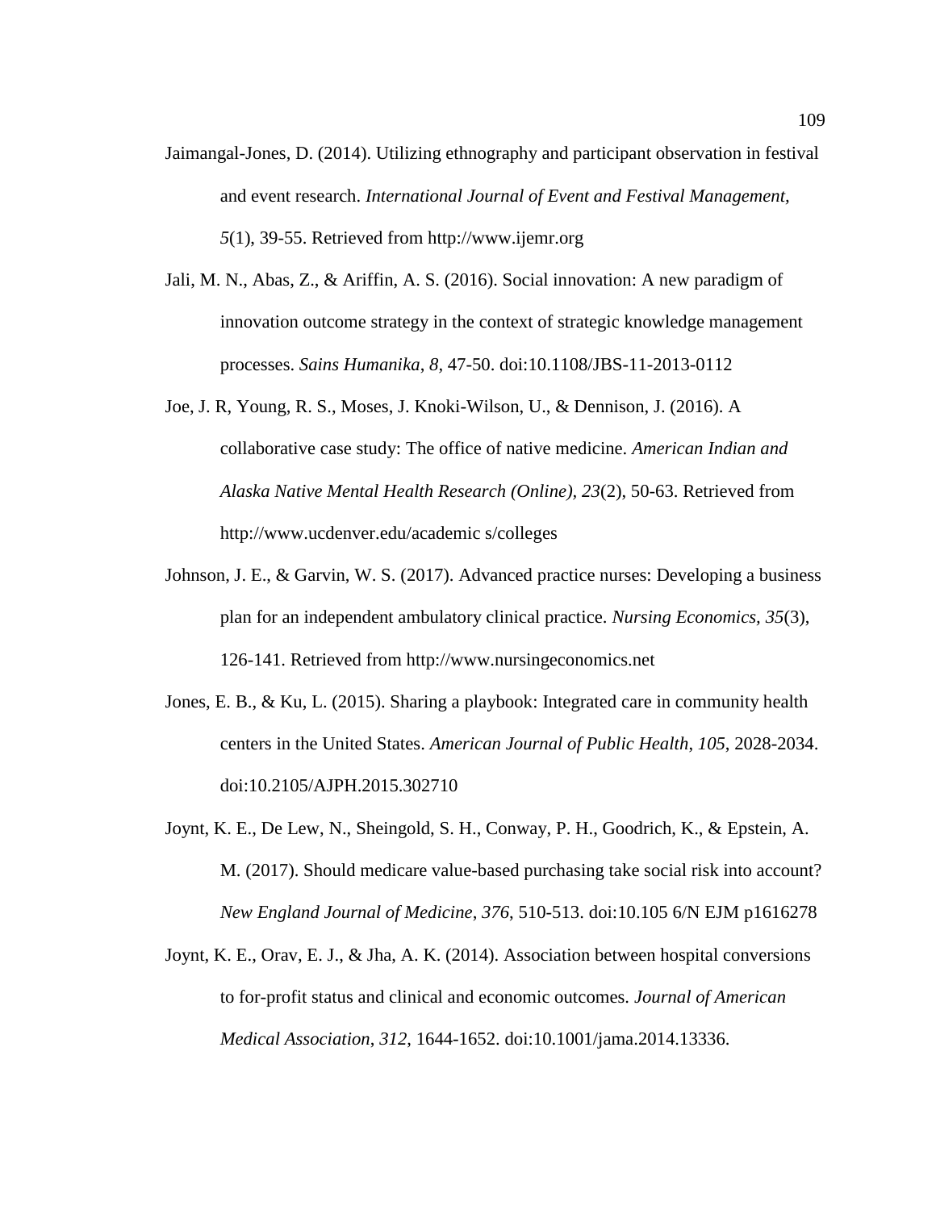Jaimangal-Jones, D. (2014). Utilizing ethnography and participant observation in festival and event research. *International Journal of Event and Festival Management*, *5*(1), 39-55. Retrieved from http://www.ijemr.org

Jali, M. N., Abas, Z., & Ariffin, A. S. (2016). Social innovation: A new paradigm of innovation outcome strategy in the context of strategic knowledge management processes. *Sains Humanika*, *8*, 47-50. doi:10.1108/JBS-11-2013-0112

Joe, J. R, Young, R. S., Moses, J. Knoki-Wilson, U., & Dennison, J. (2016). A collaborative case study: The office of native medicine. *American Indian and Alaska Native Mental Health Research (Online)*, *23*(2), 50-63. Retrieved from http://www.ucdenver.edu/academic s/colleges

Johnson, J. E., & Garvin, W. S. (2017). Advanced practice nurses: Developing a business plan for an independent ambulatory clinical practice. *Nursing Economics*, *35*(3), 126-141. Retrieved from http://www.nursingeconomics.net

Jones, E. B., & Ku, L. (2015). Sharing a playbook: Integrated care in community health centers in the United States. *American Journal of Public Health*, *105*, 2028-2034. doi:10.2105/AJPH.2015.302710

Joynt, K. E., De Lew, N., Sheingold, S. H., Conway, P. H., Goodrich, K., & Epstein, A. M. (2017). Should medicare value-based purchasing take social risk into account? *New England Journal of Medicine*, *376*, 510-513. doi:10.105 6/N EJM p1616278

Joynt, K. E., Orav, E. J., & Jha, A. K. (2014). Association between hospital conversions to for-profit status and clinical and economic outcomes. *Journal of American Medical Association*, *312*, 1644-1652. doi:10.1001/jama.2014.13336.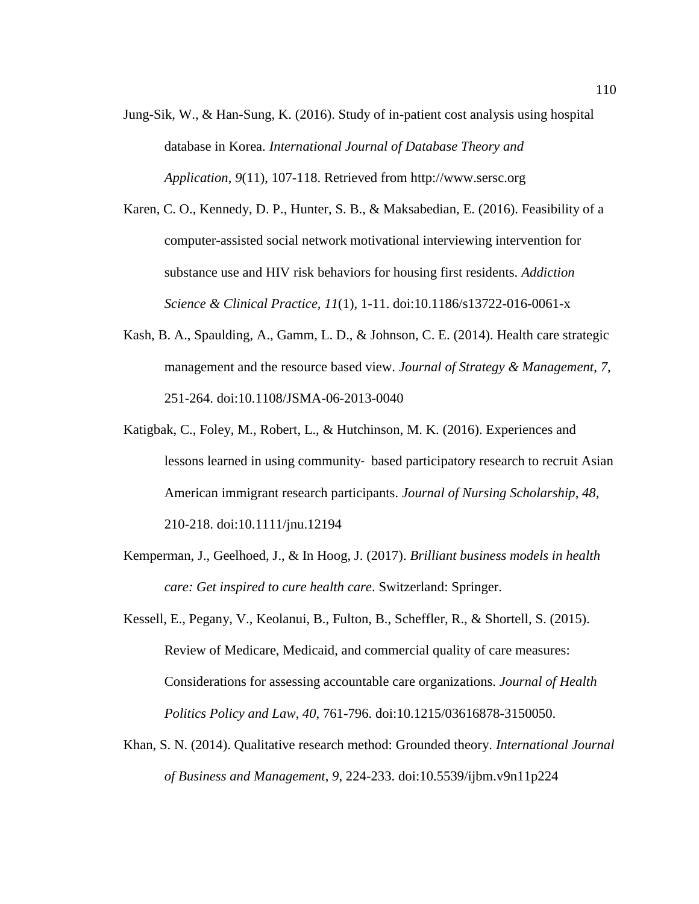Jung-Sik, W., & Han-Sung, K. (2016). Study of in-patient cost analysis using hospital database in Korea. *International Journal of Database Theory and Application*, *9*(11), 107-118. Retrieved from http://www.sersc.org

Karen, C. O., Kennedy, D. P., Hunter, S. B., & Maksabedian, E. (2016). Feasibility of a computer-assisted social network motivational interviewing intervention for substance use and HIV risk behaviors for housing first residents. *Addiction Science & Clinical Practice, 11*(1), 1-11. doi:10.1186/s13722-016-0061-x

Kash, B. A., Spaulding, A., Gamm, L. D., & Johnson, C. E. (2014). Health care strategic management and the resource based view. *Journal of Strategy & Management, 7*, 251-264. doi:10.1108/JSMA-06-2013-0040

Katigbak, C., Foley, M., Robert, L., & Hutchinson, M. K. (2016). Experiences and lessons learned in using community- based participatory research to recruit Asian American immigrant research participants. *Journal of Nursing Scholarship*, *48*, 210-218. doi:10.1111/jnu.12194

Kemperman, J., Geelhoed, J., & In Hoog, J. (2017). *Brilliant business models in health care: Get inspired to cure health care*. Switzerland: Springer.

Kessell, E., Pegany, V., Keolanui, B., Fulton, B., Scheffler, R., & Shortell, S. (2015). Review of Medicare, Medicaid, and commercial quality of care measures: Considerations for assessing accountable care organizations. *Journal of Health Politics Policy and Law*, *40*, 761-796. doi:10.1215/03616878-3150050.

Khan, S. N. (2014). Qualitative research method: Grounded theory. *International Journal of Business and Management*, *9*, 224-233. doi:10.5539/ijbm.v9n11p224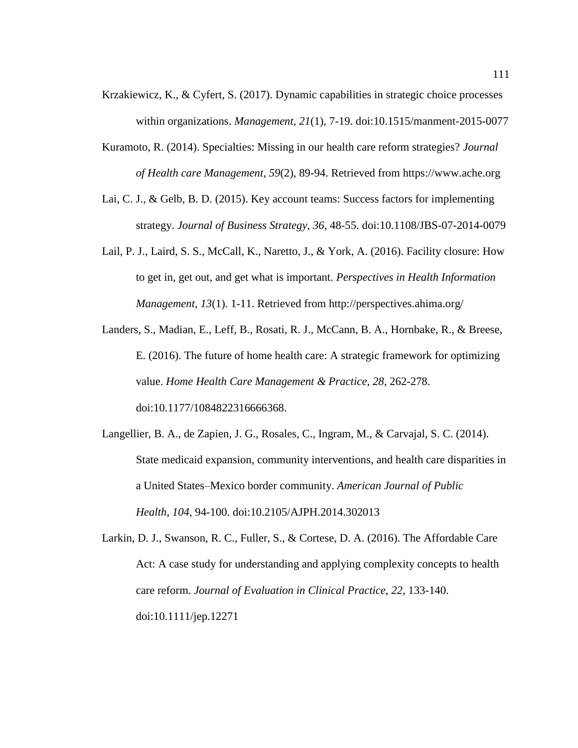Krzakiewicz, K., & Cyfert, S. (2017). Dynamic capabilities in strategic choice processes within organizations. *Management*, *21*(1), 7-19. doi:10.1515/manment-2015-0077

Kuramoto, R. (2014). Specialties: Missing in our health care reform strategies? *Journal of Health care Management*, *59*(2), 89-94. Retrieved from https://www.ache.org

Lai, C. J., & Gelb, B. D. (2015). Key account teams: Success factors for implementing strategy. *Journal of Business Strategy*, *36*, 48-55. doi:10.1108/JBS-07-2014-0079

Lail, P. J., Laird, S. S., McCall, K., Naretto, J., & York, A. (2016). Facility closure: How to get in, get out, and get what is important. *Perspectives in Health Information Management*, *13*(1). 1-11. Retrieved from http://perspectives.ahima.org/

Landers, S., Madian, E., Leff, B., Rosati, R. J., McCann, B. A., Hornbake, R., & Breese, E. (2016). The future of home health care: A strategic framework for optimizing value. *Home Health Care Management & Practice*, *28*, 262-278. doi:10.1177/1084822316666368.

Langellier, B. A., de Zapien, J. G., Rosales, C., Ingram, M., & Carvajal, S. C. (2014). State medicaid expansion, community interventions, and health care disparities in a United States–Mexico border community. *American Journal of Public Health*, *104*, 94-100. doi:10.2105/AJPH.2014.302013

Larkin, D. J., Swanson, R. C., Fuller, S., & Cortese, D. A. (2016). The Affordable Care Act: A case study for understanding and applying complexity concepts to health care reform. *Journal of Evaluation in Clinical Practice*, *22*, 133-140. doi:10.1111/jep.12271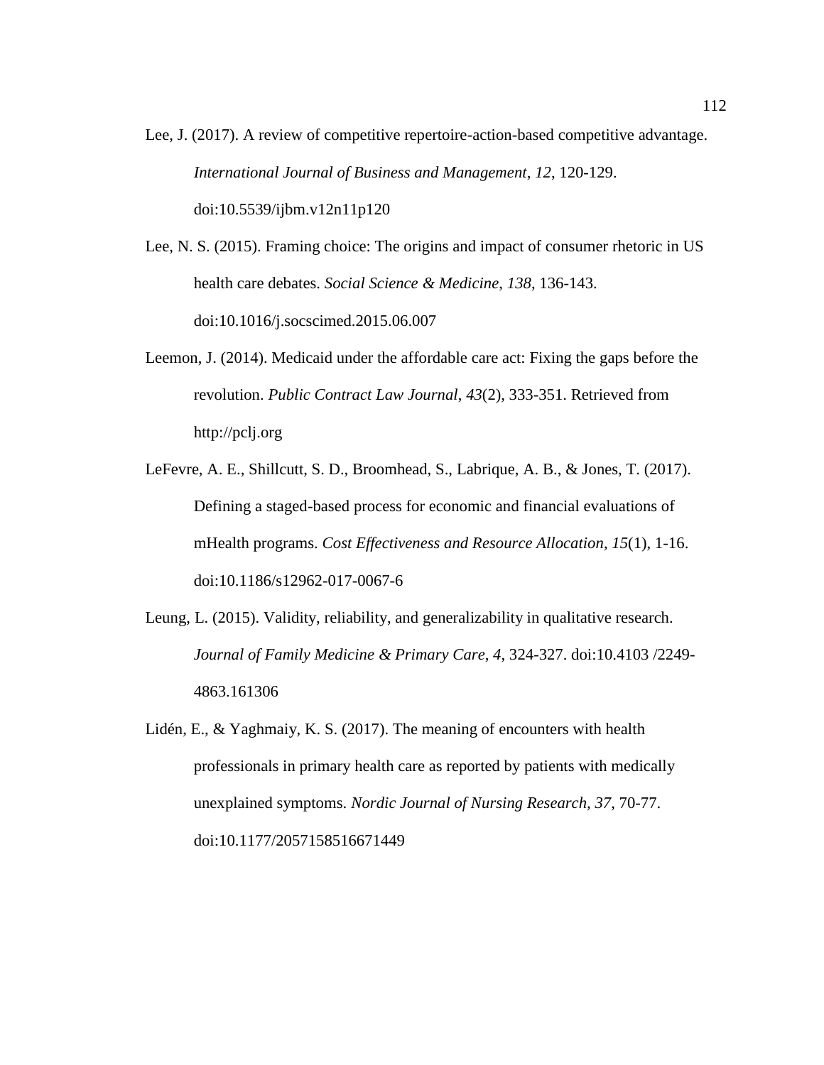Lee, J. (2017). A review of competitive repertoire-action-based competitive advantage. *International Journal of Business and Management*, *12*, 120-129. doi:10.5539/ijbm.v12n11p120

Lee, N. S. (2015). Framing choice: The origins and impact of consumer rhetoric in US health care debates. *Social Science & Medicine*, *138*, 136-143. doi:10.1016/j.socscimed.2015.06.007

Leemon, J. (2014). Medicaid under the affordable care act: Fixing the gaps before the revolution. *Public Contract Law Journal*, *43*(2), 333-351. Retrieved from http://pclj.org

LeFevre, A. E., Shillcutt, S. D., Broomhead, S., Labrique, A. B., & Jones, T. (2017). Defining a staged-based process for economic and financial evaluations of mHealth programs. *Cost Effectiveness and Resource Allocation*, *15*(1), 1-16. doi:10.1186/s12962-017-0067-6

Leung, L. (2015). Validity, reliability, and generalizability in qualitative research. *Journal of Family Medicine & Primary Care*, *4*, 324-327. doi:10.4103 /2249-4863.161306

Lidén, E., & Yaghmaiy, K. S. (2017). The meaning of encounters with health professionals in primary health care as reported by patients with medically unexplained symptoms. *Nordic Journal of Nursing Research, 37*, 70-77. doi:10.1177/2057158516671449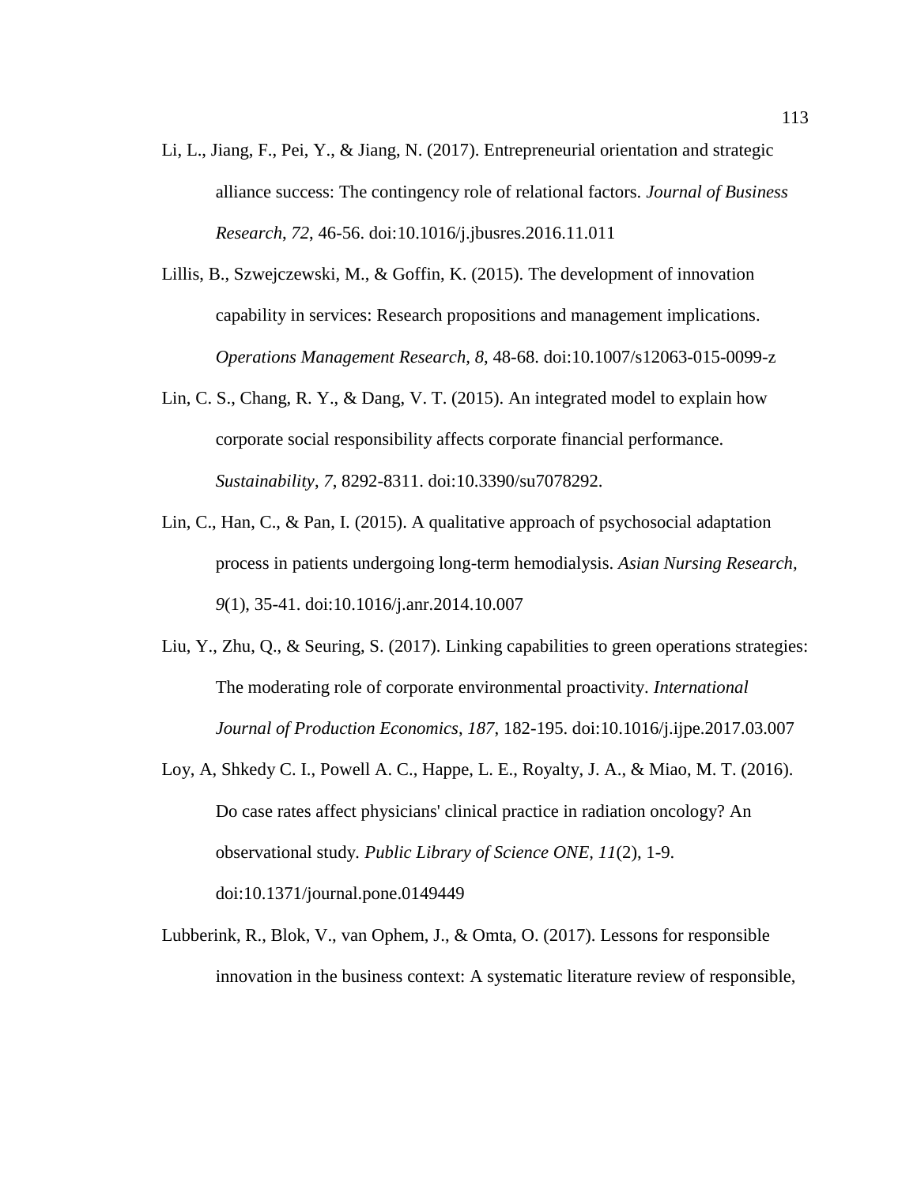Li, L., Jiang, F., Pei, Y., & Jiang, N. (2017). Entrepreneurial orientation and strategic alliance success: The contingency role of relational factors. *Journal of Business Research*, *72*, 46-56. doi:10.1016/j.jbusres.2016.11.011

Lillis, B., Szwejczewski, M., & Goffin, K. (2015). The development of innovation capability in services: Research propositions and management implications. *Operations Management Research*, *8*, 48-68. doi:10.1007/s12063-015-0099-z

Lin, C. S., Chang, R. Y., & Dang, V. T. (2015). An integrated model to explain how corporate social responsibility affects corporate financial performance. *Sustainability*, *7*, 8292-8311. doi:10.3390/su7078292.

Lin, C., Han, C., & Pan, I. (2015). A qualitative approach of psychosocial adaptation process in patients undergoing long-term hemodialysis. *Asian Nursing Research, 9*(1), 35-41. doi:10.1016/j.anr.2014.10.007

Liu, Y., Zhu, Q., & Seuring, S. (2017). Linking capabilities to green operations strategies: The moderating role of corporate environmental proactivity. *International Journal of Production Economics*, *187*, 182-195. doi:10.1016/j.ijpe.2017.03.007

Loy, A, Shkedy C. I., Powell A. C., Happe, L. E., Royalty, J. A., & Miao, M. T. (2016). Do case rates affect physicians' clinical practice in radiation oncology? An observational study. *Public Library of Science ONE, 11*(2), 1-9. doi:10.1371/journal.pone.0149449

Lubberink, R., Blok, V., van Ophem, J., & Omta, O. (2017). Lessons for responsible innovation in the business context: A systematic literature review of responsible,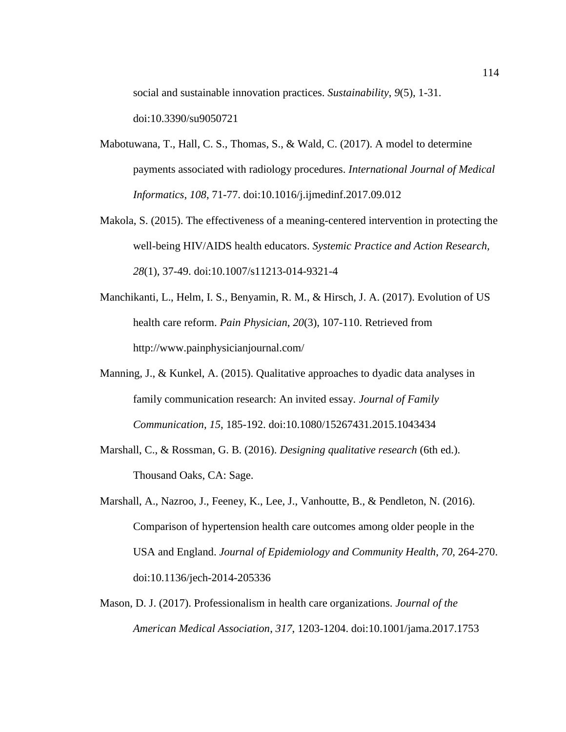social and sustainable innovation practices. *Sustainability*, *9*(5), 1-31. doi:10.3390/su9050721

Mabotuwana, T., Hall, C. S., Thomas, S., & Wald, C. (2017). A model to determine payments associated with radiology procedures. *International Journal of Medical Informatics*, *108*, 71-77. doi:10.1016/j.ijmedinf.2017.09.012

Makola, S. (2015). The effectiveness of a meaning-centered intervention in protecting the well-being HIV/AIDS health educators. *Systemic Practice and Action Research*, *28*(1), 37-49. doi:10.1007/s11213-014-9321-4

Manchikanti, L., Helm, I. S., Benyamin, R. M., & Hirsch, J. A. (2017). Evolution of US health care reform. *Pain Physician*, *20*(3), 107-110. Retrieved from http://www.painphysicianjournal.com/

Manning, J., & Kunkel, A. (2015). Qualitative approaches to dyadic data analyses in family communication research: An invited essay. *Journal of Family Communication*, *15*, 185-192. doi:10.1080/15267431.2015.1043434

Marshall, C., & Rossman, G. B. (2016). *Designing qualitative research* (6th ed.). Thousand Oaks, CA: Sage.

Marshall, A., Nazroo, J., Feeney, K., Lee, J., Vanhoutte, B., & Pendleton, N. (2016). Comparison of hypertension health care outcomes among older people in the USA and England. *Journal of Epidemiology and Community Health*, *70*, 264-270. doi:10.1136/jech-2014-205336

Mason, D. J. (2017). Professionalism in health care organizations. *Journal of the American Medical Association*, *317*, 1203-1204. doi:10.1001/jama.2017.1753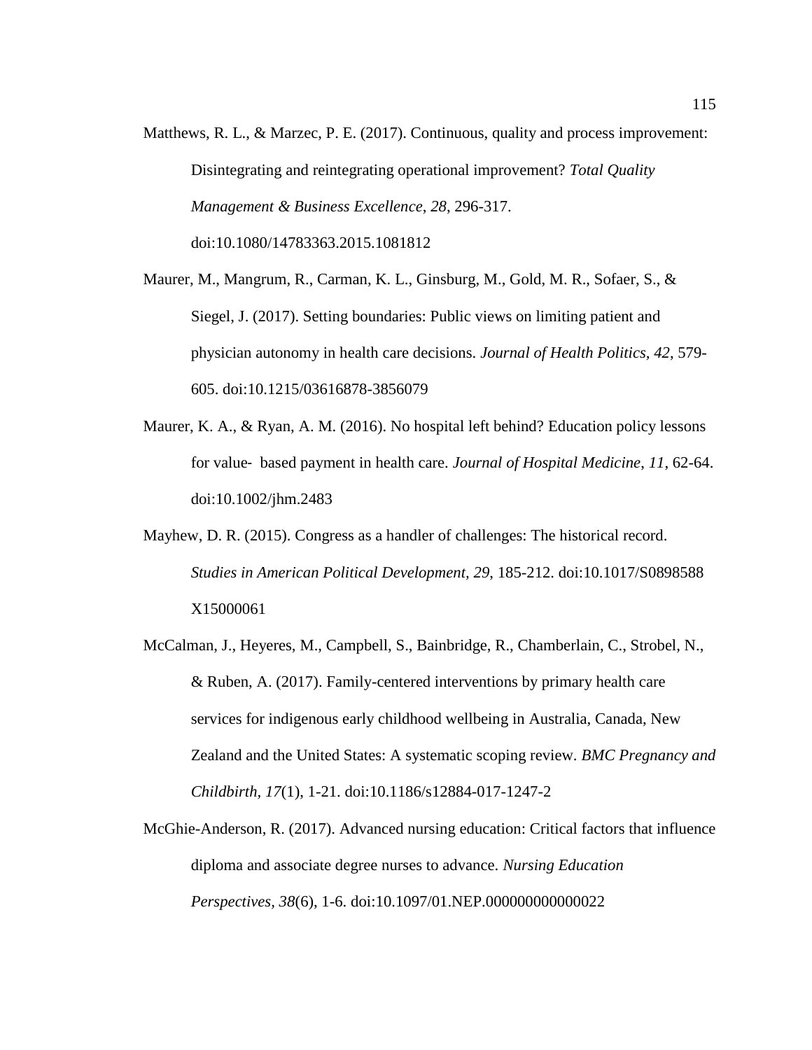Matthews, R. L., & Marzec, P. E. (2017). Continuous, quality and process improvement: Disintegrating and reintegrating operational improvement? *Total Quality Management & Business Excellence*, *28*, 296-317. doi:10.1080/14783363.2015.1081812

Maurer, M., Mangrum, R., Carman, K. L., Ginsburg, M., Gold, M. R., Sofaer, S., & Siegel, J. (2017). Setting boundaries: Public views on limiting patient and physician autonomy in health care decisions. *Journal of Health Politics, 42*, 579-605. doi:10.1215/03616878-3856079

Maurer, K. A., & Ryan, A. M. (2016). No hospital left behind? Education policy lessons for value- based payment in health care. *Journal of Hospital Medicine*, *11*, 62-64. doi:10.1002/jhm.2483

Mayhew, D. R. (2015). Congress as a handler of challenges: The historical record. *Studies in American Political Development, 29*, 185-212. doi:10.1017/S0898588 X15000061

McCalman, J., Heyeres, M., Campbell, S., Bainbridge, R., Chamberlain, C., Strobel, N., & Ruben, A. (2017). Family-centered interventions by primary health care services for indigenous early childhood wellbeing in Australia, Canada, New Zealand and the United States: A systematic scoping review. *BMC Pregnancy and Childbirth, 17*(1), 1-21. doi:10.1186/s12884-017-1247-2

McGhie-Anderson, R. (2017). Advanced nursing education: Critical factors that influence diploma and associate degree nurses to advance. *Nursing Education Perspectives, 38*(6), 1-6. doi:10.1097/01.NEP.0000000000000022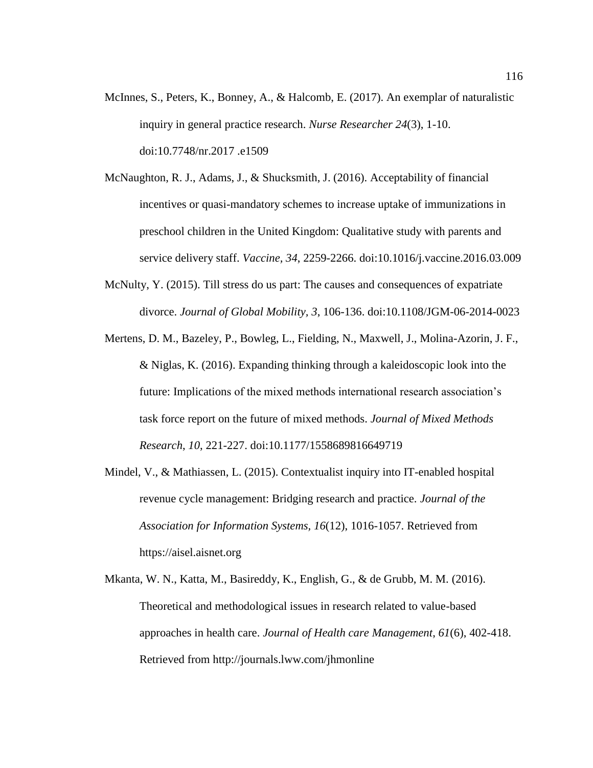McInnes, S., Peters, K., Bonney, A., & Halcomb, E. (2017). An exemplar of naturalistic inquiry in general practice research. *Nurse Researcher 24*(3), 1-10. doi:10.7748/nr.2017 .e1509

McNaughton, R. J., Adams, J., & Shucksmith, J. (2016). Acceptability of financial incentives or quasi-mandatory schemes to increase uptake of immunizations in preschool children in the United Kingdom: Qualitative study with parents and service delivery staff. *Vaccine, 34*, 2259-2266. doi:10.1016/j.vaccine.2016.03.009

McNulty, Y. (2015). Till stress do us part: The causes and consequences of expatriate divorce. *Journal of Global Mobility, 3*, 106-136. doi:10.1108/JGM-06-2014-0023

Mertens, D. M., Bazeley, P., Bowleg, L., Fielding, N., Maxwell, J., Molina-Azorin, J. F., & Niglas, K. (2016). Expanding thinking through a kaleidoscopic look into the future: Implications of the mixed methods international research association's task force report on the future of mixed methods. *Journal of Mixed Methods Research*, *10*, 221-227. doi:10.1177/1558689816649719

Mindel, V., & Mathiassen, L. (2015). Contextualist inquiry into IT-enabled hospital revenue cycle management: Bridging research and practice. *Journal of the Association for Information Systems*, *16*(12), 1016-1057. Retrieved from https://aisel.aisnet.org

Mkanta, W. N., Katta, M., Basireddy, K., English, G., & de Grubb, M. M. (2016). Theoretical and methodological issues in research related to value-based approaches in health care. *Journal of Health care Management*, *61*(6), 402-418. Retrieved from http://journals.lww.com/jhmonline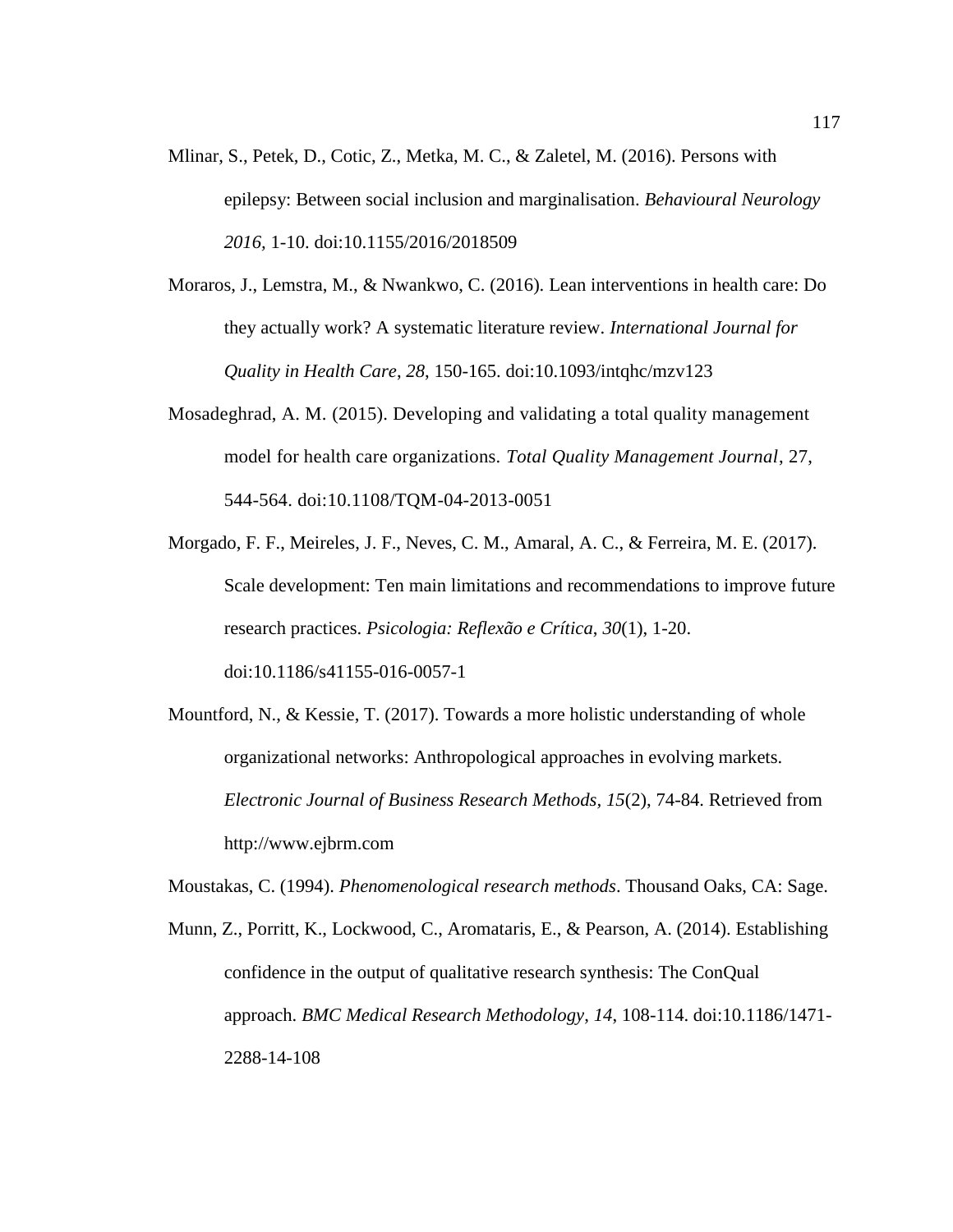Mlinar, S., Petek, D., Cotic, Z., Metka, M. C., & Zaletel, M. (2016). Persons with epilepsy: Between social inclusion and marginalisation. *Behavioural Neurology 2016*, 1-10. doi:10.1155/2016/2018509

Moraros, J., Lemstra, M., & Nwankwo, C. (2016). Lean interventions in health care: Do they actually work? A systematic literature review. *International Journal for Quality in Health Care*, *28*, 150-165. doi:10.1093/intqhc/mzv123

Mosadeghrad, A. M. (2015). Developing and validating a total quality management model for health care organizations. *Total Quality Management Journal*, 27, 544-564. doi:10.1108/TQM-04-2013-0051

Morgado, F. F., Meireles, J. F., Neves, C. M., Amaral, A. C., & Ferreira, M. E. (2017). Scale development: Ten main limitations and recommendations to improve future research practices. *Psicologia: Reflexão e Crítica*, *30*(1), 1-20. doi:10.1186/s41155-016-0057-1

Mountford, N., & Kessie, T. (2017). Towards a more holistic understanding of whole organizational networks: Anthropological approaches in evolving markets. *Electronic Journal of Business Research Methods, 15*(2), 74-84. Retrieved from http://www.ejbrm.com

Moustakas, C. (1994). *Phenomenological research methods*. Thousand Oaks, CA: Sage.

Munn, Z., Porritt, K., Lockwood, C., Aromataris, E., & Pearson, A. (2014). Establishing confidence in the output of qualitative research synthesis: The ConQual approach. *BMC Medical Research Methodology*, *14*, 108-114. doi:10.1186/1471-2288-14-108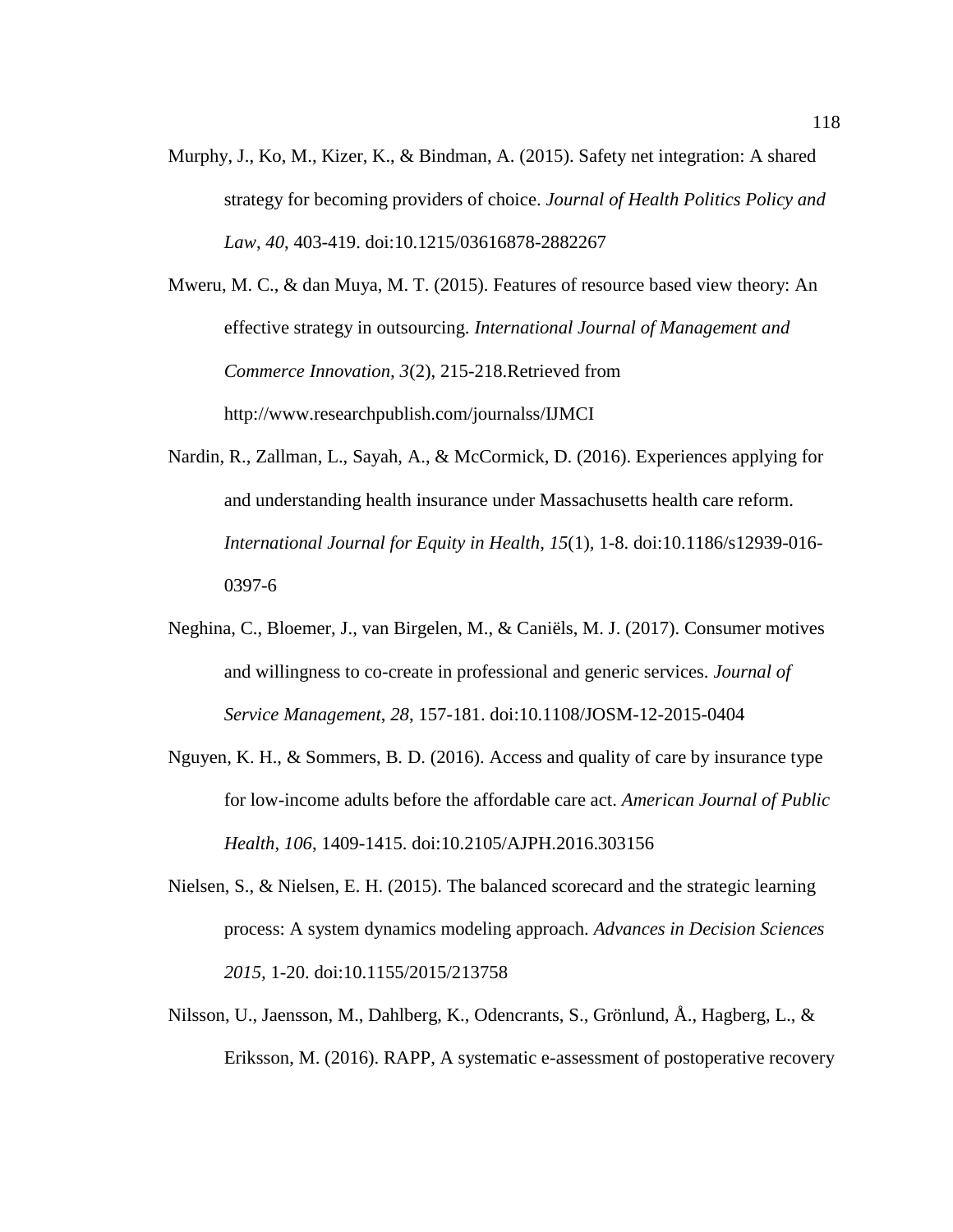Murphy, J., Ko, M., Kizer, K., & Bindman, A. (2015). Safety net integration: A shared strategy for becoming providers of choice. *Journal of Health Politics Policy and Law*, *40*, 403-419. doi:10.1215/03616878-2882267

Mweru, M. C., & dan Muya, M. T. (2015). Features of resource based view theory: An effective strategy in outsourcing. *International Journal of Management and Commerce Innovation*, *3*(2), 215-218.Retrieved from http://www.researchpublish.com/journalss/IJMCI

Nardin, R., Zallman, L., Sayah, A., & McCormick, D. (2016). Experiences applying for and understanding health insurance under Massachusetts health care reform. *International Journal for Equity in Health*, *15*(1), 1-8. doi:10.1186/s12939-016-0397-6

Neghina, C., Bloemer, J., van Birgelen, M., & Caniëls, M. J. (2017). Consumer motives and willingness to co-create in professional and generic services. *Journal of Service Management*, *28*, 157-181. doi:10.1108/JOSM-12-2015-0404

Nguyen, K. H., & Sommers, B. D. (2016). Access and quality of care by insurance type for low-income adults before the affordable care act. *American Journal of Public Health*, *106*, 1409-1415. doi:10.2105/AJPH.2016.303156

Nielsen, S., & Nielsen, E. H. (2015). The balanced scorecard and the strategic learning process: A system dynamics modeling approach. *Advances in Decision Sciences 2015*, 1-20. doi:10.1155/2015/213758

Nilsson, U., Jaensson, M., Dahlberg, K., Odencrants, S., Grönlund, Å., Hagberg, L., & Eriksson, M. (2016). RAPP, A systematic e-assessment of postoperative recovery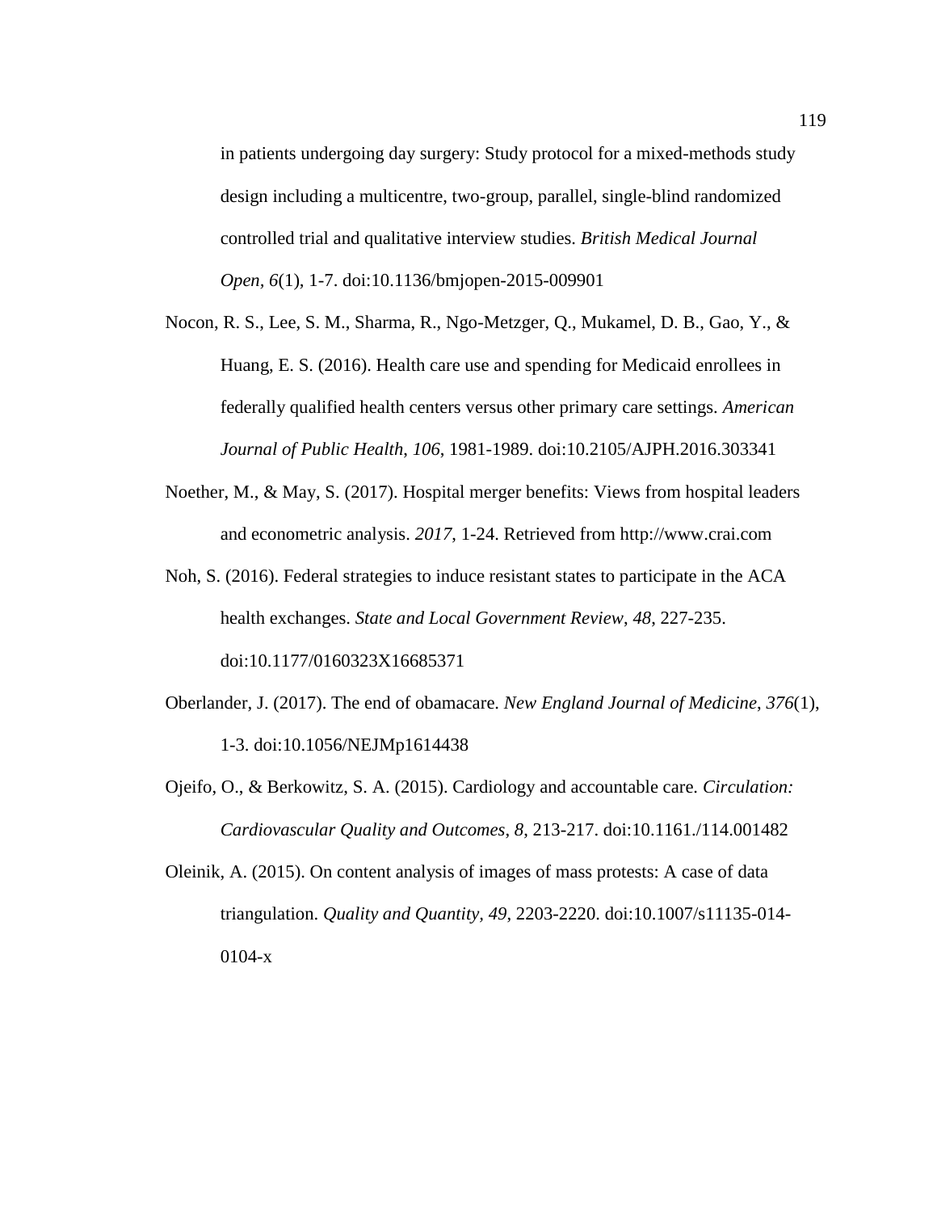in patients undergoing day surgery: Study protocol for a mixed-methods study design including a multicentre, two-group, parallel, single-blind randomized controlled trial and qualitative interview studies. *British Medical Journal Open*, *6*(1), 1-7. doi:10.1136/bmjopen-2015-009901

Nocon, R. S., Lee, S. M., Sharma, R., Ngo-Metzger, Q., Mukamel, D. B., Gao, Y., & Huang, E. S. (2016). Health care use and spending for Medicaid enrollees in federally qualified health centers versus other primary care settings. *American Journal of Public Health*, *106*, 1981-1989. doi:10.2105/AJPH.2016.303341

Noether, M., & May, S. (2017). Hospital merger benefits: Views from hospital leaders and econometric analysis. *2017*, 1-24. Retrieved from http://www.crai.com

Noh, S. (2016). Federal strategies to induce resistant states to participate in the ACA health exchanges. *State and Local Government Review*, *48*, 227-235. doi:10.1177/0160323X16685371

Oberlander, J. (2017). The end of obamacare. *New England Journal of Medicine*, *376*(1), 1-3. doi:10.1056/NEJMp1614438

Ojeifo, O., & Berkowitz, S. A. (2015). Cardiology and accountable care. *Circulation: Cardiovascular Quality and Outcomes*, *8*, 213-217. doi:10.1161./114.001482

Oleinik, A. (2015). On content analysis of images of mass protests: A case of data triangulation. *Quality and Quantity, 49*, 2203-2220. doi:10.1007/s11135-014-0104-x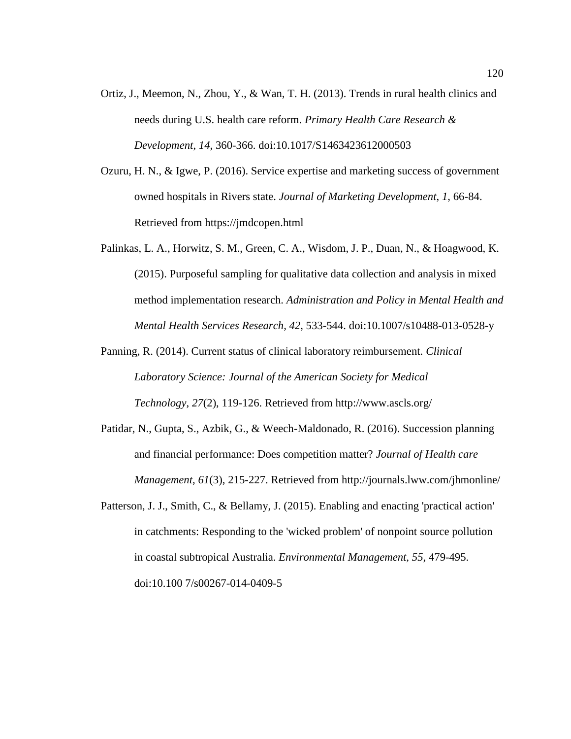Ortiz, J., Meemon, N., Zhou, Y., & Wan, T. H. (2013). Trends in rural health clinics and needs during U.S. health care reform. *Primary Health Care Research & Development*, *14*, 360-366. doi:10.1017/S1463423612000503

Ozuru, H. N., & Igwe, P. (2016). Service expertise and marketing success of government owned hospitals in Rivers state. *Journal of Marketing Development, 1,* 66-84. Retrieved from https://jmdcopen.html

Palinkas, L. A., Horwitz, S. M., Green, C. A., Wisdom, J. P., Duan, N., & Hoagwood, K. (2015). Purposeful sampling for qualitative data collection and analysis in mixed method implementation research. *Administration and Policy in Mental Health and Mental Health Services Research, 42*, 533-544. doi:10.1007/s10488-013-0528-y

Panning, R. (2014). Current status of clinical laboratory reimbursement. *Clinical Laboratory Science: Journal of the American Society for Medical Technology*, *27*(2), 119-126. Retrieved from http://www.ascls.org/

Patidar, N., Gupta, S., Azbik, G., & Weech-Maldonado, R. (2016). Succession planning and financial performance: Does competition matter? *Journal of Health care Management*, *61*(3), 215-227. Retrieved from http://journals.lww.com/jhmonline/

Patterson, J. J., Smith, C., & Bellamy, J. (2015). Enabling and enacting 'practical action' in catchments: Responding to the 'wicked problem' of nonpoint source pollution in coastal subtropical Australia. *Environmental Management, 55*, 479-495. doi:10.100 7/s00267-014-0409-5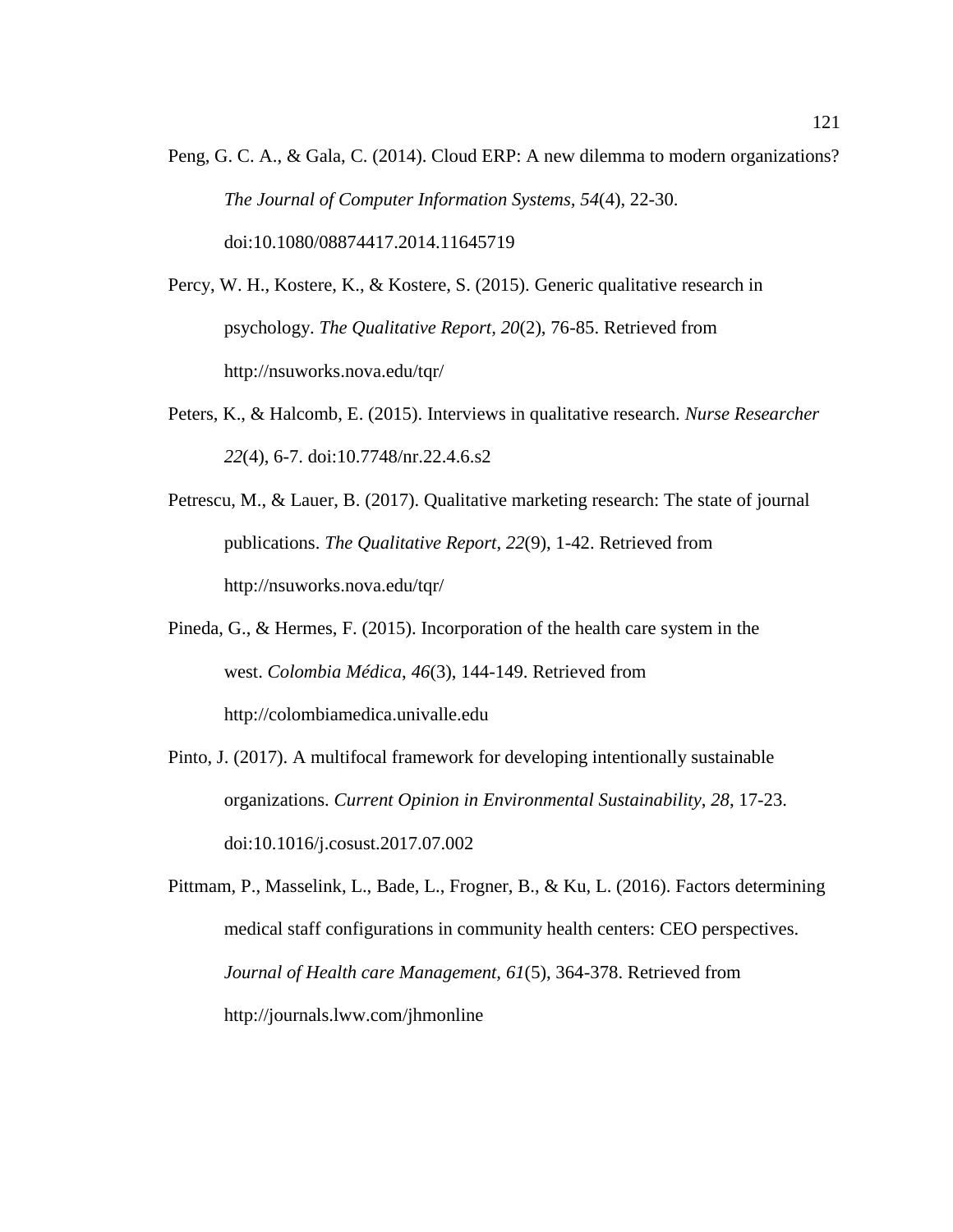Peng, G. C. A., & Gala, C. (2014). Cloud ERP: A new dilemma to modern organizations? *The Journal of Computer Information Systems, 54*(4), 22-30. doi:10.1080/08874417.2014.11645719

Percy, W. H., Kostere, K., & Kostere, S. (2015). Generic qualitative research in psychology. *The Qualitative Report, 20*(2), 76-85. Retrieved from http://nsuworks.nova.edu/tqr/

Peters, K., & Halcomb, E. (2015). Interviews in qualitative research. *Nurse Researcher 22*(4), 6-7. doi:10.7748/nr.22.4.6.s2

Petrescu, M., & Lauer, B. (2017). Qualitative marketing research: The state of journal publications. *The Qualitative Report*, *22*(9), 1-42. Retrieved from http://nsuworks.nova.edu/tqr/

Pineda, G., & Hermes, F. (2015). Incorporation of the health care system in the west. *Colombia Médica*, *46*(3), 144-149. Retrieved from http://colombiamedica.univalle.edu

Pinto, J. (2017). A multifocal framework for developing intentionally sustainable organizations. *Current Opinion in Environmental Sustainability*, *28*, 17-23. doi:10.1016/j.cosust.2017.07.002

Pittmam, P., Masselink, L., Bade, L., Frogner, B., & Ku, L. (2016). Factors determining medical staff configurations in community health centers: CEO perspectives. *Journal of Health care Management, 61*(5), 364-378. Retrieved from http://journals.lww.com/jhmonline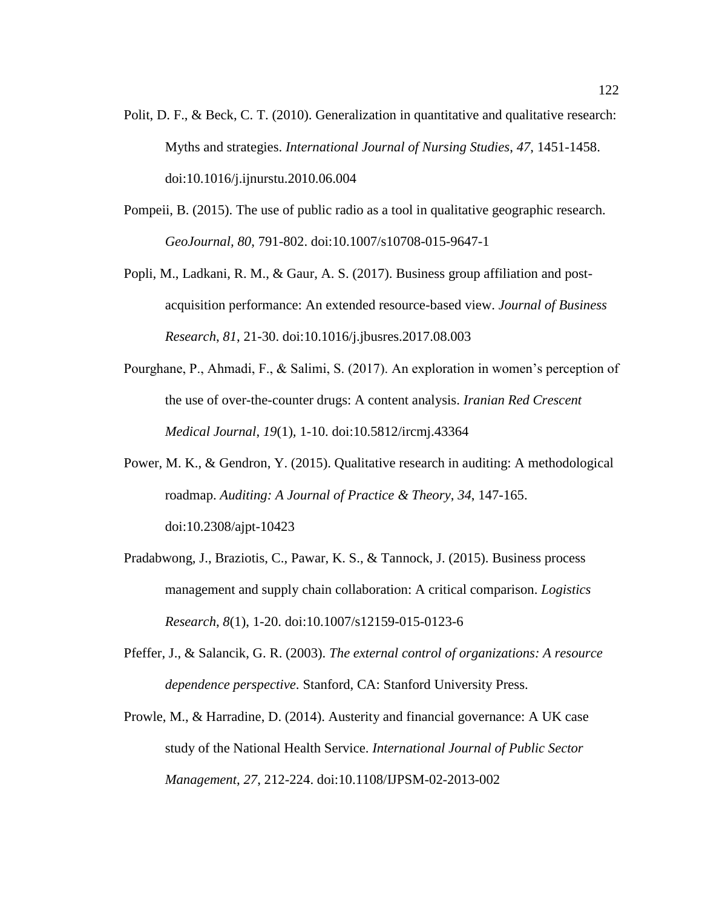Polit, D. F., & Beck, C. T. (2010). Generalization in quantitative and qualitative research: Myths and strategies. *International Journal of Nursing Studies*, *47*, 1451-1458. doi:10.1016/j.ijnurstu.2010.06.004

Pompeii, B. (2015). The use of public radio as a tool in qualitative geographic research. *GeoJournal, 80*, 791-802. doi:10.1007/s10708-015-9647-1

Popli, M., Ladkani, R. M., & Gaur, A. S. (2017). Business group affiliation and post-acquisition performance: An extended resource-based view. *Journal of Business Research*, *81*, 21-30. doi:10.1016/j.jbusres.2017.08.003

Pourghane, P., Ahmadi, F., & Salimi, S. (2017). An exploration in women's perception of the use of over-the-counter drugs: A content analysis. *Iranian Red Crescent Medical Journal*, *19*(1), 1-10. doi:10.5812/ircmj.43364

Power, M. K., & Gendron, Y. (2015). Qualitative research in auditing: A methodological roadmap. *Auditing: A Journal of Practice & Theory*, *34*, 147-165. doi:10.2308/ajpt-10423

Pradabwong, J., Braziotis, C., Pawar, K. S., & Tannock, J. (2015). Business process management and supply chain collaboration: A critical comparison. *Logistics Research*, *8*(1), 1-20. doi:10.1007/s12159-015-0123-6

Pfeffer, J., & Salancik, G. R. (2003). *The external control of organizations: A resource dependence perspective*. Stanford, CA: Stanford University Press.

Prowle, M., & Harradine, D. (2014). Austerity and financial governance: A UK case study of the National Health Service. *International Journal of Public Sector Management*, *27*, 212-224. doi:10.1108/IJPSM-02-2013-002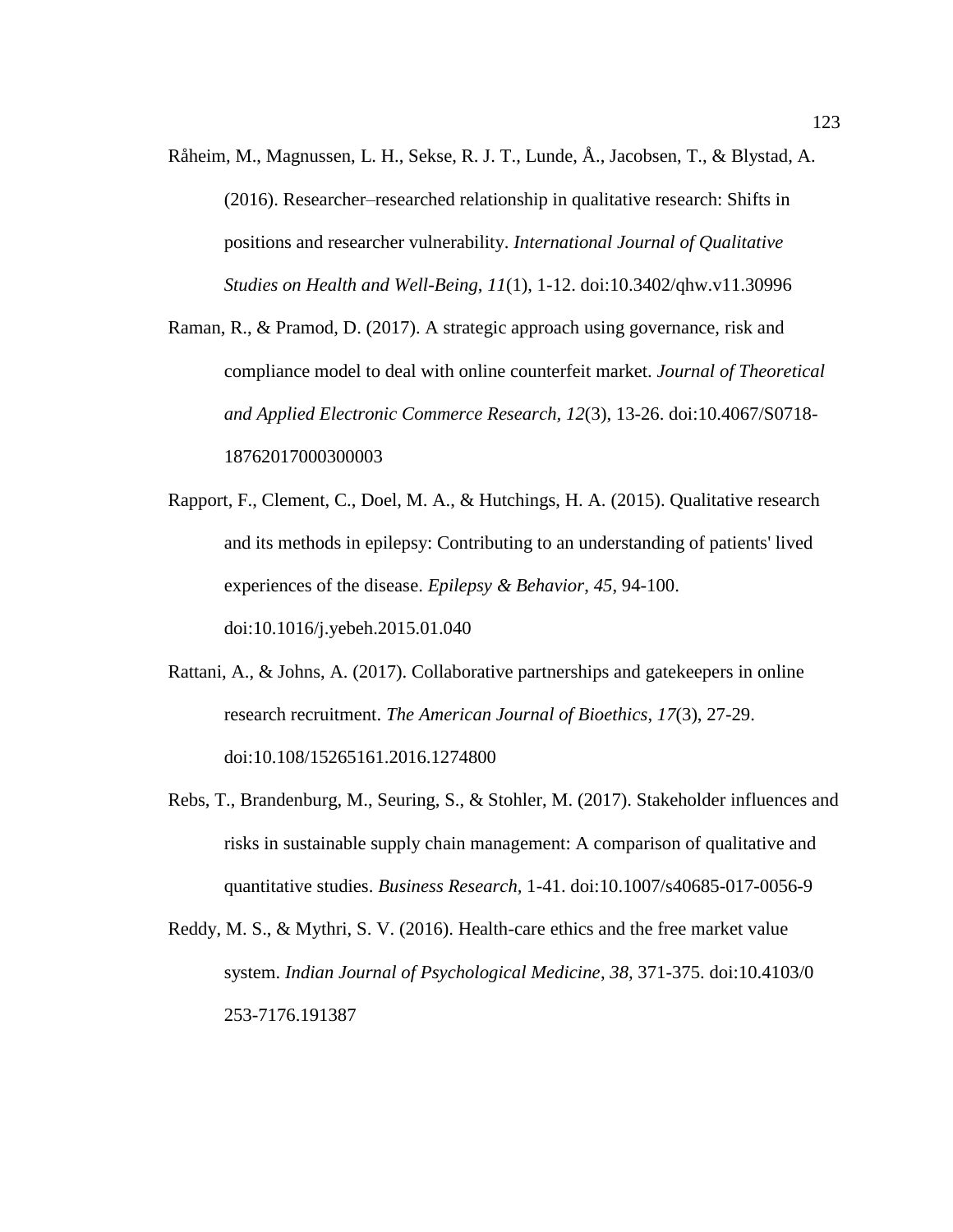Råheim, M., Magnussen, L. H., Sekse, R. J. T., Lunde, Å., Jacobsen, T., & Blystad, A. (2016). Researcher–researched relationship in qualitative research: Shifts in positions and researcher vulnerability. *International Journal of Qualitative Studies on Health and Well-Being*, *11*(1), 1-12. doi:10.3402/qhw.v11.30996

Raman, R., & Pramod, D. (2017). A strategic approach using governance, risk and compliance model to deal with online counterfeit market. *Journal of Theoretical and Applied Electronic Commerce Research*, *12*(3), 13-26. doi:10.4067/S0718-18762017000300003

Rapport, F., Clement, C., Doel, M. A., & Hutchings, H. A. (2015). Qualitative research and its methods in epilepsy: Contributing to an understanding of patients' lived experiences of the disease. *Epilepsy & Behavior*, *45*, 94-100. doi:10.1016/j.yebeh.2015.01.040

Rattani, A., & Johns, A. (2017). Collaborative partnerships and gatekeepers in online research recruitment. *The American Journal of Bioethics*, *17*(3), 27-29. doi:10.108/15265161.2016.1274800

Rebs, T., Brandenburg, M., Seuring, S., & Stohler, M. (2017). Stakeholder influences and risks in sustainable supply chain management: A comparison of qualitative and quantitative studies. *Business Research*, 1-41. doi:10.1007/s40685-017-0056-9

Reddy, M. S., & Mythri, S. V. (2016). Health-care ethics and the free market value system. *Indian Journal of Psychological Medicine*, *38*, 371-375. doi:10.4103/0253-7176.191387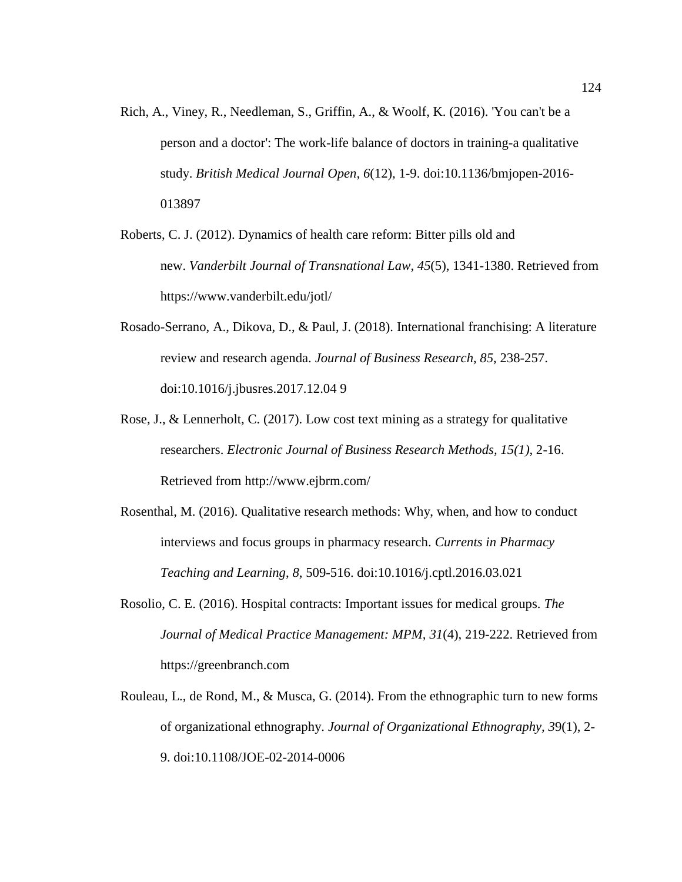Rich, A., Viney, R., Needleman, S., Griffin, A., & Woolf, K. (2016). 'You can't be a person and a doctor': The work-life balance of doctors in training-a qualitative study. *British Medical Journal Open*, *6*(12), 1-9. doi:10.1136/bmjopen-2016-013897

Roberts, C. J. (2012). Dynamics of health care reform: Bitter pills old and new. *Vanderbilt Journal of Transnational Law*, *45*(5), 1341-1380. Retrieved from https://www.vanderbilt.edu/jotl/

Rosado-Serrano, A., Dikova, D., & Paul, J. (2018). International franchising: A literature review and research agenda. *Journal of Business Research, 85*, 238-257. doi:10.1016/j.jbusres.2017.12.04 9

Rose, J., & Lennerholt, C. (2017). Low cost text mining as a strategy for qualitative researchers. *Electronic Journal of Business Research Methods, 15(1)*, 2-16. Retrieved from http://www.ejbrm.com/

Rosenthal, M. (2016). Qualitative research methods: Why, when, and how to conduct interviews and focus groups in pharmacy research. *Currents in Pharmacy Teaching and Learning, 8*, 509-516. doi:10.1016/j.cptl.2016.03.021

Rosolio, C. E. (2016). Hospital contracts: Important issues for medical groups. *The Journal of Medical Practice Management: MPM, 31*(4), 219-222. Retrieved from https://greenbranch.com

Rouleau, L., de Rond, M., & Musca, G. (2014). From the ethnographic turn to new forms of organizational ethnography. *Journal of Organizational Ethnography, 3*9(1), 2-9. doi:10.1108/JOE-02-2014-0006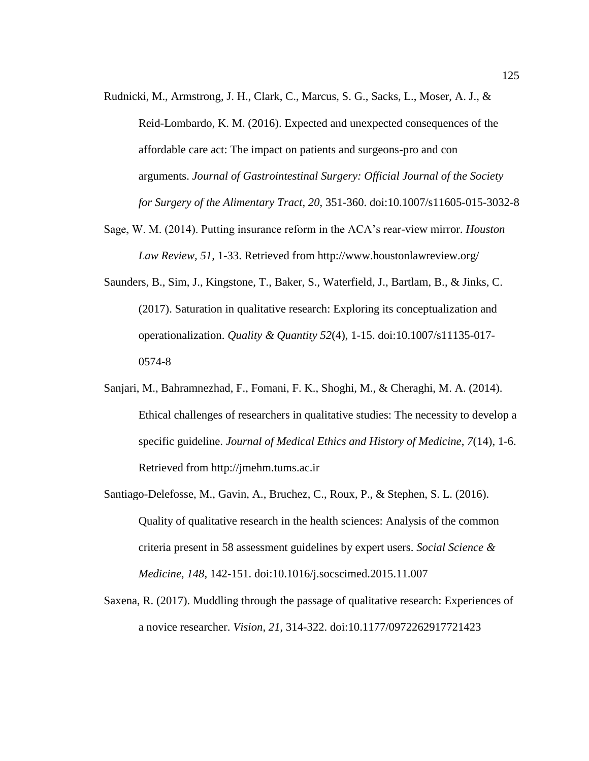Rudnicki, M., Armstrong, J. H., Clark, C., Marcus, S. G., Sacks, L., Moser, A. J., & Reid-Lombardo, K. M. (2016). Expected and unexpected consequences of the affordable care act: The impact on patients and surgeons-pro and con arguments. *Journal of Gastrointestinal Surgery: Official Journal of the Society for Surgery of the Alimentary Tract, 20,* 351-360. doi:10.1007/s11605-015-3032-8

Sage, W. M. (2014). Putting insurance reform in the ACA's rear-view mirror. *Houston Law Review, 51,* 1-33. Retrieved from http://www.houstonlawreview.org/

Saunders, B., Sim, J., Kingstone, T., Baker, S., Waterfield, J., Bartlam, B., & Jinks, C. (2017). Saturation in qualitative research: Exploring its conceptualization and operationalization. *Quality & Quantity 52*(4), 1-15. doi:10.1007/s11135-017-0574-8

Sanjari, M., Bahramnezhad, F., Fomani, F. K., Shoghi, M., & Cheraghi, M. A. (2014). Ethical challenges of researchers in qualitative studies: The necessity to develop a specific guideline. *Journal of Medical Ethics and History of Medicine*, *7*(14), 1-6. Retrieved from http://jmehm.tums.ac.ir

Santiago-Delefosse, M., Gavin, A., Bruchez, C., Roux, P., & Stephen, S. L. (2016). Quality of qualitative research in the health sciences: Analysis of the common criteria present in 58 assessment guidelines by expert users. *Social Science & Medicine*, *148*, 142-151. doi:10.1016/j.socscimed.2015.11.007

Saxena, R. (2017). Muddling through the passage of qualitative research: Experiences of a novice researcher. *Vision, 21*, 314-322. doi:10.1177/0972262917721423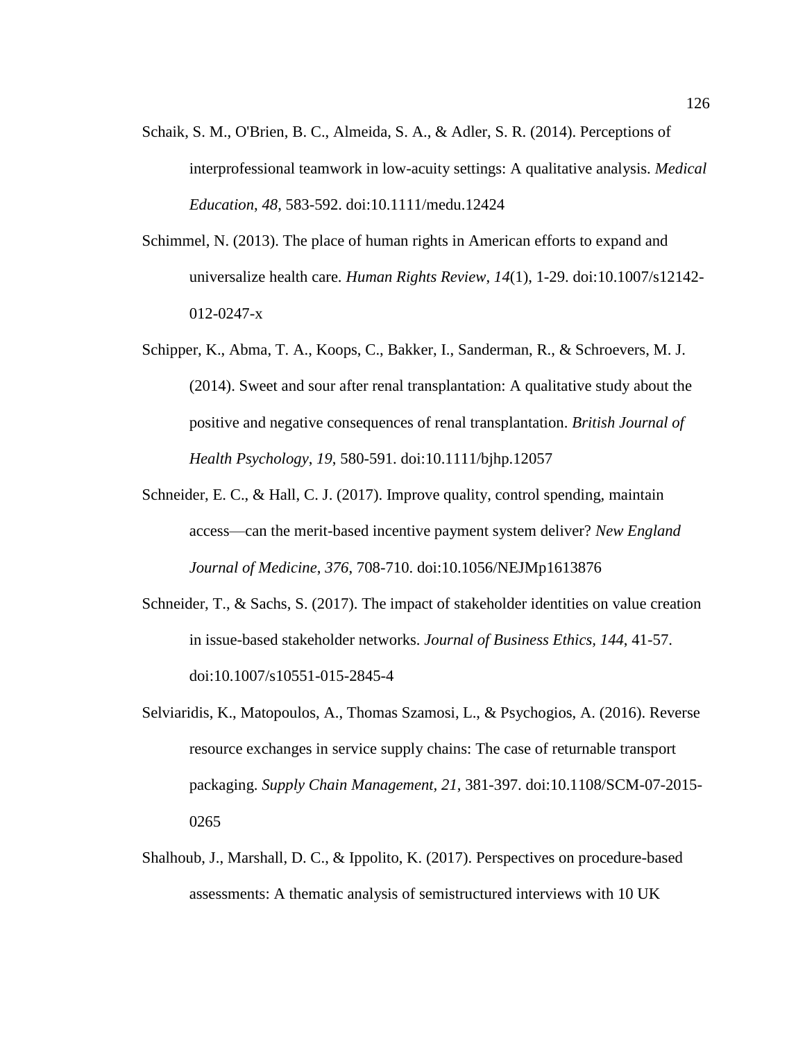Schaik, S. M., O'Brien, B. C., Almeida, S. A., & Adler, S. R. (2014). Perceptions of interprofessional teamwork in low-acuity settings: A qualitative analysis. *Medical Education*, *48*, 583-592. doi:10.1111/medu.12424

Schimmel, N. (2013). The place of human rights in American efforts to expand and universalize health care. *Human Rights Review, 14*(1), 1-29. doi:10.1007/s12142-012-0247-x

Schipper, K., Abma, T. A., Koops, C., Bakker, I., Sanderman, R., & Schroevers, M. J. (2014). Sweet and sour after renal transplantation: A qualitative study about the positive and negative consequences of renal transplantation. *British Journal of Health Psychology*, *19*, 580-591. doi:10.1111/bjhp.12057

Schneider, E. C., & Hall, C. J. (2017). Improve quality, control spending, maintain access—can the merit-based incentive payment system deliver? *New England Journal of Medicine*, *376*, 708-710. doi:10.1056/NEJMp1613876

Schneider, T., & Sachs, S. (2017). The impact of stakeholder identities on value creation in issue-based stakeholder networks. *Journal of Business Ethics, 144*, 41-57. doi:10.1007/s10551-015-2845-4

Selviaridis, K., Matopoulos, A., Thomas Szamosi, L., & Psychogios, A. (2016). Reverse resource exchanges in service supply chains: The case of returnable transport packaging. *Supply Chain Management, 21*, 381-397. doi:10.1108/SCM-07-2015-0265

Shalhoub, J., Marshall, D. C., & Ippolito, K. (2017). Perspectives on procedure-based assessments: A thematic analysis of semistructured interviews with 10 UK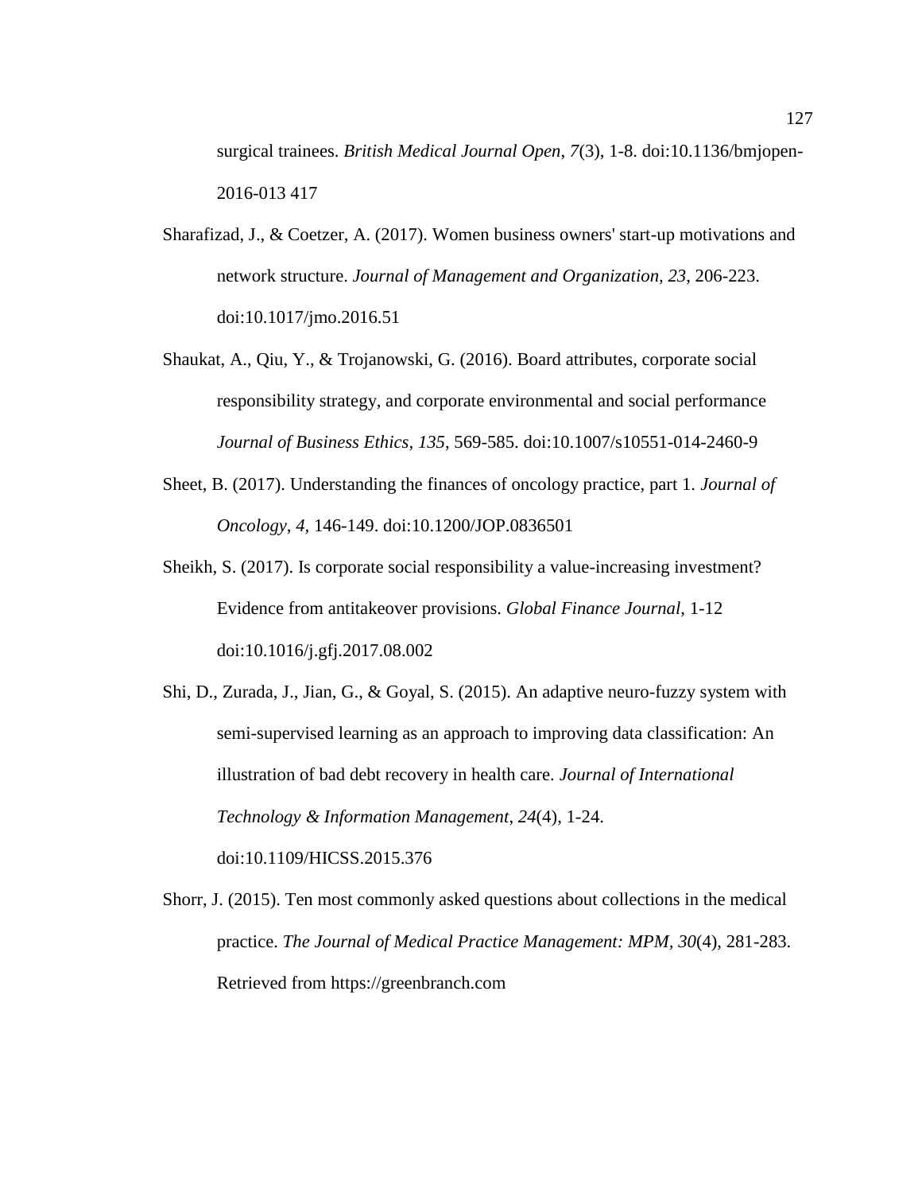surgical trainees. *British Medical Journal Open*, *7*(3), 1-8. doi:10.1136/bmjopen-2016-013 417

Sharafizad, J., & Coetzer, A. (2017). Women business owners' start-up motivations and network structure. *Journal of Management and Organization*, *23*, 206-223. doi:10.1017/jmo.2016.51

Shaukat, A., Qiu, Y., & Trojanowski, G. (2016). Board attributes, corporate social responsibility strategy, and corporate environmental and social performance *Journal of Business Ethics*, *135*, 569-585. doi:10.1007/s10551-014-2460-9

Sheet, B. (2017). Understanding the finances of oncology practice, part 1. *Journal of Oncology*, *4*, 146-149. doi:10.1200/JOP.0836501

Sheikh, S. (2017). Is corporate social responsibility a value-increasing investment? Evidence from antitakeover provisions. *Global Finance Journal*, 1-12 doi:10.1016/j.gfj.2017.08.002

Shi, D., Zurada, J., Jian, G., & Goyal, S. (2015). An adaptive neuro-fuzzy system with semi-supervised learning as an approach to improving data classification: An illustration of bad debt recovery in health care. *Journal of International Technology & Information Management*, *24*(4), 1-24. doi:10.1109/HICSS.2015.376

Shorr, J. (2015). Ten most commonly asked questions about collections in the medical practice. *The Journal of Medical Practice Management: MPM*, *30*(4), 281-283. Retrieved from https://greenbranch.com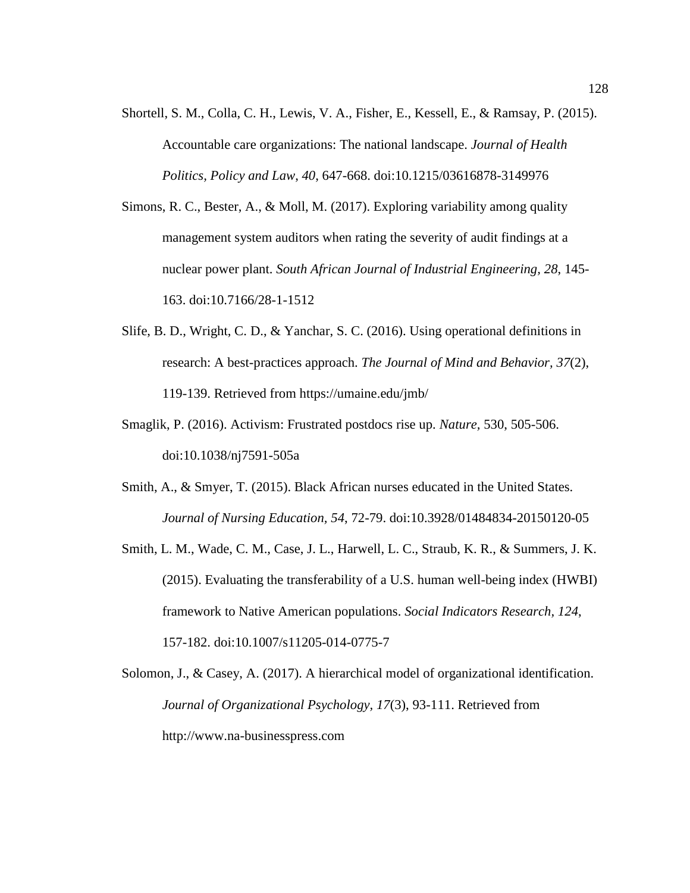Shortell, S. M., Colla, C. H., Lewis, V. A., Fisher, E., Kessell, E., & Ramsay, P. (2015). Accountable care organizations: The national landscape. *Journal of Health Politics, Policy and Law*, *40*, 647-668. doi:10.1215/03616878-3149976

Simons, R. C., Bester, A., & Moll, M. (2017). Exploring variability among quality management system auditors when rating the severity of audit findings at a nuclear power plant. *South African Journal of Industrial Engineering*, *28*, 145-163. doi:10.7166/28-1-1512

Slife, B. D., Wright, C. D., & Yanchar, S. C. (2016). Using operational definitions in research: A best-practices approach. *The Journal of Mind and Behavior*, *37*(2), 119-139. Retrieved from https://umaine.edu/jmb/

Smaglik, P. (2016). Activism: Frustrated postdocs rise up. *Nature*, 530, 505-506. doi:10.1038/nj7591-505a

Smith, A., & Smyer, T. (2015). Black African nurses educated in the United States. *Journal of Nursing Education*, *54*, 72-79. doi:10.3928/01484834-20150120-05

Smith, L. M., Wade, C. M., Case, J. L., Harwell, L. C., Straub, K. R., & Summers, J. K. (2015). Evaluating the transferability of a U.S. human well-being index (HWBI) framework to Native American populations. *Social Indicators Research*, *124*, 157-182. doi:10.1007/s11205-014-0775-7

Solomon, J., & Casey, A. (2017). A hierarchical model of organizational identification. *Journal of Organizational Psychology*, *17*(3), 93-111. Retrieved from http://www.na-businesspress.com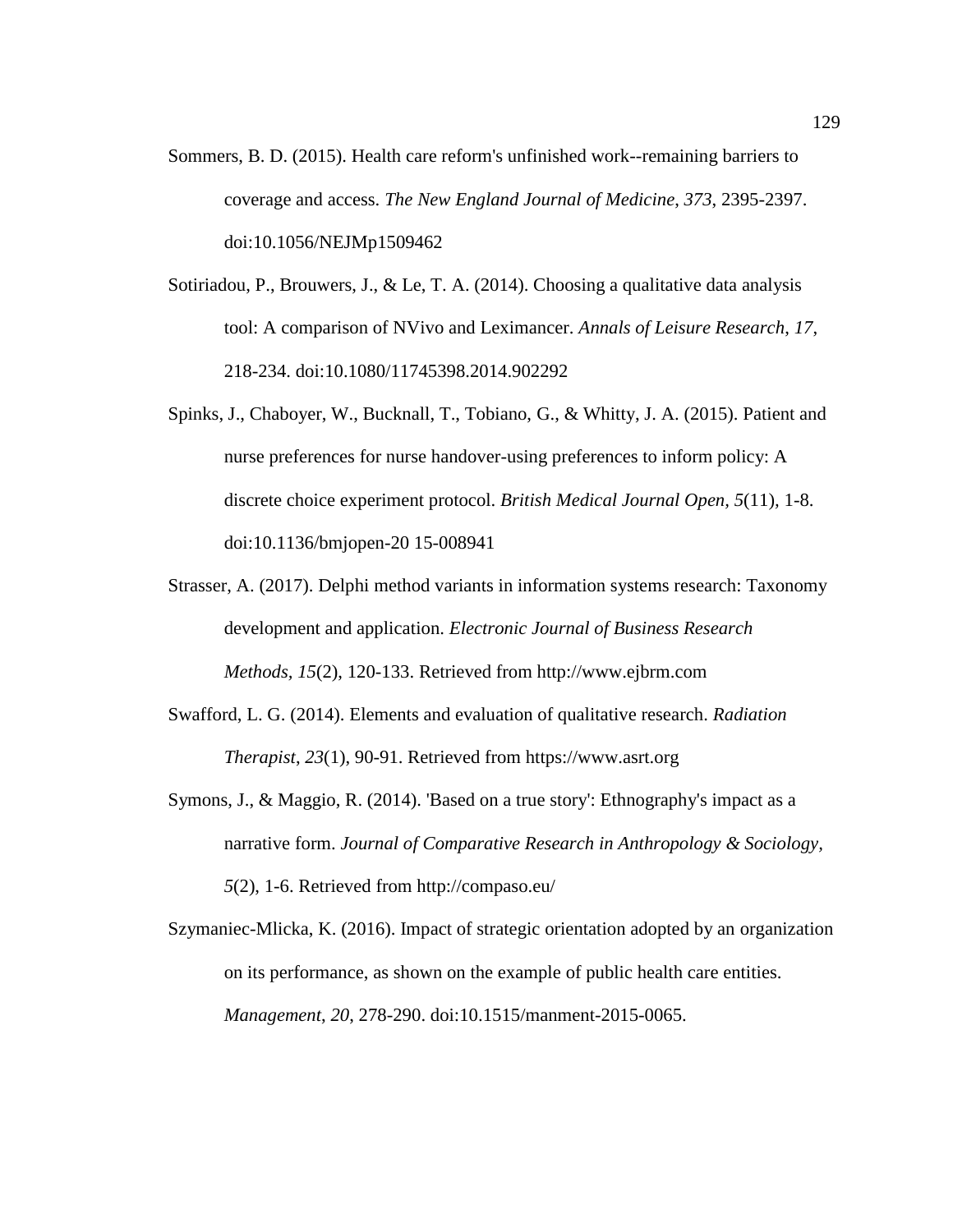Sommers, B. D. (2015). Health care reform's unfinished work--remaining barriers to coverage and access. *The New England Journal of Medicine*, *373*, 2395-2397. doi:10.1056/NEJMp1509462

Sotiriadou, P., Brouwers, J., & Le, T. A. (2014). Choosing a qualitative data analysis tool: A comparison of NVivo and Leximancer. *Annals of Leisure Research*, *17*, 218-234. doi:10.1080/11745398.2014.902292

Spinks, J., Chaboyer, W., Bucknall, T., Tobiano, G., & Whitty, J. A. (2015). Patient and nurse preferences for nurse handover-using preferences to inform policy: A discrete choice experiment protocol. *British Medical Journal Open*, *5*(11), 1-8. doi:10.1136/bmjopen-20 15-008941

Strasser, A. (2017). Delphi method variants in information systems research: Taxonomy development and application. *Electronic Journal of Business Research Methods*, *15*(2), 120-133. Retrieved from http://www.ejbrm.com

Swafford, L. G. (2014). Elements and evaluation of qualitative research. *Radiation Therapist*, *23*(1), 90-91. Retrieved from https://www.asrt.org

Symons, J., & Maggio, R. (2014). 'Based on a true story': Ethnography's impact as a narrative form. *Journal of Comparative Research in Anthropology & Sociology*, *5*(2), 1-6. Retrieved from http://compaso.eu/

Szymaniec-Mlicka, K. (2016). Impact of strategic orientation adopted by an organization on its performance, as shown on the example of public health care entities. *Management*, *20*, 278-290. doi:10.1515/manment-2015-0065.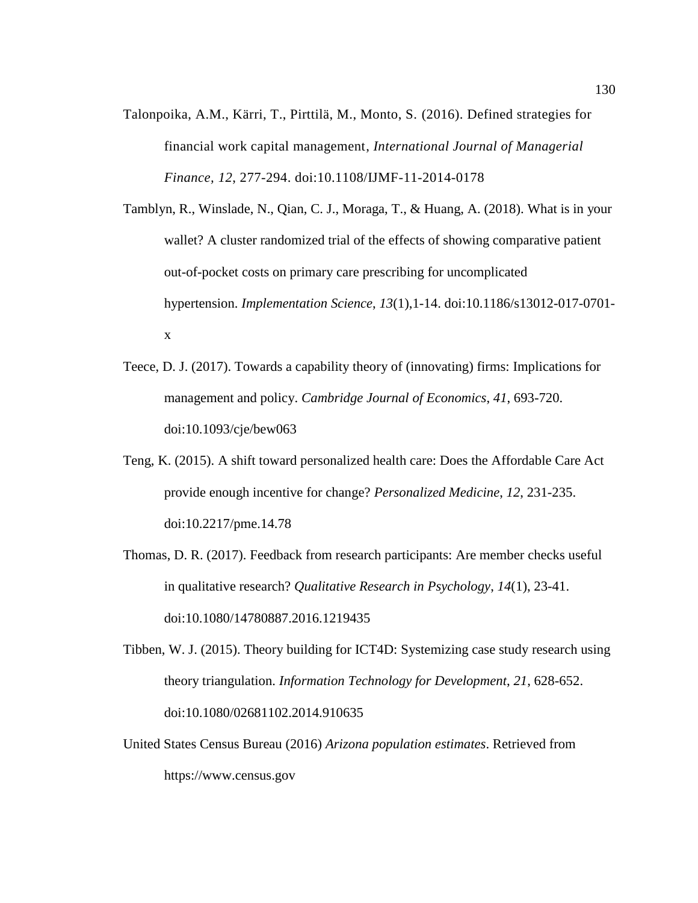Talonpoika, A.M., Kärri, T., Pirttilä, M., Monto, S. (2016). Defined strategies for financial work capital management, *International Journal of Managerial Finance*, *12*, 277-294. doi:10.1108/IJMF-11-2014-0178

Tamblyn, R., Winslade, N., Qian, C. J., Moraga, T., & Huang, A. (2018). What is in your wallet? A cluster randomized trial of the effects of showing comparative patient out-of-pocket costs on primary care prescribing for uncomplicated hypertension. *Implementation Science*, *13*(1),1-14. doi:10.1186/s13012-017-0701-x

Teece, D. J. (2017). Towards a capability theory of (innovating) firms: Implications for management and policy. *Cambridge Journal of Economics*, *41*, 693-720. doi:10.1093/cje/bew063

Teng, K. (2015). A shift toward personalized health care: Does the Affordable Care Act provide enough incentive for change? *Personalized Medicine*, *12*, 231-235. doi:10.2217/pme.14.78

Thomas, D. R. (2017). Feedback from research participants: Are member checks useful in qualitative research? *Qualitative Research in Psychology*, *14*(1), 23-41. doi:10.1080/14780887.2016.1219435

Tibben, W. J. (2015). Theory building for ICT4D: Systemizing case study research using theory triangulation. *Information Technology for Development*, *21*, 628-652. doi:10.1080/02681102.2014.910635

United States Census Bureau (2016) *Arizona population estimates*. Retrieved from https://www.census.gov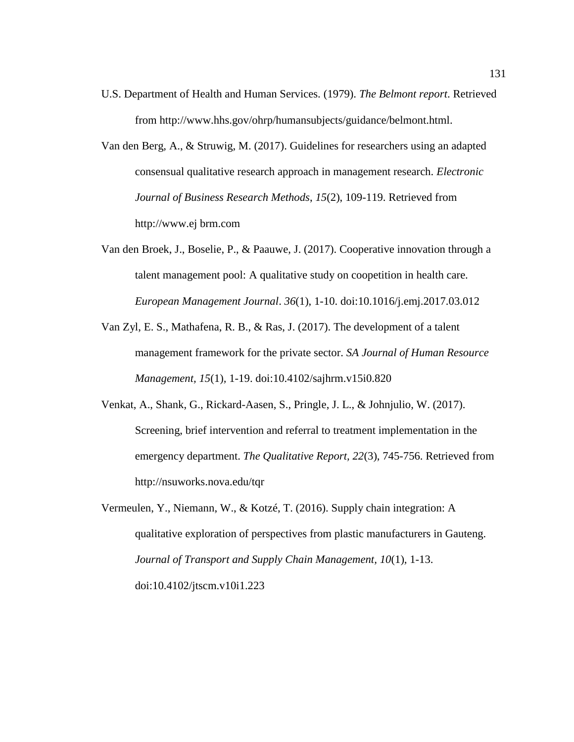U.S. Department of Health and Human Services. (1979). *The Belmont report*. Retrieved from http://www.hhs.gov/ohrp/humansubjects/guidance/belmont.html.

Van den Berg, A., & Struwig, M. (2017). Guidelines for researchers using an adapted consensual qualitative research approach in management research. *Electronic Journal of Business Research Methods*, *15*(2), 109-119. Retrieved from http://www.ej brm.com

Van den Broek, J., Boselie, P., & Paauwe, J. (2017). Cooperative innovation through a talent management pool: A qualitative study on coopetition in health care. *European Management Journal*. *36*(1), 1-10. doi:10.1016/j.emj.2017.03.012

Van Zyl, E. S., Mathafena, R. B., & Ras, J. (2017). The development of a talent management framework for the private sector. *SA Journal of Human Resource Management*, *15*(1), 1-19. doi:10.4102/sajhrm.v15i0.820

Venkat, A., Shank, G., Rickard-Aasen, S., Pringle, J. L., & Johnjulio, W. (2017). Screening, brief intervention and referral to treatment implementation in the emergency department. *The Qualitative Report, 22*(3), 745-756. Retrieved from http://nsuworks.nova.edu/tqr

Vermeulen, Y., Niemann, W., & Kotzé, T. (2016). Supply chain integration: A qualitative exploration of perspectives from plastic manufacturers in Gauteng. *Journal of Transport and Supply Chain Management*, *10*(1), 1-13. doi:10.4102/jtscm.v10i1.223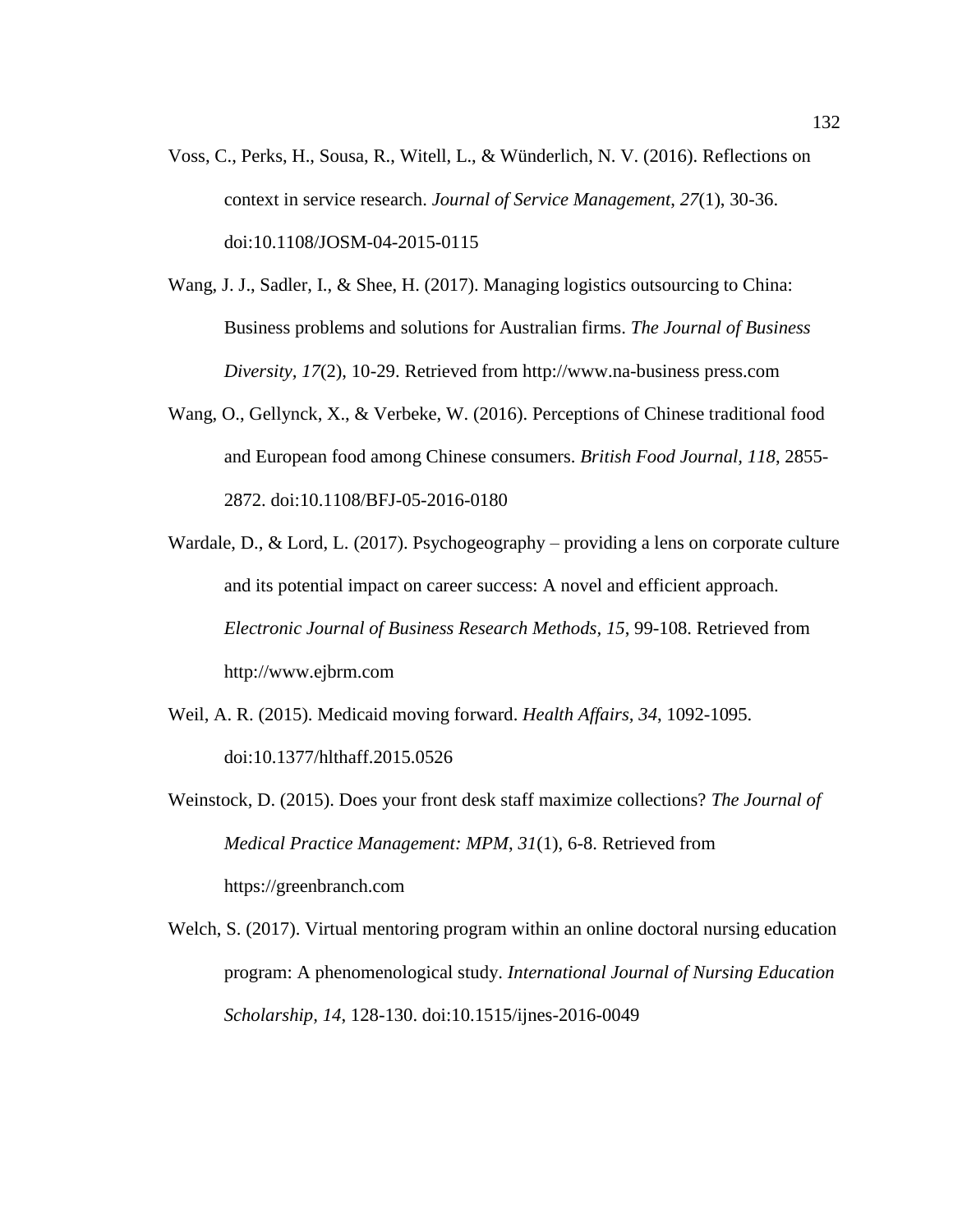Voss, C., Perks, H., Sousa, R., Witell, L., & Wünderlich, N. V. (2016). Reflections on context in service research. *Journal of Service Management*, *27*(1), 30-36. doi:10.1108/JOSM-04-2015-0115

Wang, J. J., Sadler, I., & Shee, H. (2017). Managing logistics outsourcing to China: Business problems and solutions for Australian firms. *The Journal of Business Diversity*, *17*(2), 10-29. Retrieved from http://www.na-business press.com

Wang, O., Gellynck, X., & Verbeke, W. (2016). Perceptions of Chinese traditional food and European food among Chinese consumers. *British Food Journal, 118*, 2855-2872. doi:10.1108/BFJ-05-2016-0180

Wardale, D., & Lord, L. (2017). Psychogeography – providing a lens on corporate culture and its potential impact on career success: A novel and efficient approach. *Electronic Journal of Business Research Methods, 15*, 99-108. Retrieved from http://www.ejbrm.com

Weil, A. R. (2015). Medicaid moving forward. *Health Affairs, 34*, 1092-1095. doi:10.1377/hlthaff.2015.0526

Weinstock, D. (2015). Does your front desk staff maximize collections? *The Journal of Medical Practice Management: MPM*, *31*(1), 6-8. Retrieved from https://greenbranch.com

Welch, S. (2017). Virtual mentoring program within an online doctoral nursing education program: A phenomenological study. *International Journal of Nursing Education Scholarship, 14*, 128-130. doi:10.1515/ijnes-2016-0049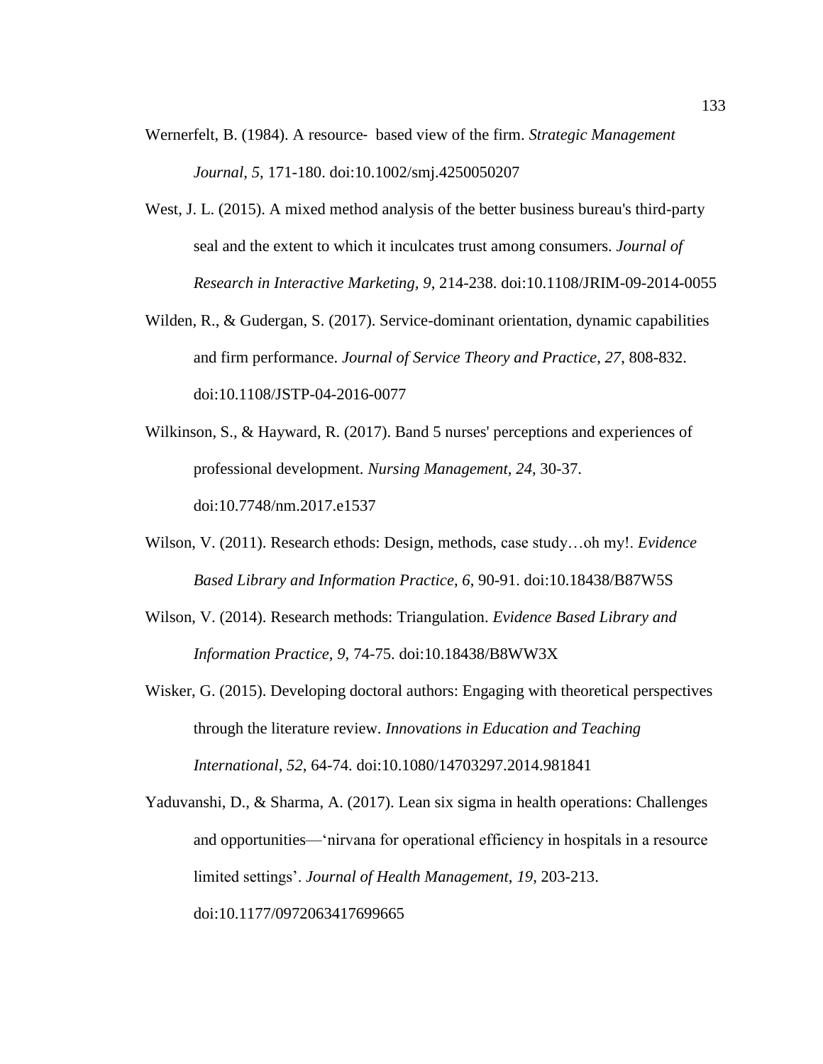Wernerfelt, B. (1984). A resource-  based view of the firm. *Strategic Management Journal*, *5*, 171-180. doi:10.1002/smj.4250050207

West, J. L. (2015). A mixed method analysis of the better business bureau's third-party seal and the extent to which it inculcates trust among consumers. *Journal of Research in Interactive Marketing*, *9*, 214-238. doi:10.1108/JRIM-09-2014-0055

Wilden, R., & Gudergan, S. (2017). Service-dominant orientation, dynamic capabilities and firm performance. *Journal of Service Theory and Practice*, *27*, 808-832. doi:10.1108/JSTP-04-2016-0077

Wilkinson, S., & Hayward, R. (2017). Band 5 nurses' perceptions and experiences of professional development. *Nursing Management*, *24*, 30-37. doi:10.7748/nm.2017.e1537

Wilson, V. (2011). Research ethods: Design, methods, case study…oh my!. *Evidence Based Library and Information Practice*, *6*, 90-91. doi:10.18438/B87W5S

Wilson, V. (2014). Research methods: Triangulation. *Evidence Based Library and Information Practice*, *9*, 74-75. doi:10.18438/B8WW3X

Wisker, G. (2015). Developing doctoral authors: Engaging with theoretical perspectives through the literature review. *Innovations in Education and Teaching International*, *52*, 64-74. doi:10.1080/14703297.2014.981841

Yaduvanshi, D., & Sharma, A. (2017). Lean six sigma in health operations: Challenges and opportunities—'nirvana for operational efficiency in hospitals in a resource limited settings'. *Journal of Health Management*, *19*, 203-213. doi:10.1177/0972063417699665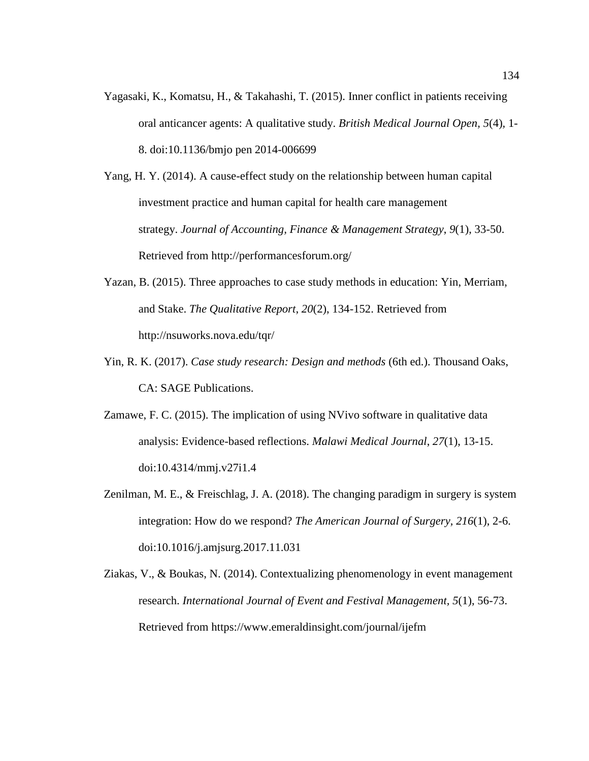Yagasaki, K., Komatsu, H., & Takahashi, T. (2015). Inner conflict in patients receiving oral anticancer agents: A qualitative study. *British Medical Journal Open*, *5*(4), 1-8. doi:10.1136/bmjo pen 2014-006699

Yang, H. Y. (2014). A cause-effect study on the relationship between human capital investment practice and human capital for health care management strategy. *Journal of Accounting, Finance & Management Strategy*, *9*(1), 33-50. Retrieved from http://performancesforum.org/

Yazan, B. (2015). Three approaches to case study methods in education: Yin, Merriam, and Stake. *The Qualitative Report*, *20*(2), 134-152. Retrieved from http://nsuworks.nova.edu/tqr/

Yin, R. K. (2017). *Case study research: Design and methods* (6th ed.). Thousand Oaks, CA: SAGE Publications.

Zamawe, F. C. (2015). The implication of using NVivo software in qualitative data analysis: Evidence-based reflections. *Malawi Medical Journal*, *27*(1), 13-15. doi:10.4314/mmj.v27i1.4

Zenilman, M. E., & Freischlag, J. A. (2018). The changing paradigm in surgery is system integration: How do we respond? *The American Journal of Surgery*, *216*(1), 2-6. doi:10.1016/j.amjsurg.2017.11.031

Ziakas, V., & Boukas, N. (2014). Contextualizing phenomenology in event management research. *International Journal of Event and Festival Management*, *5*(1), 56-73. Retrieved from https://www.emeraldinsight.com/journal/ijefm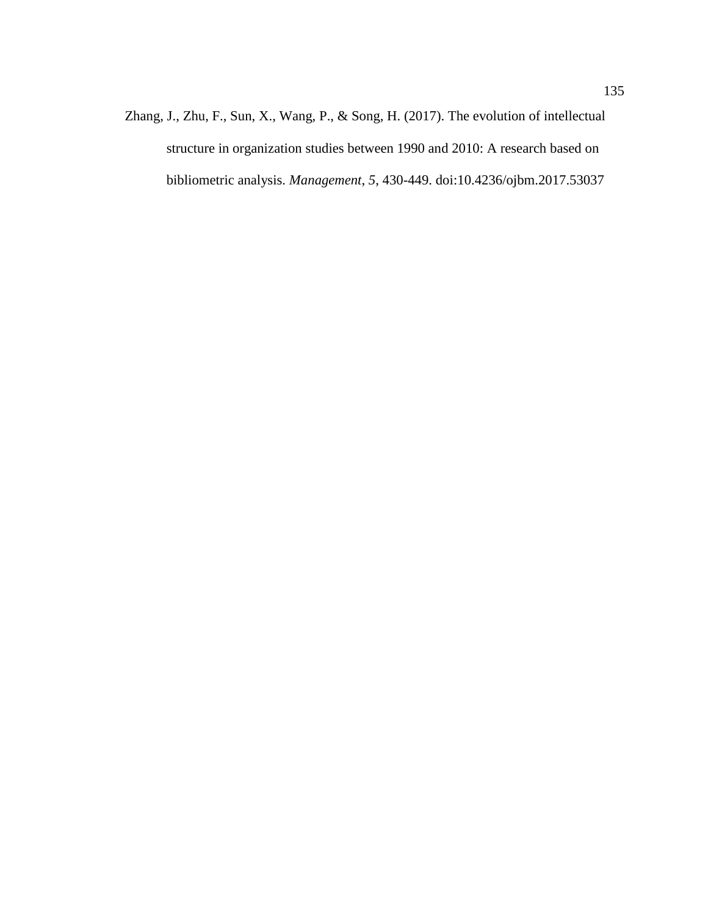Zhang, J., Zhu, F., Sun, X., Wang, P., & Song, H. (2017). The evolution of intellectual structure in organization studies between 1990 and 2010: A research based on bibliometric analysis. *Management*, *5*, 430-449. doi:10.4236/ojbm.2017.53037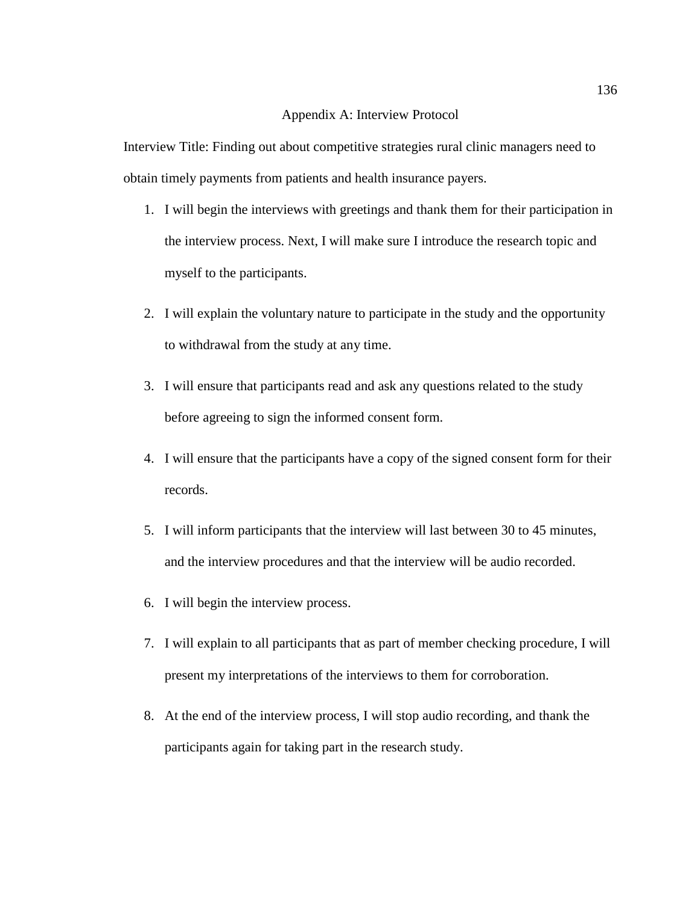## Appendix A: Interview Protocol

Interview Title: Finding out about competitive strategies rural clinic managers need to obtain timely payments from patients and health insurance payers.

1. I will begin the interviews with greetings and thank them for their participation in the interview process. Next, I will make sure I introduce the research topic and myself to the participants.

2. I will explain the voluntary nature to participate in the study and the opportunity to withdrawal from the study at any time.

3. I will ensure that participants read and ask any questions related to the study before agreeing to sign the informed consent form.

4. I will ensure that the participants have a copy of the signed consent form for their records.

5. I will inform participants that the interview will last between 30 to 45 minutes, and the interview procedures and that the interview will be audio recorded.

6. I will begin the interview process.

7. I will explain to all participants that as part of member checking procedure, I will present my interpretations of the interviews to them for corroboration.

8. At the end of the interview process, I will stop audio recording, and thank the participants again for taking part in the research study.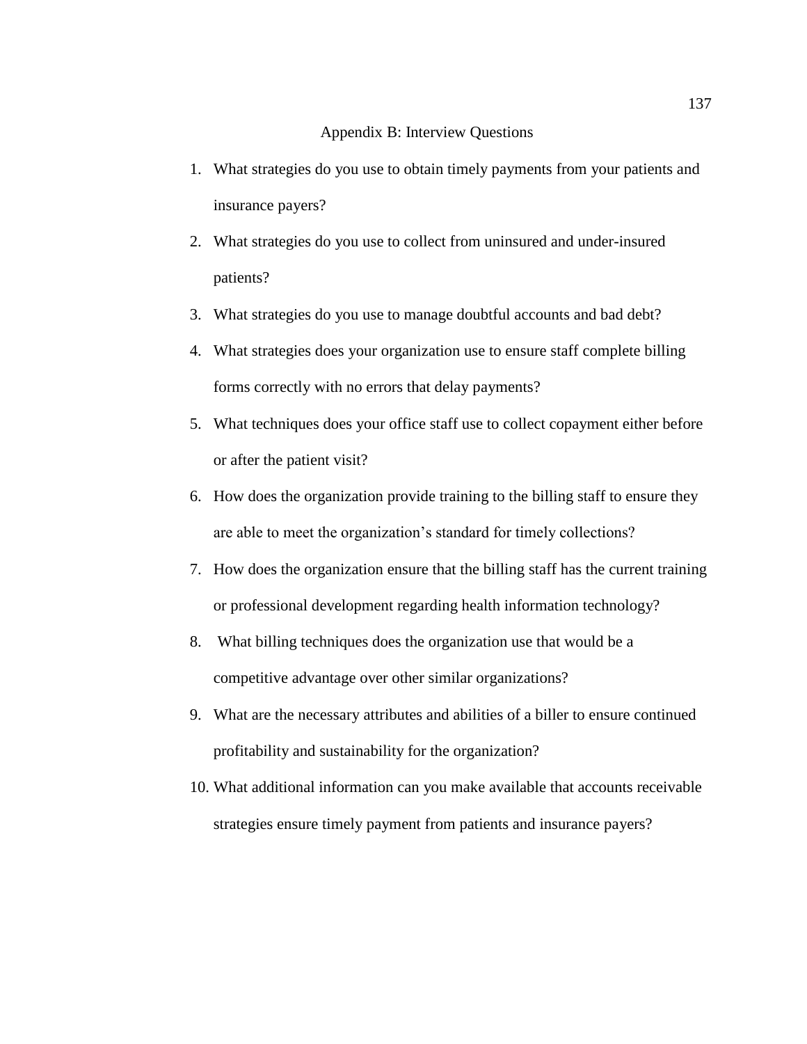# Appendix B: Interview Questions

1. What strategies do you use to obtain timely payments from your patients and insurance payers?
2. What strategies do you use to collect from uninsured and under-insured patients?
3. What strategies do you use to manage doubtful accounts and bad debt?
4. What strategies does your organization use to ensure staff complete billing forms correctly with no errors that delay payments?
5. What techniques does your office staff use to collect copayment either before or after the patient visit?
6. How does the organization provide training to the billing staff to ensure they are able to meet the organization's standard for timely collections?
7. How does the organization ensure that the billing staff has the current training or professional development regarding health information technology?
8. What billing techniques does the organization use that would be a competitive advantage over other similar organizations?
9. What are the necessary attributes and abilities of a biller to ensure continued profitability and sustainability for the organization?
10. What additional information can you make available that accounts receivable strategies ensure timely payment from patients and insurance payers?